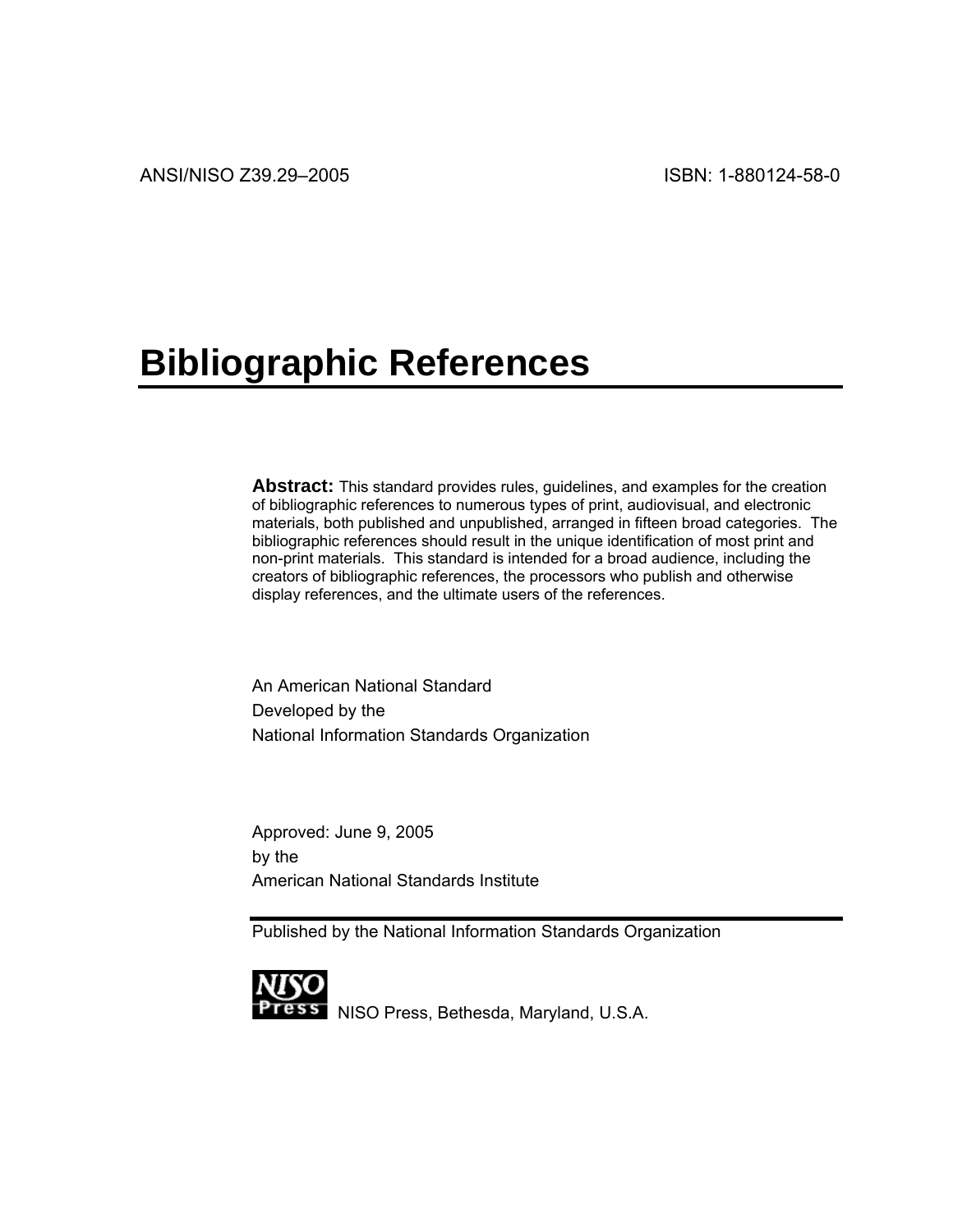ANSI/NISO Z39.29–2005 ISBN: 1-880124-58-0

# Bibliographic References

**Abstract:** This standard provides rules, guidelines, and examples for the creation of bibliographic references to numerous types of print, audiovisual, and electronic materials, both published and unpublished, arranged in fifteen broad categories. The bibliographic references should result in the unique identification of most print and non-print materials. This standard is intended for a broad audience, including the creators of bibliographic references, the processors who publish and otherwise display references, and the ultimate users of the references.

An American National Standard
Developed by the
National Information Standards Organization

Approved: June 9, 2005
by the
American National Standards Institute

Published by the National Information Standards Organization

NISO Press, Bethesda, Maryland, U.S.A.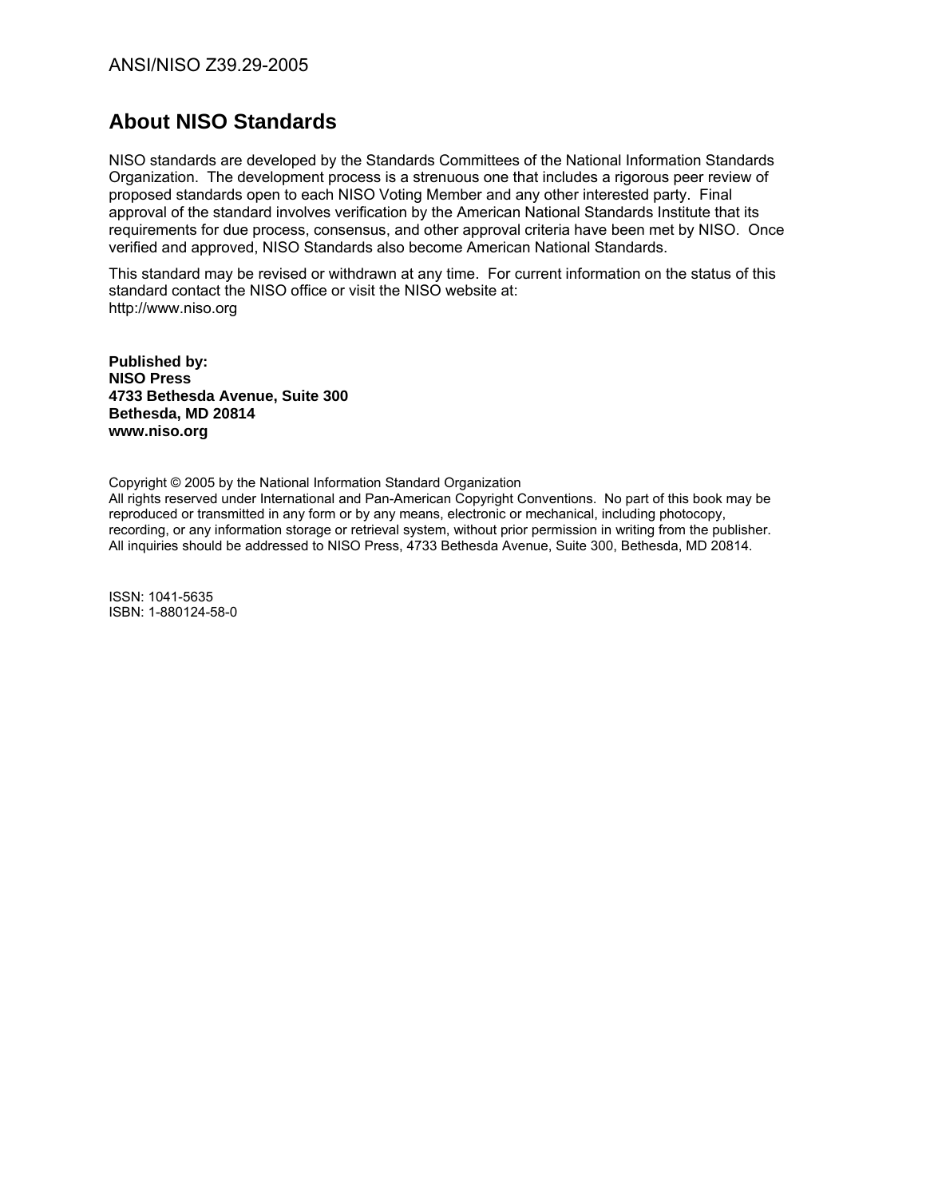## About NISO Standards

NISO standards are developed by the Standards Committees of the National Information Standards Organization. The development process is a strenuous one that includes a rigorous peer review of proposed standards open to each NISO Voting Member and any other interested party. Final approval of the standard involves verification by the American National Standards Institute that its requirements for due process, consensus, and other approval criteria have been met by NISO. Once verified and approved, NISO Standards also become American National Standards.

This standard may be revised or withdrawn at any time. For current information on the status of this standard contact the NISO office or visit the NISO website at:
http://www.niso.org

**Published by:**
**NISO Press**
**4733 Bethesda Avenue, Suite 300**
**Bethesda, MD 20814**
**www.niso.org**

Copyright © 2005 by the National Information Standard Organization
All rights reserved under International and Pan-American Copyright Conventions. No part of this book may be reproduced or transmitted in any form or by any means, electronic or mechanical, including photocopy, recording, or any information storage or retrieval system, without prior permission in writing from the publisher. All inquiries should be addressed to NISO Press, 4733 Bethesda Avenue, Suite 300, Bethesda, MD 20814.

ISSN: 1041-5635
ISBN: 1-880124-58-0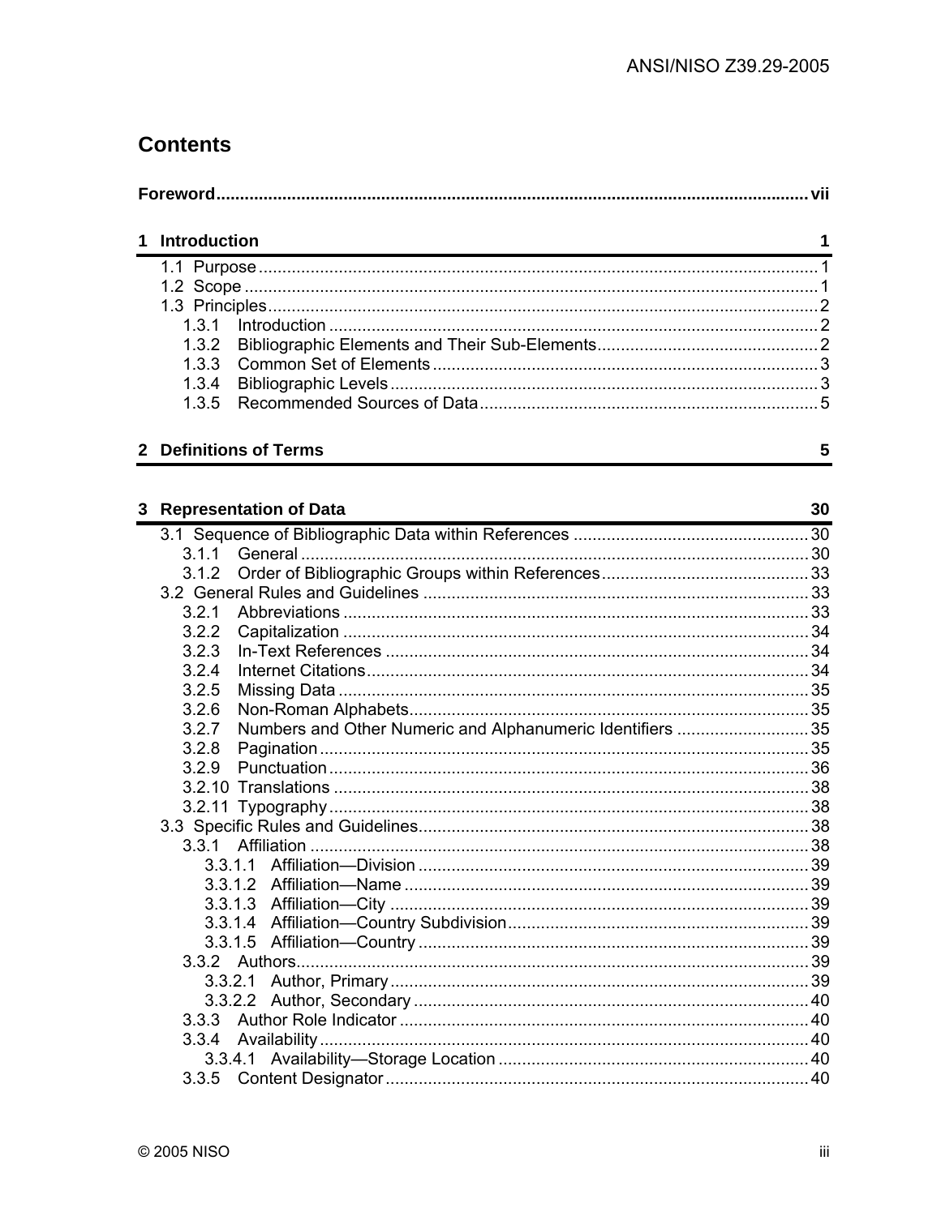# Contents

**Foreword** .......... vii

**1 Introduction** 1

- 1.1 Purpose .......... 1
- 1.2 Scope .......... 1
- 1.3 Principles .......... 2
  - 1.3.1 Introduction .......... 2
  - 1.3.2 Bibliographic Elements and Their Sub-Elements .......... 2
  - 1.3.3 Common Set of Elements .......... 3
  - 1.3.4 Bibliographic Levels .......... 3
  - 1.3.5 Recommended Sources of Data .......... 5

**2 Definitions of Terms** 5

**3 Representation of Data** 30

- 3.1 Sequence of Bibliographic Data within References .......... 30
  - 3.1.1 General .......... 30
  - 3.1.2 Order of Bibliographic Groups within References .......... 33
- 3.2 General Rules and Guidelines .......... 33
  - 3.2.1 Abbreviations .......... 33
  - 3.2.2 Capitalization .......... 34
  - 3.2.3 In-Text References .......... 34
  - 3.2.4 Internet Citations .......... 34
  - 3.2.5 Missing Data .......... 35
  - 3.2.6 Non-Roman Alphabets .......... 35
  - 3.2.7 Numbers and Other Numeric and Alphanumeric Identifiers .......... 35
  - 3.2.8 Pagination .......... 35
  - 3.2.9 Punctuation .......... 36
  - 3.2.10 Translations .......... 38
  - 3.2.11 Typography .......... 38
- 3.3 Specific Rules and Guidelines .......... 38
  - 3.3.1 Affiliation .......... 38
    - 3.3.1.1 Affiliation—Division .......... 39
    - 3.3.1.2 Affiliation—Name .......... 39
    - 3.3.1.3 Affiliation—City .......... 39
    - 3.3.1.4 Affiliation—Country Subdivision .......... 39
    - 3.3.1.5 Affiliation—Country .......... 39
  - 3.3.2 Authors .......... 39
    - 3.3.2.1 Author, Primary .......... 39
    - 3.3.2.2 Author, Secondary .......... 40
  - 3.3.3 Author Role Indicator .......... 40
  - 3.3.4 Availability .......... 40
    - 3.3.4.1 Availability—Storage Location .......... 40
  - 3.3.5 Content Designator .......... 40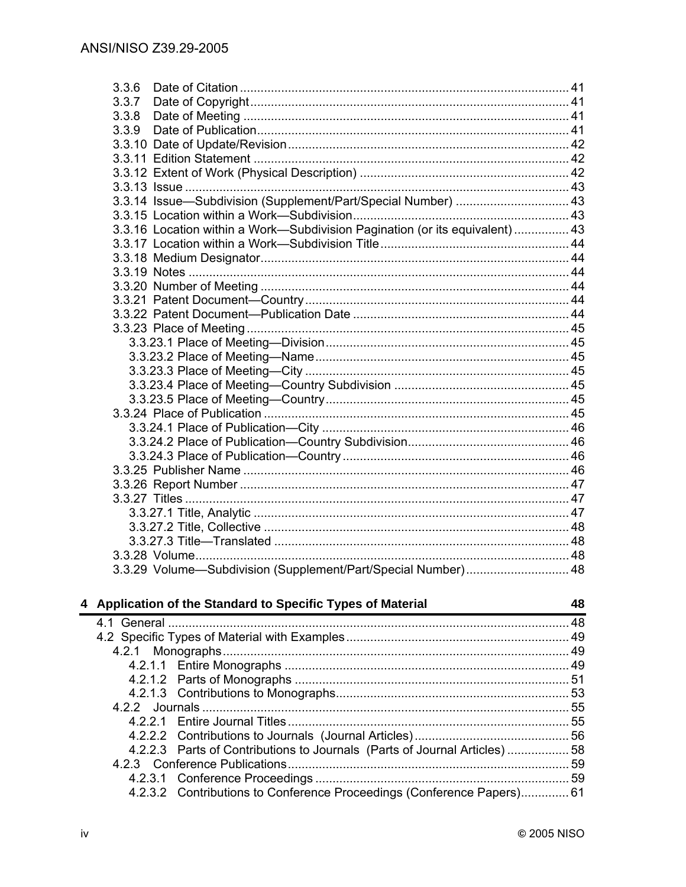3.3.6 Date of Citation ... 41
3.3.7 Date of Copyright ... 41
3.3.8 Date of Meeting ... 41
3.3.9 Date of Publication ... 41
3.3.10 Date of Update/Revision ... 42
3.3.11 Edition Statement ... 42
3.3.12 Extent of Work (Physical Description) ... 42
3.3.13 Issue ... 43
3.3.14 Issue—Subdivision (Supplement/Part/Special Number) ... 43
3.3.15 Location within a Work—Subdivision ... 43
3.3.16 Location within a Work—Subdivision Pagination (or its equivalent) ... 43
3.3.17 Location within a Work—Subdivision Title ... 44
3.3.18 Medium Designator ... 44
3.3.19 Notes ... 44
3.3.20 Number of Meeting ... 44
3.3.21 Patent Document—Country ... 44
3.3.22 Patent Document—Publication Date ... 44
3.3.23 Place of Meeting ... 45
3.3.23.1 Place of Meeting—Division ... 45
3.3.23.2 Place of Meeting—Name ... 45
3.3.23.3 Place of Meeting—City ... 45
3.3.23.4 Place of Meeting—Country Subdivision ... 45
3.3.23.5 Place of Meeting—Country ... 45
3.3.24 Place of Publication ... 45
3.3.24.1 Place of Publication—City ... 46
3.3.24.2 Place of Publication—Country Subdivision ... 46
3.3.24.3 Place of Publication—Country ... 46
3.3.25 Publisher Name ... 46
3.3.26 Report Number ... 47
3.3.27 Titles ... 47
3.3.27.1 Title, Analytic ... 47
3.3.27.2 Title, Collective ... 48
3.3.27.3 Title—Translated ... 48
3.3.28 Volume ... 48
3.3.29 Volume—Subdivision (Supplement/Part/Special Number) ... 48

**4 Application of the Standard to Specific Types of Material ... 48**

4.1 General ... 48
4.2 Specific Types of Material with Examples ... 49
4.2.1 Monographs ... 49
4.2.1.1 Entire Monographs ... 49
4.2.1.2 Parts of Monographs ... 51
4.2.1.3 Contributions to Monographs ... 53
4.2.2 Journals ... 55
4.2.2.1 Entire Journal Titles ... 55
4.2.2.2 Contributions to Journals (Journal Articles) ... 56
4.2.2.3 Parts of Contributions to Journals (Parts of Journal Articles) ... 58
4.2.3 Conference Publications ... 59
4.2.3.1 Conference Proceedings ... 59
4.2.3.2 Contributions to Conference Proceedings (Conference Papers) ... 61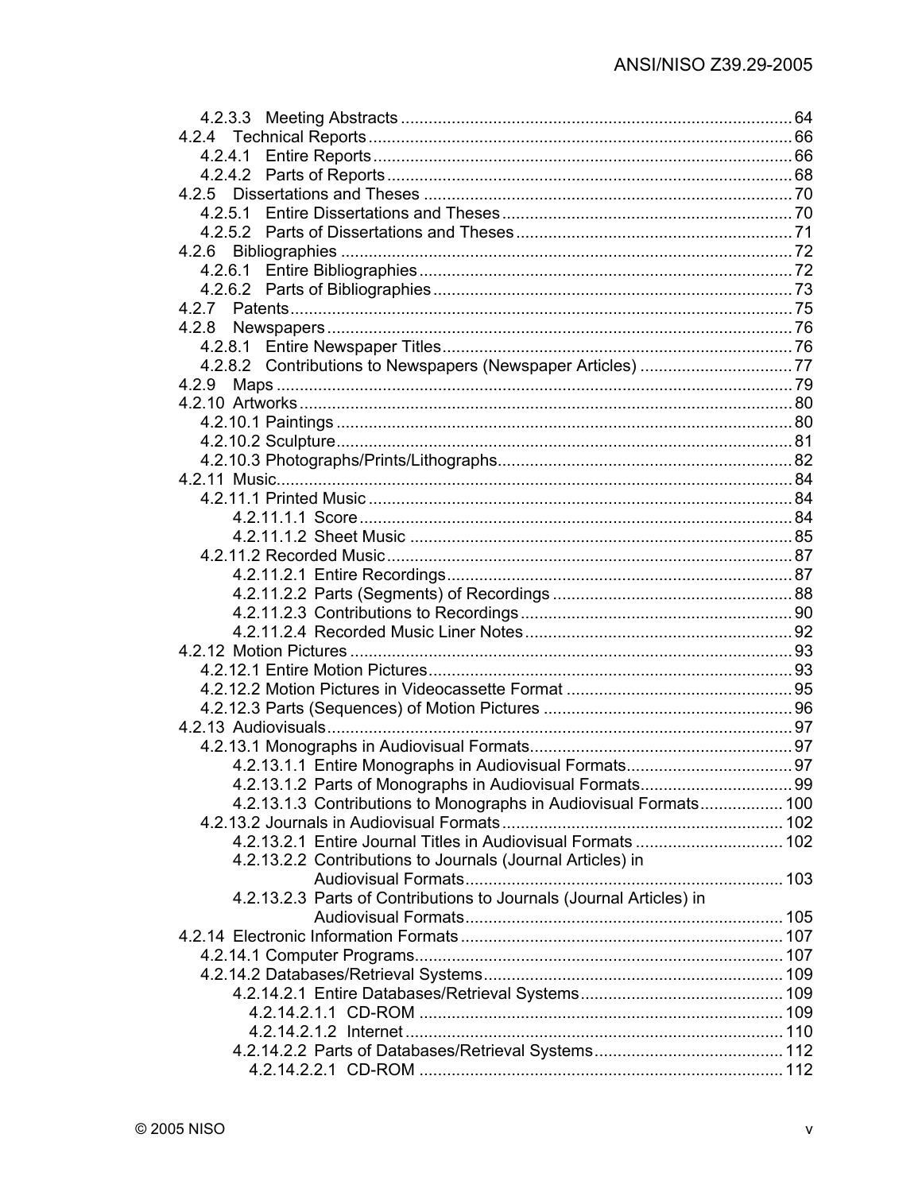4.2.3.3 Meeting Abstracts ... 64
4.2.4 Technical Reports ... 66
4.2.4.1 Entire Reports ... 66
4.2.4.2 Parts of Reports ... 68
4.2.5 Dissertations and Theses ... 70
4.2.5.1 Entire Dissertations and Theses ... 70
4.2.5.2 Parts of Dissertations and Theses ... 71
4.2.6 Bibliographies ... 72
4.2.6.1 Entire Bibliographies ... 72
4.2.6.2 Parts of Bibliographies ... 73
4.2.7 Patents ... 75
4.2.8 Newspapers ... 76
4.2.8.1 Entire Newspaper Titles ... 76
4.2.8.2 Contributions to Newspapers (Newspaper Articles) ... 77
4.2.9 Maps ... 79
4.2.10 Artworks ... 80
4.2.10.1 Paintings ... 80
4.2.10.2 Sculpture ... 81
4.2.10.3 Photographs/Prints/Lithographs ... 82
4.2.11 Music ... 84
4.2.11.1 Printed Music ... 84
4.2.11.1.1 Score ... 84
4.2.11.1.2 Sheet Music ... 85
4.2.11.2 Recorded Music ... 87
4.2.11.2.1 Entire Recordings ... 87
4.2.11.2.2 Parts (Segments) of Recordings ... 88
4.2.11.2.3 Contributions to Recordings ... 90
4.2.11.2.4 Recorded Music Liner Notes ... 92
4.2.12 Motion Pictures ... 93
4.2.12.1 Entire Motion Pictures ... 93
4.2.12.2 Motion Pictures in Videocassette Format ... 95
4.2.12.3 Parts (Sequences) of Motion Pictures ... 96
4.2.13 Audiovisuals ... 97
4.2.13.1 Monographs in Audiovisual Formats ... 97
4.2.13.1.1 Entire Monographs in Audiovisual Formats ... 97
4.2.13.1.2 Parts of Monographs in Audiovisual Formats ... 99
4.2.13.1.3 Contributions to Monographs in Audiovisual Formats ... 100
4.2.13.2 Journals in Audiovisual Formats ... 102
4.2.13.2.1 Entire Journal Titles in Audiovisual Formats ... 102
4.2.13.2.2 Contributions to Journals (Journal Articles) in Audiovisual Formats ... 103
4.2.13.2.3 Parts of Contributions to Journals (Journal Articles) in Audiovisual Formats ... 105
4.2.14 Electronic Information Formats ... 107
4.2.14.1 Computer Programs ... 107
4.2.14.2 Databases/Retrieval Systems ... 109
4.2.14.2.1 Entire Databases/Retrieval Systems ... 109
4.2.14.2.1.1 CD-ROM ... 109
4.2.14.2.1.2 Internet ... 110
4.2.14.2.2 Parts of Databases/Retrieval Systems ... 112
4.2.14.2.2.1 CD-ROM ... 112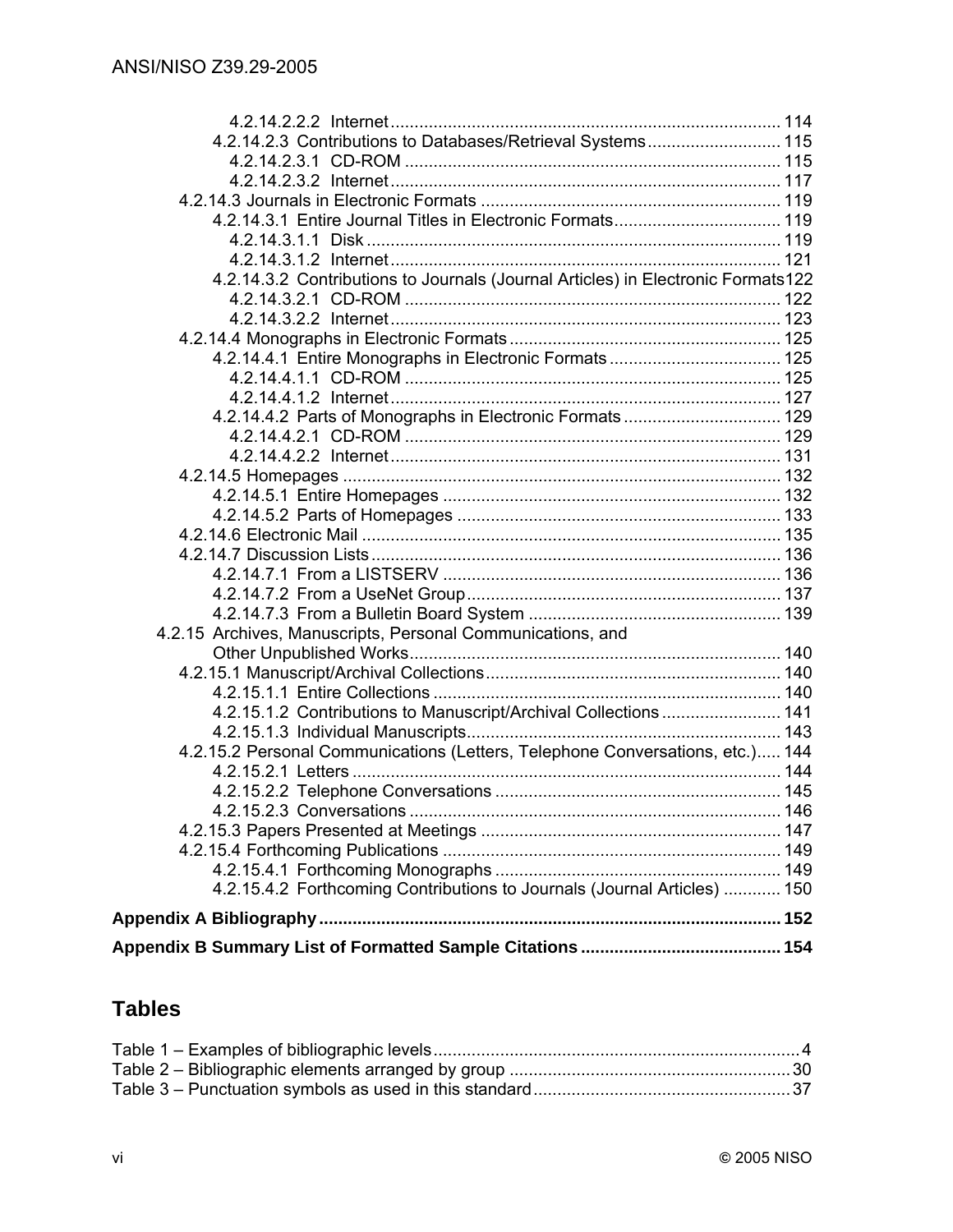4.2.14.2.2.2 Internet .......... 114
4.2.14.2.3 Contributions to Databases/Retrieval Systems .......... 115
4.2.14.2.3.1 CD-ROM .......... 115
4.2.14.2.3.2 Internet .......... 117
4.2.14.3 Journals in Electronic Formats .......... 119
4.2.14.3.1 Entire Journal Titles in Electronic Formats .......... 119
4.2.14.3.1.1 Disk .......... 119
4.2.14.3.1.2 Internet .......... 121
4.2.14.3.2 Contributions to Journals (Journal Articles) in Electronic Formats .......... 122
4.2.14.3.2.1 CD-ROM .......... 122
4.2.14.3.2.2 Internet .......... 123
4.2.14.4 Monographs in Electronic Formats .......... 125
4.2.14.4.1 Entire Monographs in Electronic Formats .......... 125
4.2.14.4.1.1 CD-ROM .......... 125
4.2.14.4.1.2 Internet .......... 127
4.2.14.4.2 Parts of Monographs in Electronic Formats .......... 129
4.2.14.4.2.1 CD-ROM .......... 129
4.2.14.4.2.2 Internet .......... 131
4.2.14.5 Homepages .......... 132
4.2.14.5.1 Entire Homepages .......... 132
4.2.14.5.2 Parts of Homepages .......... 133
4.2.14.6 Electronic Mail .......... 135
4.2.14.7 Discussion Lists .......... 136
4.2.14.7.1 From a LISTSERV .......... 136
4.2.14.7.2 From a UseNet Group .......... 137
4.2.14.7.3 From a Bulletin Board System .......... 139
4.2.15 Archives, Manuscripts, Personal Communications, and Other Unpublished Works .......... 140
4.2.15.1 Manuscript/Archival Collections .......... 140
4.2.15.1.1 Entire Collections .......... 140
4.2.15.1.2 Contributions to Manuscript/Archival Collections .......... 141
4.2.15.1.3 Individual Manuscripts .......... 143
4.2.15.2 Personal Communications (Letters, Telephone Conversations, etc.) .......... 144
4.2.15.2.1 Letters .......... 144
4.2.15.2.2 Telephone Conversations .......... 145
4.2.15.2.3 Conversations .......... 146
4.2.15.3 Papers Presented at Meetings .......... 147
4.2.15.4 Forthcoming Publications .......... 149
4.2.15.4.1 Forthcoming Monographs .......... 149
4.2.15.4.2 Forthcoming Contributions to Journals (Journal Articles) .......... 150

**Appendix A Bibliography .......... 152**

**Appendix B Summary List of Formatted Sample Citations .......... 154**

## Tables

Table 1 – Examples of bibliographic levels .......... 4
Table 2 – Bibliographic elements arranged by group .......... 30
Table 3 – Punctuation symbols as used in this standard .......... 37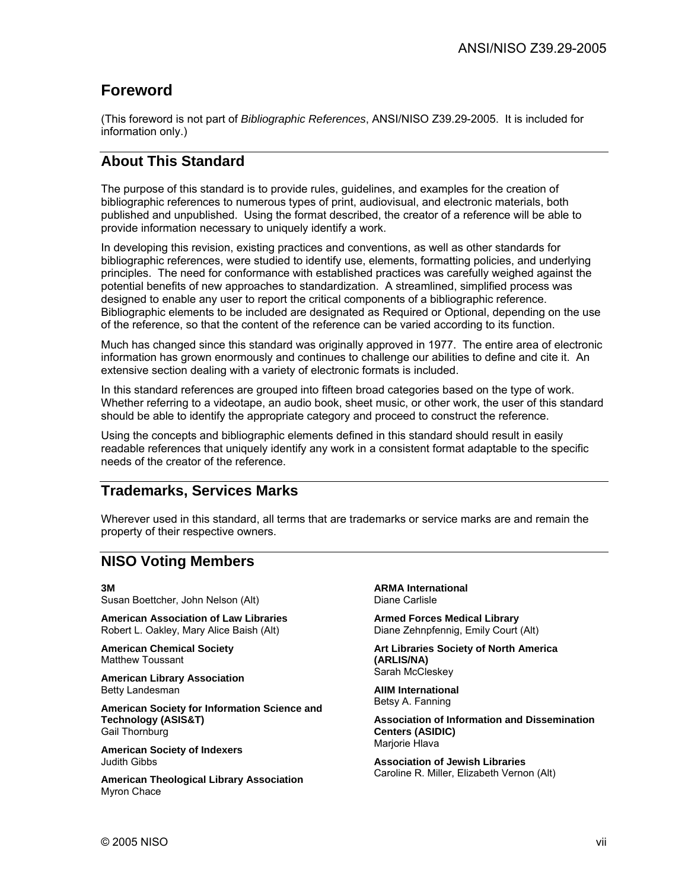# Foreword

(This foreword is not part of *Bibliographic References*, ANSI/NISO Z39.29-2005. It is included for information only.)

## About This Standard

The purpose of this standard is to provide rules, guidelines, and examples for the creation of bibliographic references to numerous types of print, audiovisual, and electronic materials, both published and unpublished. Using the format described, the creator of a reference will be able to provide information necessary to uniquely identify a work.

In developing this revision, existing practices and conventions, as well as other standards for bibliographic references, were studied to identify use, elements, formatting policies, and underlying principles. The need for conformance with established practices was carefully weighed against the potential benefits of new approaches to standardization. A streamlined, simplified process was designed to enable any user to report the critical components of a bibliographic reference. Bibliographic elements to be included are designated as Required or Optional, depending on the use of the reference, so that the content of the reference can be varied according to its function.

Much has changed since this standard was originally approved in 1977. The entire area of electronic information has grown enormously and continues to challenge our abilities to define and cite it. An extensive section dealing with a variety of electronic formats is included.

In this standard references are grouped into fifteen broad categories based on the type of work. Whether referring to a videotape, an audio book, sheet music, or other work, the user of this standard should be able to identify the appropriate category and proceed to construct the reference.

Using the concepts and bibliographic elements defined in this standard should result in easily readable references that uniquely identify any work in a consistent format adaptable to the specific needs of the creator of the reference.

## Trademarks, Services Marks

Wherever used in this standard, all terms that are trademarks or service marks are and remain the property of their respective owners.

## NISO Voting Members

**3M**
Susan Boettcher, John Nelson (Alt)

**American Association of Law Libraries**
Robert L. Oakley, Mary Alice Baish (Alt)

**American Chemical Society**
Matthew Toussant

**American Library Association**
Betty Landesman

**American Society for Information Science and Technology (ASIS&T)**
Gail Thornburg

**American Society of Indexers**
Judith Gibbs

**American Theological Library Association**
Myron Chace

**ARMA International**
Diane Carlisle

**Armed Forces Medical Library**
Diane Zehnpfennig, Emily Court (Alt)

**Art Libraries Society of North America (ARLIS/NA)**
Sarah McCleskey

**AIIM International**
Betsy A. Fanning

**Association of Information and Dissemination Centers (ASIDIC)**
Marjorie Hlava

**Association of Jewish Libraries**
Caroline R. Miller, Elizabeth Vernon (Alt)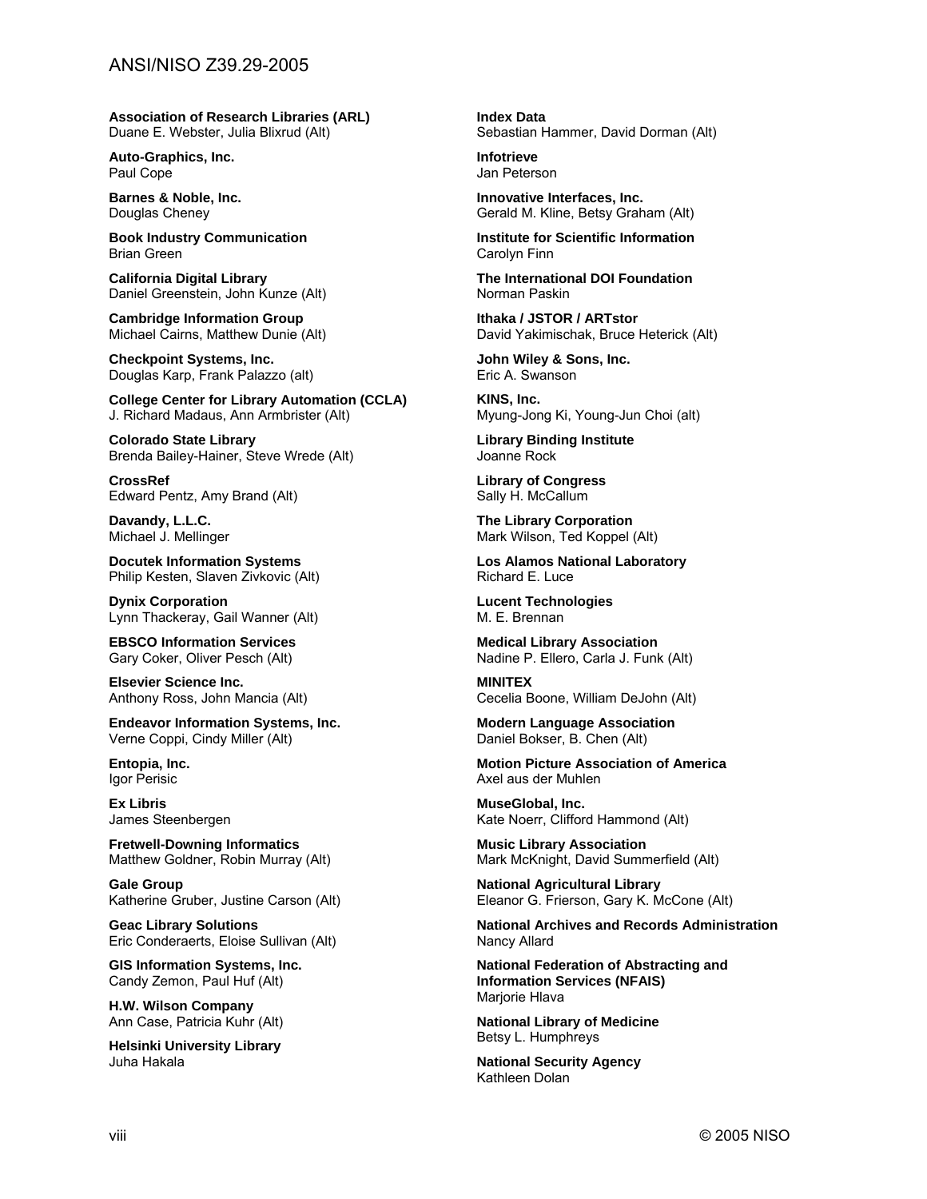**Association of Research Libraries (ARL)**
Duane E. Webster, Julia Blixrud (Alt)

**Auto-Graphics, Inc.**
Paul Cope

**Barnes & Noble, Inc.**
Douglas Cheney

**Book Industry Communication**
Brian Green

**California Digital Library**
Daniel Greenstein, John Kunze (Alt)

**Cambridge Information Group**
Michael Cairns, Matthew Dunie (Alt)

**Checkpoint Systems, Inc.**
Douglas Karp, Frank Palazzo (alt)

**College Center for Library Automation (CCLA)**
J. Richard Madaus, Ann Armbrister (Alt)

**Colorado State Library**
Brenda Bailey-Hainer, Steve Wrede (Alt)

**CrossRef**
Edward Pentz, Amy Brand (Alt)

**Davandy, L.L.C.**
Michael J. Mellinger

**Docutek Information Systems**
Philip Kesten, Slaven Zivkovic (Alt)

**Dynix Corporation**
Lynn Thackeray, Gail Wanner (Alt)

**EBSCO Information Services**
Gary Coker, Oliver Pesch (Alt)

**Elsevier Science Inc.**
Anthony Ross, John Mancia (Alt)

**Endeavor Information Systems, Inc.**
Verne Coppi, Cindy Miller (Alt)

**Entopia, Inc.**
Igor Perisic

**Ex Libris**
James Steenbergen

**Fretwell-Downing Informatics**
Matthew Goldner, Robin Murray (Alt)

**Gale Group**
Katherine Gruber, Justine Carson (Alt)

**Geac Library Solutions**
Eric Conderaerts, Eloise Sullivan (Alt)

**GIS Information Systems, Inc.**
Candy Zemon, Paul Huf (Alt)

**H.W. Wilson Company**
Ann Case, Patricia Kuhr (Alt)

**Helsinki University Library**
Juha Hakala

**Index Data**
Sebastian Hammer, David Dorman (Alt)

**Infotrieve**
Jan Peterson

**Innovative Interfaces, Inc.**
Gerald M. Kline, Betsy Graham (Alt)

**Institute for Scientific Information**
Carolyn Finn

**The International DOI Foundation**
Norman Paskin

**Ithaka / JSTOR / ARTstor**
David Yakimischak, Bruce Heterick (Alt)

**John Wiley & Sons, Inc.**
Eric A. Swanson

**KINS, Inc.**
Myung-Jong Ki, Young-Jun Choi (alt)

**Library Binding Institute**
Joanne Rock

**Library of Congress**
Sally H. McCallum

**The Library Corporation**
Mark Wilson, Ted Koppel (Alt)

**Los Alamos National Laboratory**
Richard E. Luce

**Lucent Technologies**
M. E. Brennan

**Medical Library Association**
Nadine P. Ellero, Carla J. Funk (Alt)

**MINITEX**
Cecelia Boone, William DeJohn (Alt)

**Modern Language Association**
Daniel Bokser, B. Chen (Alt)

**Motion Picture Association of America**
Axel aus der Muhlen

**MuseGlobal, Inc.**
Kate Noerr, Clifford Hammond (Alt)

**Music Library Association**
Mark McKnight, David Summerfield (Alt)

**National Agricultural Library**
Eleanor G. Frierson, Gary K. McCone (Alt)

**National Archives and Records Administration**
Nancy Allard

**National Federation of Abstracting and Information Services (NFAIS)**
Marjorie Hlava

**National Library of Medicine**
Betsy L. Humphreys

**National Security Agency**
Kathleen Dolan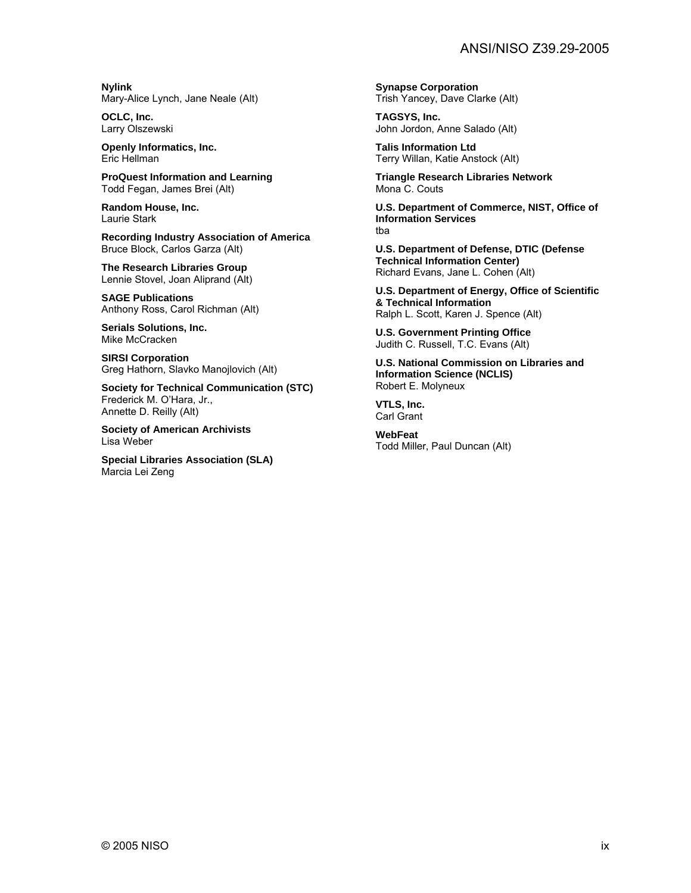**Nylink**
Mary-Alice Lynch, Jane Neale (Alt)

**OCLC, Inc.**
Larry Olszewski

**Openly Informatics, Inc.**
Eric Hellman

**ProQuest Information and Learning**
Todd Fegan, James Brei (Alt)

**Random House, Inc.**
Laurie Stark

**Recording Industry Association of America**
Bruce Block, Carlos Garza (Alt)

**The Research Libraries Group**
Lennie Stovel, Joan Aliprand (Alt)

**SAGE Publications**
Anthony Ross, Carol Richman (Alt)

**Serials Solutions, Inc.**
Mike McCracken

**SIRSI Corporation**
Greg Hathorn, Slavko Manojlovich (Alt)

**Society for Technical Communication (STC)**
Frederick M. O'Hara, Jr.,
Annette D. Reilly (Alt)

**Society of American Archivists**
Lisa Weber

**Special Libraries Association (SLA)**
Marcia Lei Zeng

**Synapse Corporation**
Trish Yancey, Dave Clarke (Alt)

**TAGSYS, Inc.**
John Jordon, Anne Salado (Alt)

**Talis Information Ltd**
Terry Willan, Katie Anstock (Alt)

**Triangle Research Libraries Network**
Mona C. Couts

**U.S. Department of Commerce, NIST, Office of Information Services**
tba

**U.S. Department of Defense, DTIC (Defense Technical Information Center)**
Richard Evans, Jane L. Cohen (Alt)

**U.S. Department of Energy, Office of Scientific & Technical Information**
Ralph L. Scott, Karen J. Spence (Alt)

**U.S. Government Printing Office**
Judith C. Russell, T.C. Evans (Alt)

**U.S. National Commission on Libraries and Information Science (NCLIS)**
Robert E. Molyneux

**VTLS, Inc.**
Carl Grant

**WebFeat**
Todd Miller, Paul Duncan (Alt)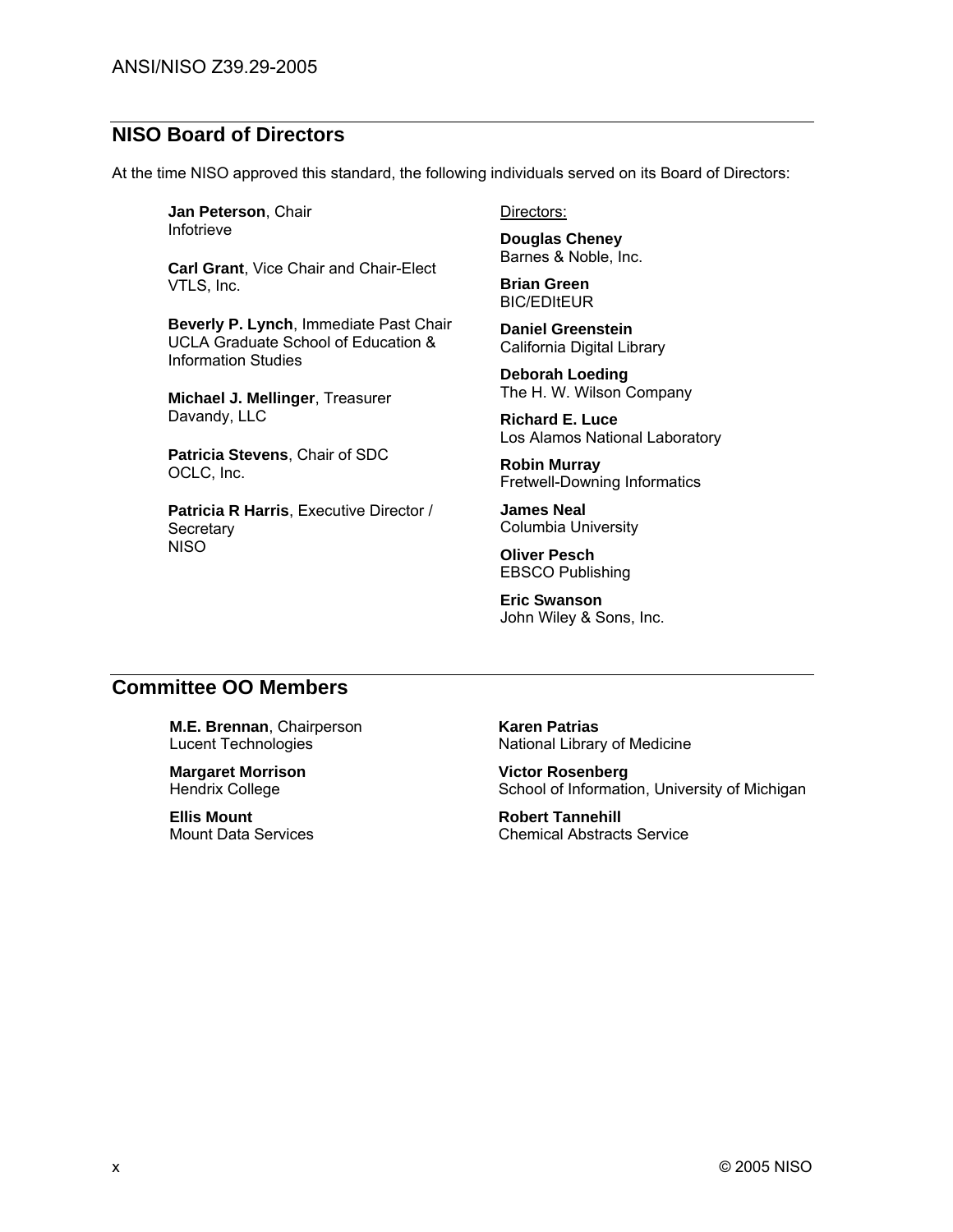## NISO Board of Directors

At the time NISO approved this standard, the following individuals served on its Board of Directors:

**Jan Peterson**, Chair
Infotrieve

**Carl Grant**, Vice Chair and Chair-Elect
VTLS, Inc.

**Beverly P. Lynch**, Immediate Past Chair
UCLA Graduate School of Education & Information Studies

**Michael J. Mellinger**, Treasurer
Davandy, LLC

**Patricia Stevens**, Chair of SDC
OCLC, Inc.

**Patricia R Harris**, Executive Director / Secretary
NISO

Directors:

**Douglas Cheney**
Barnes & Noble, Inc.

**Brian Green**
BIC/EDItEUR

**Daniel Greenstein**
California Digital Library

**Deborah Loeding**
The H. W. Wilson Company

**Richard E. Luce**
Los Alamos National Laboratory

**Robin Murray**
Fretwell-Downing Informatics

**James Neal**
Columbia University

**Oliver Pesch**
EBSCO Publishing

**Eric Swanson**
John Wiley & Sons, Inc.

## Committee OO Members

**M.E. Brennan**, Chairperson
Lucent Technologies

**Margaret Morrison**
Hendrix College

**Ellis Mount**
Mount Data Services

**Karen Patrias**
National Library of Medicine

**Victor Rosenberg**
School of Information, University of Michigan

**Robert Tannehill**
Chemical Abstracts Service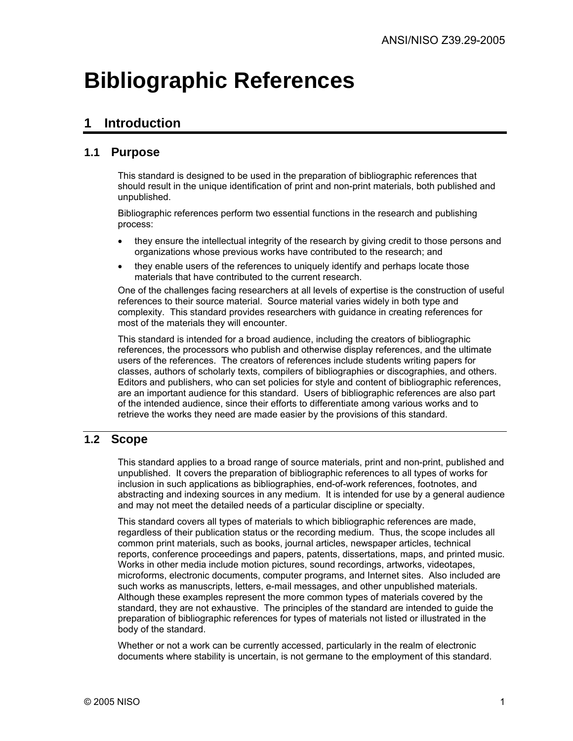# Bibliographic References

## 1 Introduction

### 1.1 Purpose

This standard is designed to be used in the preparation of bibliographic references that should result in the unique identification of print and non-print materials, both published and unpublished.

Bibliographic references perform two essential functions in the research and publishing process:

- they ensure the intellectual integrity of the research by giving credit to those persons and organizations whose previous works have contributed to the research; and
- they enable users of the references to uniquely identify and perhaps locate those materials that have contributed to the current research.

One of the challenges facing researchers at all levels of expertise is the construction of useful references to their source material. Source material varies widely in both type and complexity. This standard provides researchers with guidance in creating references for most of the materials they will encounter.

This standard is intended for a broad audience, including the creators of bibliographic references, the processors who publish and otherwise display references, and the ultimate users of the references. The creators of references include students writing papers for classes, authors of scholarly texts, compilers of bibliographies or discographies, and others. Editors and publishers, who can set policies for style and content of bibliographic references, are an important audience for this standard. Users of bibliographic references are also part of the intended audience, since their efforts to differentiate among various works and to retrieve the works they need are made easier by the provisions of this standard.

### 1.2 Scope

This standard applies to a broad range of source materials, print and non-print, published and unpublished. It covers the preparation of bibliographic references to all types of works for inclusion in such applications as bibliographies, end-of-work references, footnotes, and abstracting and indexing sources in any medium. It is intended for use by a general audience and may not meet the detailed needs of a particular discipline or specialty.

This standard covers all types of materials to which bibliographic references are made, regardless of their publication status or the recording medium. Thus, the scope includes all common print materials, such as books, journal articles, newspaper articles, technical reports, conference proceedings and papers, patents, dissertations, maps, and printed music. Works in other media include motion pictures, sound recordings, artworks, videotapes, microforms, electronic documents, computer programs, and Internet sites. Also included are such works as manuscripts, letters, e-mail messages, and other unpublished materials. Although these examples represent the more common types of materials covered by the standard, they are not exhaustive. The principles of the standard are intended to guide the preparation of bibliographic references for types of materials not listed or illustrated in the body of the standard.

Whether or not a work can be currently accessed, particularly in the realm of electronic documents where stability is uncertain, is not germane to the employment of this standard.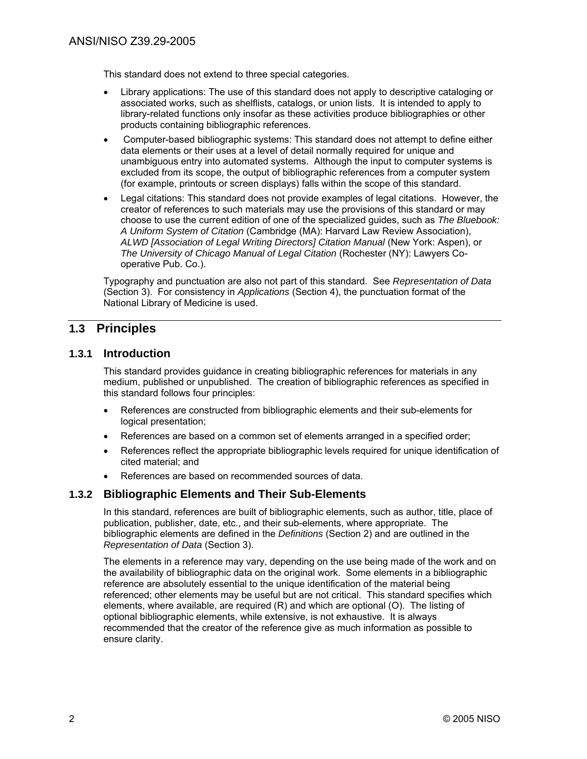This standard does not extend to three special categories.

- Library applications: The use of this standard does not apply to descriptive cataloging or associated works, such as shelflists, catalogs, or union lists. It is intended to apply to library-related functions only insofar as these activities produce bibliographies or other products containing bibliographic references.
- Computer-based bibliographic systems: This standard does not attempt to define either data elements or their uses at a level of detail normally required for unique and unambiguous entry into automated systems. Although the input to computer systems is excluded from its scope, the output of bibliographic references from a computer system (for example, printouts or screen displays) falls within the scope of this standard.
- Legal citations: This standard does not provide examples of legal citations. However, the creator of references to such materials may use the provisions of this standard or may choose to use the current edition of one of the specialized guides, such as *The Bluebook: A Uniform System of Citation* (Cambridge (MA): Harvard Law Review Association), *ALWD [Association of Legal Writing Directors] Citation Manual* (New York: Aspen), or *The University of Chicago Manual of Legal Citation* (Rochester (NY): Lawyers Co-operative Pub. Co.).

Typography and punctuation are also not part of this standard. See *Representation of Data* (Section 3). For consistency in *Applications* (Section 4), the punctuation format of the National Library of Medicine is used.

## 1.3 Principles

### 1.3.1 Introduction

This standard provides guidance in creating bibliographic references for materials in any medium, published or unpublished. The creation of bibliographic references as specified in this standard follows four principles:

- References are constructed from bibliographic elements and their sub-elements for logical presentation;
- References are based on a common set of elements arranged in a specified order;
- References reflect the appropriate bibliographic levels required for unique identification of cited material; and
- References are based on recommended sources of data.

### 1.3.2 Bibliographic Elements and Their Sub-Elements

In this standard, references are built of bibliographic elements, such as author, title, place of publication, publisher, date, etc., and their sub-elements, where appropriate. The bibliographic elements are defined in the *Definitions* (Section 2) and are outlined in the *Representation of Data* (Section 3).

The elements in a reference may vary, depending on the use being made of the work and on the availability of bibliographic data on the original work. Some elements in a bibliographic reference are absolutely essential to the unique identification of the material being referenced; other elements may be useful but are not critical. This standard specifies which elements, where available, are required (R) and which are optional (O). The listing of optional bibliographic elements, while extensive, is not exhaustive. It is always recommended that the creator of the reference give as much information as possible to ensure clarity.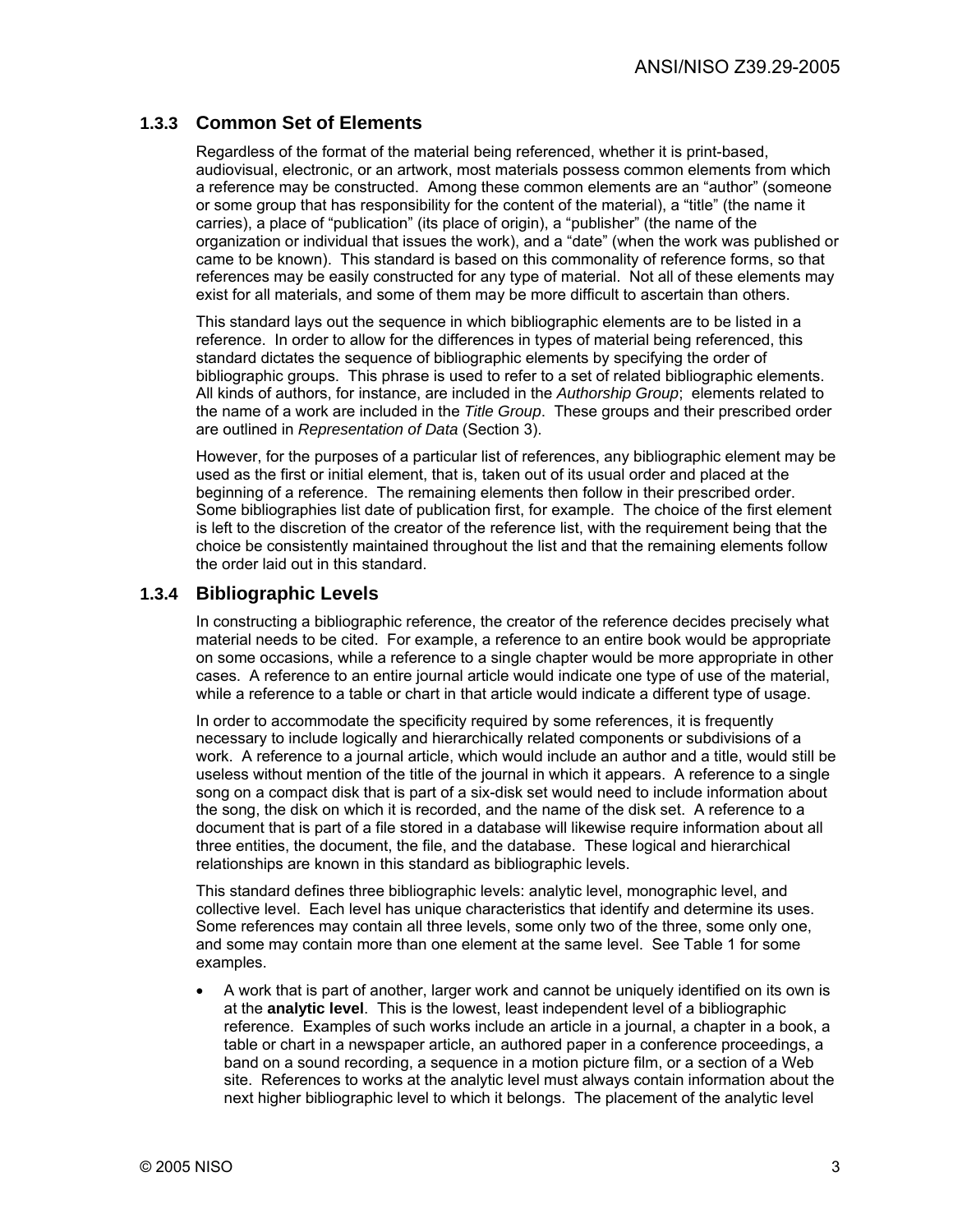### 1.3.3 Common Set of Elements

Regardless of the format of the material being referenced, whether it is print-based, audiovisual, electronic, or an artwork, most materials possess common elements from which a reference may be constructed. Among these common elements are an "author" (someone or some group that has responsibility for the content of the material), a "title" (the name it carries), a place of "publication" (its place of origin), a "publisher" (the name of the organization or individual that issues the work), and a "date" (when the work was published or came to be known). This standard is based on this commonality of reference forms, so that references may be easily constructed for any type of material. Not all of these elements may exist for all materials, and some of them may be more difficult to ascertain than others.

This standard lays out the sequence in which bibliographic elements are to be listed in a reference. In order to allow for the differences in types of material being referenced, this standard dictates the sequence of bibliographic elements by specifying the order of bibliographic groups. This phrase is used to refer to a set of related bibliographic elements. All kinds of authors, for instance, are included in the *Authorship Group*; elements related to the name of a work are included in the *Title Group*. These groups and their prescribed order are outlined in *Representation of Data* (Section 3).

However, for the purposes of a particular list of references, any bibliographic element may be used as the first or initial element, that is, taken out of its usual order and placed at the beginning of a reference. The remaining elements then follow in their prescribed order. Some bibliographies list date of publication first, for example. The choice of the first element is left to the discretion of the creator of the reference list, with the requirement being that the choice be consistently maintained throughout the list and that the remaining elements follow the order laid out in this standard.

### 1.3.4 Bibliographic Levels

In constructing a bibliographic reference, the creator of the reference decides precisely what material needs to be cited. For example, a reference to an entire book would be appropriate on some occasions, while a reference to a single chapter would be more appropriate in other cases. A reference to an entire journal article would indicate one type of use of the material, while a reference to a table or chart in that article would indicate a different type of usage.

In order to accommodate the specificity required by some references, it is frequently necessary to include logically and hierarchically related components or subdivisions of a work. A reference to a journal article, which would include an author and a title, would still be useless without mention of the title of the journal in which it appears. A reference to a single song on a compact disk that is part of a six-disk set would need to include information about the song, the disk on which it is recorded, and the name of the disk set. A reference to a document that is part of a file stored in a database will likewise require information about all three entities, the document, the file, and the database. These logical and hierarchical relationships are known in this standard as bibliographic levels.

This standard defines three bibliographic levels: analytic level, monographic level, and collective level. Each level has unique characteristics that identify and determine its uses. Some references may contain all three levels, some only two of the three, some only one, and some may contain more than one element at the same level. See Table 1 for some examples.

- A work that is part of another, larger work and cannot be uniquely identified on its own is at the **analytic level**. This is the lowest, least independent level of a bibliographic reference. Examples of such works include an article in a journal, a chapter in a book, a table or chart in a newspaper article, an authored paper in a conference proceedings, a band on a sound recording, a sequence in a motion picture film, or a section of a Web site. References to works at the analytic level must always contain information about the next higher bibliographic level to which it belongs. The placement of the analytic level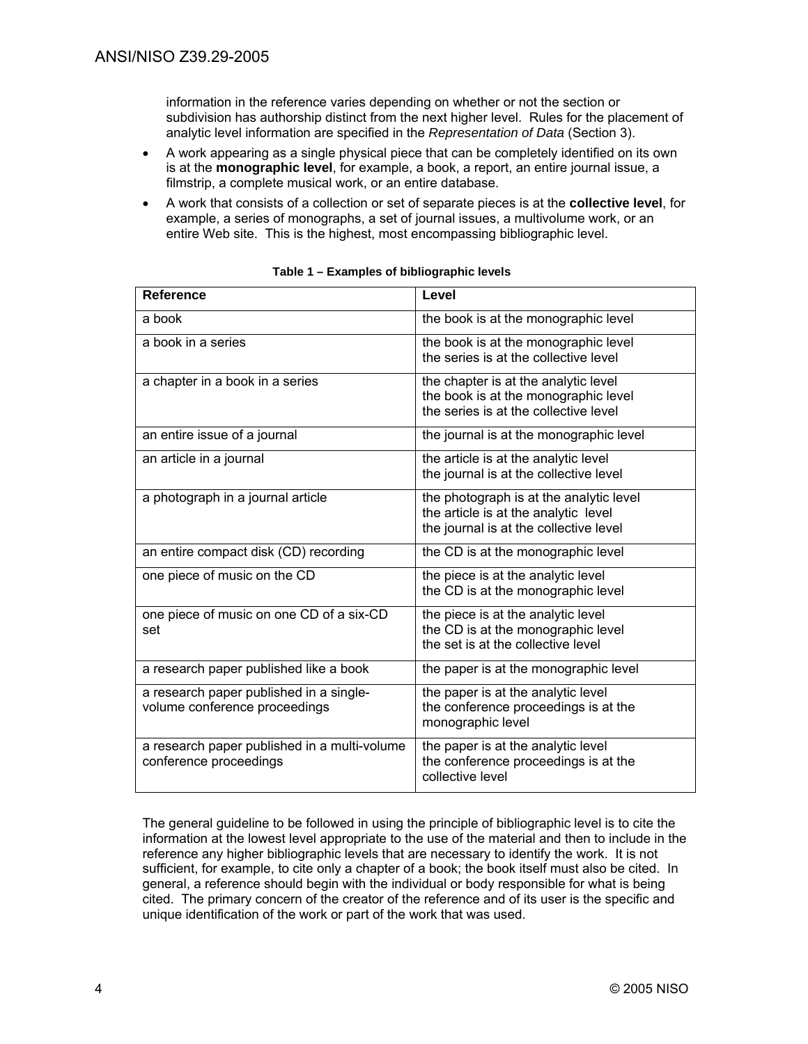information in the reference varies depending on whether or not the section or subdivision has authorship distinct from the next higher level. Rules for the placement of analytic level information are specified in the *Representation of Data* (Section 3).

- A work appearing as a single physical piece that can be completely identified on its own is at the **monographic level**, for example, a book, a report, an entire journal issue, a filmstrip, a complete musical work, or an entire database.
- A work that consists of a collection or set of separate pieces is at the **collective level**, for example, a series of monographs, a set of journal issues, a multivolume work, or an entire Web site. This is the highest, most encompassing bibliographic level.

**Table 1 – Examples of bibliographic levels**

| Reference | Level |
|---|---|
| a book | the book is at the monographic level |
| a book in a series | the book is at the monographic level<br>the series is at the collective level |
| a chapter in a book in a series | the chapter is at the analytic level<br>the book is at the monographic level<br>the series is at the collective level |
| an entire issue of a journal | the journal is at the monographic level |
| an article in a journal | the article is at the analytic level<br>the journal is at the collective level |
| a photograph in a journal article | the photograph is at the analytic level<br>the article is at the analytic level<br>the journal is at the collective level |
| an entire compact disk (CD) recording | the CD is at the monographic level |
| one piece of music on the CD | the piece is at the analytic level<br>the CD is at the monographic level |
| one piece of music on one CD of a six-CD set | the piece is at the analytic level<br>the CD is at the monographic level<br>the set is at the collective level |
| a research paper published like a book | the paper is at the monographic level |
| a research paper published in a single-volume conference proceedings | the paper is at the analytic level<br>the conference proceedings is at the monographic level |
| a research paper published in a multi-volume conference proceedings | the paper is at the analytic level<br>the conference proceedings is at the collective level |

The general guideline to be followed in using the principle of bibliographic level is to cite the information at the lowest level appropriate to the use of the material and then to include in the reference any higher bibliographic levels that are necessary to identify the work. It is not sufficient, for example, to cite only a chapter of a book; the book itself must also be cited. In general, a reference should begin with the individual or body responsible for what is being cited. The primary concern of the creator of the reference and of its user is the specific and unique identification of the work or part of the work that was used.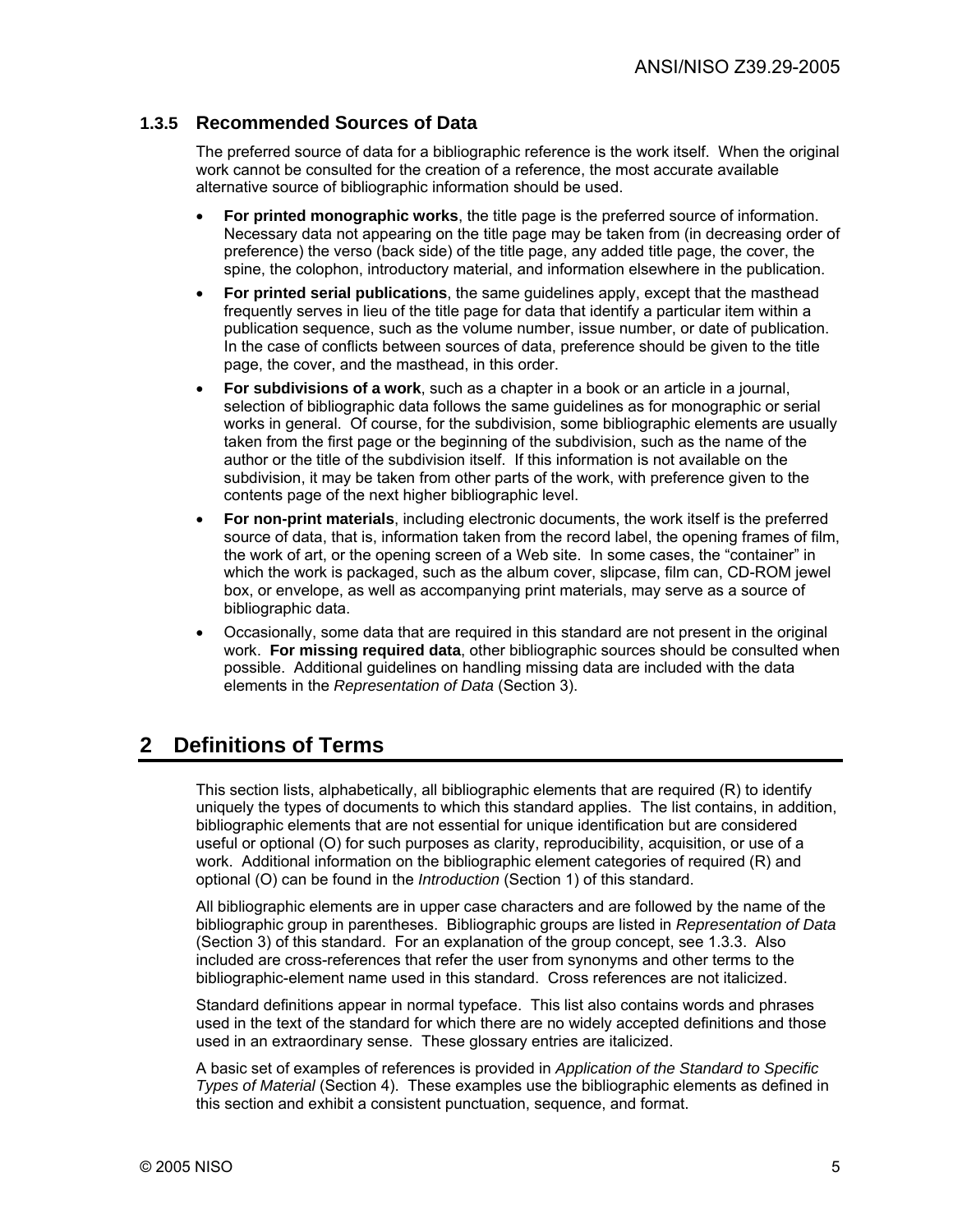### 1.3.5 Recommended Sources of Data

The preferred source of data for a bibliographic reference is the work itself. When the original work cannot be consulted for the creation of a reference, the most accurate available alternative source of bibliographic information should be used.

- **For printed monographic works**, the title page is the preferred source of information. Necessary data not appearing on the title page may be taken from (in decreasing order of preference) the verso (back side) of the title page, any added title page, the cover, the spine, the colophon, introductory material, and information elsewhere in the publication.
- **For printed serial publications**, the same guidelines apply, except that the masthead frequently serves in lieu of the title page for data that identify a particular item within a publication sequence, such as the volume number, issue number, or date of publication. In the case of conflicts between sources of data, preference should be given to the title page, the cover, and the masthead, in this order.
- **For subdivisions of a work**, such as a chapter in a book or an article in a journal, selection of bibliographic data follows the same guidelines as for monographic or serial works in general. Of course, for the subdivision, some bibliographic elements are usually taken from the first page or the beginning of the subdivision, such as the name of the author or the title of the subdivision itself. If this information is not available on the subdivision, it may be taken from other parts of the work, with preference given to the contents page of the next higher bibliographic level.
- **For non-print materials**, including electronic documents, the work itself is the preferred source of data, that is, information taken from the record label, the opening frames of film, the work of art, or the opening screen of a Web site. In some cases, the "container" in which the work is packaged, such as the album cover, slipcase, film can, CD-ROM jewel box, or envelope, as well as accompanying print materials, may serve as a source of bibliographic data.
- Occasionally, some data that are required in this standard are not present in the original work. **For missing required data**, other bibliographic sources should be consulted when possible. Additional guidelines on handling missing data are included with the data elements in the *Representation of Data* (Section 3).

## 2 Definitions of Terms

This section lists, alphabetically, all bibliographic elements that are required (R) to identify uniquely the types of documents to which this standard applies. The list contains, in addition, bibliographic elements that are not essential for unique identification but are considered useful or optional (O) for such purposes as clarity, reproducibility, acquisition, or use of a work. Additional information on the bibliographic element categories of required (R) and optional (O) can be found in the *Introduction* (Section 1) of this standard.

All bibliographic elements are in upper case characters and are followed by the name of the bibliographic group in parentheses. Bibliographic groups are listed in *Representation of Data* (Section 3) of this standard. For an explanation of the group concept, see 1.3.3. Also included are cross-references that refer the user from synonyms and other terms to the bibliographic-element name used in this standard. Cross references are not italicized.

Standard definitions appear in normal typeface. This list also contains words and phrases used in the text of the standard for which there are no widely accepted definitions and those used in an extraordinary sense. These glossary entries are italicized.

A basic set of examples of references is provided in *Application of the Standard to Specific Types of Material* (Section 4). These examples use the bibliographic elements as defined in this section and exhibit a consistent punctuation, sequence, and format.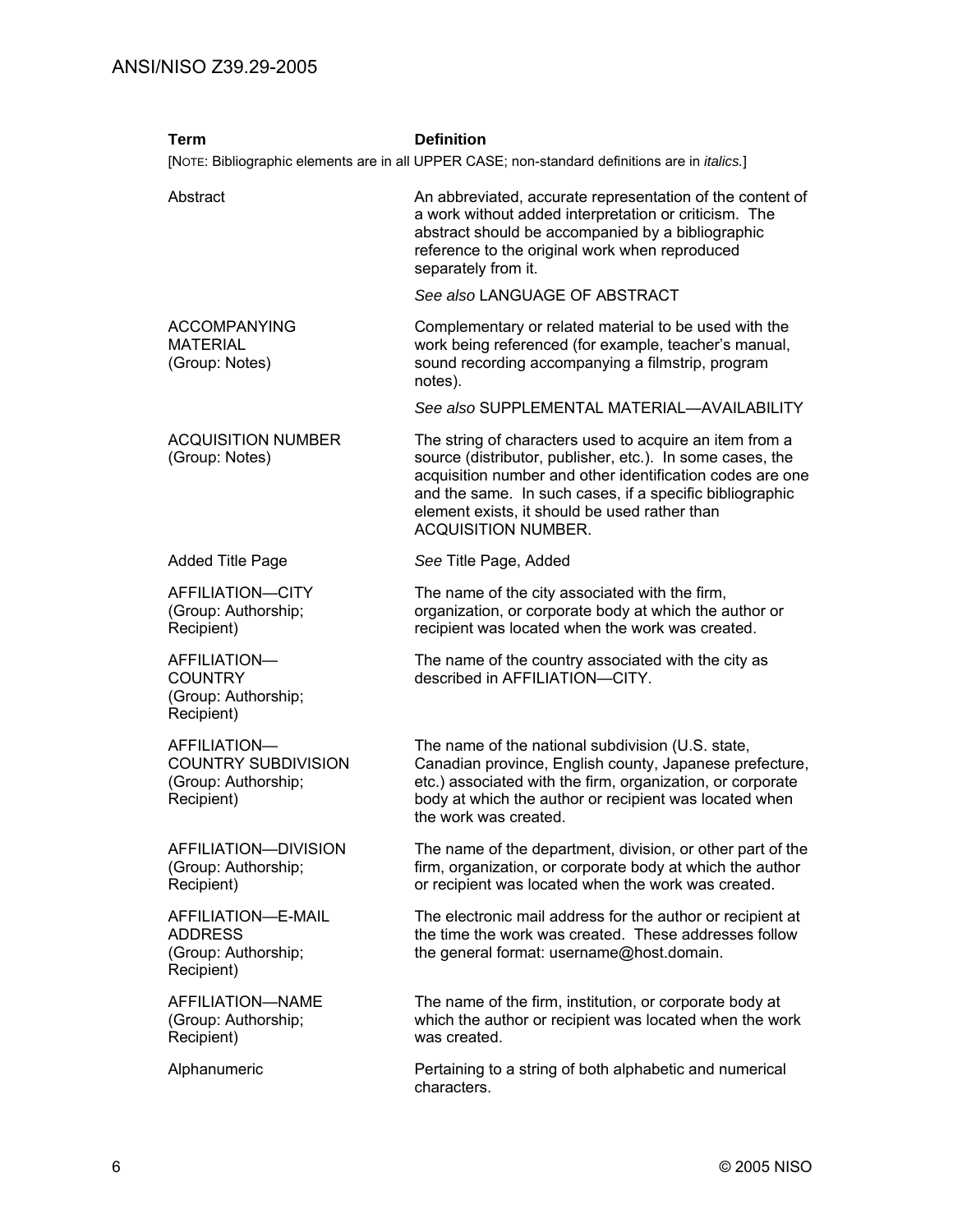| Term | Definition |
| --- | --- |
| [NOTE: Bibliographic elements are in all UPPER CASE; non-standard definitions are in *italics.*] | |
| Abstract | An abbreviated, accurate representation of the content of a work without added interpretation or criticism. The abstract should be accompanied by a bibliographic reference to the original work when reproduced separately from it.<br><br>*See also* LANGUAGE OF ABSTRACT |
| ACCOMPANYING MATERIAL (Group: Notes) | Complementary or related material to be used with the work being referenced (for example, teacher's manual, sound recording accompanying a filmstrip, program notes).<br><br>*See also* SUPPLEMENTAL MATERIAL—AVAILABILITY |
| ACQUISITION NUMBER (Group: Notes) | The string of characters used to acquire an item from a source (distributor, publisher, etc.). In some cases, the acquisition number and other identification codes are one and the same. In such cases, if a specific bibliographic element exists, it should be used rather than ACQUISITION NUMBER. |
| Added Title Page | *See* Title Page, Added |
| AFFILIATION—CITY (Group: Authorship; Recipient) | The name of the city associated with the firm, organization, or corporate body at which the author or recipient was located when the work was created. |
| AFFILIATION—COUNTRY (Group: Authorship; Recipient) | The name of the country associated with the city as described in AFFILIATION—CITY. |
| AFFILIATION—COUNTRY SUBDIVISION (Group: Authorship; Recipient) | The name of the national subdivision (U.S. state, Canadian province, English county, Japanese prefecture, etc.) associated with the firm, organization, or corporate body at which the author or recipient was located when the work was created. |
| AFFILIATION—DIVISION (Group: Authorship; Recipient) | The name of the department, division, or other part of the firm, organization, or corporate body at which the author or recipient was located when the work was created. |
| AFFILIATION—E-MAIL ADDRESS (Group: Authorship; Recipient) | The electronic mail address for the author or recipient at the time the work was created. These addresses follow the general format: username@host.domain. |
| AFFILIATION—NAME (Group: Authorship; Recipient) | The name of the firm, institution, or corporate body at which the author or recipient was located when the work was created. |
| Alphanumeric | Pertaining to a string of both alphabetic and numerical characters. |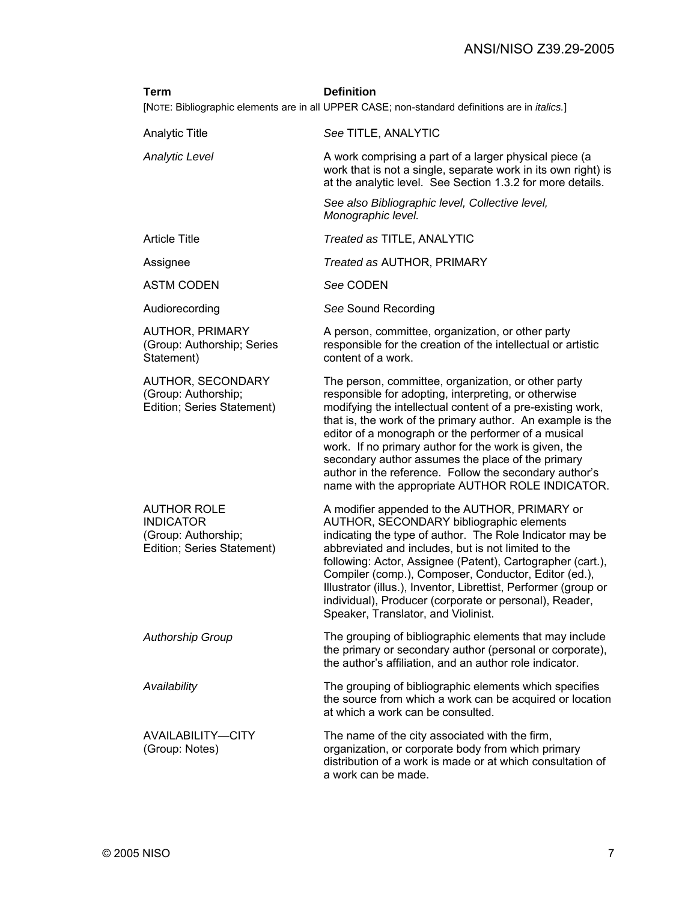| Term | Definition |
|---|---|
| [NOTE: Bibliographic elements are in all UPPER CASE; non-standard definitions are in *italics.*] | |
| Analytic Title | *See* TITLE, ANALYTIC |
| *Analytic Level* | A work comprising a part of a larger physical piece (a work that is not a single, separate work in its own right) is at the analytic level. See Section 1.3.2 for more details.<br><br>*See also Bibliographic level, Collective level, Monographic level.* |
| Article Title | *Treated as* TITLE, ANALYTIC |
| Assignee | *Treated as* AUTHOR, PRIMARY |
| ASTM CODEN | *See* CODEN |
| Audiorecording | *See* Sound Recording |
| AUTHOR, PRIMARY (Group: Authorship; Series Statement) | A person, committee, organization, or other party responsible for the creation of the intellectual or artistic content of a work. |
| AUTHOR, SECONDARY (Group: Authorship; Edition; Series Statement) | The person, committee, organization, or other party responsible for adopting, interpreting, or otherwise modifying the intellectual content of a pre-existing work, that is, the work of the primary author. An example is the editor of a monograph or the performer of a musical work. If no primary author for the work is given, the secondary author assumes the place of the primary author in the reference. Follow the secondary author's name with the appropriate AUTHOR ROLE INDICATOR. |
| AUTHOR ROLE INDICATOR (Group: Authorship; Edition; Series Statement) | A modifier appended to the AUTHOR, PRIMARY or AUTHOR, SECONDARY bibliographic elements indicating the type of author. The Role Indicator may be abbreviated and includes, but is not limited to the following: Actor, Assignee (Patent), Cartographer (cart.), Compiler (comp.), Composer, Conductor, Editor (ed.), Illustrator (illus.), Inventor, Librettist, Performer (group or individual), Producer (corporate or personal), Reader, Speaker, Translator, and Violinist. |
| *Authorship Group* | The grouping of bibliographic elements that may include the primary or secondary author (personal or corporate), the author's affiliation, and an author role indicator. |
| *Availability* | The grouping of bibliographic elements which specifies the source from which a work can be acquired or location at which a work can be consulted. |
| AVAILABILITY—CITY (Group: Notes) | The name of the city associated with the firm, organization, or corporate body from which primary distribution of a work is made or at which consultation of a work can be made. |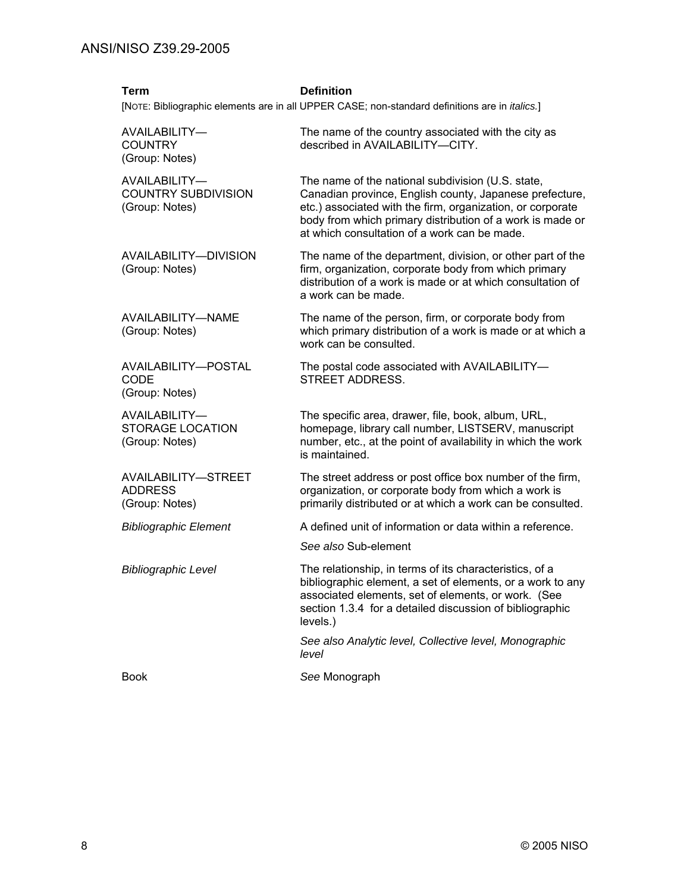| Term | Definition |
|---|---|
| [NOTE: Bibliographic elements are in all UPPER CASE; non-standard definitions are in *italics.*] | |
| AVAILABILITY—COUNTRY (Group: Notes) | The name of the country associated with the city as described in AVAILABILITY—CITY. |
| AVAILABILITY—COUNTRY SUBDIVISION (Group: Notes) | The name of the national subdivision (U.S. state, Canadian province, English county, Japanese prefecture, etc.) associated with the firm, organization, or corporate body from which primary distribution of a work is made or at which consultation of a work can be made. |
| AVAILABILITY—DIVISION (Group: Notes) | The name of the department, division, or other part of the firm, organization, corporate body from which primary distribution of a work is made or at which consultation of a work can be made. |
| AVAILABILITY—NAME (Group: Notes) | The name of the person, firm, or corporate body from which primary distribution of a work is made or at which a work can be consulted. |
| AVAILABILITY—POSTAL CODE (Group: Notes) | The postal code associated with AVAILABILITY—STREET ADDRESS. |
| AVAILABILITY—STORAGE LOCATION (Group: Notes) | The specific area, drawer, file, book, album, URL, homepage, library call number, LISTSERV, manuscript number, etc., at the point of availability in which the work is maintained. |
| AVAILABILITY—STREET ADDRESS (Group: Notes) | The street address or post office box number of the firm, organization, or corporate body from which a work is primarily distributed or at which a work can be consulted. |
| *Bibliographic Element* | A defined unit of information or data within a reference. *See also* Sub-element |
| *Bibliographic Level* | The relationship, in terms of its characteristics, of a bibliographic element, a set of elements, or a work to any associated elements, set of elements, or work. (See section 1.3.4 for a detailed discussion of bibliographic levels.) *See also Analytic level, Collective level, Monographic level* |
| Book | *See* Monograph |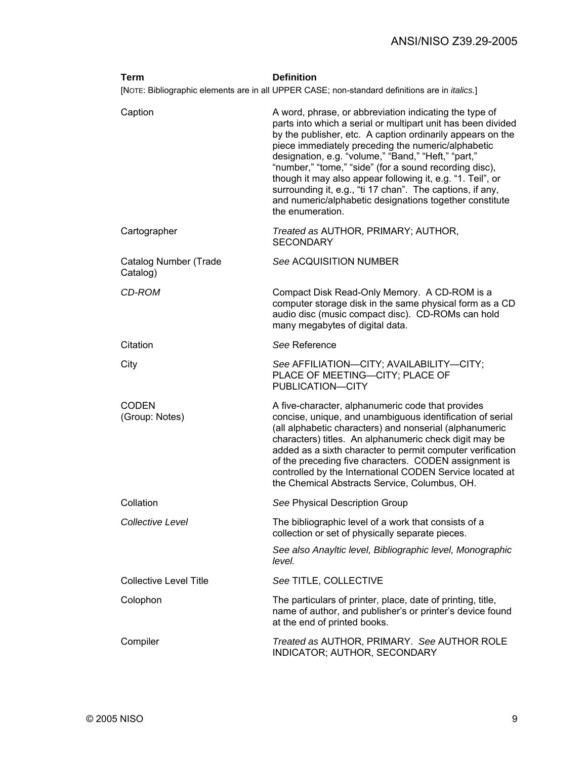| Term | Definition |
| --- | --- |
| [NOTE: Bibliographic elements are in all UPPER CASE; non-standard definitions are in *italics.*] | |
| Caption | A word, phrase, or abbreviation indicating the type of parts into which a serial or multipart unit has been divided by the publisher, etc. A caption ordinarily appears on the piece immediately preceding the numeric/alphabetic designation, e.g. "volume," "Band," "Heft," "part," "number," "tome," "side" (for a sound recording disc), though it may also appear following it, e.g. "1. Teil", or surrounding it, e.g., "ti 17 chan". The captions, if any, and numeric/alphabetic designations together constitute the enumeration. |
| Cartographer | *Treated as* AUTHOR, PRIMARY; AUTHOR, SECONDARY |
| Catalog Number (Trade Catalog) | *See* ACQUISITION NUMBER |
| *CD-ROM* | Compact Disk Read-Only Memory. A CD-ROM is a computer storage disk in the same physical form as a CD audio disc (music compact disc). CD-ROMs can hold many megabytes of digital data. |
| Citation | *See* Reference |
| City | *See* AFFILIATION—CITY; AVAILABILITY—CITY; PLACE OF MEETING—CITY; PLACE OF PUBLICATION—CITY |
| CODEN (Group: Notes) | A five-character, alphanumeric code that provides concise, unique, and unambiguous identification of serial (all alphabetic characters) and nonserial (alphanumeric characters) titles. An alphanumeric check digit may be added as a sixth character to permit computer verification of the preceding five characters. CODEN assignment is controlled by the International CODEN Service located at the Chemical Abstracts Service, Columbus, OH. |
| Collation | *See* Physical Description Group |
| *Collective Level* | The bibliographic level of a work that consists of a collection or set of physically separate pieces. *See also Anayltic level, Bibliographic level, Monographic level.* |
| Collective Level Title | *See* TITLE, COLLECTIVE |
| Colophon | The particulars of printer, place, date of printing, title, name of author, and publisher's or printer's device found at the end of printed books. |
| Compiler | *Treated as* AUTHOR, PRIMARY. *See* AUTHOR ROLE INDICATOR; AUTHOR, SECONDARY |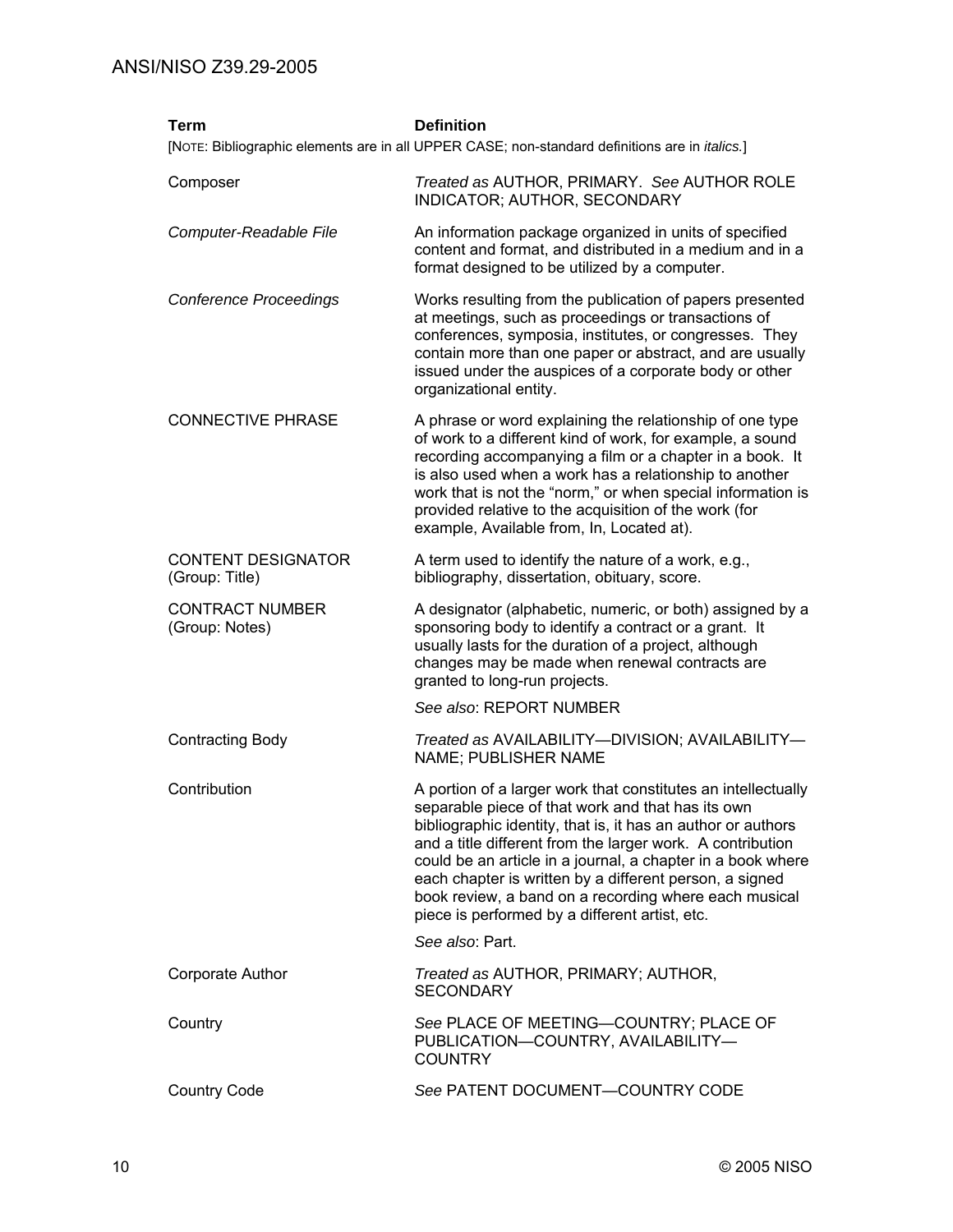| Term | Definition |
|---|---|
| [NOTE: Bibliographic elements are in all UPPER CASE; non-standard definitions are in *italics.*] | |
| Composer | *Treated as* AUTHOR, PRIMARY. *See* AUTHOR ROLE INDICATOR; AUTHOR, SECONDARY |
| *Computer-Readable File* | An information package organized in units of specified content and format, and distributed in a medium and in a format designed to be utilized by a computer. |
| *Conference Proceedings* | Works resulting from the publication of papers presented at meetings, such as proceedings or transactions of conferences, symposia, institutes, or congresses. They contain more than one paper or abstract, and are usually issued under the auspices of a corporate body or other organizational entity. |
| CONNECTIVE PHRASE | A phrase or word explaining the relationship of one type of work to a different kind of work, for example, a sound recording accompanying a film or a chapter in a book. It is also used when a work has a relationship to another work that is not the "norm," or when special information is provided relative to the acquisition of the work (for example, Available from, In, Located at). |
| CONTENT DESIGNATOR (Group: Title) | A term used to identify the nature of a work, e.g., bibliography, dissertation, obituary, score. |
| CONTRACT NUMBER (Group: Notes) | A designator (alphabetic, numeric, or both) assigned by a sponsoring body to identify a contract or a grant. It usually lasts for the duration of a project, although changes may be made when renewal contracts are granted to long-run projects.<br><br>*See also*: REPORT NUMBER |
| Contracting Body | *Treated as* AVAILABILITY—DIVISION; AVAILABILITY—NAME; PUBLISHER NAME |
| Contribution | A portion of a larger work that constitutes an intellectually separable piece of that work and that has its own bibliographic identity, that is, it has an author or authors and a title different from the larger work. A contribution could be an article in a journal, a chapter in a book where each chapter is written by a different person, a signed book review, a band on a recording where each musical piece is performed by a different artist, etc.<br><br>*See also*: Part. |
| Corporate Author | *Treated as* AUTHOR, PRIMARY; AUTHOR, SECONDARY |
| Country | *See* PLACE OF MEETING—COUNTRY; PLACE OF PUBLICATION—COUNTRY, AVAILABILITY—COUNTRY |
| Country Code | *See* PATENT DOCUMENT—COUNTRY CODE |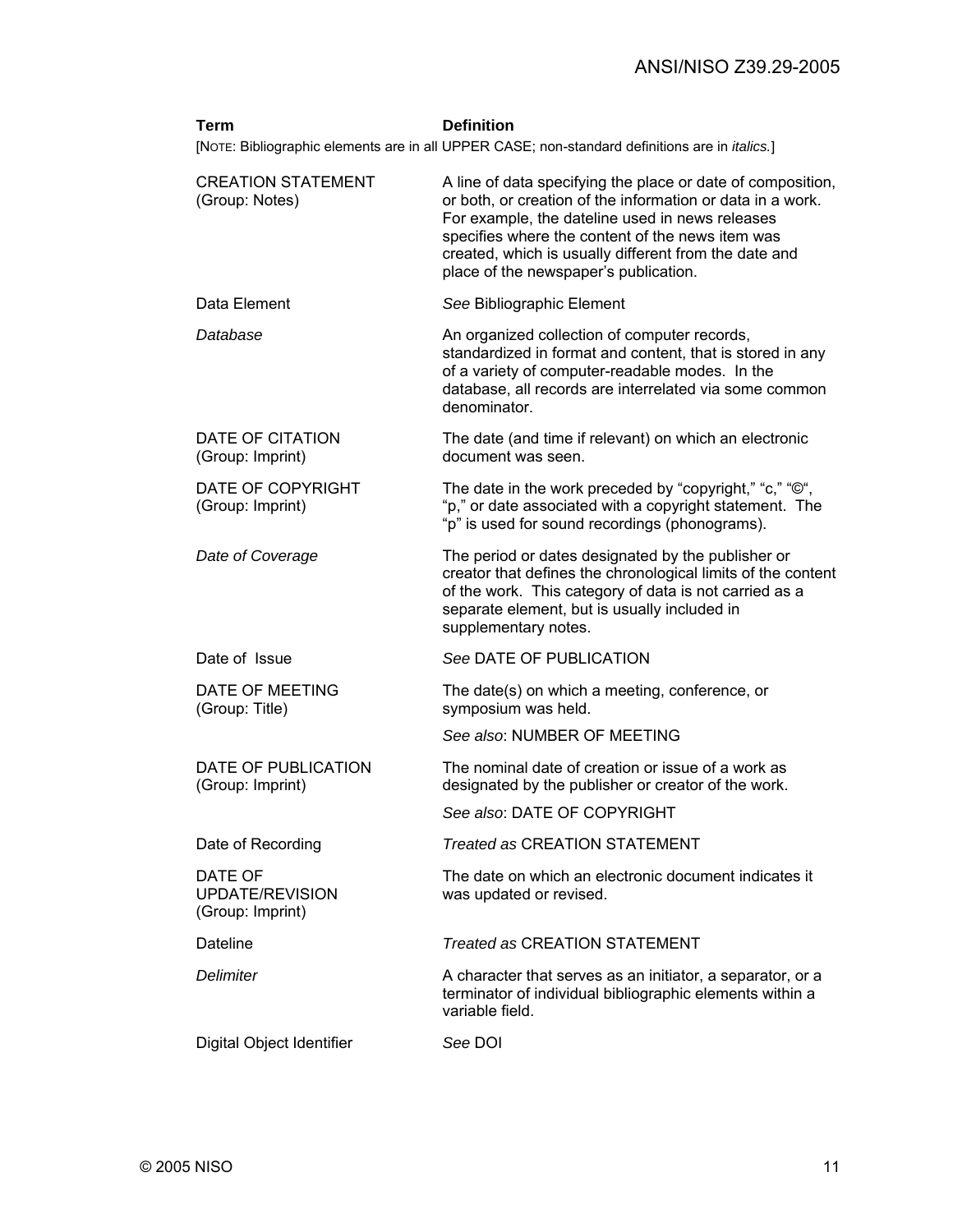| Term | Definition |
|---|---|
| [NOTE: Bibliographic elements are in all UPPER CASE; non-standard definitions are in *italics.*] | |
| CREATION STATEMENT (Group: Notes) | A line of data specifying the place or date of composition, or both, or creation of the information or data in a work. For example, the dateline used in news releases specifies where the content of the news item was created, which is usually different from the date and place of the newspaper's publication. |
| Data Element | *See* Bibliographic Element |
| *Database* | An organized collection of computer records, standardized in format and content, that is stored in any of a variety of computer-readable modes. In the database, all records are interrelated via some common denominator. |
| DATE OF CITATION (Group: Imprint) | The date (and time if relevant) on which an electronic document was seen. |
| DATE OF COPYRIGHT (Group: Imprint) | The date in the work preceded by "copyright," "c," "©", "p," or date associated with a copyright statement. The "p" is used for sound recordings (phonograms). |
| *Date of Coverage* | The period or dates designated by the publisher or creator that defines the chronological limits of the content of the work. This category of data is not carried as a separate element, but is usually included in supplementary notes. |
| Date of Issue | *See* DATE OF PUBLICATION |
| DATE OF MEETING (Group: Title) | The date(s) on which a meeting, conference, or symposium was held. *See also*: NUMBER OF MEETING |
| DATE OF PUBLICATION (Group: Imprint) | The nominal date of creation or issue of a work as designated by the publisher or creator of the work. *See also*: DATE OF COPYRIGHT |
| Date of Recording | *Treated as* CREATION STATEMENT |
| DATE OF UPDATE/REVISION (Group: Imprint) | The date on which an electronic document indicates it was updated or revised. |
| Dateline | *Treated as* CREATION STATEMENT |
| *Delimiter* | A character that serves as an initiator, a separator, or a terminator of individual bibliographic elements within a variable field. |
| Digital Object Identifier | *See* DOI |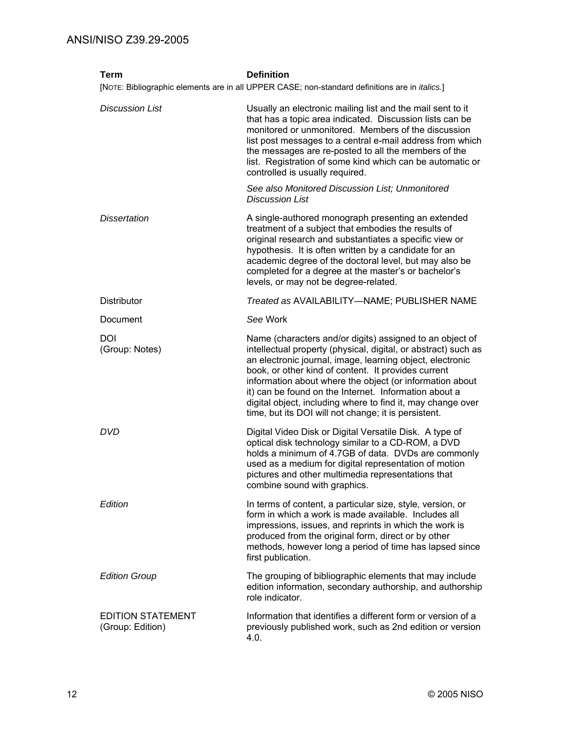| Term | Definition |
|---|---|
| [NOTE: Bibliographic elements are in all UPPER CASE; non-standard definitions are in *italics.*] | |
| *Discussion List* | Usually an electronic mailing list and the mail sent to it that has a topic area indicated. Discussion lists can be monitored or unmonitored. Members of the discussion list post messages to a central e-mail address from which the messages are re-posted to all the members of the list. Registration of some kind which can be automatic or controlled is usually required.<br><br>*See also Monitored Discussion List; Unmonitored Discussion List* |
| *Dissertation* | A single-authored monograph presenting an extended treatment of a subject that embodies the results of original research and substantiates a specific view or hypothesis. It is often written by a candidate for an academic degree of the doctoral level, but may also be completed for a degree at the master's or bachelor's levels, or may not be degree-related. |
| Distributor | *Treated as* AVAILABILITY—NAME; PUBLISHER NAME |
| Document | *See* Work |
| DOI (Group: Notes) | Name (characters and/or digits) assigned to an object of intellectual property (physical, digital, or abstract) such as an electronic journal, image, learning object, electronic book, or other kind of content. It provides current information about where the object (or information about it) can be found on the Internet. Information about a digital object, including where to find it, may change over time, but its DOI will not change; it is persistent. |
| *DVD* | Digital Video Disk or Digital Versatile Disk. A type of optical disk technology similar to a CD-ROM, a DVD holds a minimum of 4.7GB of data. DVDs are commonly used as a medium for digital representation of motion pictures and other multimedia representations that combine sound with graphics. |
| *Edition* | In terms of content, a particular size, style, version, or form in which a work is made available. Includes all impressions, issues, and reprints in which the work is produced from the original form, direct or by other methods, however long a period of time has lapsed since first publication. |
| *Edition Group* | The grouping of bibliographic elements that may include edition information, secondary authorship, and authorship role indicator. |
| EDITION STATEMENT (Group: Edition) | Information that identifies a different form or version of a previously published work, such as 2nd edition or version 4.0. |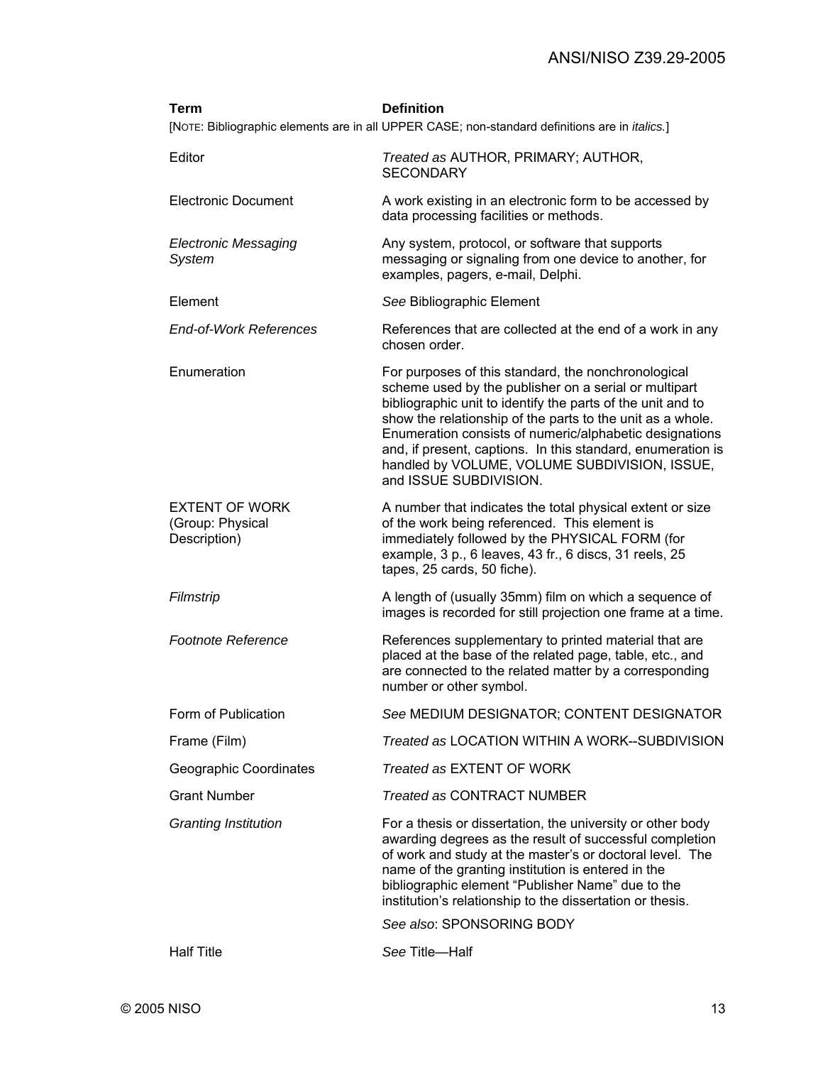| **Term** | **Definition** |
|---|---|
| [NOTE: Bibliographic elements are in all UPPER CASE; non-standard definitions are in *italics.*] | |
| Editor | *Treated as* AUTHOR, PRIMARY; AUTHOR, SECONDARY |
| Electronic Document | A work existing in an electronic form to be accessed by data processing facilities or methods. |
| *Electronic Messaging System* | Any system, protocol, or software that supports messaging or signaling from one device to another, for examples, pagers, e-mail, Delphi. |
| Element | *See* Bibliographic Element |
| *End-of-Work References* | References that are collected at the end of a work in any chosen order. |
| Enumeration | For purposes of this standard, the nonchronological scheme used by the publisher on a serial or multipart bibliographic unit to identify the parts of the unit and to show the relationship of the parts to the unit as a whole. Enumeration consists of numeric/alphabetic designations and, if present, captions. In this standard, enumeration is handled by VOLUME, VOLUME SUBDIVISION, ISSUE, and ISSUE SUBDIVISION. |
| EXTENT OF WORK (Group: Physical Description) | A number that indicates the total physical extent or size of the work being referenced. This element is immediately followed by the PHYSICAL FORM (for example, 3 p., 6 leaves, 43 fr., 6 discs, 31 reels, 25 tapes, 25 cards, 50 fiche). |
| *Filmstrip* | A length of (usually 35mm) film on which a sequence of images is recorded for still projection one frame at a time. |
| *Footnote Reference* | References supplementary to printed material that are placed at the base of the related page, table, etc., and are connected to the related matter by a corresponding number or other symbol. |
| Form of Publication | *See* MEDIUM DESIGNATOR; CONTENT DESIGNATOR |
| Frame (Film) | *Treated as* LOCATION WITHIN A WORK--SUBDIVISION |
| Geographic Coordinates | *Treated as* EXTENT OF WORK |
| Grant Number | *Treated as* CONTRACT NUMBER |
| *Granting Institution* | For a thesis or dissertation, the university or other body awarding degrees as the result of successful completion of work and study at the master's or doctoral level. The name of the granting institution is entered in the bibliographic element "Publisher Name" due to the institution's relationship to the dissertation or thesis. *See also*: SPONSORING BODY |
| Half Title | *See* Title—Half |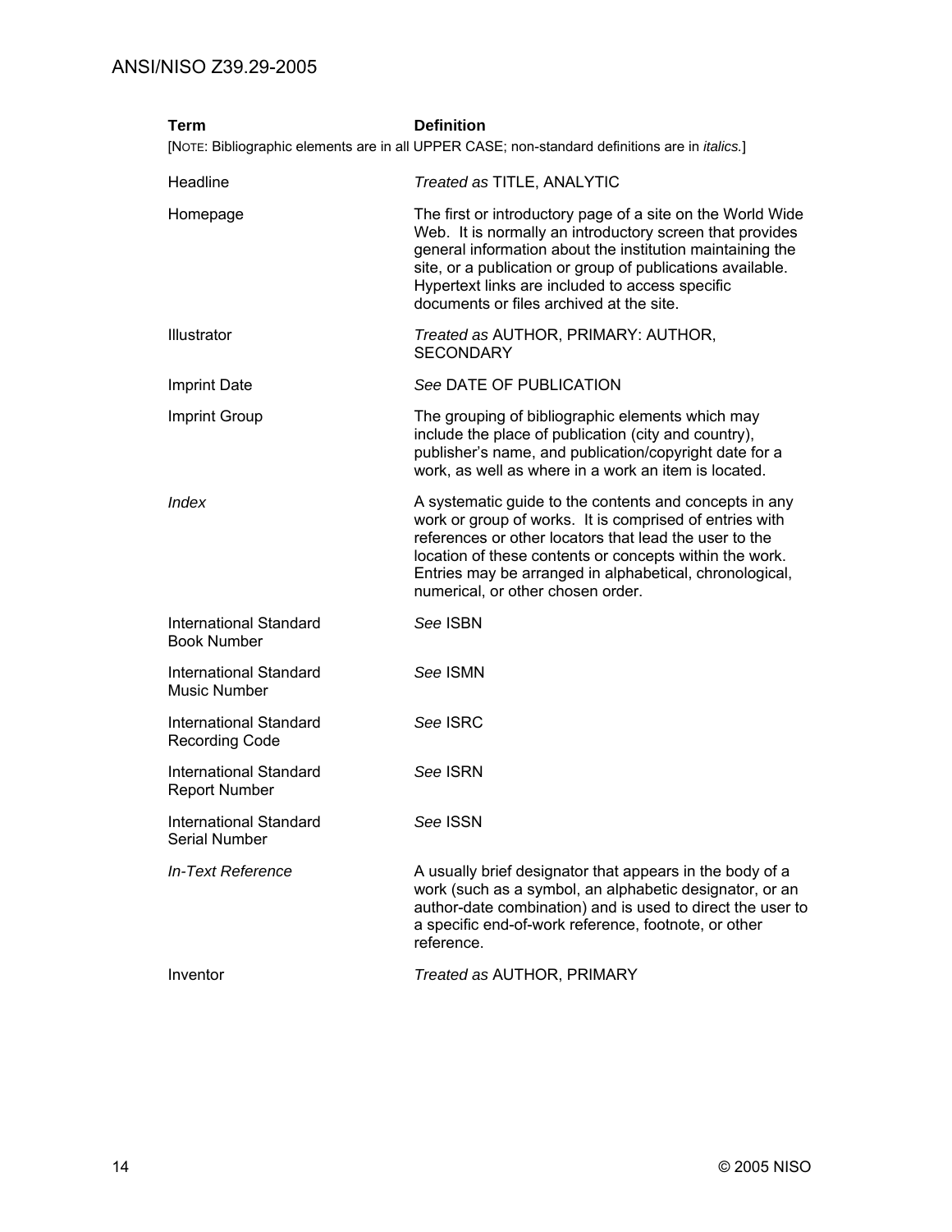| **Term** | **Definition** |
|---|---|
| [NOTE: Bibliographic elements are in all UPPER CASE; non-standard definitions are in *italics.*] | |
| Headline | *Treated as* TITLE, ANALYTIC |
| Homepage | The first or introductory page of a site on the World Wide Web. It is normally an introductory screen that provides general information about the institution maintaining the site, or a publication or group of publications available. Hypertext links are included to access specific documents or files archived at the site. |
| Illustrator | *Treated as* AUTHOR, PRIMARY: AUTHOR, SECONDARY |
| Imprint Date | *See* DATE OF PUBLICATION |
| Imprint Group | The grouping of bibliographic elements which may include the place of publication (city and country), publisher's name, and publication/copyright date for a work, as well as where in a work an item is located. |
| *Index* | A systematic guide to the contents and concepts in any work or group of works. It is comprised of entries with references or other locators that lead the user to the location of these contents or concepts within the work. Entries may be arranged in alphabetical, chronological, numerical, or other chosen order. |
| International Standard Book Number | *See* ISBN |
| International Standard Music Number | *See* ISMN |
| International Standard Recording Code | *See* ISRC |
| International Standard Report Number | *See* ISRN |
| International Standard Serial Number | *See* ISSN |
| *In-Text Reference* | A usually brief designator that appears in the body of a work (such as a symbol, an alphabetic designator, or an author-date combination) and is used to direct the user to a specific end-of-work reference, footnote, or other reference. |
| Inventor | *Treated as* AUTHOR, PRIMARY |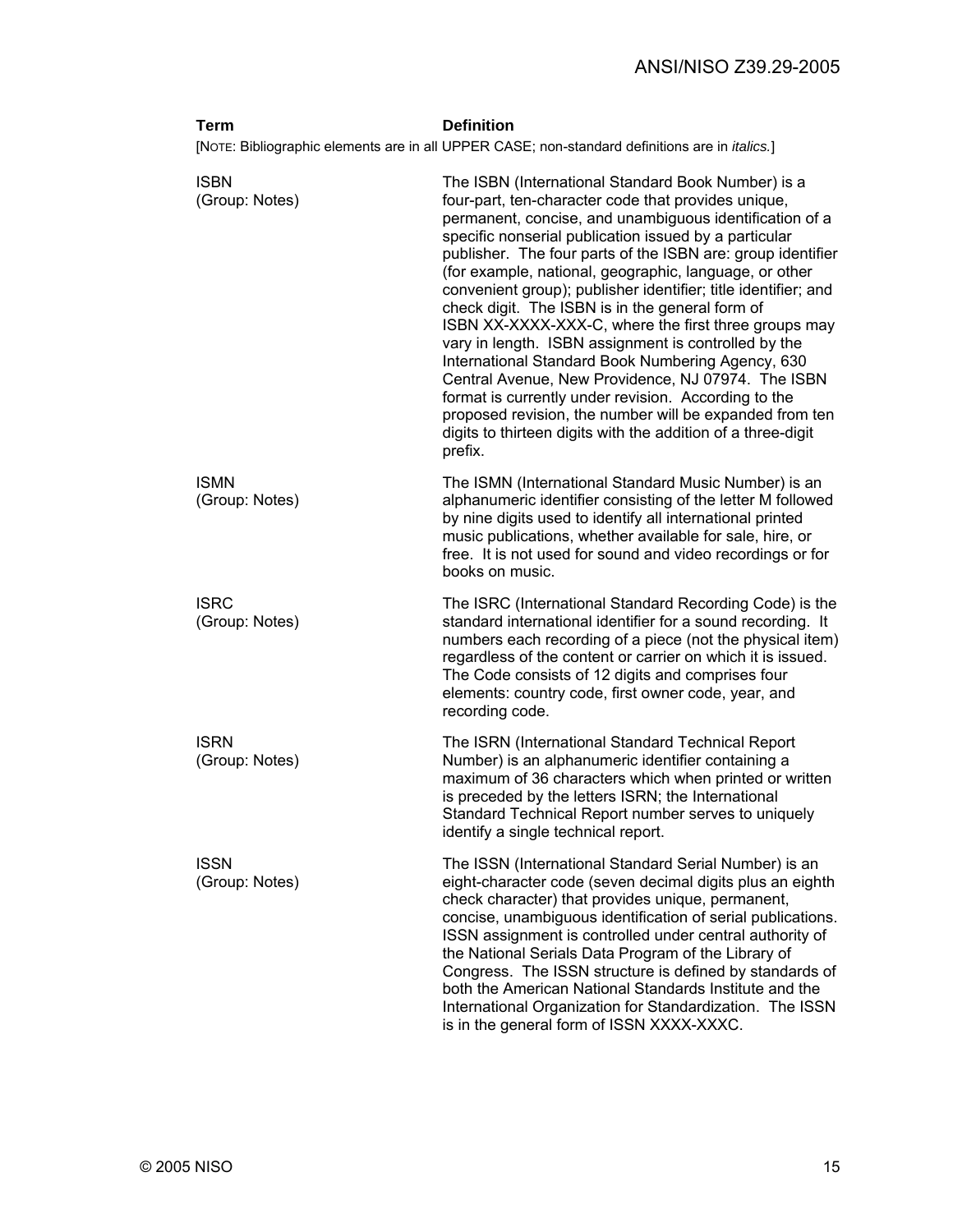| Term | Definition |
| --- | --- |
| [NOTE: Bibliographic elements are in all UPPER CASE; non-standard definitions are in *italics.*] | |
| ISBN<br>(Group: Notes) | The ISBN (International Standard Book Number) is a four-part, ten-character code that provides unique, permanent, concise, and unambiguous identification of a specific nonserial publication issued by a particular publisher. The four parts of the ISBN are: group identifier (for example, national, geographic, language, or other convenient group); publisher identifier; title identifier; and check digit. The ISBN is in the general form of ISBN XX-XXXX-XXX-C, where the first three groups may vary in length. ISBN assignment is controlled by the International Standard Book Numbering Agency, 630 Central Avenue, New Providence, NJ 07974. The ISBN format is currently under revision. According to the proposed revision, the number will be expanded from ten digits to thirteen digits with the addition of a three-digit prefix. |
| ISMN<br>(Group: Notes) | The ISMN (International Standard Music Number) is an alphanumeric identifier consisting of the letter M followed by nine digits used to identify all international printed music publications, whether available for sale, hire, or free. It is not used for sound and video recordings or for books on music. |
| ISRC<br>(Group: Notes) | The ISRC (International Standard Recording Code) is the standard international identifier for a sound recording. It numbers each recording of a piece (not the physical item) regardless of the content or carrier on which it is issued. The Code consists of 12 digits and comprises four elements: country code, first owner code, year, and recording code. |
| ISRN<br>(Group: Notes) | The ISRN (International Standard Technical Report Number) is an alphanumeric identifier containing a maximum of 36 characters which when printed or written is preceded by the letters ISRN; the International Standard Technical Report number serves to uniquely identify a single technical report. |
| ISSN<br>(Group: Notes) | The ISSN (International Standard Serial Number) is an eight-character code (seven decimal digits plus an eighth check character) that provides unique, permanent, concise, unambiguous identification of serial publications. ISSN assignment is controlled under central authority of the National Serials Data Program of the Library of Congress. The ISSN structure is defined by standards of both the American National Standards Institute and the International Organization for Standardization. The ISSN is in the general form of ISSN XXXX-XXXC. |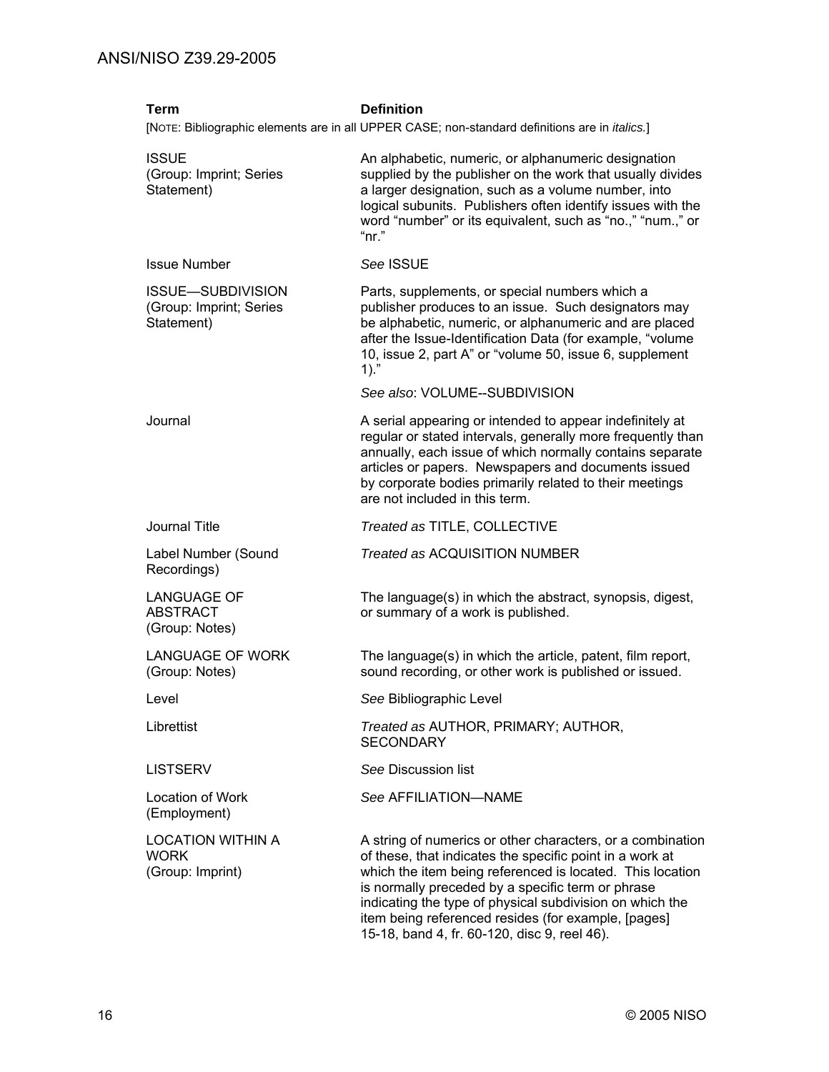| Term | Definition |
| --- | --- |
| [NOTE: Bibliographic elements are in all UPPER CASE; non-standard definitions are in *italics.*] | |
| ISSUE (Group: Imprint; Series Statement) | An alphabetic, numeric, or alphanumeric designation supplied by the publisher on the work that usually divides a larger designation, such as a volume number, into logical subunits. Publishers often identify issues with the word "number" or its equivalent, such as "no.," "num.," or "nr." |
| Issue Number | *See* ISSUE |
| ISSUE—SUBDIVISION (Group: Imprint; Series Statement) | Parts, supplements, or special numbers which a publisher produces to an issue. Such designators may be alphabetic, numeric, or alphanumeric and are placed after the Issue-Identification Data (for example, "volume 10, issue 2, part A" or "volume 50, issue 6, supplement 1)."<br><br>*See also*: VOLUME--SUBDIVISION |
| Journal | A serial appearing or intended to appear indefinitely at regular or stated intervals, generally more frequently than annually, each issue of which normally contains separate articles or papers. Newspapers and documents issued by corporate bodies primarily related to their meetings are not included in this term. |
| Journal Title | *Treated as* TITLE, COLLECTIVE |
| Label Number (Sound Recordings) | *Treated as* ACQUISITION NUMBER |
| LANGUAGE OF ABSTRACT (Group: Notes) | The language(s) in which the abstract, synopsis, digest, or summary of a work is published. |
| LANGUAGE OF WORK (Group: Notes) | The language(s) in which the article, patent, film report, sound recording, or other work is published or issued. |
| Level | *See* Bibliographic Level |
| Librettist | *Treated as* AUTHOR, PRIMARY; AUTHOR, SECONDARY |
| LISTSERV | *See* Discussion list |
| Location of Work (Employment) | *See* AFFILIATION—NAME |
| LOCATION WITHIN A WORK (Group: Imprint) | A string of numerics or other characters, or a combination of these, that indicates the specific point in a work at which the item being referenced is located. This location is normally preceded by a specific term or phrase indicating the type of physical subdivision on which the item being referenced resides (for example, [pages] 15-18, band 4, fr. 60-120, disc 9, reel 46). |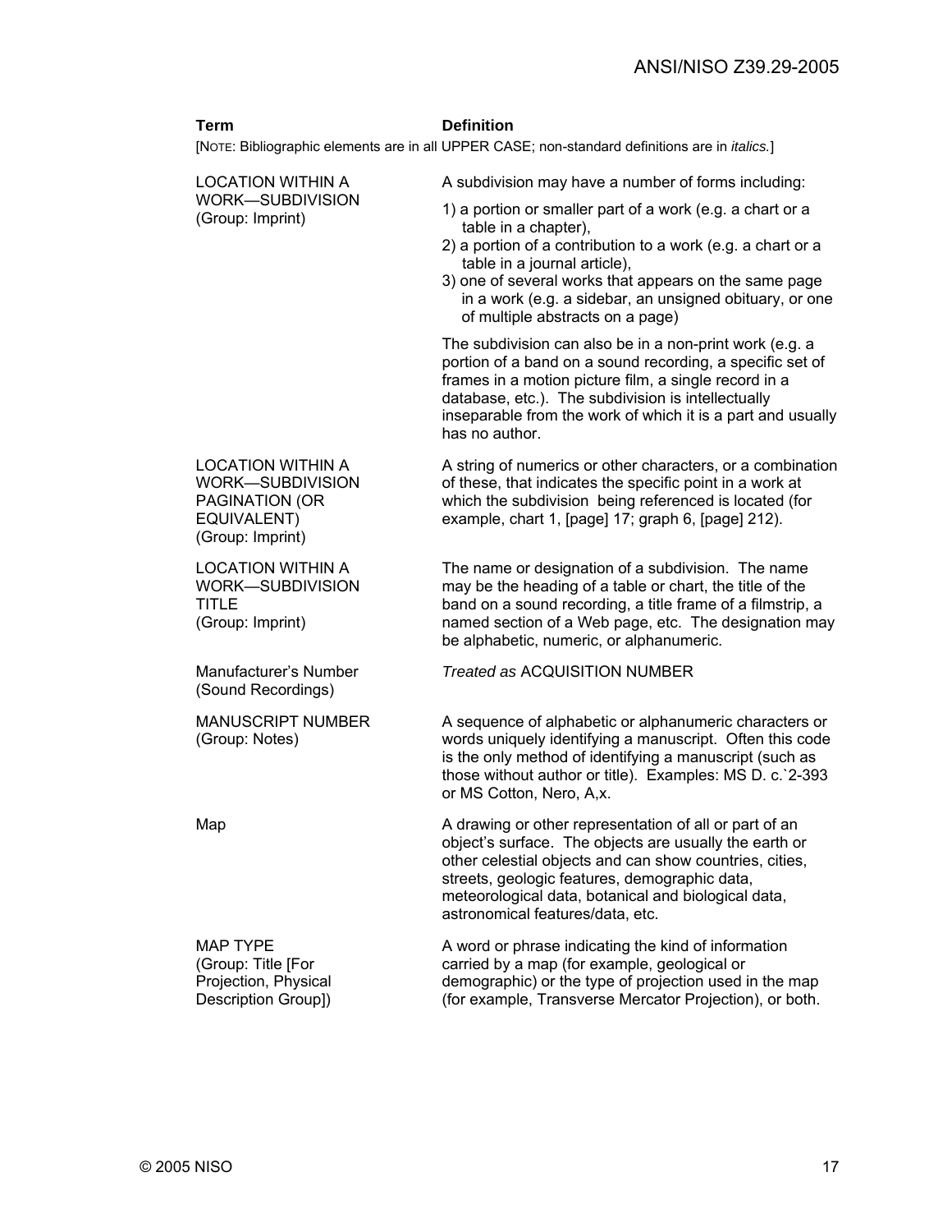| Term | Definition |
|---|---|
| [NOTE: Bibliographic elements are in all UPPER CASE; non-standard definitions are in *italics.*] | |
| LOCATION WITHIN A WORK—SUBDIVISION (Group: Imprint) | A subdivision may have a number of forms including:<br>1) a portion or smaller part of a work (e.g. a chart or a table in a chapter),<br>2) a portion of a contribution to a work (e.g. a chart or a table in a journal article),<br>3) one of several works that appears on the same page in a work (e.g. a sidebar, an unsigned obituary, or one of multiple abstracts on a page)<br><br>The subdivision can also be in a non-print work (e.g. a portion of a band on a sound recording, a specific set of frames in a motion picture film, a single record in a database, etc.). The subdivision is intellectually inseparable from the work of which it is a part and usually has no author. |
| LOCATION WITHIN A WORK—SUBDIVISION PAGINATION (OR EQUIVALENT) (Group: Imprint) | A string of numerics or other characters, or a combination of these, that indicates the specific point in a work at which the subdivision being referenced is located (for example, chart 1, [page] 17; graph 6, [page] 212). |
| LOCATION WITHIN A WORK—SUBDIVISION TITLE (Group: Imprint) | The name or designation of a subdivision. The name may be the heading of a table or chart, the title of the band on a sound recording, a title frame of a filmstrip, a named section of a Web page, etc. The designation may be alphabetic, numeric, or alphanumeric. |
| Manufacturer's Number (Sound Recordings) | *Treated as* ACQUISITION NUMBER |
| MANUSCRIPT NUMBER (Group: Notes) | A sequence of alphabetic or alphanumeric characters or words uniquely identifying a manuscript. Often this code is the only method of identifying a manuscript (such as those without author or title). Examples: MS D. c.`2-393 or MS Cotton, Nero, A,x. |
| Map | A drawing or other representation of all or part of an object's surface. The objects are usually the earth or other celestial objects and can show countries, cities, streets, geologic features, demographic data, meteorological data, botanical and biological data, astronomical features/data, etc. |
| MAP TYPE (Group: Title [For Projection, Physical Description Group]) | A word or phrase indicating the kind of information carried by a map (for example, geological or demographic) or the type of projection used in the map (for example, Transverse Mercator Projection), or both. |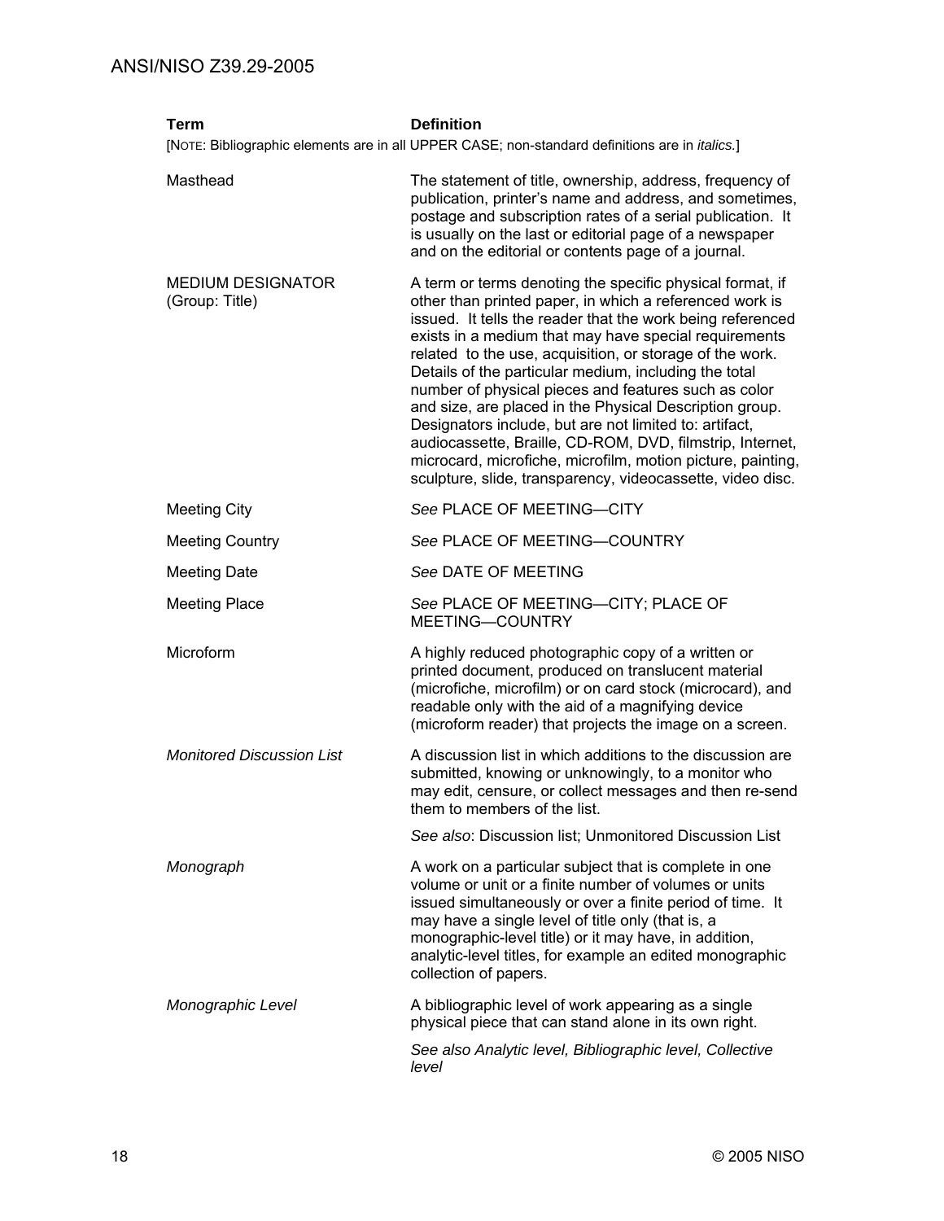| Term | Definition |
| --- | --- |
| [NOTE: Bibliographic elements are in all UPPER CASE; non-standard definitions are in *italics.*] | |
| Masthead | The statement of title, ownership, address, frequency of publication, printer's name and address, and sometimes, postage and subscription rates of a serial publication. It is usually on the last or editorial page of a newspaper and on the editorial or contents page of a journal. |
| MEDIUM DESIGNATOR (Group: Title) | A term or terms denoting the specific physical format, if other than printed paper, in which a referenced work is issued. It tells the reader that the work being referenced exists in a medium that may have special requirements related to the use, acquisition, or storage of the work. Details of the particular medium, including the total number of physical pieces and features such as color and size, are placed in the Physical Description group. Designators include, but are not limited to: artifact, audiocassette, Braille, CD-ROM, DVD, filmstrip, Internet, microcard, microfiche, microfilm, motion picture, painting, sculpture, slide, transparency, videocassette, video disc. |
| Meeting City | *See* PLACE OF MEETING—CITY |
| Meeting Country | *See* PLACE OF MEETING—COUNTRY |
| Meeting Date | *See* DATE OF MEETING |
| Meeting Place | *See* PLACE OF MEETING—CITY; PLACE OF MEETING—COUNTRY |
| Microform | A highly reduced photographic copy of a written or printed document, produced on translucent material (microfiche, microfilm) or on card stock (microcard), and readable only with the aid of a magnifying device (microform reader) that projects the image on a screen. |
| *Monitored Discussion List* | A discussion list in which additions to the discussion are submitted, knowing or unknowingly, to a monitor who may edit, censure, or collect messages and then re-send them to members of the list.<br><br>*See also*: Discussion list; Unmonitored Discussion List |
| *Monograph* | A work on a particular subject that is complete in one volume or unit or a finite number of volumes or units issued simultaneously or over a finite period of time. It may have a single level of title only (that is, a monographic-level title) or it may have, in addition, analytic-level titles, for example an edited monographic collection of papers. |
| *Monographic Level* | A bibliographic level of work appearing as a single physical piece that can stand alone in its own right.<br><br>*See also Analytic level, Bibliographic level, Collective level* |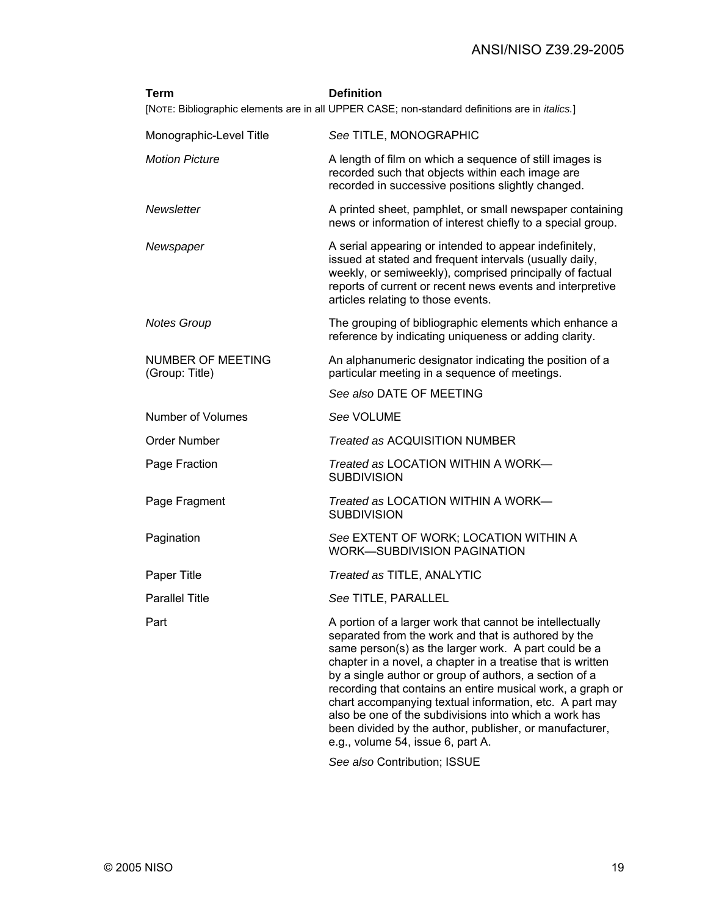| Term | Definition |
|---|---|
| [NOTE: Bibliographic elements are in all UPPER CASE; non-standard definitions are in *italics.*] | |
| Monographic-Level Title | *See* TITLE, MONOGRAPHIC |
| *Motion Picture* | A length of film on which a sequence of still images is recorded such that objects within each image are recorded in successive positions slightly changed. |
| *Newsletter* | A printed sheet, pamphlet, or small newspaper containing news or information of interest chiefly to a special group. |
| *Newspaper* | A serial appearing or intended to appear indefinitely, issued at stated and frequent intervals (usually daily, weekly, or semiweekly), comprised principally of factual reports of current or recent news events and interpretive articles relating to those events. |
| *Notes Group* | The grouping of bibliographic elements which enhance a reference by indicating uniqueness or adding clarity. |
| NUMBER OF MEETING (Group: Title) | An alphanumeric designator indicating the position of a particular meeting in a sequence of meetings.<br><br>*See also* DATE OF MEETING |
| Number of Volumes | *See* VOLUME |
| Order Number | *Treated as* ACQUISITION NUMBER |
| Page Fraction | *Treated as* LOCATION WITHIN A WORK—SUBDIVISION |
| Page Fragment | *Treated as* LOCATION WITHIN A WORK—SUBDIVISION |
| Pagination | *See* EXTENT OF WORK; LOCATION WITHIN A WORK—SUBDIVISION PAGINATION |
| Paper Title | *Treated as* TITLE, ANALYTIC |
| Parallel Title | *See* TITLE, PARALLEL |
| Part | A portion of a larger work that cannot be intellectually separated from the work and that is authored by the same person(s) as the larger work. A part could be a chapter in a novel, a chapter in a treatise that is written by a single author or group of authors, a section of a recording that contains an entire musical work, a graph or chart accompanying textual information, etc. A part may also be one of the subdivisions into which a work has been divided by the author, publisher, or manufacturer, e.g., volume 54, issue 6, part A.<br><br>*See also* Contribution; ISSUE |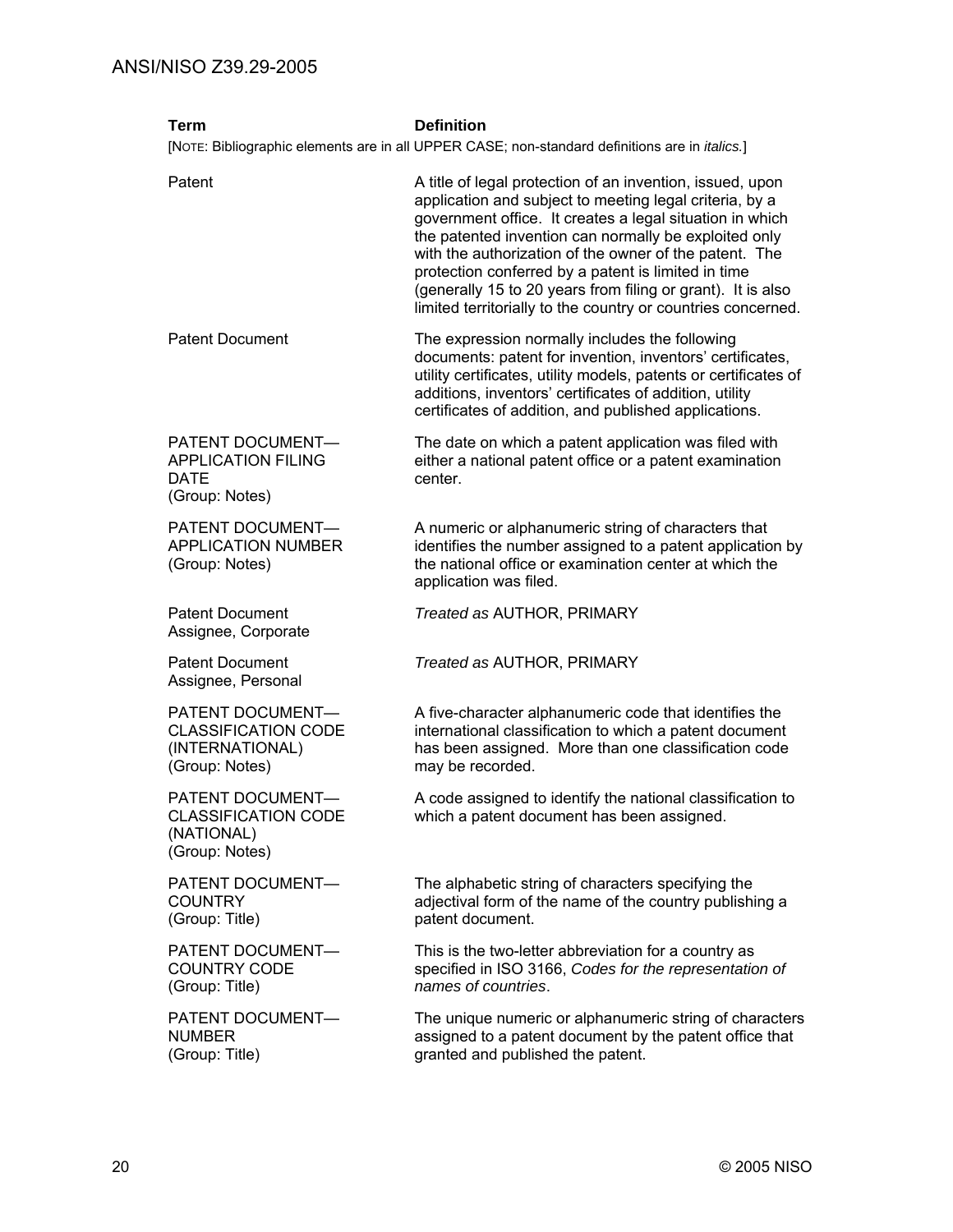| Term | Definition |
| --- | --- |
| [NOTE: Bibliographic elements are in all UPPER CASE; non-standard definitions are in *italics.*] | |
| Patent | A title of legal protection of an invention, issued, upon application and subject to meeting legal criteria, by a government office. It creates a legal situation in which the patented invention can normally be exploited only with the authorization of the owner of the patent. The protection conferred by a patent is limited in time (generally 15 to 20 years from filing or grant). It is also limited territorially to the country or countries concerned. |
| Patent Document | The expression normally includes the following documents: patent for invention, inventors' certificates, utility certificates, utility models, patents or certificates of additions, inventors' certificates of addition, utility certificates of addition, and published applications. |
| PATENT DOCUMENT—APPLICATION FILING DATE (Group: Notes) | The date on which a patent application was filed with either a national patent office or a patent examination center. |
| PATENT DOCUMENT—APPLICATION NUMBER (Group: Notes) | A numeric or alphanumeric string of characters that identifies the number assigned to a patent application by the national office or examination center at which the application was filed. |
| Patent Document Assignee, Corporate | *Treated as* AUTHOR, PRIMARY |
| Patent Document Assignee, Personal | *Treated as* AUTHOR, PRIMARY |
| PATENT DOCUMENT—CLASSIFICATION CODE (INTERNATIONAL) (Group: Notes) | A five-character alphanumeric code that identifies the international classification to which a patent document has been assigned. More than one classification code may be recorded. |
| PATENT DOCUMENT—CLASSIFICATION CODE (NATIONAL) (Group: Notes) | A code assigned to identify the national classification to which a patent document has been assigned. |
| PATENT DOCUMENT—COUNTRY (Group: Title) | The alphabetic string of characters specifying the adjectival form of the name of the country publishing a patent document. |
| PATENT DOCUMENT—COUNTRY CODE (Group: Title) | This is the two-letter abbreviation for a country as specified in ISO 3166, *Codes for the representation of names of countries*. |
| PATENT DOCUMENT—NUMBER (Group: Title) | The unique numeric or alphanumeric string of characters assigned to a patent document by the patent office that granted and published the patent. |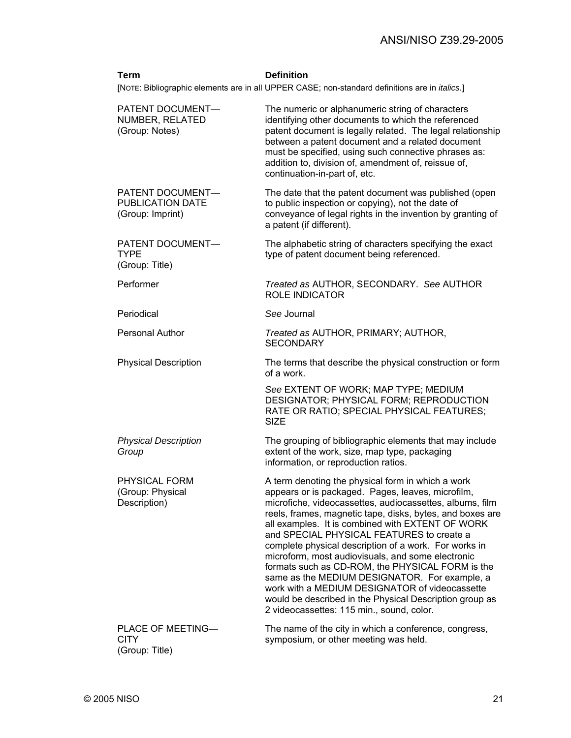| Term | Definition |
|---|---|
| [NOTE: Bibliographic elements are in all UPPER CASE; non-standard definitions are in *italics.*] | |
| PATENT DOCUMENT—NUMBER, RELATED (Group: Notes) | The numeric or alphanumeric string of characters identifying other documents to which the referenced patent document is legally related. The legal relationship between a patent document and a related document must be specified, using such connective phrases as: addition to, division of, amendment of, reissue of, continuation-in-part of, etc. |
| PATENT DOCUMENT—PUBLICATION DATE (Group: Imprint) | The date that the patent document was published (open to public inspection or copying), not the date of conveyance of legal rights in the invention by granting of a patent (if different). |
| PATENT DOCUMENT—TYPE (Group: Title) | The alphabetic string of characters specifying the exact type of patent document being referenced. |
| Performer | *Treated as* AUTHOR, SECONDARY. *See* AUTHOR ROLE INDICATOR |
| Periodical | *See* Journal |
| Personal Author | *Treated as* AUTHOR, PRIMARY; AUTHOR, SECONDARY |
| Physical Description | The terms that describe the physical construction or form of a work.<br><br>*See* EXTENT OF WORK; MAP TYPE; MEDIUM DESIGNATOR; PHYSICAL FORM; REPRODUCTION RATE OR RATIO; SPECIAL PHYSICAL FEATURES; SIZE |
| *Physical Description Group* | The grouping of bibliographic elements that may include extent of the work, size, map type, packaging information, or reproduction ratios. |
| PHYSICAL FORM (Group: Physical Description) | A term denoting the physical form in which a work appears or is packaged. Pages, leaves, microfilm, microfiche, videocassettes, audiocassettes, albums, film reels, frames, magnetic tape, disks, bytes, and boxes are all examples. It is combined with EXTENT OF WORK and SPECIAL PHYSICAL FEATURES to create a complete physical description of a work. For works in microform, most audiovisuals, and some electronic formats such as CD-ROM, the PHYSICAL FORM is the same as the MEDIUM DESIGNATOR. For example, a work with a MEDIUM DESIGNATOR of videocassette would be described in the Physical Description group as 2 videocassettes: 115 min., sound, color. |
| PLACE OF MEETING—CITY (Group: Title) | The name of the city in which a conference, congress, symposium, or other meeting was held. |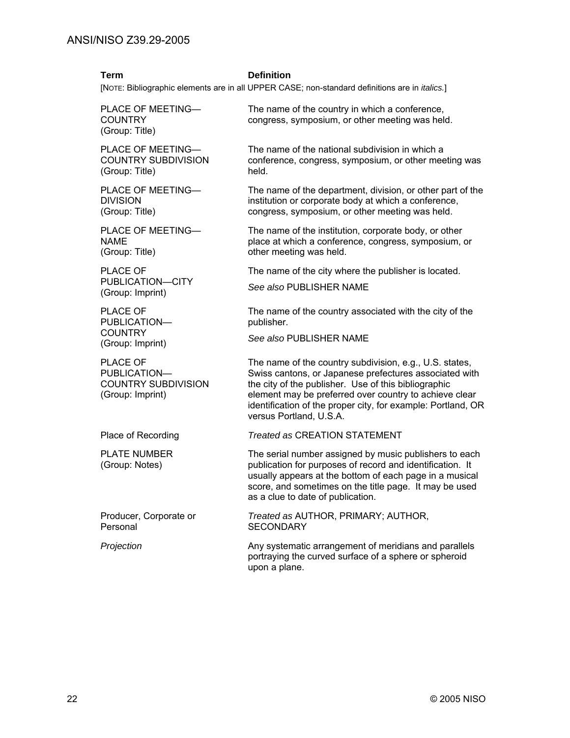| **Term** | **Definition** |
|---|---|
| [NOTE: Bibliographic elements are in all UPPER CASE; non-standard definitions are in *italics.*] | |
| PLACE OF MEETING—COUNTRY (Group: Title) | The name of the country in which a conference, congress, symposium, or other meeting was held. |
| PLACE OF MEETING—COUNTRY SUBDIVISION (Group: Title) | The name of the national subdivision in which a conference, congress, symposium, or other meeting was held. |
| PLACE OF MEETING—DIVISION (Group: Title) | The name of the department, division, or other part of the institution or corporate body at which a conference, congress, symposium, or other meeting was held. |
| PLACE OF MEETING—NAME (Group: Title) | The name of the institution, corporate body, or other place at which a conference, congress, symposium, or other meeting was held. |
| PLACE OF PUBLICATION—CITY (Group: Imprint) | The name of the city where the publisher is located.<br><br>*See also* PUBLISHER NAME |
| PLACE OF PUBLICATION—COUNTRY (Group: Imprint) | The name of the country associated with the city of the publisher.<br><br>*See also* PUBLISHER NAME |
| PLACE OF PUBLICATION—COUNTRY SUBDIVISION (Group: Imprint) | The name of the country subdivision, e.g., U.S. states, Swiss cantons, or Japanese prefectures associated with the city of the publisher. Use of this bibliographic element may be preferred over country to achieve clear identification of the proper city, for example: Portland, OR versus Portland, U.S.A. |
| Place of Recording | *Treated as* CREATION STATEMENT |
| PLATE NUMBER (Group: Notes) | The serial number assigned by music publishers to each publication for purposes of record and identification. It usually appears at the bottom of each page in a musical score, and sometimes on the title page. It may be used as a clue to date of publication. |
| Producer, Corporate or Personal | *Treated as* AUTHOR, PRIMARY; AUTHOR, SECONDARY |
| *Projection* | Any systematic arrangement of meridians and parallels portraying the curved surface of a sphere or spheroid upon a plane. |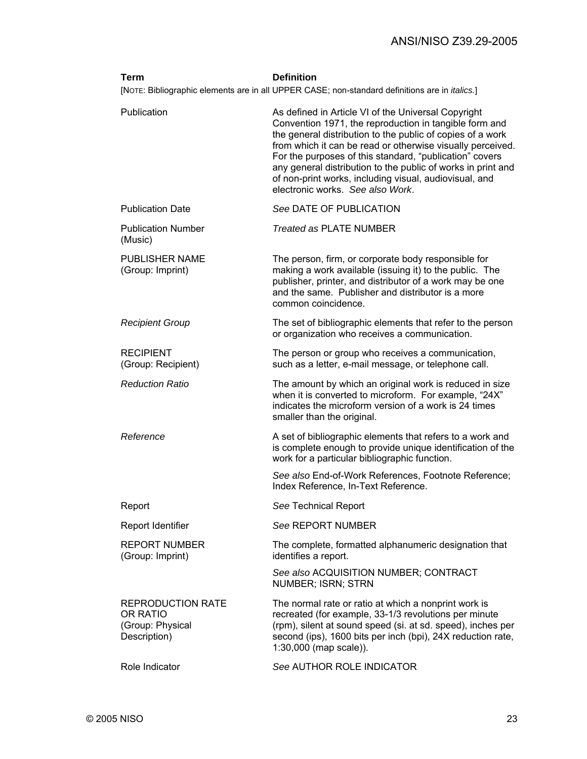| Term | Definition |
|---|---|
| [NOTE: Bibliographic elements are in all UPPER CASE; non-standard definitions are in *italics.*] | |
| Publication | As defined in Article VI of the Universal Copyright Convention 1971, the reproduction in tangible form and the general distribution to the public of copies of a work from which it can be read or otherwise visually perceived. For the purposes of this standard, “publication” covers any general distribution to the public of works in print and of non-print works, including visual, audiovisual, and electronic works. *See also Work*. |
| Publication Date | *See* DATE OF PUBLICATION |
| Publication Number (Music) | *Treated as* PLATE NUMBER |
| PUBLISHER NAME (Group: Imprint) | The person, firm, or corporate body responsible for making a work available (issuing it) to the public. The publisher, printer, and distributor of a work may be one and the same. Publisher and distributor is a more common coincidence. |
| *Recipient Group* | The set of bibliographic elements that refer to the person or organization who receives a communication. |
| RECIPIENT (Group: Recipient) | The person or group who receives a communication, such as a letter, e-mail message, or telephone call. |
| *Reduction Ratio* | The amount by which an original work is reduced in size when it is converted to microform. For example, “24X” indicates the microform version of a work is 24 times smaller than the original. |
| *Reference* | A set of bibliographic elements that refers to a work and is complete enough to provide unique identification of the work for a particular bibliographic function.<br><br>*See also* End-of-Work References, Footnote Reference; Index Reference, In-Text Reference. |
| Report | *See* Technical Report |
| Report Identifier | *See* REPORT NUMBER |
| REPORT NUMBER (Group: Imprint) | The complete, formatted alphanumeric designation that identifies a report.<br><br>*See also* ACQUISITION NUMBER; CONTRACT NUMBER; ISRN; STRN |
| REPRODUCTION RATE OR RATIO (Group: Physical Description) | The normal rate or ratio at which a nonprint work is recreated (for example, 33-1/3 revolutions per minute (rpm), silent at sound speed (si. at sd. speed), inches per second (ips), 1600 bits per inch (bpi), 24X reduction rate, 1:30,000 (map scale)). |
| Role Indicator | *See* AUTHOR ROLE INDICATOR |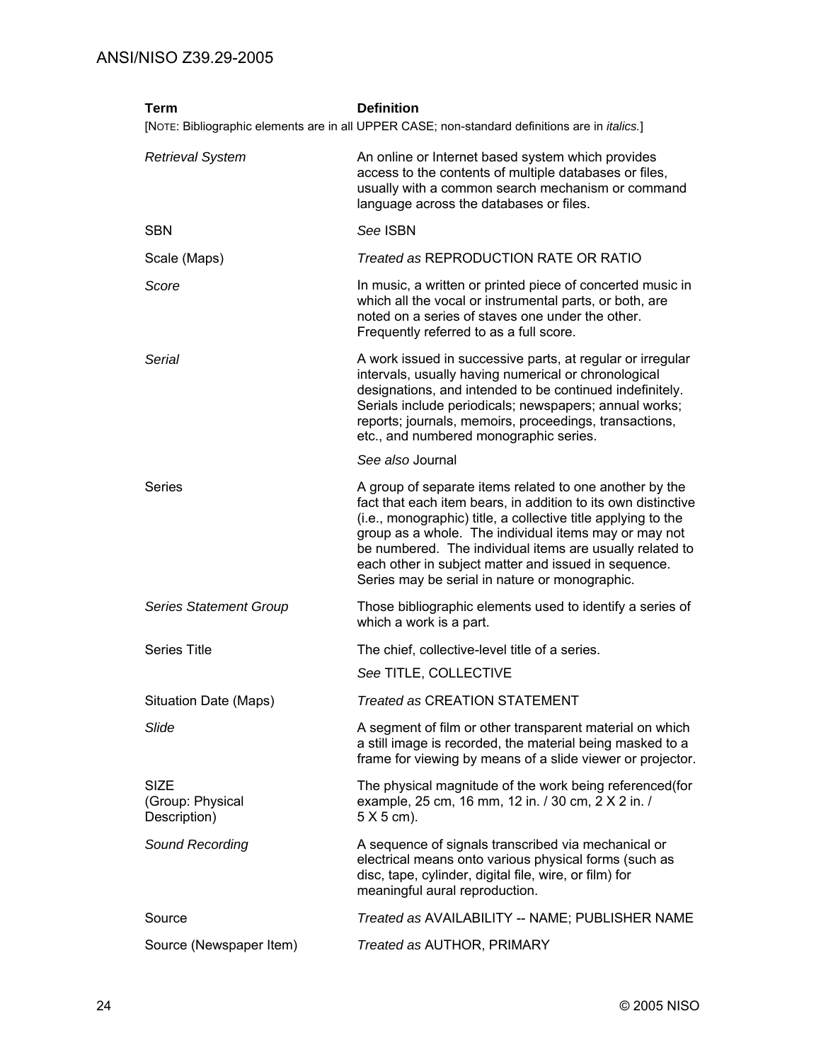| Term | Definition |
| --- | --- |
| [NOTE: Bibliographic elements are in all UPPER CASE; non-standard definitions are in *italics.*] | |
| *Retrieval System* | An online or Internet based system which provides access to the contents of multiple databases or files, usually with a common search mechanism or command language across the databases or files. |
| SBN | *See* ISBN |
| Scale (Maps) | *Treated as* REPRODUCTION RATE OR RATIO |
| *Score* | In music, a written or printed piece of concerted music in which all the vocal or instrumental parts, or both, are noted on a series of staves one under the other. Frequently referred to as a full score. |
| *Serial* | A work issued in successive parts, at regular or irregular intervals, usually having numerical or chronological designations, and intended to be continued indefinitely. Serials include periodicals; newspapers; annual works; reports; journals, memoirs, proceedings, transactions, etc., and numbered monographic series.<br><br>*See also* Journal |
| Series | A group of separate items related to one another by the fact that each item bears, in addition to its own distinctive (i.e., monographic) title, a collective title applying to the group as a whole. The individual items may or may not be numbered. The individual items are usually related to each other in subject matter and issued in sequence. Series may be serial in nature or monographic. |
| *Series Statement Group* | Those bibliographic elements used to identify a series of which a work is a part. |
| Series Title | The chief, collective-level title of a series.<br><br>*See* TITLE, COLLECTIVE |
| Situation Date (Maps) | *Treated as* CREATION STATEMENT |
| *Slide* | A segment of film or other transparent material on which a still image is recorded, the material being masked to a frame for viewing by means of a slide viewer or projector. |
| SIZE (Group: Physical Description) | The physical magnitude of the work being referenced(for example, 25 cm, 16 mm, 12 in. / 30 cm, 2 X 2 in. / 5 X 5 cm). |
| *Sound Recording* | A sequence of signals transcribed via mechanical or electrical means onto various physical forms (such as disc, tape, cylinder, digital file, wire, or film) for meaningful aural reproduction. |
| Source | *Treated as* AVAILABILITY -- NAME; PUBLISHER NAME |
| Source (Newspaper Item) | *Treated as* AUTHOR, PRIMARY |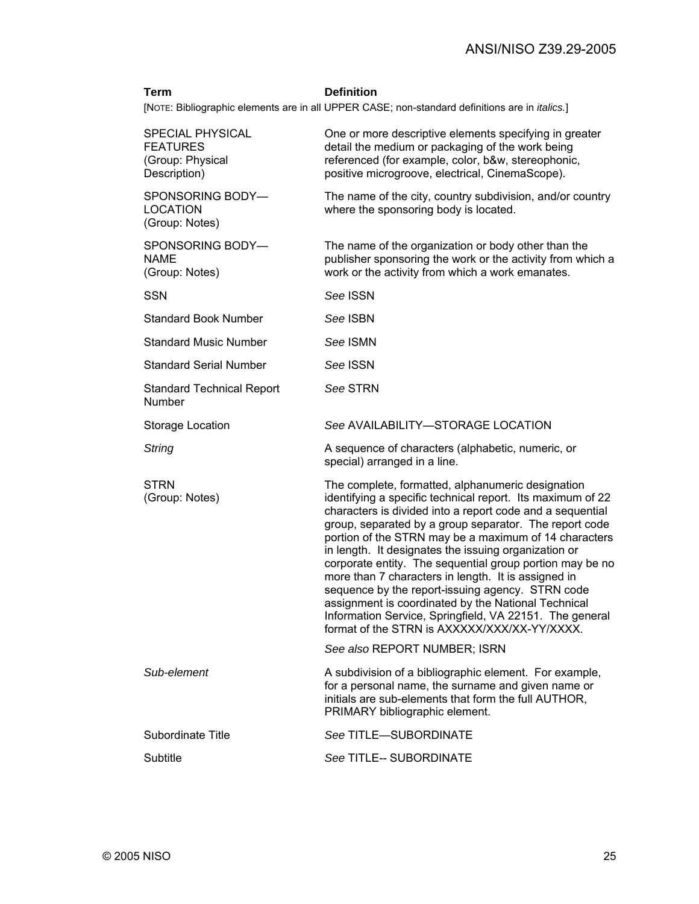| **Term** | **Definition** |
|---|---|
| [NOTE: Bibliographic elements are in all UPPER CASE; non-standard definitions are in *italics.*] | |
| SPECIAL PHYSICAL FEATURES (Group: Physical Description) | One or more descriptive elements specifying in greater detail the medium or packaging of the work being referenced (for example, color, b&w, stereophonic, positive microgroove, electrical, CinemaScope). |
| SPONSORING BODY—LOCATION (Group: Notes) | The name of the city, country subdivision, and/or country where the sponsoring body is located. |
| SPONSORING BODY—NAME (Group: Notes) | The name of the organization or body other than the publisher sponsoring the work or the activity from which a work or the activity from which a work emanates. |
| SSN | *See* ISSN |
| Standard Book Number | *See* ISBN |
| Standard Music Number | *See* ISMN |
| Standard Serial Number | *See* ISSN |
| Standard Technical Report Number | *See* STRN |
| Storage Location | *See* AVAILABILITY—STORAGE LOCATION |
| *String* | A sequence of characters (alphabetic, numeric, or special) arranged in a line. |
| STRN (Group: Notes) | The complete, formatted, alphanumeric designation identifying a specific technical report. Its maximum of 22 characters is divided into a report code and a sequential group, separated by a group separator. The report code portion of the STRN may be a maximum of 14 characters in length. It designates the issuing organization or corporate entity. The sequential group portion may be no more than 7 characters in length. It is assigned in sequence by the report-issuing agency. STRN code assignment is coordinated by the National Technical Information Service, Springfield, VA 22151. The general format of the STRN is AXXXXX/XXX/XX-YY/XXXX. *See also* REPORT NUMBER; ISRN |
| *Sub-element* | A subdivision of a bibliographic element. For example, for a personal name, the surname and given name or initials are sub-elements that form the full AUTHOR, PRIMARY bibliographic element. |
| Subordinate Title | *See* TITLE—SUBORDINATE |
| Subtitle | *See* TITLE-- SUBORDINATE |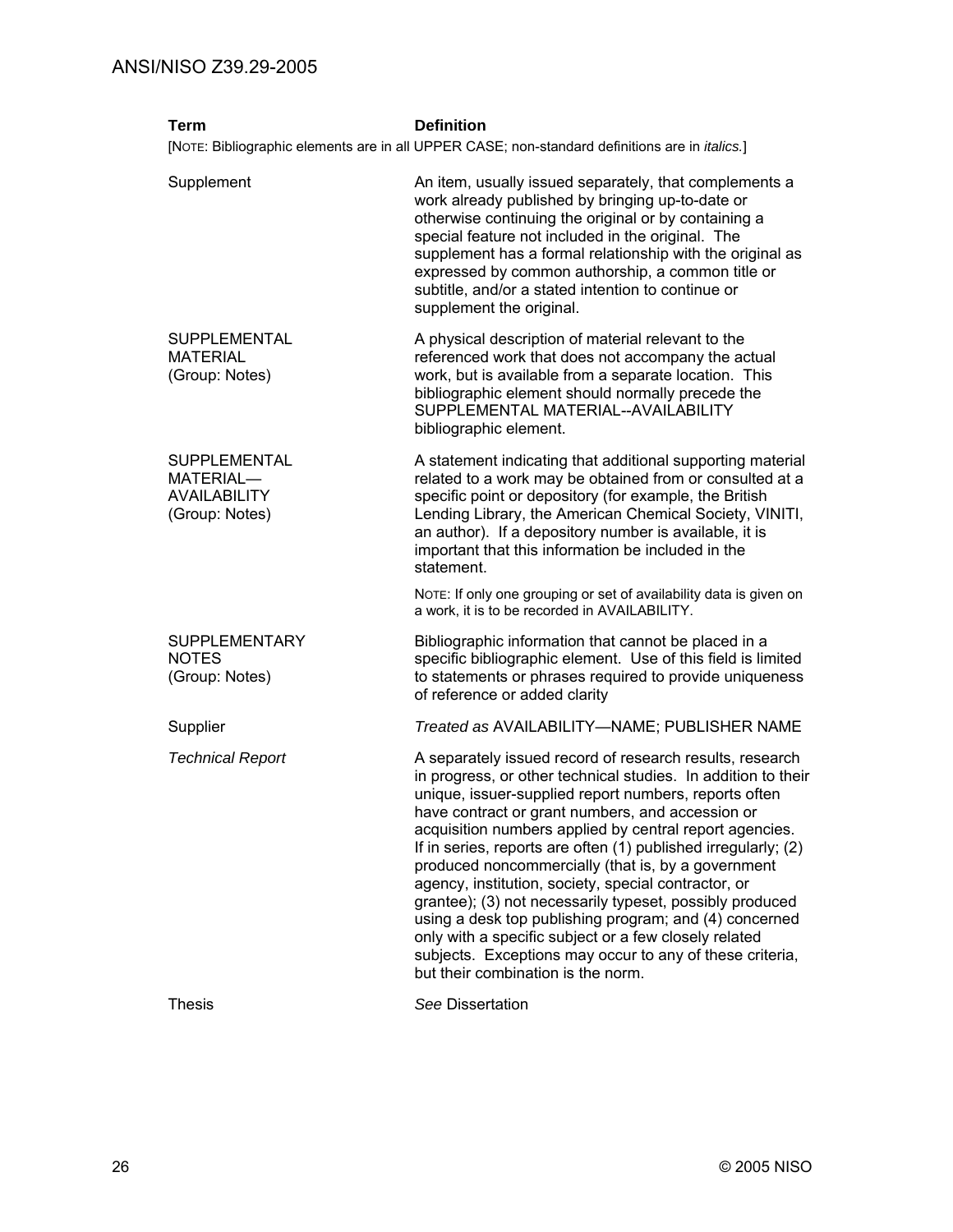| Term | Definition |
|---|---|
| [NOTE: Bibliographic elements are in all UPPER CASE; non-standard definitions are in *italics.*] | |
| Supplement | An item, usually issued separately, that complements a work already published by bringing up-to-date or otherwise continuing the original or by containing a special feature not included in the original. The supplement has a formal relationship with the original as expressed by common authorship, a common title or subtitle, and/or a stated intention to continue or supplement the original. |
| SUPPLEMENTAL MATERIAL (Group: Notes) | A physical description of material relevant to the referenced work that does not accompany the actual work, but is available from a separate location. This bibliographic element should normally precede the SUPPLEMENTAL MATERIAL--AVAILABILITY bibliographic element. |
| SUPPLEMENTAL MATERIAL—AVAILABILITY (Group: Notes) | A statement indicating that additional supporting material related to a work may be obtained from or consulted at a specific point or depository (for example, the British Lending Library, the American Chemical Society, VINITI, an author). If a depository number is available, it is important that this information be included in the statement.<br><br>NOTE: If only one grouping or set of availability data is given on a work, it is to be recorded in AVAILABILITY. |
| SUPPLEMENTARY NOTES (Group: Notes) | Bibliographic information that cannot be placed in a specific bibliographic element. Use of this field is limited to statements or phrases required to provide uniqueness of reference or added clarity |
| Supplier | *Treated as* AVAILABILITY—NAME; PUBLISHER NAME |
| *Technical Report* | A separately issued record of research results, research in progress, or other technical studies. In addition to their unique, issuer-supplied report numbers, reports often have contract or grant numbers, and accession or acquisition numbers applied by central report agencies. If in series, reports are often (1) published irregularly; (2) produced noncommercially (that is, by a government agency, institution, society, special contractor, or grantee); (3) not necessarily typeset, possibly produced using a desk top publishing program; and (4) concerned only with a specific subject or a few closely related subjects. Exceptions may occur to any of these criteria, but their combination is the norm. |
| Thesis | *See* Dissertation |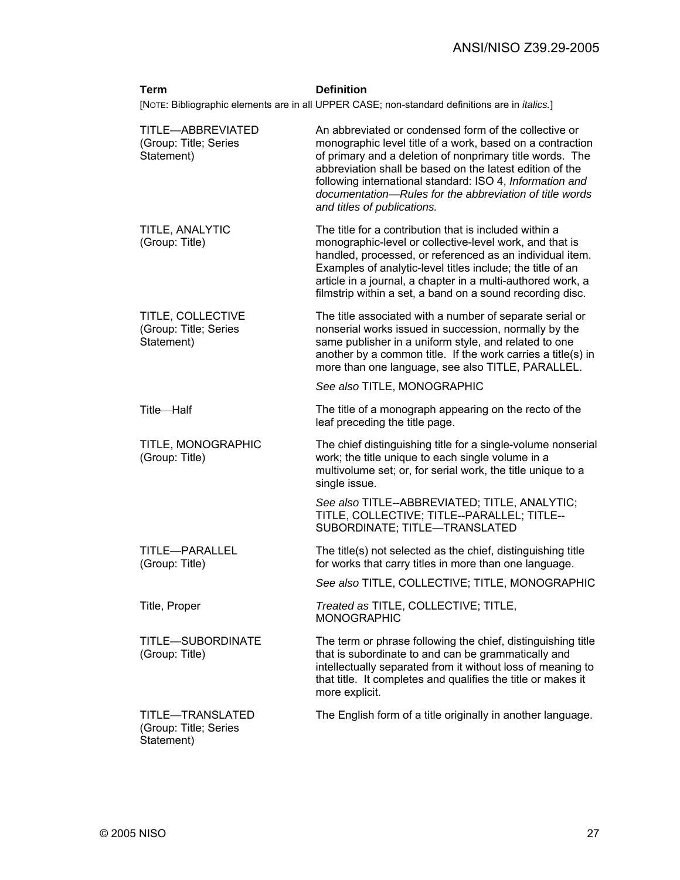| Term | Definition |
|---|---|
| [NOTE: Bibliographic elements are in all UPPER CASE; non-standard definitions are in *italics.*] | |
| TITLE—ABBREVIATED (Group: Title; Series Statement) | An abbreviated or condensed form of the collective or monographic level title of a work, based on a contraction of primary and a deletion of nonprimary title words. The abbreviation shall be based on the latest edition of the following international standard: ISO 4, *Information and documentation—Rules for the abbreviation of title words and titles of publications.* |
| TITLE, ANALYTIC (Group: Title) | The title for a contribution that is included within a monographic-level or collective-level work, and that is handled, processed, or referenced as an individual item. Examples of analytic-level titles include; the title of an article in a journal, a chapter in a multi-authored work, a filmstrip within a set, a band on a sound recording disc. |
| TITLE, COLLECTIVE (Group: Title; Series Statement) | The title associated with a number of separate serial or nonserial works issued in succession, normally by the same publisher in a uniform style, and related to one another by a common title. If the work carries a title(s) in more than one language, see also TITLE, PARALLEL.<br><br>*See also* TITLE, MONOGRAPHIC |
| Title—Half | The title of a monograph appearing on the recto of the leaf preceding the title page. |
| TITLE, MONOGRAPHIC (Group: Title) | The chief distinguishing title for a single-volume nonserial work; the title unique to each single volume in a multivolume set; or, for serial work, the title unique to a single issue.<br><br>*See also* TITLE--ABBREVIATED; TITLE, ANALYTIC; TITLE, COLLECTIVE; TITLE--PARALLEL; TITLE--SUBORDINATE; TITLE—TRANSLATED |
| TITLE—PARALLEL (Group: Title) | The title(s) not selected as the chief, distinguishing title for works that carry titles in more than one language.<br><br>*See also* TITLE, COLLECTIVE; TITLE, MONOGRAPHIC |
| Title, Proper | *Treated as* TITLE, COLLECTIVE; TITLE, MONOGRAPHIC |
| TITLE—SUBORDINATE (Group: Title) | The term or phrase following the chief, distinguishing title that is subordinate to and can be grammatically and intellectually separated from it without loss of meaning to that title. It completes and qualifies the title or makes it more explicit. |
| TITLE—TRANSLATED (Group: Title; Series Statement) | The English form of a title originally in another language. |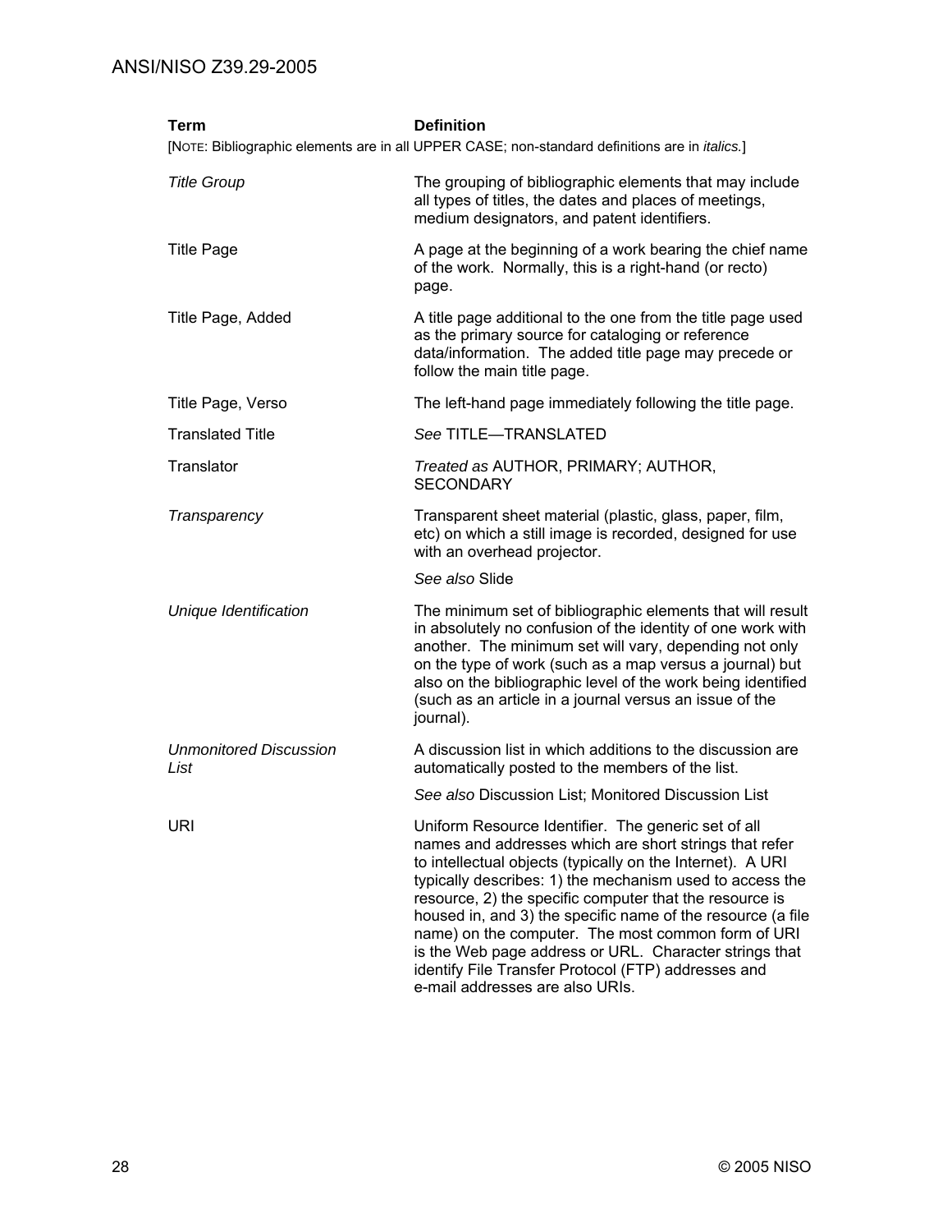| Term | Definition |
|---|---|
| [NOTE: Bibliographic elements are in all UPPER CASE; non-standard definitions are in *italics.*] | |
| *Title Group* | The grouping of bibliographic elements that may include all types of titles, the dates and places of meetings, medium designators, and patent identifiers. |
| Title Page | A page at the beginning of a work bearing the chief name of the work. Normally, this is a right-hand (or recto) page. |
| Title Page, Added | A title page additional to the one from the title page used as the primary source for cataloging or reference data/information. The added title page may precede or follow the main title page. |
| Title Page, Verso | The left-hand page immediately following the title page. |
| Translated Title | *See* TITLE—TRANSLATED |
| Translator | *Treated as* AUTHOR, PRIMARY; AUTHOR, SECONDARY |
| *Transparency* | Transparent sheet material (plastic, glass, paper, film, etc) on which a still image is recorded, designed for use with an overhead projector. *See also* Slide |
| *Unique Identification* | The minimum set of bibliographic elements that will result in absolutely no confusion of the identity of one work with another. The minimum set will vary, depending not only on the type of work (such as a map versus a journal) but also on the bibliographic level of the work being identified (such as an article in a journal versus an issue of the journal). |
| *Unmonitored Discussion List* | A discussion list in which additions to the discussion are automatically posted to the members of the list. *See also* Discussion List; Monitored Discussion List |
| URI | Uniform Resource Identifier. The generic set of all names and addresses which are short strings that refer to intellectual objects (typically on the Internet). A URI typically describes: 1) the mechanism used to access the resource, 2) the specific computer that the resource is housed in, and 3) the specific name of the resource (a file name) on the computer. The most common form of URI is the Web page address or URL. Character strings that identify File Transfer Protocol (FTP) addresses and e-mail addresses are also URIs. |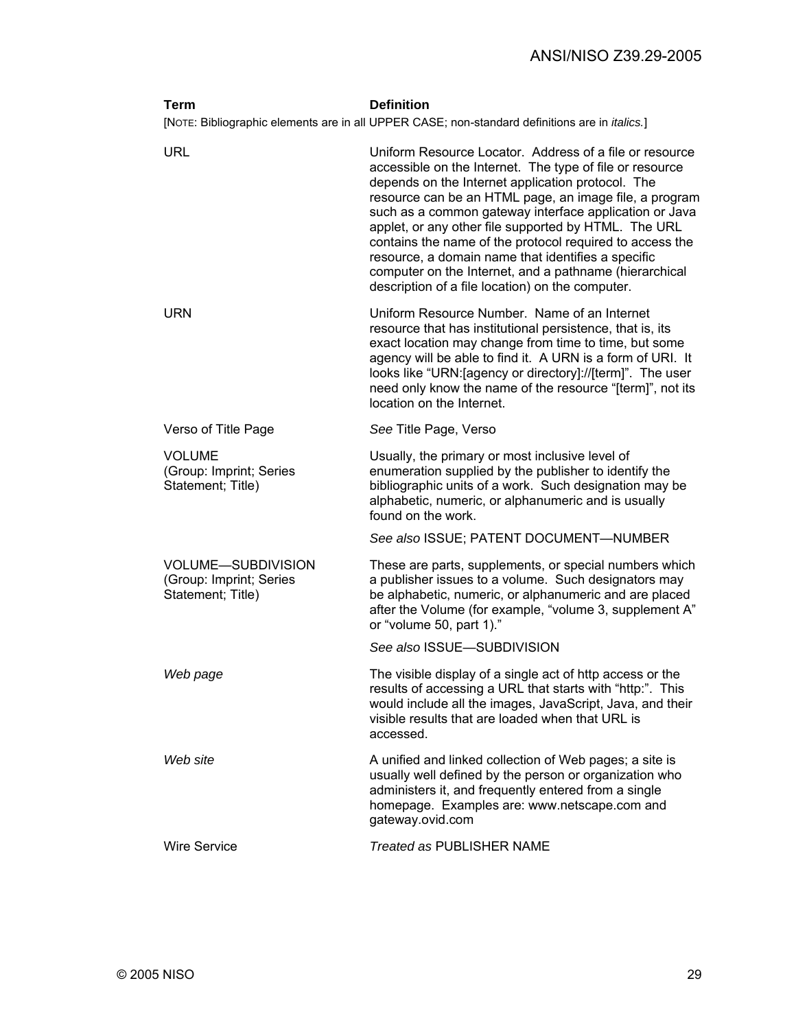| Term | Definition |
| --- | --- |
| [NOTE: Bibliographic elements are in all UPPER CASE; non-standard definitions are in *italics.*] | |
| URL | Uniform Resource Locator. Address of a file or resource accessible on the Internet. The type of file or resource depends on the Internet application protocol. The resource can be an HTML page, an image file, a program such as a common gateway interface application or Java applet, or any other file supported by HTML. The URL contains the name of the protocol required to access the resource, a domain name that identifies a specific computer on the Internet, and a pathname (hierarchical description of a file location) on the computer. |
| URN | Uniform Resource Number. Name of an Internet resource that has institutional persistence, that is, its exact location may change from time to time, but some agency will be able to find it. A URN is a form of URI. It looks like "URN:[agency or directory]://[term]". The user need only know the name of the resource "[term]", not its location on the Internet. |
| Verso of Title Page | *See* Title Page, Verso |
| VOLUME (Group: Imprint; Series Statement; Title) | Usually, the primary or most inclusive level of enumeration supplied by the publisher to identify the bibliographic units of a work. Such designation may be alphabetic, numeric, or alphanumeric and is usually found on the work.<br><br>*See also* ISSUE; PATENT DOCUMENT—NUMBER |
| VOLUME—SUBDIVISION (Group: Imprint; Series Statement; Title) | These are parts, supplements, or special numbers which a publisher issues to a volume. Such designators may be alphabetic, numeric, or alphanumeric and are placed after the Volume (for example, "volume 3, supplement A" or "volume 50, part 1)."<br><br>*See also* ISSUE—SUBDIVISION |
| *Web page* | The visible display of a single act of http access or the results of accessing a URL that starts with "http:". This would include all the images, JavaScript, Java, and their visible results that are loaded when that URL is accessed. |
| *Web site* | A unified and linked collection of Web pages; a site is usually well defined by the person or organization who administers it, and frequently entered from a single homepage. Examples are: www.netscape.com and gateway.ovid.com |
| Wire Service | *Treated as* PUBLISHER NAME |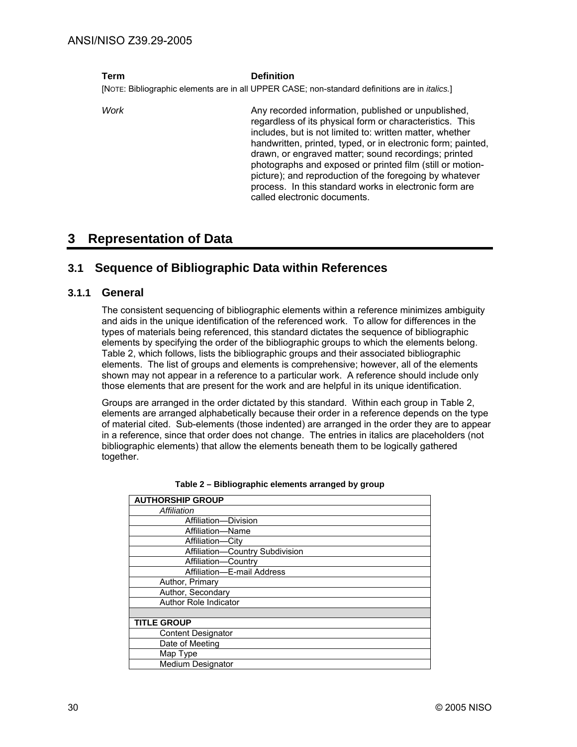| Term | Definition |
|---|---|
| [NOTE: Bibliographic elements are in all UPPER CASE; non-standard definitions are in *italics.*] | |
| *Work* | Any recorded information, published or unpublished, regardless of its physical form or characteristics. This includes, but is not limited to: written matter, whether handwritten, printed, typed, or in electronic form; painted, drawn, or engraved matter; sound recordings; printed photographs and exposed or printed film (still or motion-picture); and reproduction of the foregoing by whatever process. In this standard works in electronic form are called electronic documents. |

# 3 Representation of Data

## 3.1 Sequence of Bibliographic Data within References

### 3.1.1 General

The consistent sequencing of bibliographic elements within a reference minimizes ambiguity and aids in the unique identification of the referenced work. To allow for differences in the types of materials being referenced, this standard dictates the sequence of bibliographic elements by specifying the order of the bibliographic groups to which the elements belong. Table 2, which follows, lists the bibliographic groups and their associated bibliographic elements. The list of groups and elements is comprehensive; however, all of the elements shown may not appear in a reference to a particular work. A reference should include only those elements that are present for the work and are helpful in its unique identification.

Groups are arranged in the order dictated by this standard. Within each group in Table 2, elements are arranged alphabetically because their order in a reference depends on the type of material cited. Sub-elements (those indented) are arranged in the order they are to appear in a reference, since that order does not change. The entries in italics are placeholders (not bibliographic elements) that allow the elements beneath them to be logically gathered together.

**Table 2 – Bibliographic elements arranged by group**

| **AUTHORSHIP GROUP** |
|---|
| *Affiliation* |
| Affiliation—Division |
| Affiliation—Name |
| Affiliation—City |
| Affiliation—Country Subdivision |
| Affiliation—Country |
| Affiliation—E-mail Address |
| Author, Primary |
| Author, Secondary |
| Author Role Indicator |
| |
| **TITLE GROUP** |
| Content Designator |
| Date of Meeting |
| Map Type |
| Medium Designator |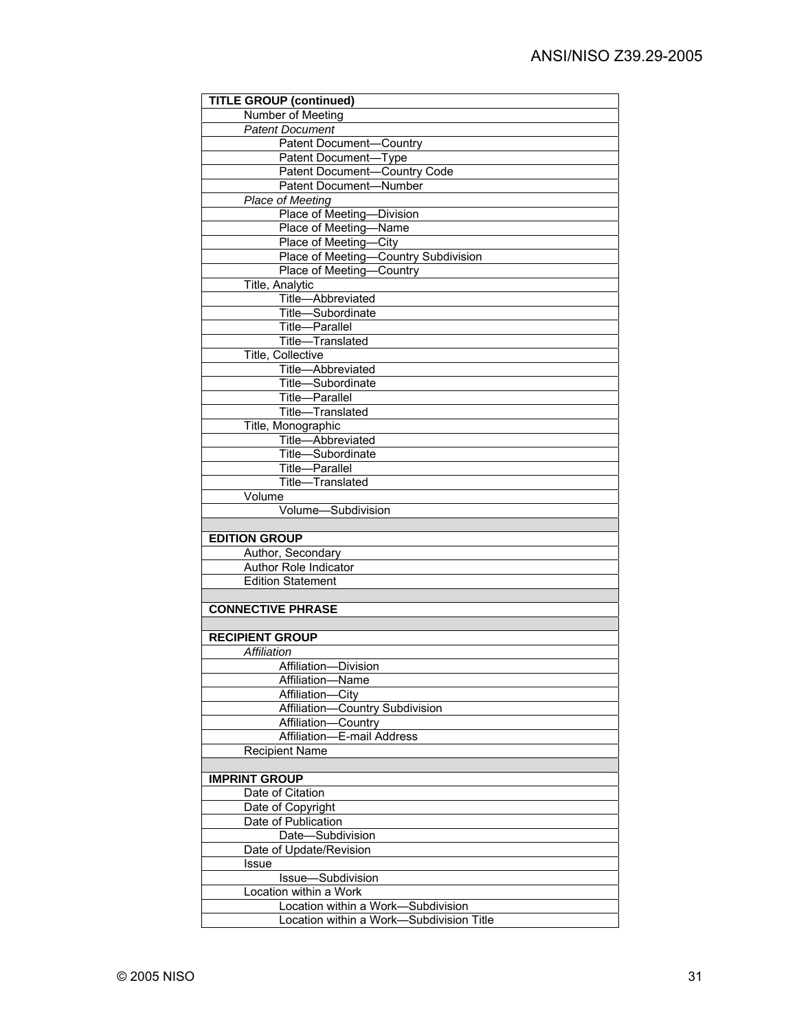| TITLE GROUP (continued) |
|---|
| Number of Meeting |
| *Patent Document* |
| Patent Document—Country |
| Patent Document—Type |
| Patent Document—Country Code |
| Patent Document—Number |
| *Place of Meeting* |
| Place of Meeting—Division |
| Place of Meeting—Name |
| Place of Meeting—City |
| Place of Meeting—Country Subdivision |
| Place of Meeting—Country |
| Title, Analytic |
| Title—Abbreviated |
| Title—Subordinate |
| Title—Parallel |
| Title—Translated |
| Title, Collective |
| Title—Abbreviated |
| Title—Subordinate |
| Title—Parallel |
| Title—Translated |
| Title, Monographic |
| Title—Abbreviated |
| Title—Subordinate |
| Title—Parallel |
| Title—Translated |
| Volume |
| Volume—Subdivision |
| |
| **EDITION GROUP** |
| Author, Secondary |
| Author Role Indicator |
| Edition Statement |
| |
| **CONNECTIVE PHRASE** |
| |
| **RECIPIENT GROUP** |
| *Affiliation* |
| Affiliation—Division |
| Affiliation—Name |
| Affiliation—City |
| Affiliation—Country Subdivision |
| Affiliation—Country |
| Affiliation—E-mail Address |
| Recipient Name |
| |
| **IMPRINT GROUP** |
| Date of Citation |
| Date of Copyright |
| Date of Publication |
| Date—Subdivision |
| Date of Update/Revision |
| Issue |
| Issue—Subdivision |
| Location within a Work |
| Location within a Work—Subdivision |
| Location within a Work—Subdivision Title |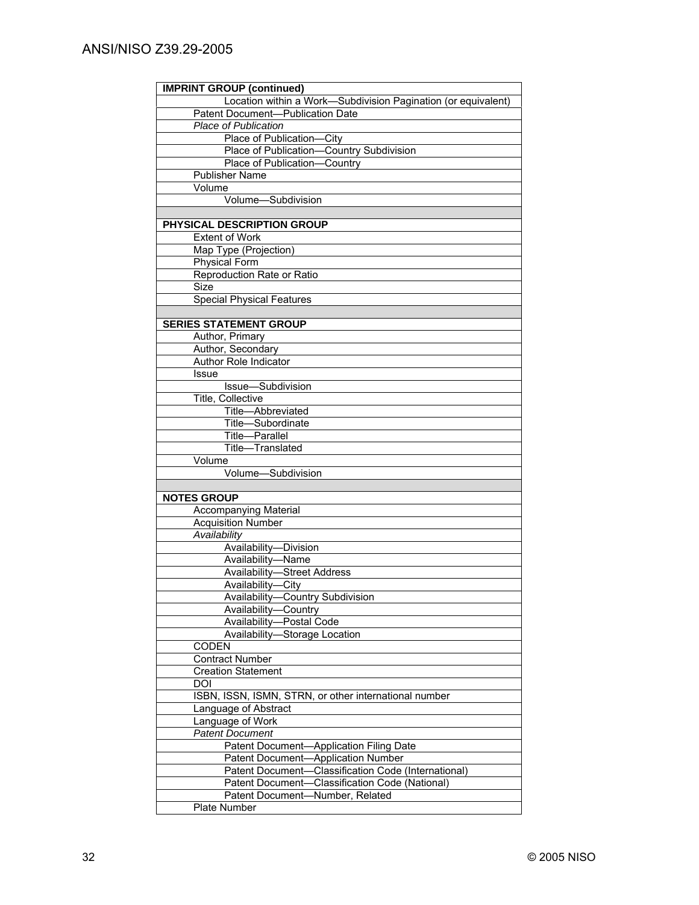| **IMPRINT GROUP (continued)** |
| --- |
| Location within a Work—Subdivision Pagination (or equivalent) |
| Patent Document—Publication Date |
| *Place of Publication* |
| Place of Publication—City |
| Place of Publication—Country Subdivision |
| Place of Publication—Country |
| Publisher Name |
| Volume |
| Volume—Subdivision |
| |
| **PHYSICAL DESCRIPTION GROUP** |
| Extent of Work |
| Map Type (Projection) |
| Physical Form |
| Reproduction Rate or Ratio |
| Size |
| Special Physical Features |
| |
| **SERIES STATEMENT GROUP** |
| Author, Primary |
| Author, Secondary |
| Author Role Indicator |
| Issue |
| Issue—Subdivision |
| Title, Collective |
| Title—Abbreviated |
| Title—Subordinate |
| Title—Parallel |
| Title—Translated |
| Volume |
| Volume—Subdivision |
| |
| **NOTES GROUP** |
| Accompanying Material |
| Acquisition Number |
| *Availability* |
| Availability—Division |
| Availability—Name |
| Availability—Street Address |
| Availability—City |
| Availability—Country Subdivision |
| Availability—Country |
| Availability—Postal Code |
| Availability—Storage Location |
| CODEN |
| Contract Number |
| Creation Statement |
| DOI |
| ISBN, ISSN, ISMN, STRN, or other international number |
| Language of Abstract |
| Language of Work |
| *Patent Document* |
| Patent Document—Application Filing Date |
| Patent Document—Application Number |
| Patent Document—Classification Code (International) |
| Patent Document—Classification Code (National) |
| Patent Document—Number, Related |
| Plate Number |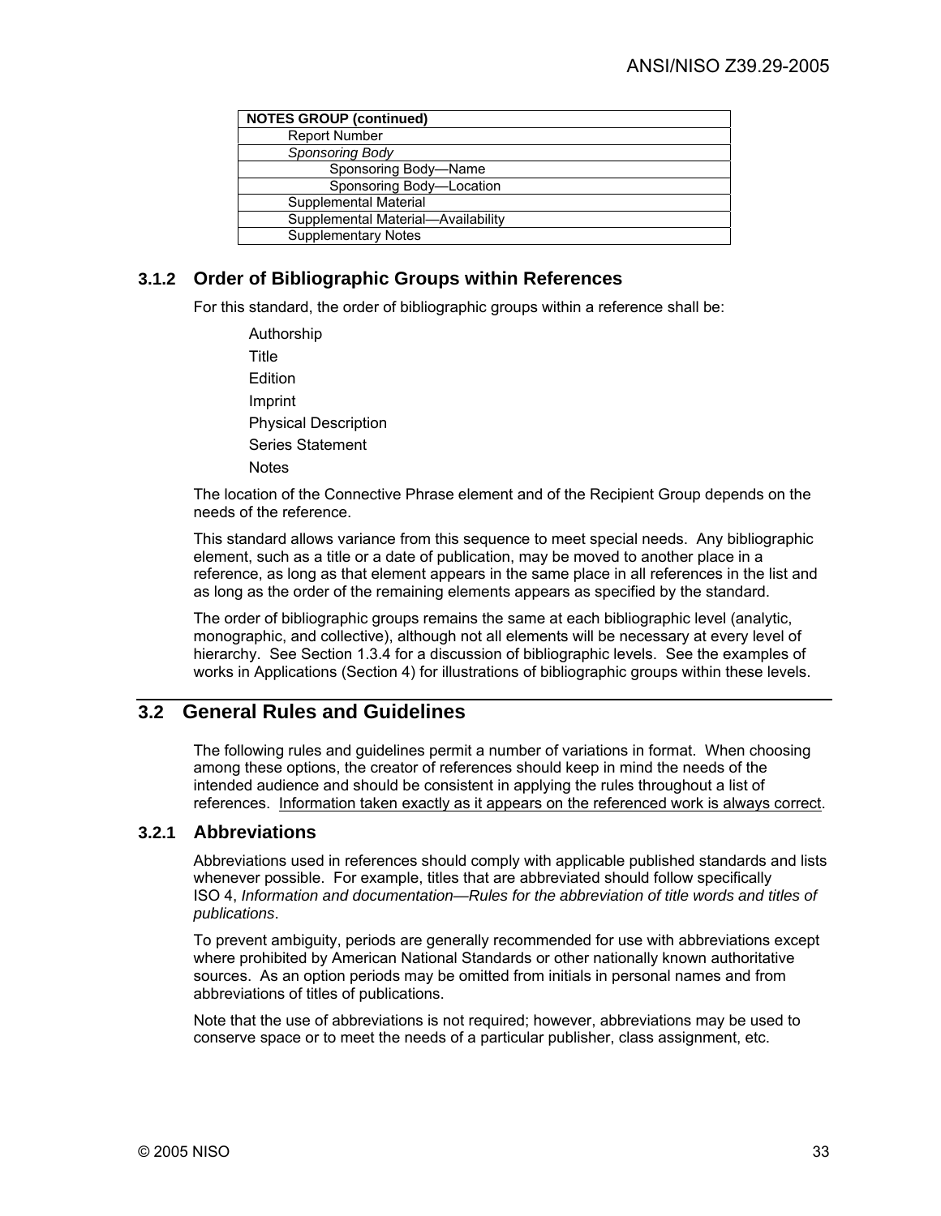| NOTES GROUP (continued) |
|---|
| Report Number |
| *Sponsoring Body* |
| Sponsoring Body—Name |
| Sponsoring Body—Location |
| Supplemental Material |
| Supplemental Material—Availability |
| Supplementary Notes |

### 3.1.2 Order of Bibliographic Groups within References

For this standard, the order of bibliographic groups within a reference shall be:

Authorship
Title
Edition
Imprint
Physical Description
Series Statement
Notes

The location of the Connective Phrase element and of the Recipient Group depends on the needs of the reference.

This standard allows variance from this sequence to meet special needs. Any bibliographic element, such as a title or a date of publication, may be moved to another place in a reference, as long as that element appears in the same place in all references in the list and as long as the order of the remaining elements appears as specified by the standard.

The order of bibliographic groups remains the same at each bibliographic level (analytic, monographic, and collective), although not all elements will be necessary at every level of hierarchy. See Section 1.3.4 for a discussion of bibliographic levels. See the examples of works in Applications (Section 4) for illustrations of bibliographic groups within these levels.

## 3.2 General Rules and Guidelines

The following rules and guidelines permit a number of variations in format. When choosing among these options, the creator of references should keep in mind the needs of the intended audience and should be consistent in applying the rules throughout a list of references. Information taken exactly as it appears on the referenced work is always correct.

### 3.2.1 Abbreviations

Abbreviations used in references should comply with applicable published standards and lists whenever possible. For example, titles that are abbreviated should follow specifically ISO 4, *Information and documentation—Rules for the abbreviation of title words and titles of publications*.

To prevent ambiguity, periods are generally recommended for use with abbreviations except where prohibited by American National Standards or other nationally known authoritative sources. As an option periods may be omitted from initials in personal names and from abbreviations of titles of publications.

Note that the use of abbreviations is not required; however, abbreviations may be used to conserve space or to meet the needs of a particular publisher, class assignment, etc.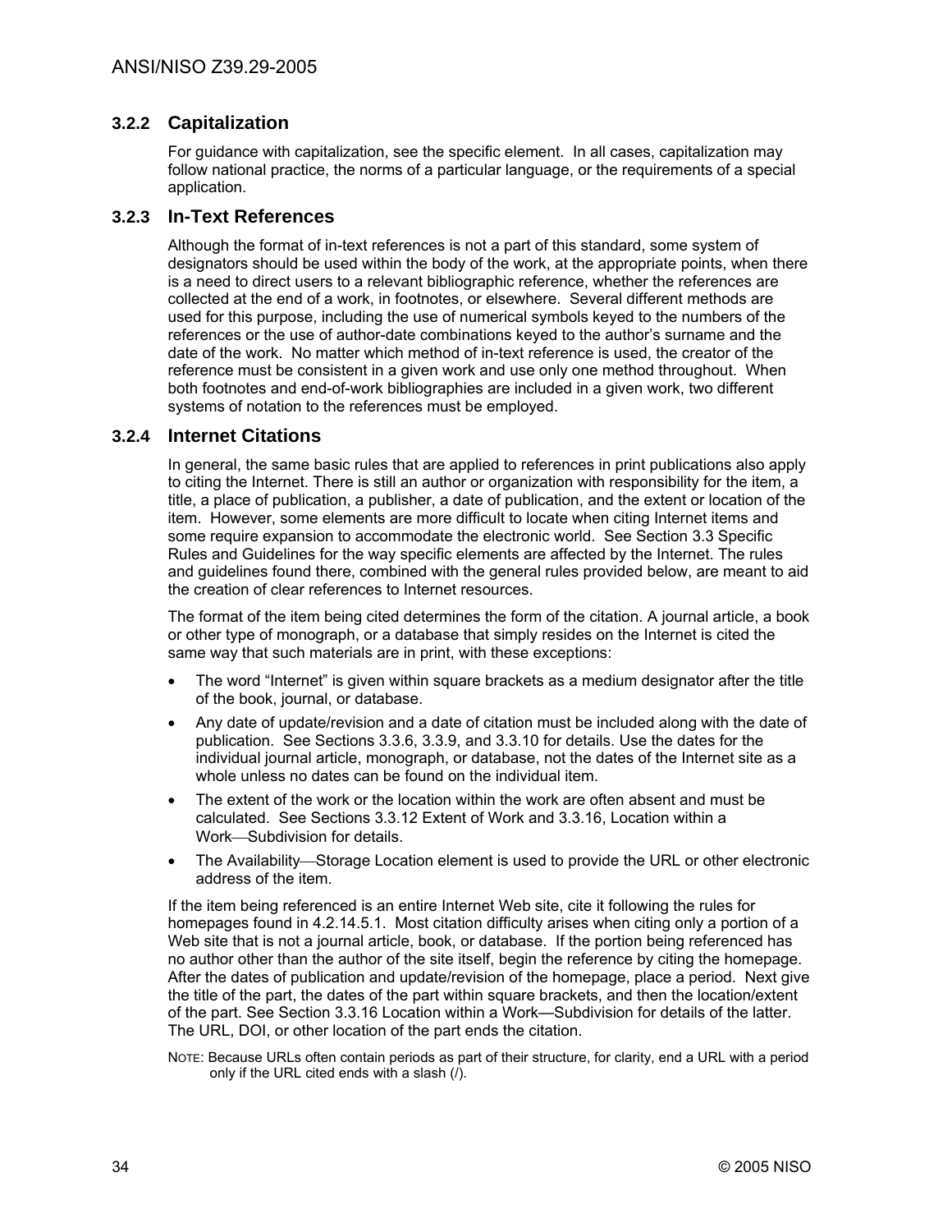### 3.2.2 Capitalization

For guidance with capitalization, see the specific element. In all cases, capitalization may follow national practice, the norms of a particular language, or the requirements of a special application.

### 3.2.3 In-Text References

Although the format of in-text references is not a part of this standard, some system of designators should be used within the body of the work, at the appropriate points, when there is a need to direct users to a relevant bibliographic reference, whether the references are collected at the end of a work, in footnotes, or elsewhere. Several different methods are used for this purpose, including the use of numerical symbols keyed to the numbers of the references or the use of author-date combinations keyed to the author's surname and the date of the work. No matter which method of in-text reference is used, the creator of the reference must be consistent in a given work and use only one method throughout. When both footnotes and end-of-work bibliographies are included in a given work, two different systems of notation to the references must be employed.

### 3.2.4 Internet Citations

In general, the same basic rules that are applied to references in print publications also apply to citing the Internet. There is still an author or organization with responsibility for the item, a title, a place of publication, a publisher, a date of publication, and the extent or location of the item. However, some elements are more difficult to locate when citing Internet items and some require expansion to accommodate the electronic world. See Section 3.3 Specific Rules and Guidelines for the way specific elements are affected by the Internet. The rules and guidelines found there, combined with the general rules provided below, are meant to aid the creation of clear references to Internet resources.

The format of the item being cited determines the form of the citation. A journal article, a book or other type of monograph, or a database that simply resides on the Internet is cited the same way that such materials are in print, with these exceptions:

- The word "Internet" is given within square brackets as a medium designator after the title of the book, journal, or database.
- Any date of update/revision and a date of citation must be included along with the date of publication. See Sections 3.3.6, 3.3.9, and 3.3.10 for details. Use the dates for the individual journal article, monograph, or database, not the dates of the Internet site as a whole unless no dates can be found on the individual item.
- The extent of the work or the location within the work are often absent and must be calculated. See Sections 3.3.12 Extent of Work and 3.3.16, Location within a Work—Subdivision for details.
- The Availability—Storage Location element is used to provide the URL or other electronic address of the item.

If the item being referenced is an entire Internet Web site, cite it following the rules for homepages found in 4.2.14.5.1. Most citation difficulty arises when citing only a portion of a Web site that is not a journal article, book, or database. If the portion being referenced has no author other than the author of the site itself, begin the reference by citing the homepage. After the dates of publication and update/revision of the homepage, place a period. Next give the title of the part, the dates of the part within square brackets, and then the location/extent of the part. See Section 3.3.16 Location within a Work—Subdivision for details of the latter. The URL, DOI, or other location of the part ends the citation.

NOTE: Because URLs often contain periods as part of their structure, for clarity, end a URL with a period only if the URL cited ends with a slash (/).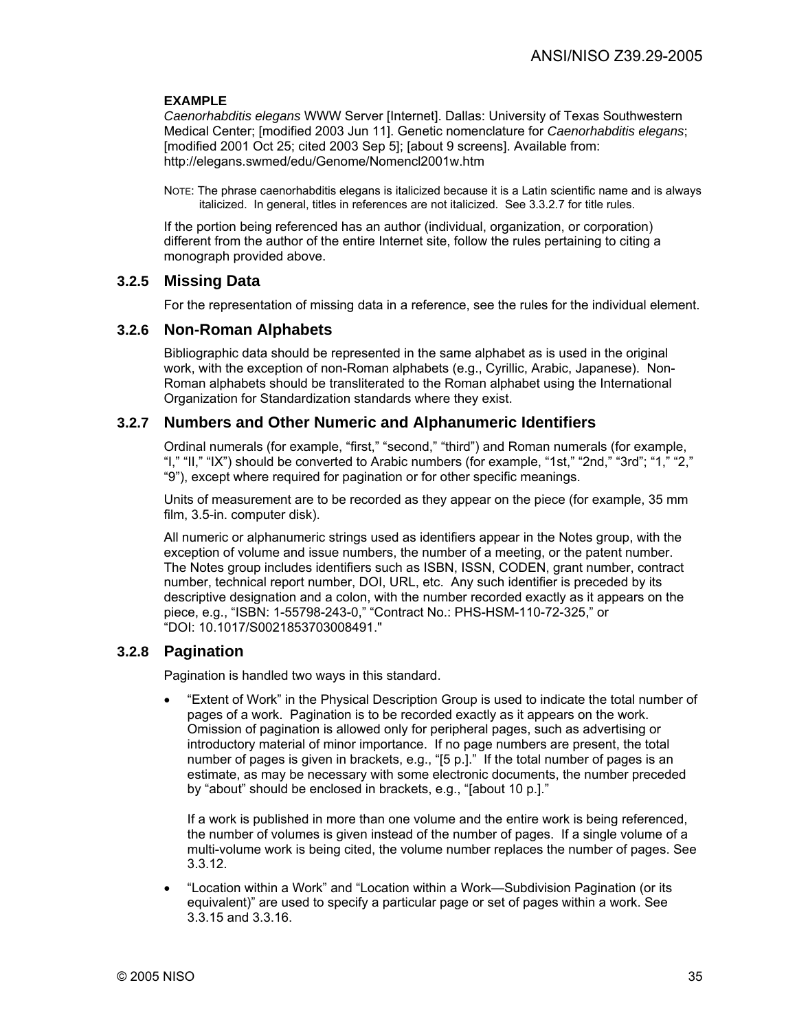**EXAMPLE**

*Caenorhabditis elegans* WWW Server [Internet]. Dallas: University of Texas Southwestern Medical Center; [modified 2003 Jun 11]. Genetic nomenclature for *Caenorhabditis elegans*; [modified 2001 Oct 25; cited 2003 Sep 5]; [about 9 screens]. Available from: http://elegans.swmed/edu/Genome/Nomencl2001w.htm

NOTE: The phrase caenorhabditis elegans is italicized because it is a Latin scientific name and is always italicized. In general, titles in references are not italicized. See 3.3.2.7 for title rules.

If the portion being referenced has an author (individual, organization, or corporation) different from the author of the entire Internet site, follow the rules pertaining to citing a monograph provided above.

### 3.2.5 Missing Data

For the representation of missing data in a reference, see the rules for the individual element.

### 3.2.6 Non-Roman Alphabets

Bibliographic data should be represented in the same alphabet as is used in the original work, with the exception of non-Roman alphabets (e.g., Cyrillic, Arabic, Japanese). Non-Roman alphabets should be transliterated to the Roman alphabet using the International Organization for Standardization standards where they exist.

### 3.2.7 Numbers and Other Numeric and Alphanumeric Identifiers

Ordinal numerals (for example, “first,” “second,” “third”) and Roman numerals (for example, “I,” “II,” “IX”) should be converted to Arabic numbers (for example, “1st,” “2nd,” “3rd”; “1,” “2,” “9”), except where required for pagination or for other specific meanings.

Units of measurement are to be recorded as they appear on the piece (for example, 35 mm film, 3.5-in. computer disk).

All numeric or alphanumeric strings used as identifiers appear in the Notes group, with the exception of volume and issue numbers, the number of a meeting, or the patent number. The Notes group includes identifiers such as ISBN, ISSN, CODEN, grant number, contract number, technical report number, DOI, URL, etc. Any such identifier is preceded by its descriptive designation and a colon, with the number recorded exactly as it appears on the piece, e.g., “ISBN: 1-55798-243-0,” “Contract No.: PHS-HSM-110-72-325,” or “DOI: 10.1017/S0021853703008491."

### 3.2.8 Pagination

Pagination is handled two ways in this standard.

- “Extent of Work” in the Physical Description Group is used to indicate the total number of pages of a work. Pagination is to be recorded exactly as it appears on the work. Omission of pagination is allowed only for peripheral pages, such as advertising or introductory material of minor importance. If no page numbers are present, the total number of pages is given in brackets, e.g., “[5 p.].” If the total number of pages is an estimate, as may be necessary with some electronic documents, the number preceded by “about” should be enclosed in brackets, e.g., “[about 10 p.].”

  If a work is published in more than one volume and the entire work is being referenced, the number of volumes is given instead of the number of pages. If a single volume of a multi-volume work is being cited, the volume number replaces the number of pages. See 3.3.12.

- “Location within a Work” and “Location within a Work—Subdivision Pagination (or its equivalent)” are used to specify a particular page or set of pages within a work. See 3.3.15 and 3.3.16.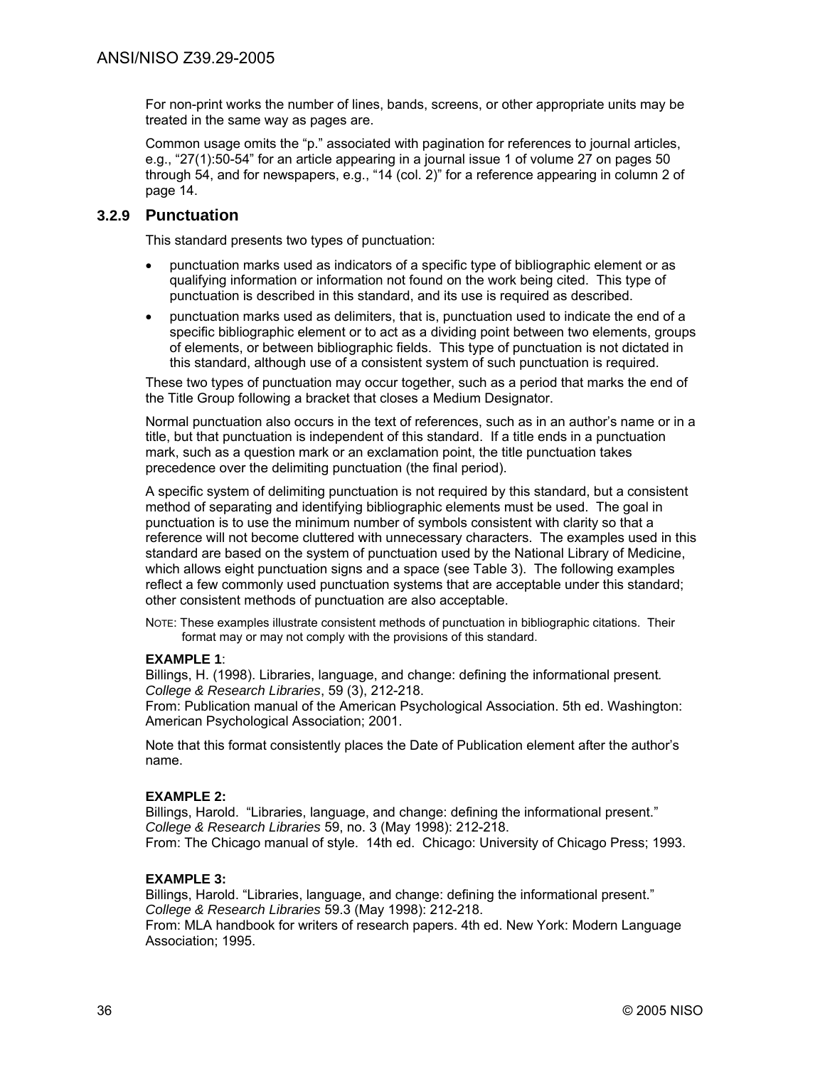For non-print works the number of lines, bands, screens, or other appropriate units may be treated in the same way as pages are.

Common usage omits the "p." associated with pagination for references to journal articles, e.g., "27(1):50-54" for an article appearing in a journal issue 1 of volume 27 on pages 50 through 54, and for newspapers, e.g., "14 (col. 2)" for a reference appearing in column 2 of page 14.

### 3.2.9 Punctuation

This standard presents two types of punctuation:

- punctuation marks used as indicators of a specific type of bibliographic element or as qualifying information or information not found on the work being cited. This type of punctuation is described in this standard, and its use is required as described.
- punctuation marks used as delimiters, that is, punctuation used to indicate the end of a specific bibliographic element or to act as a dividing point between two elements, groups of elements, or between bibliographic fields. This type of punctuation is not dictated in this standard, although use of a consistent system of such punctuation is required.

These two types of punctuation may occur together, such as a period that marks the end of the Title Group following a bracket that closes a Medium Designator.

Normal punctuation also occurs in the text of references, such as in an author's name or in a title, but that punctuation is independent of this standard. If a title ends in a punctuation mark, such as a question mark or an exclamation point, the title punctuation takes precedence over the delimiting punctuation (the final period).

A specific system of delimiting punctuation is not required by this standard, but a consistent method of separating and identifying bibliographic elements must be used. The goal in punctuation is to use the minimum number of symbols consistent with clarity so that a reference will not become cluttered with unnecessary characters. The examples used in this standard are based on the system of punctuation used by the National Library of Medicine, which allows eight punctuation signs and a space (see Table 3). The following examples reflect a few commonly used punctuation systems that are acceptable under this standard; other consistent methods of punctuation are also acceptable.

NOTE: These examples illustrate consistent methods of punctuation in bibliographic citations. Their format may or may not comply with the provisions of this standard.

**EXAMPLE 1**:
Billings, H. (1998). Libraries, language, and change: defining the informational present. *College & Research Libraries*, 59 (3), 212-218.
From: Publication manual of the American Psychological Association. 5th ed. Washington: American Psychological Association; 2001.

Note that this format consistently places the Date of Publication element after the author's name.

**EXAMPLE 2:**
Billings, Harold. "Libraries, language, and change: defining the informational present." *College & Research Libraries* 59, no. 3 (May 1998): 212-218.
From: The Chicago manual of style. 14th ed. Chicago: University of Chicago Press; 1993.

**EXAMPLE 3:**
Billings, Harold. "Libraries, language, and change: defining the informational present." *College & Research Libraries* 59.3 (May 1998): 212-218.
From: MLA handbook for writers of research papers. 4th ed. New York: Modern Language Association; 1995.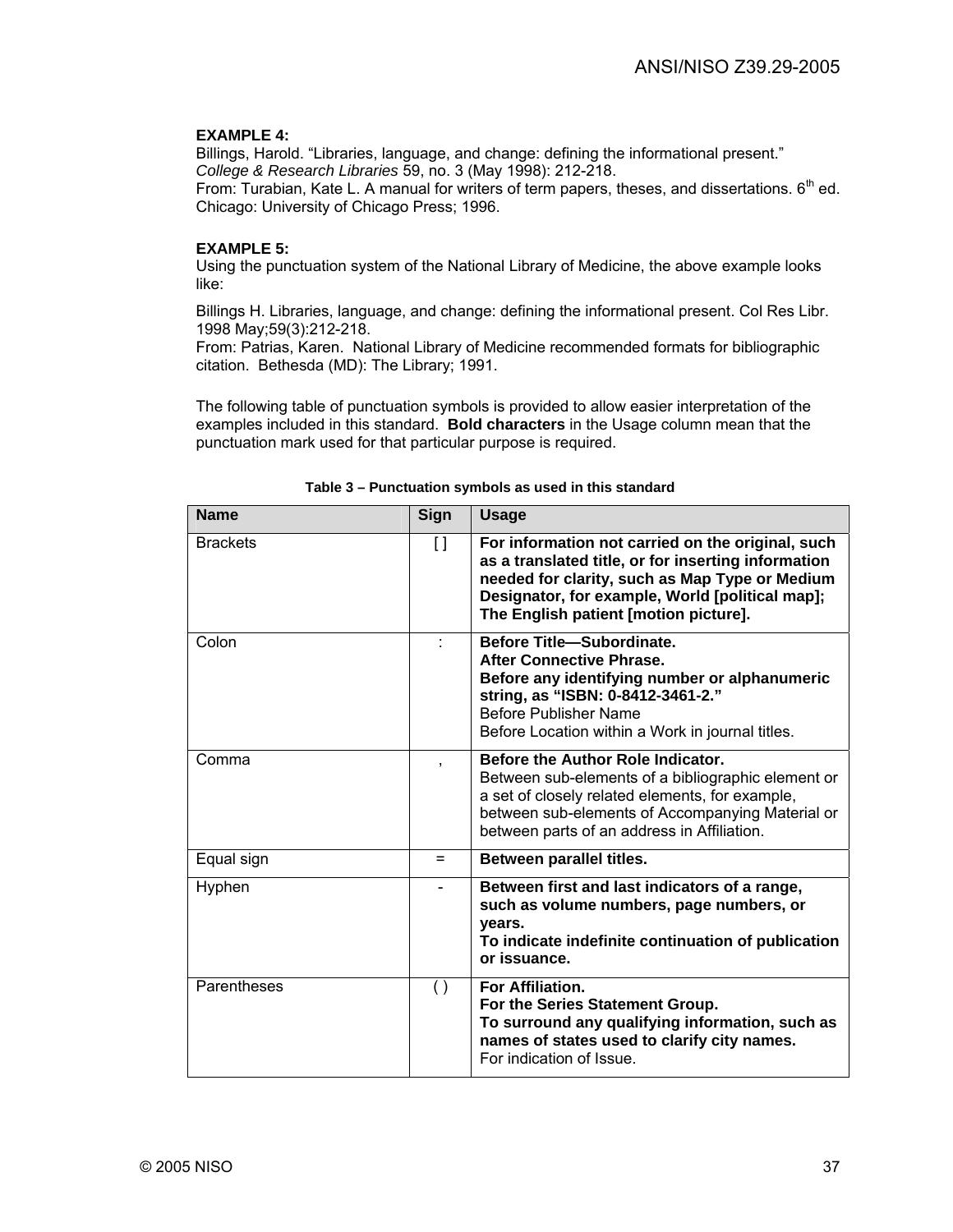**EXAMPLE 4:**
Billings, Harold. “Libraries, language, and change: defining the informational present.” *College & Research Libraries* 59, no. 3 (May 1998): 212-218.
From: Turabian, Kate L. A manual for writers of term papers, theses, and dissertations. 6th ed. Chicago: University of Chicago Press; 1996.

**EXAMPLE 5:**
Using the punctuation system of the National Library of Medicine, the above example looks like:

Billings H. Libraries, language, and change: defining the informational present. Col Res Libr. 1998 May;59(3):212-218.
From: Patrias, Karen. National Library of Medicine recommended formats for bibliographic citation. Bethesda (MD): The Library; 1991.

The following table of punctuation symbols is provided to allow easier interpretation of the examples included in this standard. **Bold characters** in the Usage column mean that the punctuation mark used for that particular purpose is required.

**Table 3 – Punctuation symbols as used in this standard**

| Name | Sign | Usage |
|---|---|---|
| Brackets | [ ] | **For information not carried on the original, such as a translated title, or for inserting information needed for clarity, such as Map Type or Medium Designator, for example, World [political map]; The English patient [motion picture].** |
| Colon | : | **Before Title—Subordinate.** <br> **After Connective Phrase.** <br> **Before any identifying number or alphanumeric string, as “ISBN: 0-8412-3461-2.”** <br> Before Publisher Name <br> Before Location within a Work in journal titles. |
| Comma | , | **Before the Author Role Indicator.** <br> Between sub-elements of a bibliographic element or a set of closely related elements, for example, between sub-elements of Accompanying Material or between parts of an address in Affiliation. |
| Equal sign | = | **Between parallel titles.** |
| Hyphen | - | **Between first and last indicators of a range, such as volume numbers, page numbers, or years.** <br> **To indicate indefinite continuation of publication or issuance.** |
| Parentheses | ( ) | **For Affiliation.** <br> **For the Series Statement Group.** <br> **To surround any qualifying information, such as names of states used to clarify city names.** <br> For indication of Issue. |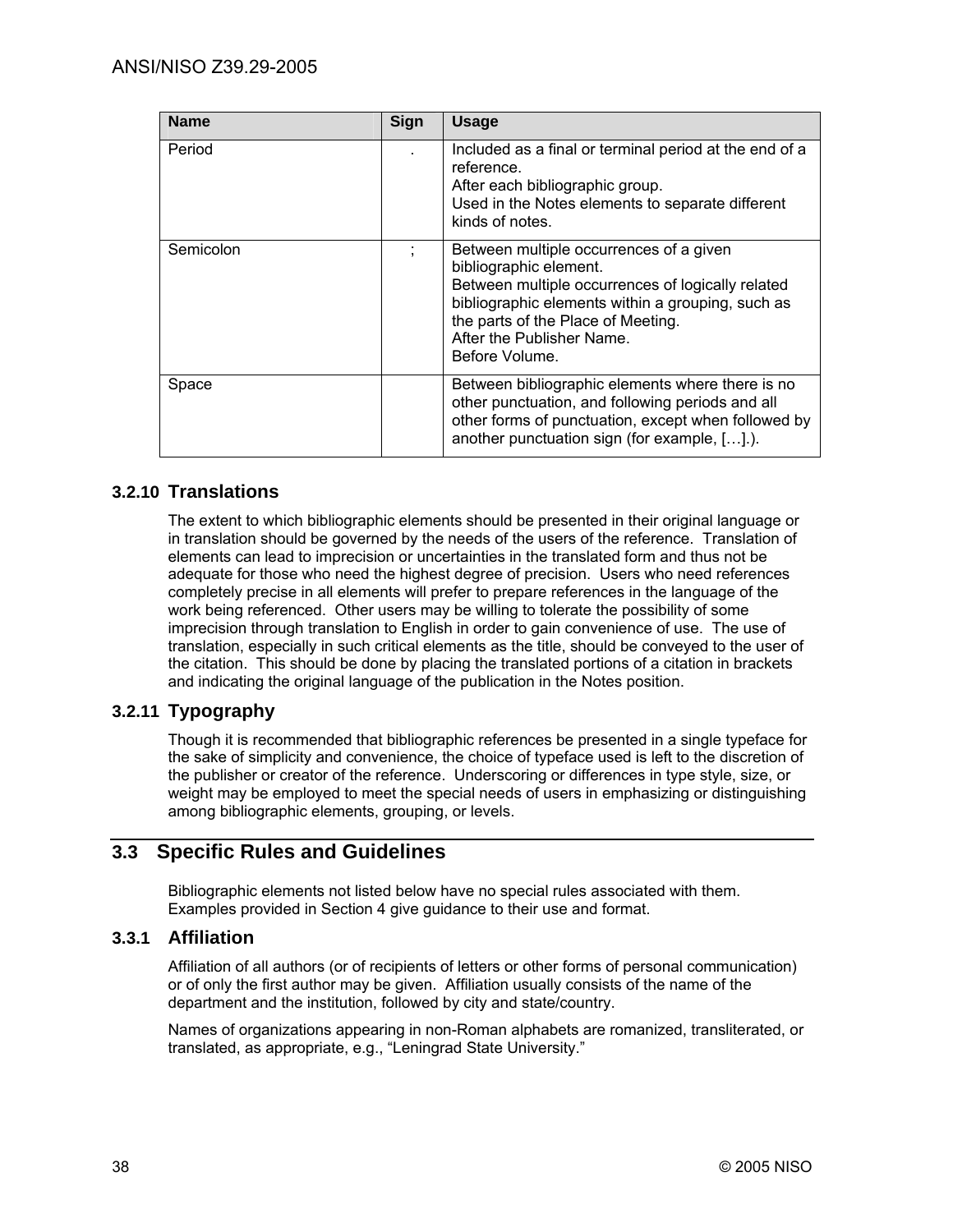| Name | Sign | Usage |
|---|---|---|
| Period | . | Included as a final or terminal period at the end of a reference.<br>After each bibliographic group.<br>Used in the Notes elements to separate different kinds of notes. |
| Semicolon | ; | Between multiple occurrences of a given bibliographic element.<br>Between multiple occurrences of logically related bibliographic elements within a grouping, such as the parts of the Place of Meeting.<br>After the Publisher Name.<br>Before Volume. |
| Space | | Between bibliographic elements where there is no other punctuation, and following periods and all other forms of punctuation, except when followed by another punctuation sign (for example, […].). |

### 3.2.10 Translations

The extent to which bibliographic elements should be presented in their original language or in translation should be governed by the needs of the users of the reference. Translation of elements can lead to imprecision or uncertainties in the translated form and thus not be adequate for those who need the highest degree of precision. Users who need references completely precise in all elements will prefer to prepare references in the language of the work being referenced. Other users may be willing to tolerate the possibility of some imprecision through translation to English in order to gain convenience of use. The use of translation, especially in such critical elements as the title, should be conveyed to the user of the citation. This should be done by placing the translated portions of a citation in brackets and indicating the original language of the publication in the Notes position.

### 3.2.11 Typography

Though it is recommended that bibliographic references be presented in a single typeface for the sake of simplicity and convenience, the choice of typeface used is left to the discretion of the publisher or creator of the reference. Underscoring or differences in type style, size, or weight may be employed to meet the special needs of users in emphasizing or distinguishing among bibliographic elements, grouping, or levels.

## 3.3 Specific Rules and Guidelines

Bibliographic elements not listed below have no special rules associated with them. Examples provided in Section 4 give guidance to their use and format.

### 3.3.1 Affiliation

Affiliation of all authors (or of recipients of letters or other forms of personal communication) or of only the first author may be given. Affiliation usually consists of the name of the department and the institution, followed by city and state/country.

Names of organizations appearing in non-Roman alphabets are romanized, transliterated, or translated, as appropriate, e.g., "Leningrad State University."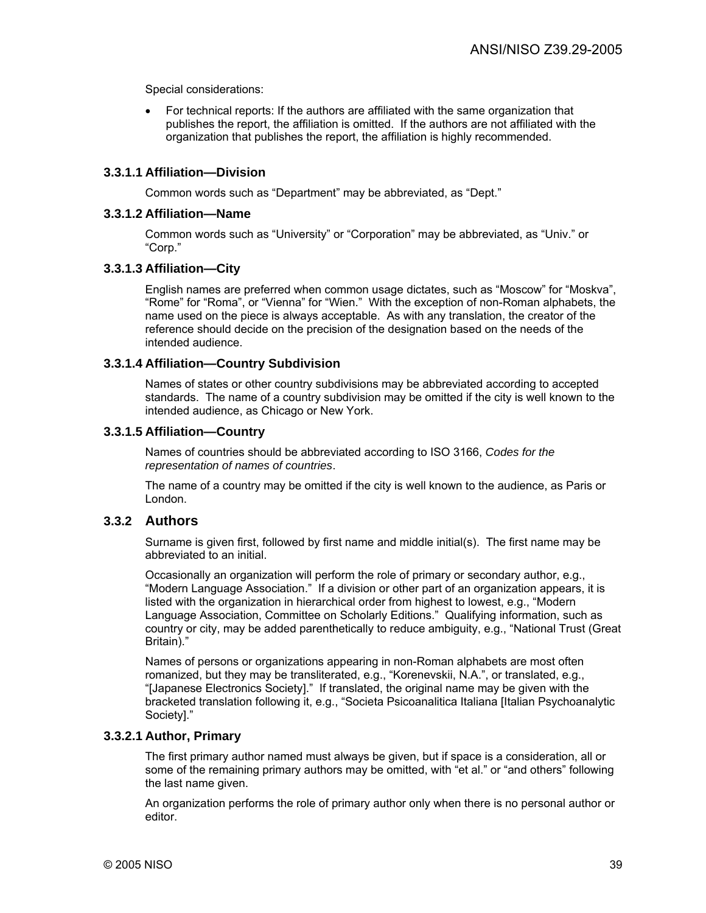Special considerations:

- For technical reports: If the authors are affiliated with the same organization that publishes the report, the affiliation is omitted. If the authors are not affiliated with the organization that publishes the report, the affiliation is highly recommended.

#### 3.3.1.1 Affiliation—Division

Common words such as "Department" may be abbreviated, as "Dept."

#### 3.3.1.2 Affiliation—Name

Common words such as "University" or "Corporation" may be abbreviated, as "Univ." or "Corp."

#### 3.3.1.3 Affiliation—City

English names are preferred when common usage dictates, such as "Moscow" for "Moskva", "Rome" for "Roma", or "Vienna" for "Wien." With the exception of non-Roman alphabets, the name used on the piece is always acceptable. As with any translation, the creator of the reference should decide on the precision of the designation based on the needs of the intended audience.

#### 3.3.1.4 Affiliation—Country Subdivision

Names of states or other country subdivisions may be abbreviated according to accepted standards. The name of a country subdivision may be omitted if the city is well known to the intended audience, as Chicago or New York.

#### 3.3.1.5 Affiliation—Country

Names of countries should be abbreviated according to ISO 3166, *Codes for the representation of names of countries*.

The name of a country may be omitted if the city is well known to the audience, as Paris or London.

### 3.3.2 Authors

Surname is given first, followed by first name and middle initial(s). The first name may be abbreviated to an initial.

Occasionally an organization will perform the role of primary or secondary author, e.g., "Modern Language Association." If a division or other part of an organization appears, it is listed with the organization in hierarchical order from highest to lowest, e.g., "Modern Language Association, Committee on Scholarly Editions." Qualifying information, such as country or city, may be added parenthetically to reduce ambiguity, e.g., "National Trust (Great Britain)."

Names of persons or organizations appearing in non-Roman alphabets are most often romanized, but they may be transliterated, e.g., "Korenevskii, N.A.", or translated, e.g., "[Japanese Electronics Society]." If translated, the original name may be given with the bracketed translation following it, e.g., "Societa Psicoanalitica Italiana [Italian Psychoanalytic Society]."

#### 3.3.2.1 Author, Primary

The first primary author named must always be given, but if space is a consideration, all or some of the remaining primary authors may be omitted, with "et al." or "and others" following the last name given.

An organization performs the role of primary author only when there is no personal author or editor.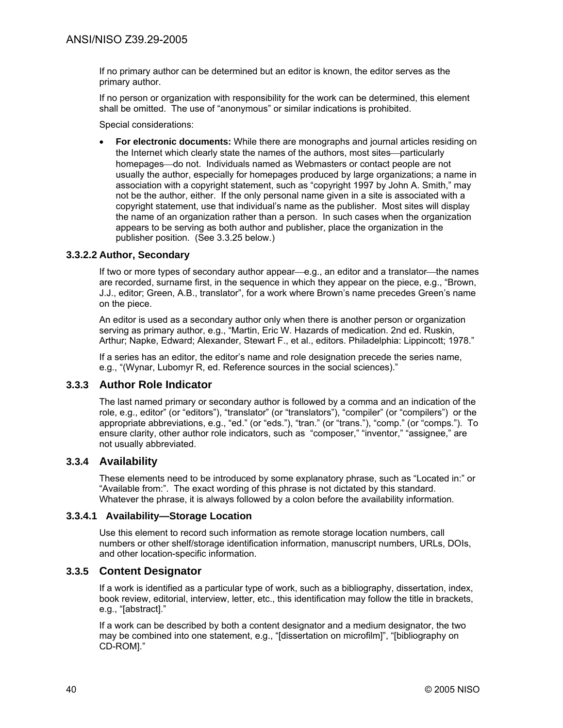If no primary author can be determined but an editor is known, the editor serves as the primary author.

If no person or organization with responsibility for the work can be determined, this element shall be omitted. The use of "anonymous" or similar indications is prohibited.

Special considerations:

- **For electronic documents:** While there are monographs and journal articles residing on the Internet which clearly state the names of the authors, most sites—particularly homepages—do not. Individuals named as Webmasters or contact people are not usually the author, especially for homepages produced by large organizations; a name in association with a copyright statement, such as "copyright 1997 by John A. Smith," may not be the author, either. If the only personal name given in a site is associated with a copyright statement, use that individual's name as the publisher. Most sites will display the name of an organization rather than a person. In such cases when the organization appears to be serving as both author and publisher, place the organization in the publisher position. (See 3.3.25 below.)

#### 3.3.2.2 Author, Secondary

If two or more types of secondary author appear—e.g., an editor and a translator—the names are recorded, surname first, in the sequence in which they appear on the piece, e.g., "Brown, J.J., editor; Green, A.B., translator", for a work where Brown's name precedes Green's name on the piece.

An editor is used as a secondary author only when there is another person or organization serving as primary author, e.g., "Martin, Eric W. Hazards of medication. 2nd ed. Ruskin, Arthur; Napke, Edward; Alexander, Stewart F., et al., editors. Philadelphia: Lippincott; 1978."

If a series has an editor, the editor's name and role designation precede the series name, e.g., "(Wynar, Lubomyr R, ed. Reference sources in the social sciences)."

### 3.3.3 Author Role Indicator

The last named primary or secondary author is followed by a comma and an indication of the role, e.g., editor" (or "editors"), "translator" (or "translators"), "compiler" (or "compilers") or the appropriate abbreviations, e.g., "ed." (or "eds."), "tran." (or "trans."), "comp." (or "comps."). To ensure clarity, other author role indicators, such as "composer," "inventor," "assignee," are not usually abbreviated.

### 3.3.4 Availability

These elements need to be introduced by some explanatory phrase, such as "Located in:" or "Available from:". The exact wording of this phrase is not dictated by this standard. Whatever the phrase, it is always followed by a colon before the availability information.

#### 3.3.4.1 Availability—Storage Location

Use this element to record such information as remote storage location numbers, call numbers or other shelf/storage identification information, manuscript numbers, URLs, DOIs, and other location-specific information.

### 3.3.5 Content Designator

If a work is identified as a particular type of work, such as a bibliography, dissertation, index, book review, editorial, interview, letter, etc., this identification may follow the title in brackets, e.g., "[abstract]."

If a work can be described by both a content designator and a medium designator, the two may be combined into one statement, e.g., "[dissertation on microfilm]", "[bibliography on CD-ROM]."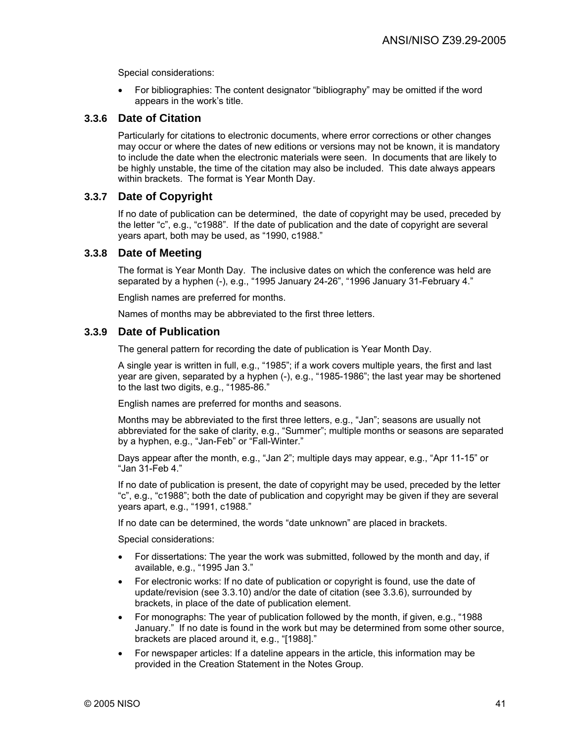Special considerations:

- For bibliographies: The content designator “bibliography” may be omitted if the word appears in the work’s title.

### 3.3.6 Date of Citation

Particularly for citations to electronic documents, where error corrections or other changes may occur or where the dates of new editions or versions may not be known, it is mandatory to include the date when the electronic materials were seen. In documents that are likely to be highly unstable, the time of the citation may also be included. This date always appears within brackets. The format is Year Month Day.

### 3.3.7 Date of Copyright

If no date of publication can be determined, the date of copyright may be used, preceded by the letter “c”, e.g., “c1988”. If the date of publication and the date of copyright are several years apart, both may be used, as “1990, c1988.”

### 3.3.8 Date of Meeting

The format is Year Month Day. The inclusive dates on which the conference was held are separated by a hyphen (-), e.g., “1995 January 24-26”, “1996 January 31-February 4.”

English names are preferred for months.

Names of months may be abbreviated to the first three letters.

### 3.3.9 Date of Publication

The general pattern for recording the date of publication is Year Month Day.

A single year is written in full, e.g., “1985”; if a work covers multiple years, the first and last year are given, separated by a hyphen (-), e.g., “1985-1986”; the last year may be shortened to the last two digits, e.g., “1985-86.”

English names are preferred for months and seasons.

Months may be abbreviated to the first three letters, e.g., “Jan”; seasons are usually not abbreviated for the sake of clarity, e.g., “Summer”; multiple months or seasons are separated by a hyphen, e.g., “Jan-Feb” or “Fall-Winter.”

Days appear after the month, e.g., “Jan 2”; multiple days may appear, e.g., “Apr 11-15” or “Jan 31-Feb 4.”

If no date of publication is present, the date of copyright may be used, preceded by the letter “c”, e.g., “c1988”; both the date of publication and copyright may be given if they are several years apart, e.g., “1991, c1988.”

If no date can be determined, the words “date unknown” are placed in brackets.

Special considerations:

- For dissertations: The year the work was submitted, followed by the month and day, if available, e.g., “1995 Jan 3.”
- For electronic works: If no date of publication or copyright is found, use the date of update/revision (see 3.3.10) and/or the date of citation (see 3.3.6), surrounded by brackets, in place of the date of publication element.
- For monographs: The year of publication followed by the month, if given, e.g., “1988 January.” If no date is found in the work but may be determined from some other source, brackets are placed around it, e.g., “[1988].”
- For newspaper articles: If a dateline appears in the article, this information may be provided in the Creation Statement in the Notes Group.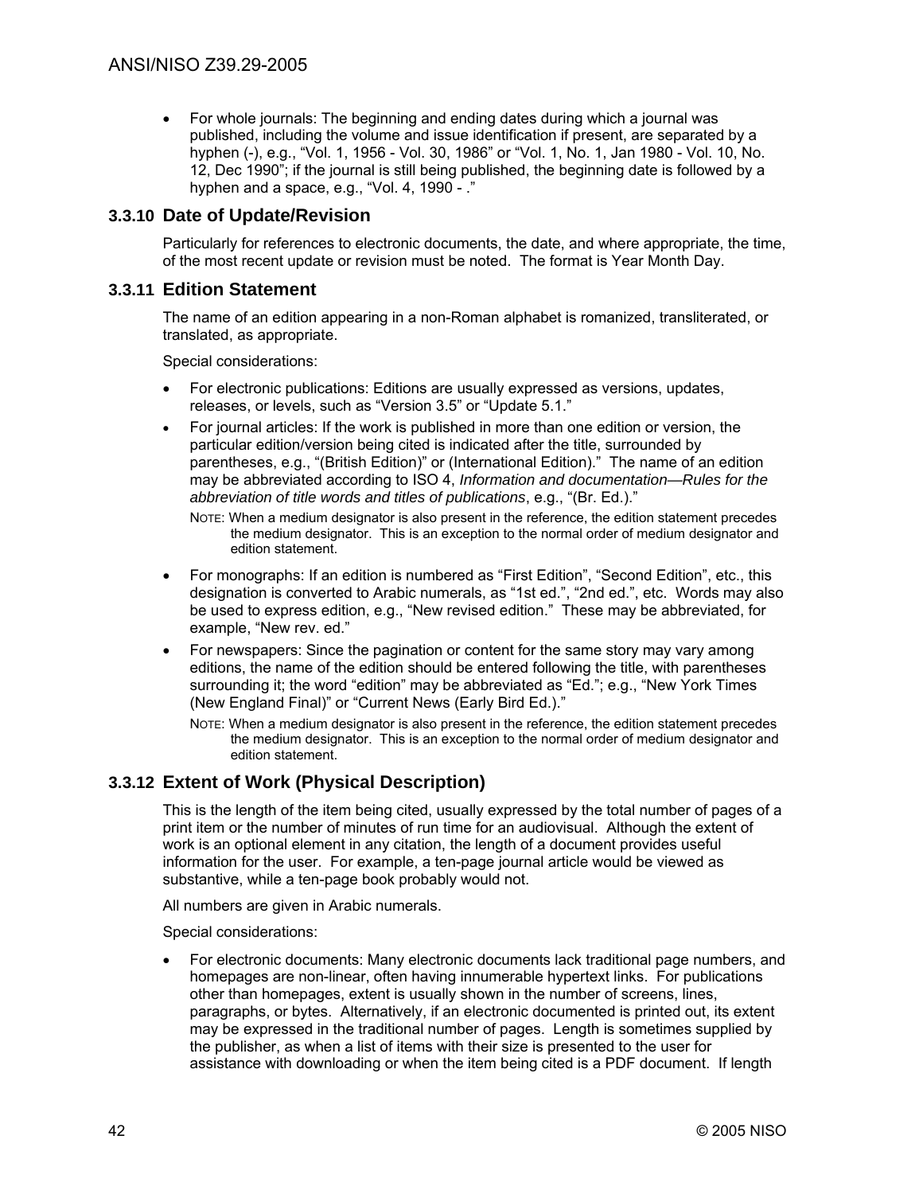- For whole journals: The beginning and ending dates during which a journal was published, including the volume and issue identification if present, are separated by a hyphen (-), e.g., "Vol. 1, 1956 - Vol. 30, 1986" or "Vol. 1, No. 1, Jan 1980 - Vol. 10, No. 12, Dec 1990"; if the journal is still being published, the beginning date is followed by a hyphen and a space, e.g., "Vol. 4, 1990 - ."

### 3.3.10 Date of Update/Revision

Particularly for references to electronic documents, the date, and where appropriate, the time, of the most recent update or revision must be noted. The format is Year Month Day.

### 3.3.11 Edition Statement

The name of an edition appearing in a non-Roman alphabet is romanized, transliterated, or translated, as appropriate.

Special considerations:

- For electronic publications: Editions are usually expressed as versions, updates, releases, or levels, such as "Version 3.5" or "Update 5.1."
- For journal articles: If the work is published in more than one edition or version, the particular edition/version being cited is indicated after the title, surrounded by parentheses, e.g., "(British Edition)" or (International Edition)." The name of an edition may be abbreviated according to ISO 4, *Information and documentation—Rules for the abbreviation of title words and titles of publications*, e.g., "(Br. Ed.)."

  NOTE: When a medium designator is also present in the reference, the edition statement precedes the medium designator. This is an exception to the normal order of medium designator and edition statement.

- For monographs: If an edition is numbered as "First Edition", "Second Edition", etc., this designation is converted to Arabic numerals, as "1st ed.", "2nd ed.", etc. Words may also be used to express edition, e.g., "New revised edition." These may be abbreviated, for example, "New rev. ed."
- For newspapers: Since the pagination or content for the same story may vary among editions, the name of the edition should be entered following the title, with parentheses surrounding it; the word "edition" may be abbreviated as "Ed."; e.g., "New York Times (New England Final)" or "Current News (Early Bird Ed.)."

  NOTE: When a medium designator is also present in the reference, the edition statement precedes the medium designator. This is an exception to the normal order of medium designator and edition statement.

### 3.3.12 Extent of Work (Physical Description)

This is the length of the item being cited, usually expressed by the total number of pages of a print item or the number of minutes of run time for an audiovisual. Although the extent of work is an optional element in any citation, the length of a document provides useful information for the user. For example, a ten-page journal article would be viewed as substantive, while a ten-page book probably would not.

All numbers are given in Arabic numerals.

Special considerations:

- For electronic documents: Many electronic documents lack traditional page numbers, and homepages are non-linear, often having innumerable hypertext links. For publications other than homepages, extent is usually shown in the number of screens, lines, paragraphs, or bytes. Alternatively, if an electronic documented is printed out, its extent may be expressed in the traditional number of pages. Length is sometimes supplied by the publisher, as when a list of items with their size is presented to the user for assistance with downloading or when the item being cited is a PDF document. If length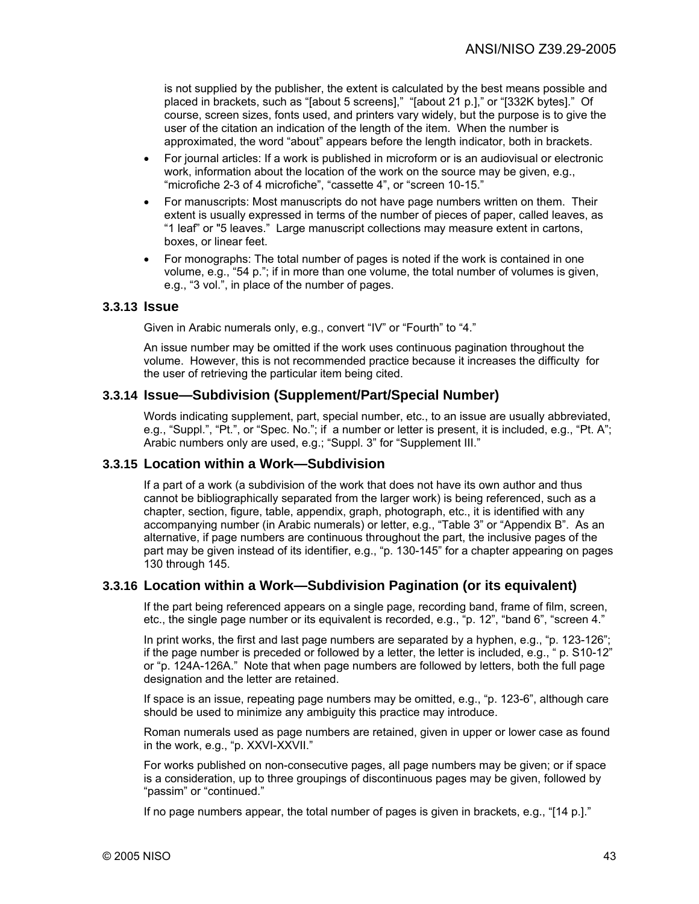is not supplied by the publisher, the extent is calculated by the best means possible and placed in brackets, such as "[about 5 screens]," "[about 21 p.]," or "[332K bytes]." Of course, screen sizes, fonts used, and printers vary widely, but the purpose is to give the user of the citation an indication of the length of the item. When the number is approximated, the word "about" appears before the length indicator, both in brackets.

- For journal articles: If a work is published in microform or is an audiovisual or electronic work, information about the location of the work on the source may be given, e.g., "microfiche 2-3 of 4 microfiche", "cassette 4", or "screen 10-15."
- For manuscripts: Most manuscripts do not have page numbers written on them. Their extent is usually expressed in terms of the number of pieces of paper, called leaves, as "1 leaf" or "5 leaves." Large manuscript collections may measure extent in cartons, boxes, or linear feet.
- For monographs: The total number of pages is noted if the work is contained in one volume, e.g., "54 p."; if in more than one volume, the total number of volumes is given, e.g., "3 vol.", in place of the number of pages.

### 3.3.13 Issue

Given in Arabic numerals only, e.g., convert "IV" or "Fourth" to "4."

An issue number may be omitted if the work uses continuous pagination throughout the volume. However, this is not recommended practice because it increases the difficulty for the user of retrieving the particular item being cited.

### 3.3.14 Issue—Subdivision (Supplement/Part/Special Number)

Words indicating supplement, part, special number, etc., to an issue are usually abbreviated, e.g., "Suppl.", "Pt.", or "Spec. No."; if a number or letter is present, it is included, e.g., "Pt. A"; Arabic numbers only are used, e.g.; "Suppl. 3" for "Supplement III."

### 3.3.15 Location within a Work—Subdivision

If a part of a work (a subdivision of the work that does not have its own author and thus cannot be bibliographically separated from the larger work) is being referenced, such as a chapter, section, figure, table, appendix, graph, photograph, etc., it is identified with any accompanying number (in Arabic numerals) or letter, e.g., "Table 3" or "Appendix B". As an alternative, if page numbers are continuous throughout the part, the inclusive pages of the part may be given instead of its identifier, e.g., "p. 130-145" for a chapter appearing on pages 130 through 145.

### 3.3.16 Location within a Work—Subdivision Pagination (or its equivalent)

If the part being referenced appears on a single page, recording band, frame of film, screen, etc., the single page number or its equivalent is recorded, e.g., "p. 12", "band 6", "screen 4."

In print works, the first and last page numbers are separated by a hyphen, e.g., "p. 123-126"; if the page number is preceded or followed by a letter, the letter is included, e.g., " p. S10-12" or "p. 124A-126A." Note that when page numbers are followed by letters, both the full page designation and the letter are retained.

If space is an issue, repeating page numbers may be omitted, e.g., "p. 123-6", although care should be used to minimize any ambiguity this practice may introduce.

Roman numerals used as page numbers are retained, given in upper or lower case as found in the work, e.g., "p. XXVI-XXVII."

For works published on non-consecutive pages, all page numbers may be given; or if space is a consideration, up to three groupings of discontinuous pages may be given, followed by "passim" or "continued."

If no page numbers appear, the total number of pages is given in brackets, e.g., "[14 p.]."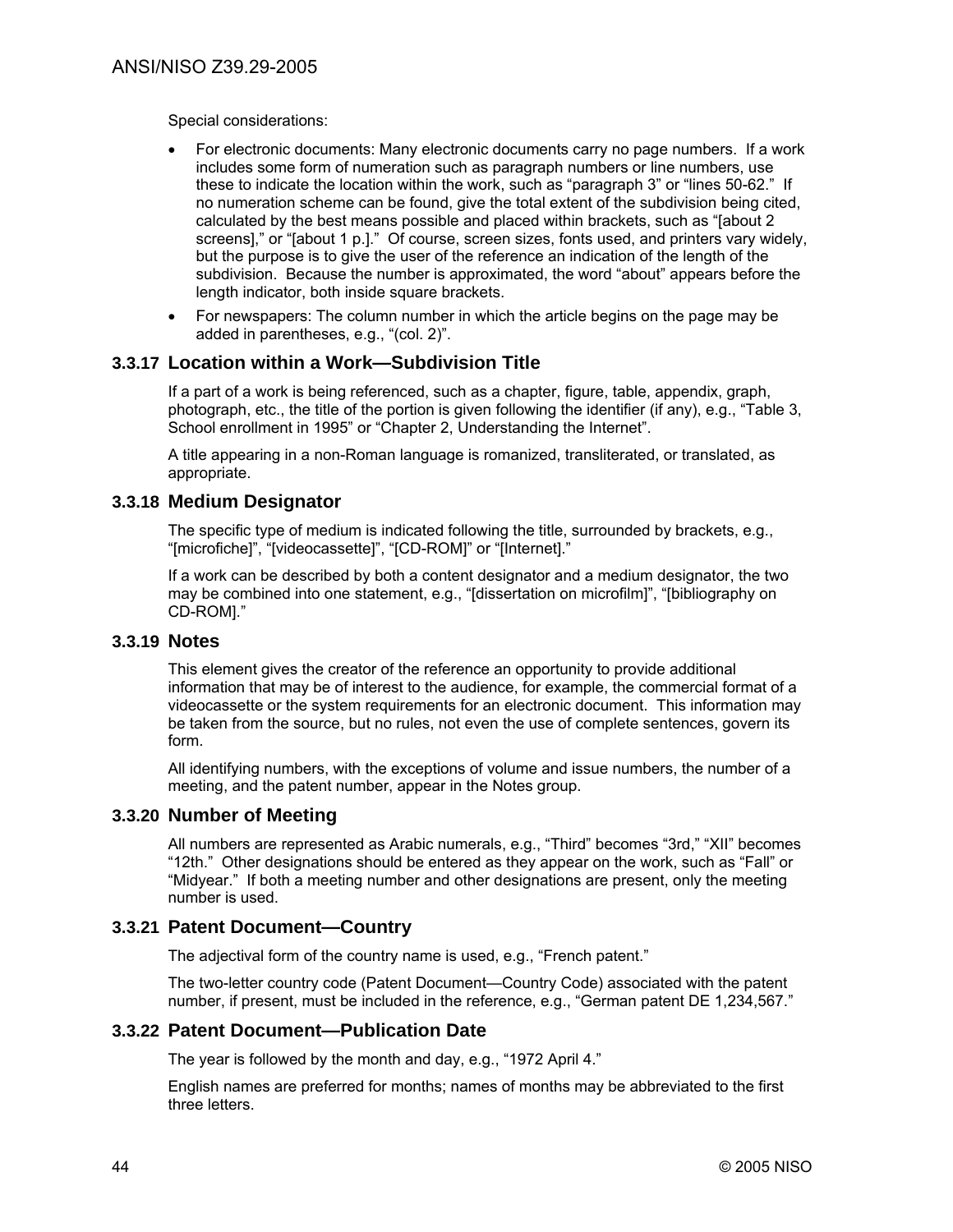Special considerations:

- For electronic documents: Many electronic documents carry no page numbers. If a work includes some form of numeration such as paragraph numbers or line numbers, use these to indicate the location within the work, such as "paragraph 3" or "lines 50-62." If no numeration scheme can be found, give the total extent of the subdivision being cited, calculated by the best means possible and placed within brackets, such as "[about 2 screens]," or "[about 1 p.]." Of course, screen sizes, fonts used, and printers vary widely, but the purpose is to give the user of the reference an indication of the length of the subdivision. Because the number is approximated, the word "about" appears before the length indicator, both inside square brackets.
- For newspapers: The column number in which the article begins on the page may be added in parentheses, e.g., "(col. 2)".

### 3.3.17 Location within a Work—Subdivision Title

If a part of a work is being referenced, such as a chapter, figure, table, appendix, graph, photograph, etc., the title of the portion is given following the identifier (if any), e.g., "Table 3, School enrollment in 1995" or "Chapter 2, Understanding the Internet".

A title appearing in a non-Roman language is romanized, transliterated, or translated, as appropriate.

### 3.3.18 Medium Designator

The specific type of medium is indicated following the title, surrounded by brackets, e.g., "[microfiche]", "[videocassette]", "[CD-ROM]" or "[Internet]."

If a work can be described by both a content designator and a medium designator, the two may be combined into one statement, e.g., "[dissertation on microfilm]", "[bibliography on CD-ROM]."

### 3.3.19 Notes

This element gives the creator of the reference an opportunity to provide additional information that may be of interest to the audience, for example, the commercial format of a videocassette or the system requirements for an electronic document. This information may be taken from the source, but no rules, not even the use of complete sentences, govern its form.

All identifying numbers, with the exceptions of volume and issue numbers, the number of a meeting, and the patent number, appear in the Notes group.

### 3.3.20 Number of Meeting

All numbers are represented as Arabic numerals, e.g., "Third" becomes "3rd," "XII" becomes "12th." Other designations should be entered as they appear on the work, such as "Fall" or "Midyear." If both a meeting number and other designations are present, only the meeting number is used.

### 3.3.21 Patent Document—Country

The adjectival form of the country name is used, e.g., "French patent."

The two-letter country code (Patent Document—Country Code) associated with the patent number, if present, must be included in the reference, e.g., "German patent DE 1,234,567."

### 3.3.22 Patent Document—Publication Date

The year is followed by the month and day, e.g., "1972 April 4."

English names are preferred for months; names of months may be abbreviated to the first three letters.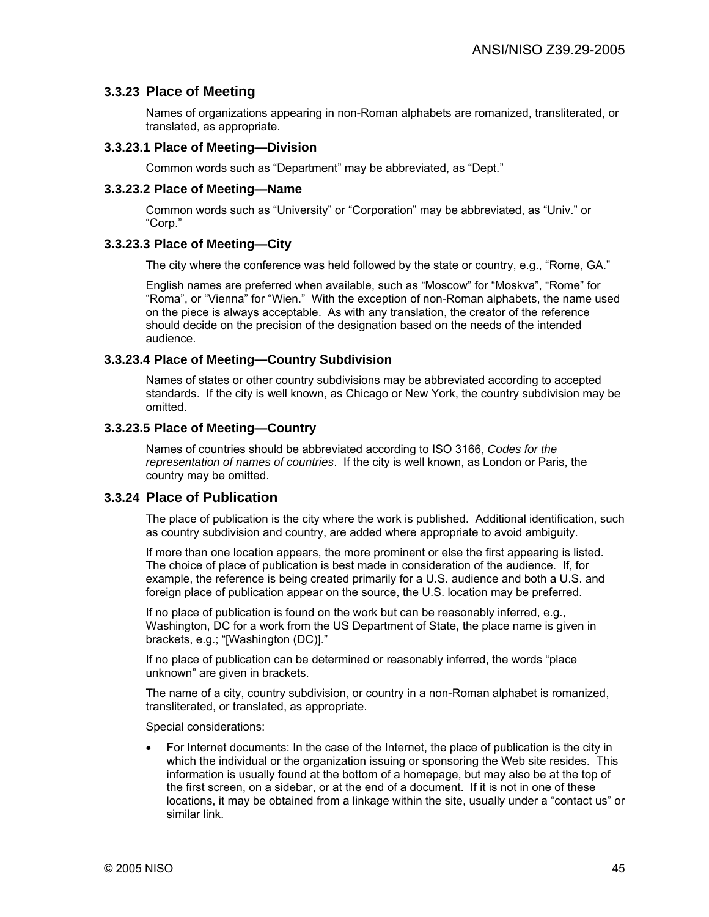### 3.3.23 Place of Meeting

Names of organizations appearing in non-Roman alphabets are romanized, transliterated, or translated, as appropriate.

#### 3.3.23.1 Place of Meeting—Division

Common words such as "Department" may be abbreviated, as "Dept."

#### 3.3.23.2 Place of Meeting—Name

Common words such as "University" or "Corporation" may be abbreviated, as "Univ." or "Corp."

#### 3.3.23.3 Place of Meeting—City

The city where the conference was held followed by the state or country, e.g., "Rome, GA."

English names are preferred when available, such as "Moscow" for "Moskva", "Rome" for "Roma", or "Vienna" for "Wien." With the exception of non-Roman alphabets, the name used on the piece is always acceptable. As with any translation, the creator of the reference should decide on the precision of the designation based on the needs of the intended audience.

#### 3.3.23.4 Place of Meeting—Country Subdivision

Names of states or other country subdivisions may be abbreviated according to accepted standards. If the city is well known, as Chicago or New York, the country subdivision may be omitted.

#### 3.3.23.5 Place of Meeting—Country

Names of countries should be abbreviated according to ISO 3166, *Codes for the representation of names of countries*. If the city is well known, as London or Paris, the country may be omitted.

### 3.3.24 Place of Publication

The place of publication is the city where the work is published. Additional identification, such as country subdivision and country, are added where appropriate to avoid ambiguity.

If more than one location appears, the more prominent or else the first appearing is listed. The choice of place of publication is best made in consideration of the audience. If, for example, the reference is being created primarily for a U.S. audience and both a U.S. and foreign place of publication appear on the source, the U.S. location may be preferred.

If no place of publication is found on the work but can be reasonably inferred, e.g., Washington, DC for a work from the US Department of State, the place name is given in brackets, e.g.; "[Washington (DC)]."

If no place of publication can be determined or reasonably inferred, the words "place unknown" are given in brackets.

The name of a city, country subdivision, or country in a non-Roman alphabet is romanized, transliterated, or translated, as appropriate.

Special considerations:

- For Internet documents: In the case of the Internet, the place of publication is the city in which the individual or the organization issuing or sponsoring the Web site resides. This information is usually found at the bottom of a homepage, but may also be at the top of the first screen, on a sidebar, or at the end of a document. If it is not in one of these locations, it may be obtained from a linkage within the site, usually under a "contact us" or similar link.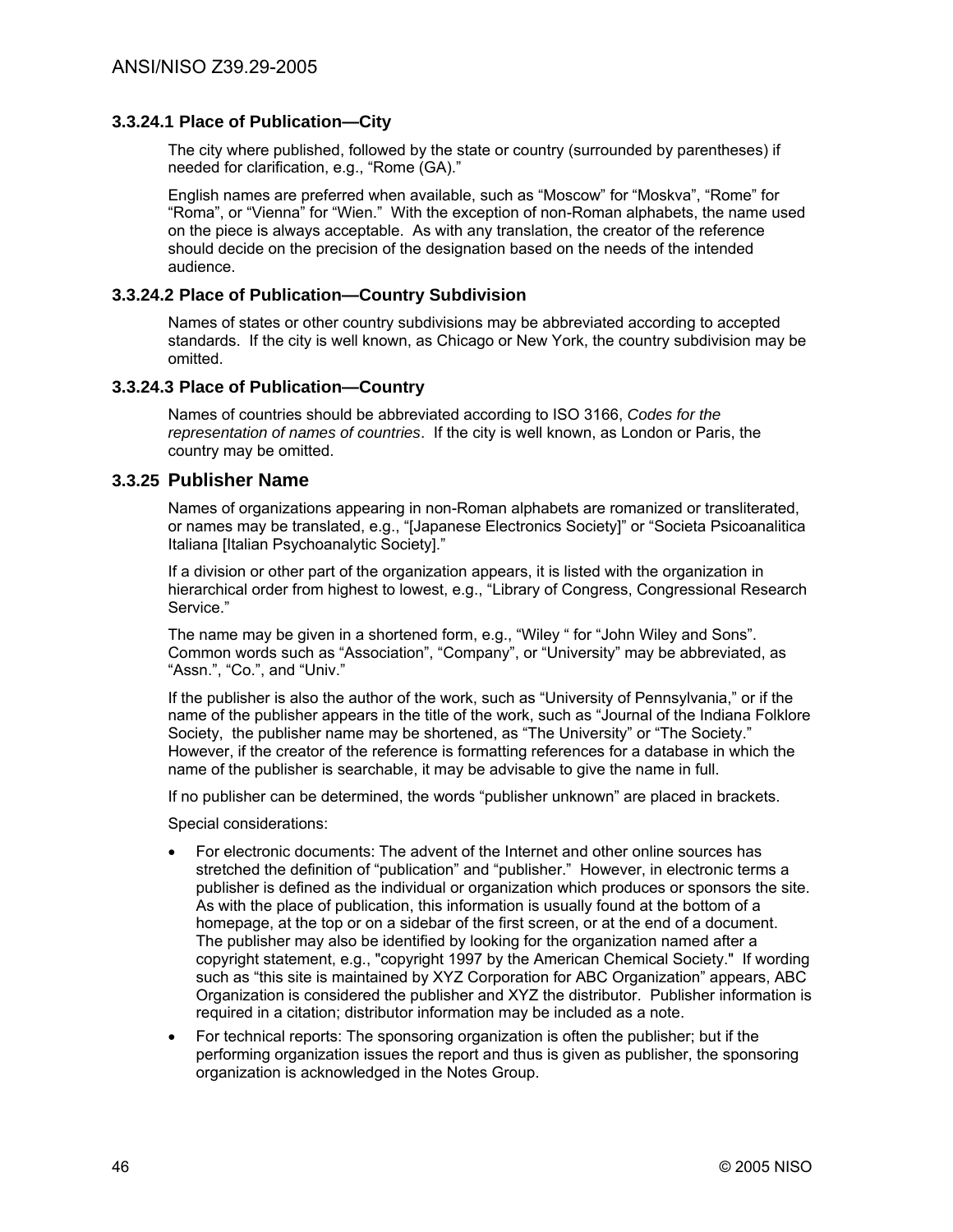#### 3.3.24.1 Place of Publication—City

The city where published, followed by the state or country (surrounded by parentheses) if needed for clarification, e.g., "Rome (GA)."

English names are preferred when available, such as "Moscow" for "Moskva", "Rome" for "Roma", or "Vienna" for "Wien." With the exception of non-Roman alphabets, the name used on the piece is always acceptable. As with any translation, the creator of the reference should decide on the precision of the designation based on the needs of the intended audience.

#### 3.3.24.2 Place of Publication—Country Subdivision

Names of states or other country subdivisions may be abbreviated according to accepted standards. If the city is well known, as Chicago or New York, the country subdivision may be omitted.

#### 3.3.24.3 Place of Publication—Country

Names of countries should be abbreviated according to ISO 3166, *Codes for the representation of names of countries*. If the city is well known, as London or Paris, the country may be omitted.

### 3.3.25 Publisher Name

Names of organizations appearing in non-Roman alphabets are romanized or transliterated, or names may be translated, e.g., "[Japanese Electronics Society]" or "Societa Psicoanalitica Italiana [Italian Psychoanalytic Society]."

If a division or other part of the organization appears, it is listed with the organization in hierarchical order from highest to lowest, e.g., "Library of Congress, Congressional Research Service."

The name may be given in a shortened form, e.g., "Wiley " for "John Wiley and Sons". Common words such as "Association", "Company", or "University" may be abbreviated, as "Assn.", "Co.", and "Univ."

If the publisher is also the author of the work, such as "University of Pennsylvania," or if the name of the publisher appears in the title of the work, such as "Journal of the Indiana Folklore Society, the publisher name may be shortened, as "The University" or "The Society." However, if the creator of the reference is formatting references for a database in which the name of the publisher is searchable, it may be advisable to give the name in full.

If no publisher can be determined, the words "publisher unknown" are placed in brackets.

Special considerations:

- For electronic documents: The advent of the Internet and other online sources has stretched the definition of "publication" and "publisher." However, in electronic terms a publisher is defined as the individual or organization which produces or sponsors the site. As with the place of publication, this information is usually found at the bottom of a homepage, at the top or on a sidebar of the first screen, or at the end of a document. The publisher may also be identified by looking for the organization named after a copyright statement, e.g., "copyright 1997 by the American Chemical Society." If wording such as "this site is maintained by XYZ Corporation for ABC Organization" appears, ABC Organization is considered the publisher and XYZ the distributor. Publisher information is required in a citation; distributor information may be included as a note.
- For technical reports: The sponsoring organization is often the publisher; but if the performing organization issues the report and thus is given as publisher, the sponsoring organization is acknowledged in the Notes Group.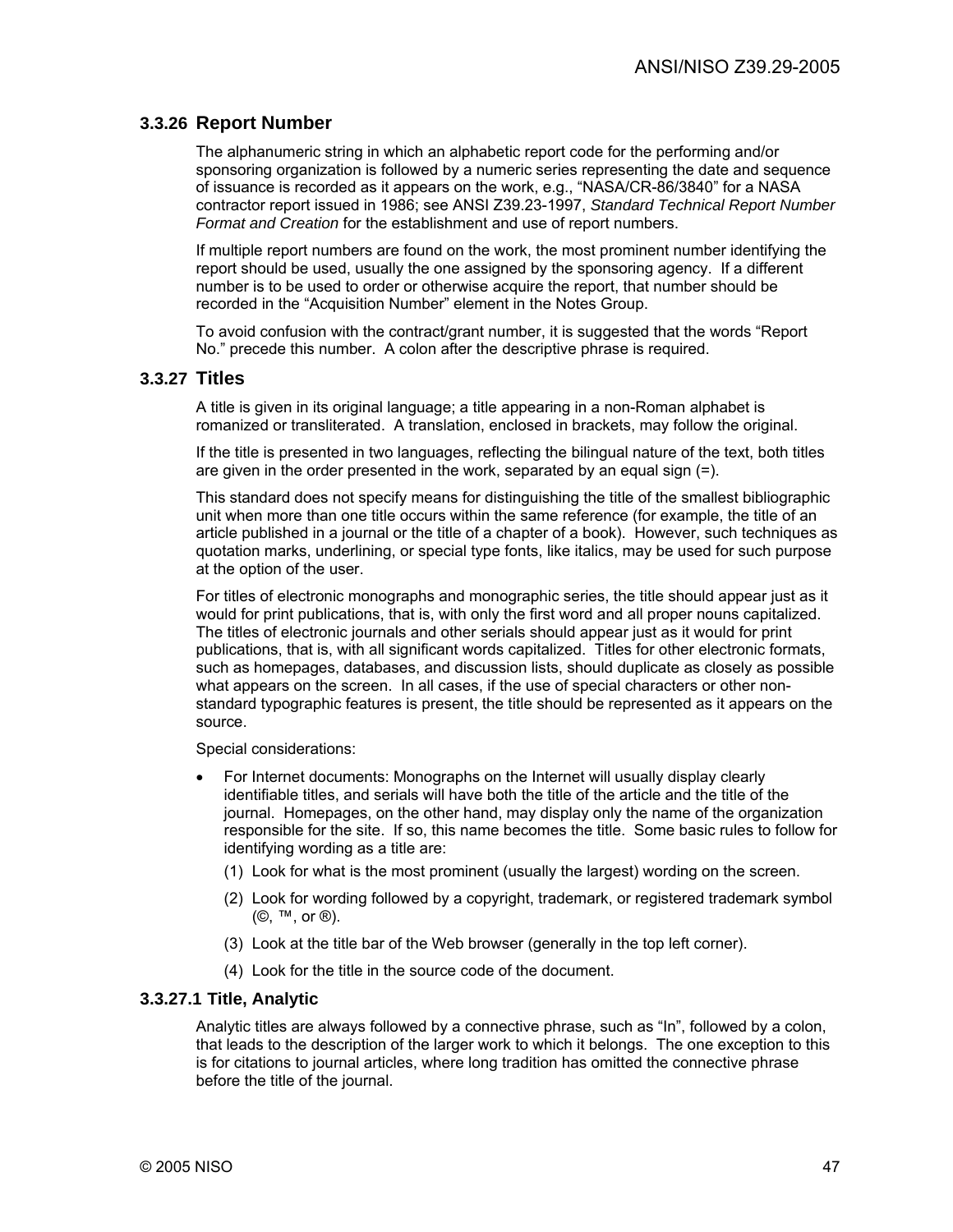### 3.3.26 Report Number

The alphanumeric string in which an alphabetic report code for the performing and/or sponsoring organization is followed by a numeric series representing the date and sequence of issuance is recorded as it appears on the work, e.g., "NASA/CR-86/3840" for a NASA contractor report issued in 1986; see ANSI Z39.23-1997, *Standard Technical Report Number Format and Creation* for the establishment and use of report numbers.

If multiple report numbers are found on the work, the most prominent number identifying the report should be used, usually the one assigned by the sponsoring agency. If a different number is to be used to order or otherwise acquire the report, that number should be recorded in the "Acquisition Number" element in the Notes Group.

To avoid confusion with the contract/grant number, it is suggested that the words "Report No." precede this number. A colon after the descriptive phrase is required.

### 3.3.27 Titles

A title is given in its original language; a title appearing in a non-Roman alphabet is romanized or transliterated. A translation, enclosed in brackets, may follow the original.

If the title is presented in two languages, reflecting the bilingual nature of the text, both titles are given in the order presented in the work, separated by an equal sign (=).

This standard does not specify means for distinguishing the title of the smallest bibliographic unit when more than one title occurs within the same reference (for example, the title of an article published in a journal or the title of a chapter of a book). However, such techniques as quotation marks, underlining, or special type fonts, like italics, may be used for such purpose at the option of the user.

For titles of electronic monographs and monographic series, the title should appear just as it would for print publications, that is, with only the first word and all proper nouns capitalized. The titles of electronic journals and other serials should appear just as it would for print publications, that is, with all significant words capitalized. Titles for other electronic formats, such as homepages, databases, and discussion lists, should duplicate as closely as possible what appears on the screen. In all cases, if the use of special characters or other non-standard typographic features is present, the title should be represented as it appears on the source.

Special considerations:

- For Internet documents: Monographs on the Internet will usually display clearly identifiable titles, and serials will have both the title of the article and the title of the journal. Homepages, on the other hand, may display only the name of the organization responsible for the site. If so, this name becomes the title. Some basic rules to follow for identifying wording as a title are:
  (1) Look for what is the most prominent (usually the largest) wording on the screen.
  (2) Look for wording followed by a copyright, trademark, or registered trademark symbol (©, ™, or ®).
  (3) Look at the title bar of the Web browser (generally in the top left corner).
  (4) Look for the title in the source code of the document.

#### 3.3.27.1 Title, Analytic

Analytic titles are always followed by a connective phrase, such as "In", followed by a colon, that leads to the description of the larger work to which it belongs. The one exception to this is for citations to journal articles, where long tradition has omitted the connective phrase before the title of the journal.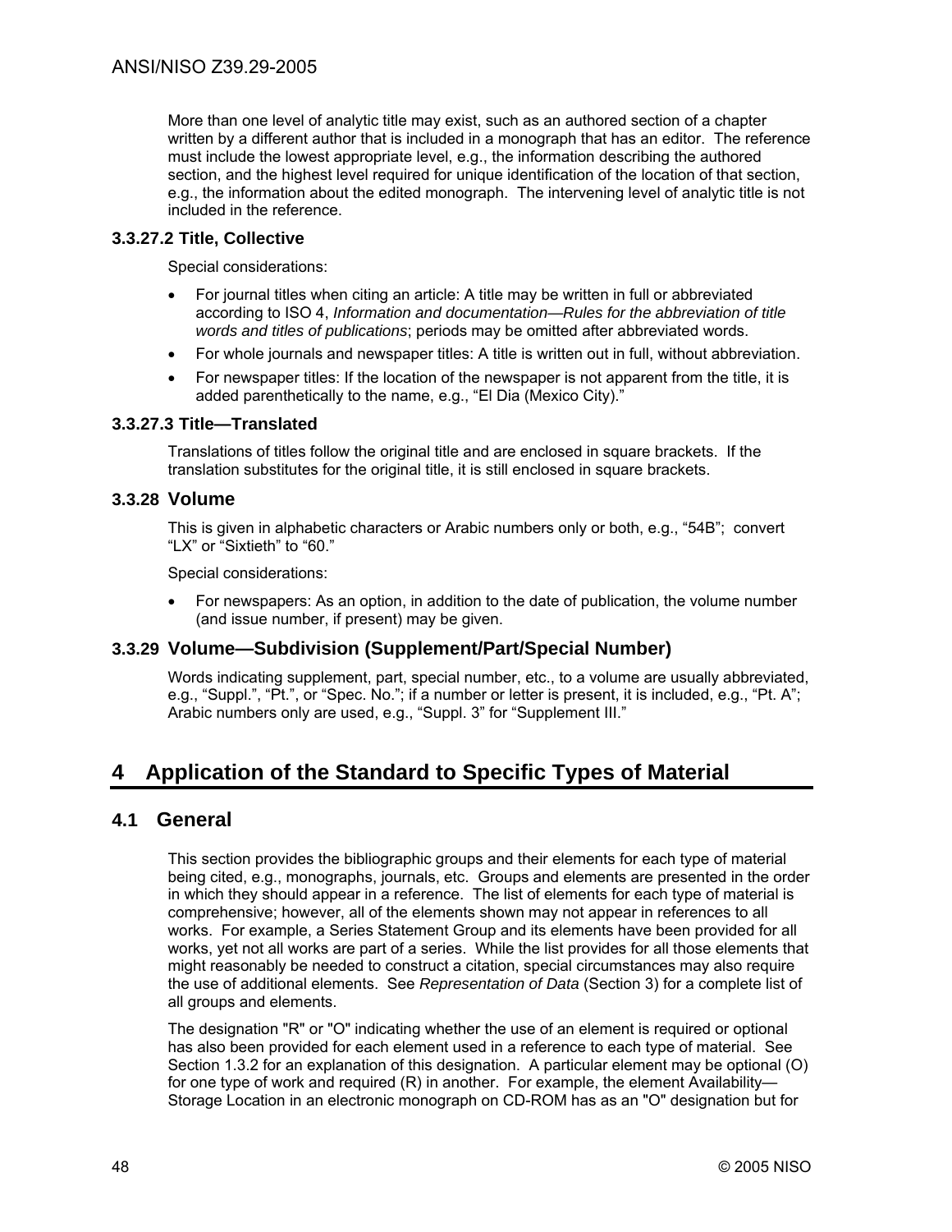More than one level of analytic title may exist, such as an authored section of a chapter written by a different author that is included in a monograph that has an editor. The reference must include the lowest appropriate level, e.g., the information describing the authored section, and the highest level required for unique identification of the location of that section, e.g., the information about the edited monograph. The intervening level of analytic title is not included in the reference.

#### 3.3.27.2 Title, Collective

Special considerations:

- For journal titles when citing an article: A title may be written in full or abbreviated according to ISO 4, *Information and documentation—Rules for the abbreviation of title words and titles of publications*; periods may be omitted after abbreviated words.
- For whole journals and newspaper titles: A title is written out in full, without abbreviation.
- For newspaper titles: If the location of the newspaper is not apparent from the title, it is added parenthetically to the name, e.g., "El Dia (Mexico City)."

#### 3.3.27.3 Title—Translated

Translations of titles follow the original title and are enclosed in square brackets. If the translation substitutes for the original title, it is still enclosed in square brackets.

### 3.3.28 Volume

This is given in alphabetic characters or Arabic numbers only or both, e.g., "54B"; convert "LX" or "Sixtieth" to "60."

Special considerations:

- For newspapers: As an option, in addition to the date of publication, the volume number (and issue number, if present) may be given.

### 3.3.29 Volume—Subdivision (Supplement/Part/Special Number)

Words indicating supplement, part, special number, etc., to a volume are usually abbreviated, e.g., "Suppl.", "Pt.", or "Spec. No."; if a number or letter is present, it is included, e.g., "Pt. A"; Arabic numbers only are used, e.g., "Suppl. 3" for "Supplement III."

# 4 Application of the Standard to Specific Types of Material

## 4.1 General

This section provides the bibliographic groups and their elements for each type of material being cited, e.g., monographs, journals, etc. Groups and elements are presented in the order in which they should appear in a reference. The list of elements for each type of material is comprehensive; however, all of the elements shown may not appear in references to all works. For example, a Series Statement Group and its elements have been provided for all works, yet not all works are part of a series. While the list provides for all those elements that might reasonably be needed to construct a citation, special circumstances may also require the use of additional elements. See *Representation of Data* (Section 3) for a complete list of all groups and elements.

The designation "R" or "O" indicating whether the use of an element is required or optional has also been provided for each element used in a reference to each type of material. See Section 1.3.2 for an explanation of this designation. A particular element may be optional (O) for one type of work and required (R) in another. For example, the element Availability—Storage Location in an electronic monograph on CD-ROM has as an "O" designation but for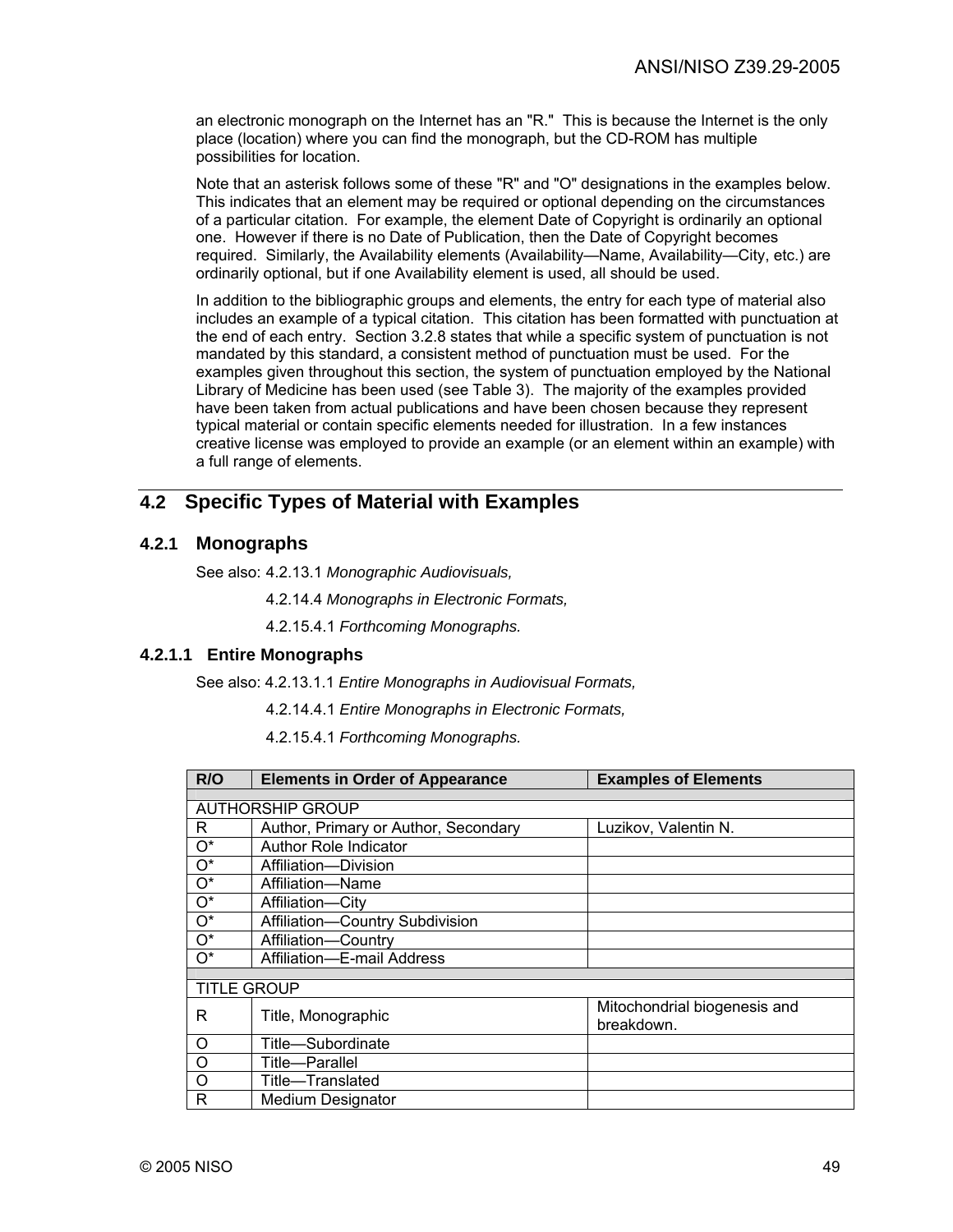an electronic monograph on the Internet has an "R." This is because the Internet is the only place (location) where you can find the monograph, but the CD-ROM has multiple possibilities for location.

Note that an asterisk follows some of these "R" and "O" designations in the examples below. This indicates that an element may be required or optional depending on the circumstances of a particular citation. For example, the element Date of Copyright is ordinarily an optional one. However if there is no Date of Publication, then the Date of Copyright becomes required. Similarly, the Availability elements (Availability—Name, Availability—City, etc.) are ordinarily optional, but if one Availability element is used, all should be used.

In addition to the bibliographic groups and elements, the entry for each type of material also includes an example of a typical citation. This citation has been formatted with punctuation at the end of each entry. Section 3.2.8 states that while a specific system of punctuation is not mandated by this standard, a consistent method of punctuation must be used. For the examples given throughout this section, the system of punctuation employed by the National Library of Medicine has been used (see Table 3). The majority of the examples provided have been taken from actual publications and have been chosen because they represent typical material or contain specific elements needed for illustration. In a few instances creative license was employed to provide an example (or an element within an example) with a full range of elements.

## 4.2 Specific Types of Material with Examples

### 4.2.1 Monographs

See also: 4.2.13.1 *Monographic Audiovisuals,*

4.2.14.4 *Monographs in Electronic Formats,*

4.2.15.4.1 *Forthcoming Monographs.*

#### 4.2.1.1 Entire Monographs

See also: 4.2.13.1.1 *Entire Monographs in Audiovisual Formats,*

4.2.14.4.1 *Entire Monographs in Electronic Formats,*

4.2.15.4.1 *Forthcoming Monographs.*

| R/O | Elements in Order of Appearance | Examples of Elements |
|---|---|---|
| | | |
| AUTHORSHIP GROUP | | |
| R | Author, Primary or Author, Secondary | Luzikov, Valentin N. |
| O* | Author Role Indicator | |
| O* | Affiliation—Division | |
| O* | Affiliation—Name | |
| O* | Affiliation—City | |
| O* | Affiliation—Country Subdivision | |
| O* | Affiliation—Country | |
| O* | Affiliation—E-mail Address | |
| | | |
| TITLE GROUP | | |
| R | Title, Monographic | Mitochondrial biogenesis and breakdown. |
| O | Title—Subordinate | |
| O | Title—Parallel | |
| O | Title—Translated | |
| R | Medium Designator | |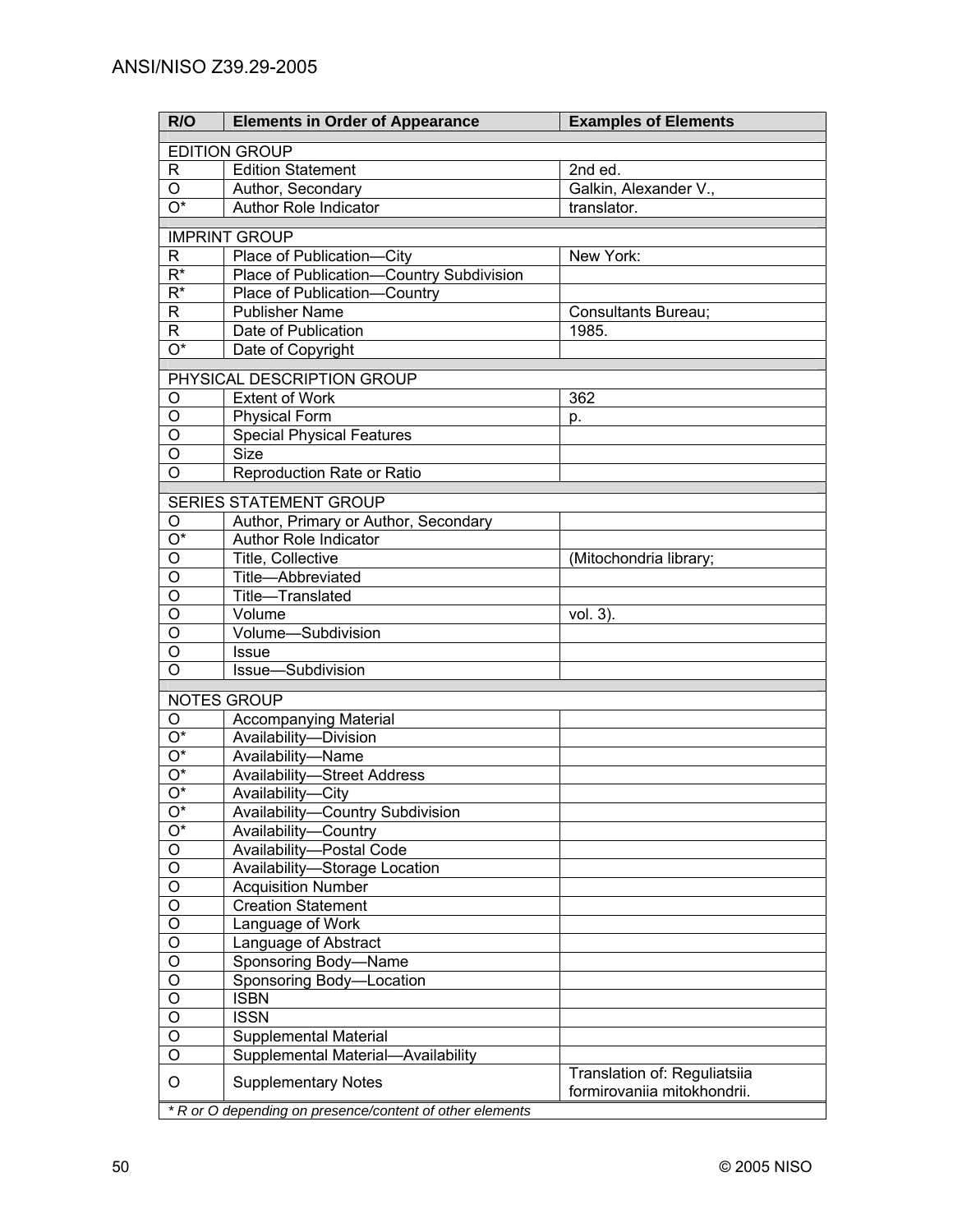| R/O | Elements in Order of Appearance | Examples of Elements |
|---|---|---|
| EDITION GROUP | | |
| R | Edition Statement | 2nd ed. |
| O | Author, Secondary | Galkin, Alexander V., |
| O* | Author Role Indicator | translator. |
| IMPRINT GROUP | | |
| R | Place of Publication—City | New York: |
| R* | Place of Publication—Country Subdivision | |
| R* | Place of Publication—Country | |
| R | Publisher Name | Consultants Bureau; |
| R | Date of Publication | 1985. |
| O* | Date of Copyright | |
| PHYSICAL DESCRIPTION GROUP | | |
| O | Extent of Work | 362 |
| O | Physical Form | p. |
| O | Special Physical Features | |
| O | Size | |
| O | Reproduction Rate or Ratio | |
| SERIES STATEMENT GROUP | | |
| O | Author, Primary or Author, Secondary | |
| O* | Author Role Indicator | |
| O | Title, Collective | (Mitochondria library; |
| O | Title—Abbreviated | |
| O | Title—Translated | |
| O | Volume | vol. 3). |
| O | Volume—Subdivision | |
| O | Issue | |
| O | Issue—Subdivision | |
| NOTES GROUP | | |
| O | Accompanying Material | |
| O* | Availability—Division | |
| O* | Availability—Name | |
| O* | Availability—Street Address | |
| O* | Availability—City | |
| O* | Availability—Country Subdivision | |
| O* | Availability—Country | |
| O | Availability—Postal Code | |
| O | Availability—Storage Location | |
| O | Acquisition Number | |
| O | Creation Statement | |
| O | Language of Work | |
| O | Language of Abstract | |
| O | Sponsoring Body—Name | |
| O | Sponsoring Body—Location | |
| O | ISBN | |
| O | ISSN | |
| O | Supplemental Material | |
| O | Supplemental Material—Availability | |
| O | Supplementary Notes | Translation of: Reguliatsiia formirovaniia mitokhondrii. |

*\* R or O depending on presence/content of other elements*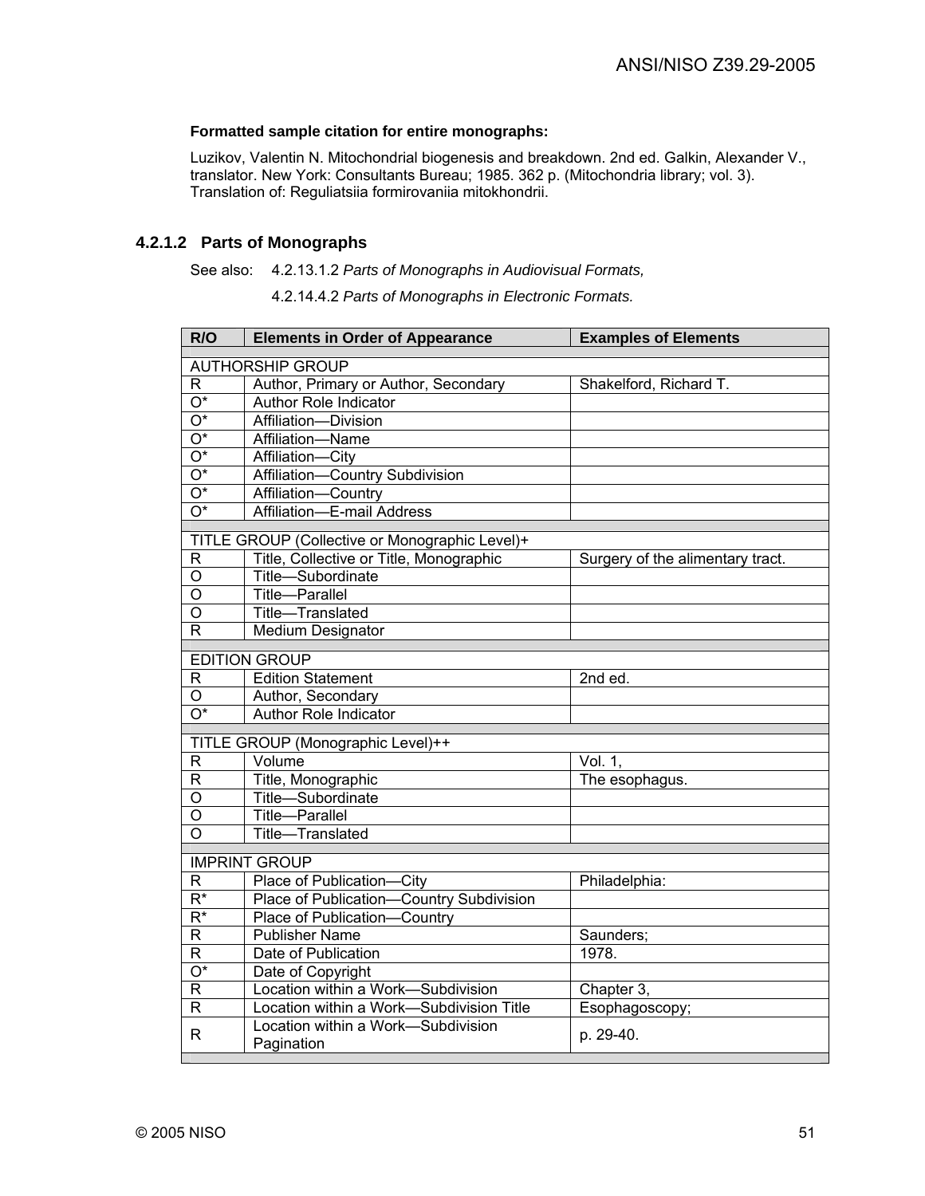**Formatted sample citation for entire monographs:**

Luzikov, Valentin N. Mitochondrial biogenesis and breakdown. 2nd ed. Galkin, Alexander V., translator. New York: Consultants Bureau; 1985. 362 p. (Mitochondria library; vol. 3). Translation of: Reguliatsiia formirovaniia mitokhondrii.

### 4.2.1.2 Parts of Monographs

See also: 4.2.13.1.2 *Parts of Monographs in Audiovisual Formats,*

4.2.14.4.2 *Parts of Monographs in Electronic Formats.*

| R/O | Elements in Order of Appearance | Examples of Elements |
|---|---|---|
| AUTHORSHIP GROUP | | |
| R | Author, Primary or Author, Secondary | Shakelford, Richard T. |
| O* | Author Role Indicator | |
| O* | Affiliation—Division | |
| O* | Affiliation—Name | |
| O* | Affiliation—City | |
| O* | Affiliation—Country Subdivision | |
| O* | Affiliation—Country | |
| O* | Affiliation—E-mail Address | |
| TITLE GROUP (Collective or Monographic Level)+ | | |
| R | Title, Collective or Title, Monographic | Surgery of the alimentary tract. |
| O | Title—Subordinate | |
| O | Title—Parallel | |
| O | Title—Translated | |
| R | Medium Designator | |
| EDITION GROUP | | |
| R | Edition Statement | 2nd ed. |
| O | Author, Secondary | |
| O* | Author Role Indicator | |
| TITLE GROUP (Monographic Level)++ | | |
| R | Volume | Vol. 1, |
| R | Title, Monographic | The esophagus. |
| O | Title—Subordinate | |
| O | Title—Parallel | |
| O | Title—Translated | |
| IMPRINT GROUP | | |
| R | Place of Publication—City | Philadelphia: |
| R* | Place of Publication—Country Subdivision | |
| R* | Place of Publication—Country | |
| R | Publisher Name | Saunders; |
| R | Date of Publication | 1978. |
| O* | Date of Copyright | |
| R | Location within a Work—Subdivision | Chapter 3, |
| R | Location within a Work—Subdivision Title | Esophagoscopy; |
| R | Location within a Work—Subdivision Pagination | p. 29-40. |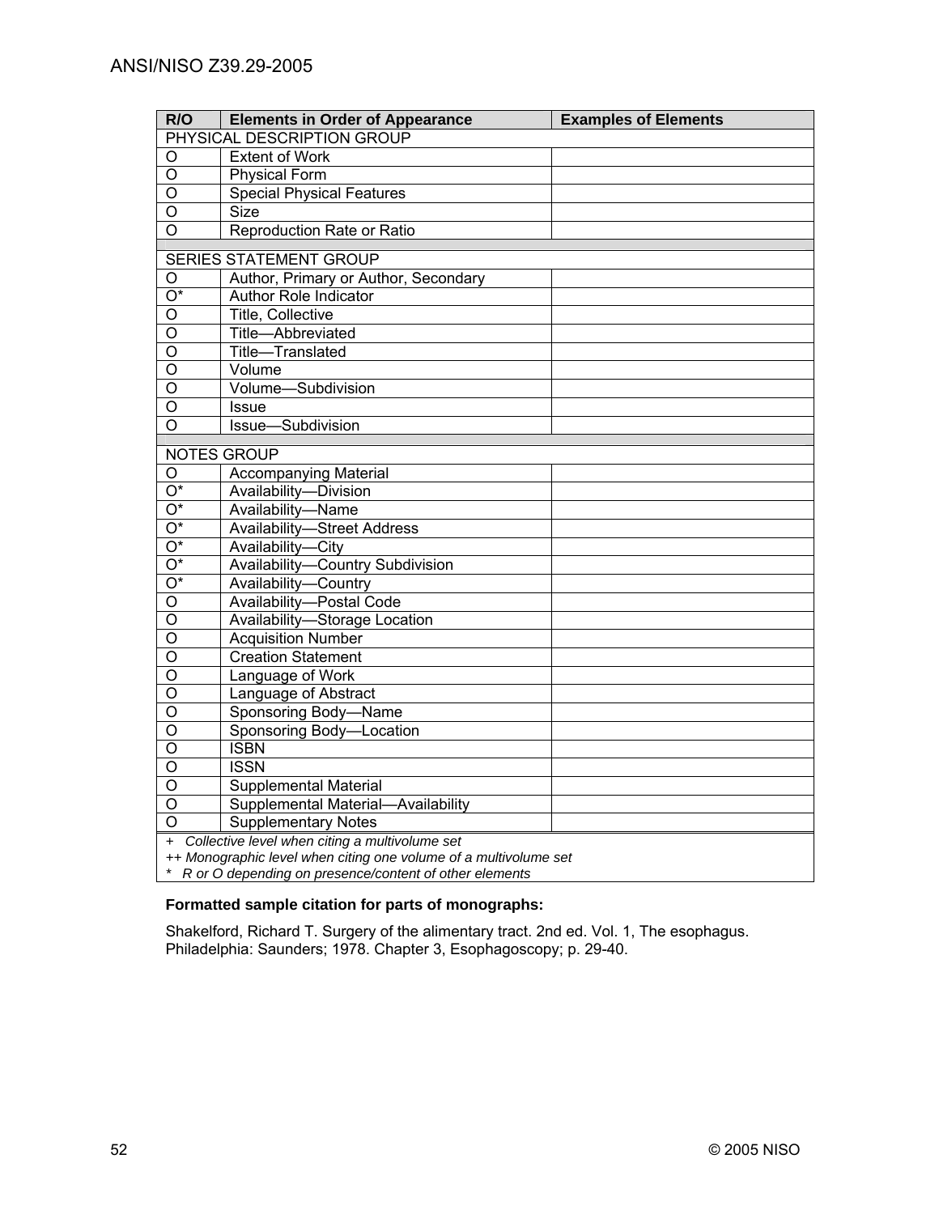| R/O | Elements in Order of Appearance | Examples of Elements |
|---|---|---|
| PHYSICAL DESCRIPTION GROUP | | |
| O | Extent of Work | |
| O | Physical Form | |
| O | Special Physical Features | |
| O | Size | |
| O | Reproduction Rate or Ratio | |
| | | |
| SERIES STATEMENT GROUP | | |
| O | Author, Primary or Author, Secondary | |
| O* | Author Role Indicator | |
| O | Title, Collective | |
| O | Title—Abbreviated | |
| O | Title—Translated | |
| O | Volume | |
| O | Volume—Subdivision | |
| O | Issue | |
| O | Issue—Subdivision | |
| | | |
| NOTES GROUP | | |
| O | Accompanying Material | |
| O* | Availability—Division | |
| O* | Availability—Name | |
| O* | Availability—Street Address | |
| O* | Availability—City | |
| O* | Availability—Country Subdivision | |
| O* | Availability—Country | |
| O | Availability—Postal Code | |
| O | Availability—Storage Location | |
| O | Acquisition Number | |
| O | Creation Statement | |
| O | Language of Work | |
| O | Language of Abstract | |
| O | Sponsoring Body—Name | |
| O | Sponsoring Body—Location | |
| O | ISBN | |
| O | ISSN | |
| O | Supplemental Material | |
| O | Supplemental Material—Availability | |
| O | Supplementary Notes | |

*+ Collective level when citing a multivolume set*
*++ Monographic level when citing one volume of a multivolume set*
** R or O depending on presence/content of other elements*

**Formatted sample citation for parts of monographs:**

Shakelford, Richard T. Surgery of the alimentary tract. 2nd ed. Vol. 1, The esophagus. Philadelphia: Saunders; 1978. Chapter 3, Esophagoscopy; p. 29-40.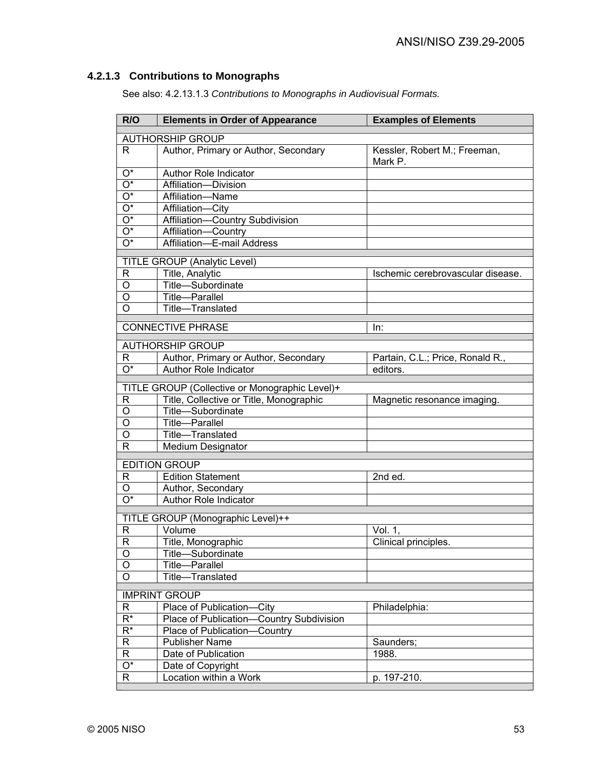### 4.2.1.3 Contributions to Monographs

See also: 4.2.13.1.3 *Contributions to Monographs in Audiovisual Formats.*

| R/O | Elements in Order of Appearance | Examples of Elements |
|---|---|---|
| | | |
| AUTHORSHIP GROUP | | |
| R | Author, Primary or Author, Secondary | Kessler, Robert M.; Freeman, Mark P. |
| O* | Author Role Indicator | |
| O* | Affiliation—Division | |
| O* | Affiliation—Name | |
| O* | Affiliation—City | |
| O* | Affiliation—Country Subdivision | |
| O* | Affiliation—Country | |
| O* | Affiliation—E-mail Address | |
| | | |
| TITLE GROUP (Analytic Level) | | |
| R | Title, Analytic | Ischemic cerebrovascular disease. |
| O | Title—Subordinate | |
| O | Title—Parallel | |
| O | Title—Translated | |
| | | |
| CONNECTIVE PHRASE | | In: |
| | | |
| AUTHORSHIP GROUP | | |
| R | Author, Primary or Author, Secondary | Partain, C.L.; Price, Ronald R., |
| O* | Author Role Indicator | editors. |
| | | |
| TITLE GROUP (Collective or Monographic Level)+ | | |
| R | Title, Collective or Title, Monographic | Magnetic resonance imaging. |
| O | Title—Subordinate | |
| O | Title—Parallel | |
| O | Title—Translated | |
| R | Medium Designator | |
| | | |
| EDITION GROUP | | |
| R | Edition Statement | 2nd ed. |
| O | Author, Secondary | |
| O* | Author Role Indicator | |
| | | |
| TITLE GROUP (Monographic Level)++ | | |
| R | Volume | Vol. 1, |
| R | Title, Monographic | Clinical principles. |
| O | Title—Subordinate | |
| O | Title—Parallel | |
| O | Title—Translated | |
| | | |
| IMPRINT GROUP | | |
| R | Place of Publication—City | Philadelphia: |
| R* | Place of Publication—Country Subdivision | |
| R* | Place of Publication—Country | |
| R | Publisher Name | Saunders; |
| R | Date of Publication | 1988. |
| O* | Date of Copyright | |
| R | Location within a Work | p. 197-210. |
| | | |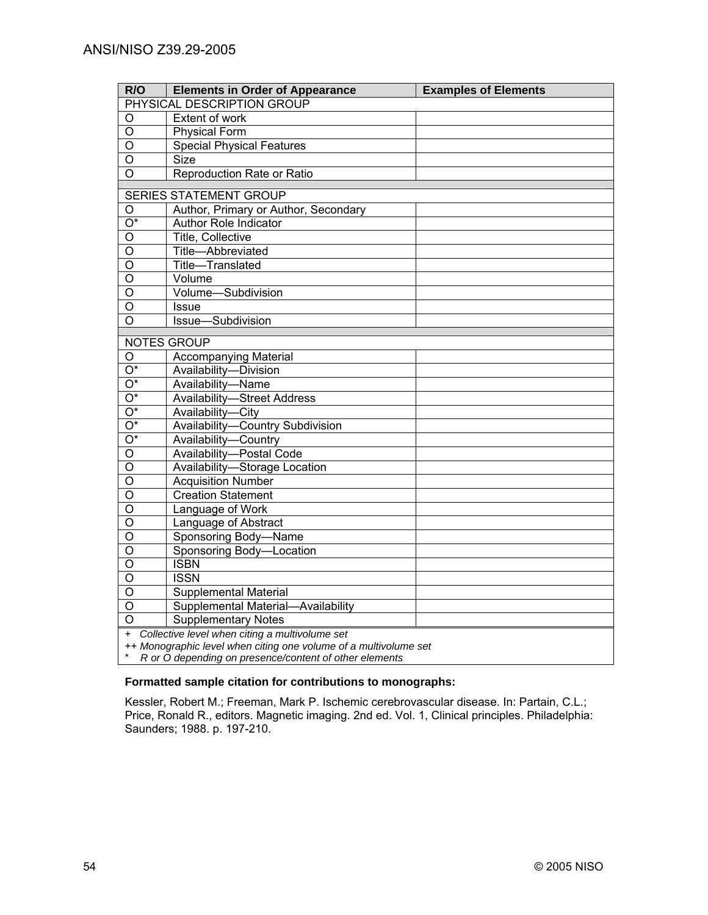| R/O | Elements in Order of Appearance | Examples of Elements |
|---|---|---|
| PHYSICAL DESCRIPTION GROUP | | |
| O | Extent of work | |
| O | Physical Form | |
| O | Special Physical Features | |
| O | Size | |
| O | Reproduction Rate or Ratio | |
| | | |
| SERIES STATEMENT GROUP | | |
| O | Author, Primary or Author, Secondary | |
| O* | Author Role Indicator | |
| O | Title, Collective | |
| O | Title—Abbreviated | |
| O | Title—Translated | |
| O | Volume | |
| O | Volume—Subdivision | |
| O | Issue | |
| O | Issue—Subdivision | |
| | | |
| NOTES GROUP | | |
| O | Accompanying Material | |
| O* | Availability—Division | |
| O* | Availability—Name | |
| O* | Availability—Street Address | |
| O* | Availability—City | |
| O* | Availability—Country Subdivision | |
| O* | Availability—Country | |
| O | Availability—Postal Code | |
| O | Availability—Storage Location | |
| O | Acquisition Number | |
| O | Creation Statement | |
| O | Language of Work | |
| O | Language of Abstract | |
| O | Sponsoring Body—Name | |
| O | Sponsoring Body—Location | |
| O | ISBN | |
| O | ISSN | |
| O | Supplemental Material | |
| O | Supplemental Material—Availability | |
| O | Supplementary Notes | |

+ *Collective level when citing a multivolume set*
++ *Monographic level when citing one volume of a multivolume set*
* *R or O depending on presence/content of other elements*

**Formatted sample citation for contributions to monographs:**

Kessler, Robert M.; Freeman, Mark P. Ischemic cerebrovascular disease. In: Partain, C.L.; Price, Ronald R., editors. Magnetic imaging. 2nd ed. Vol. 1, Clinical principles. Philadelphia: Saunders; 1988. p. 197-210.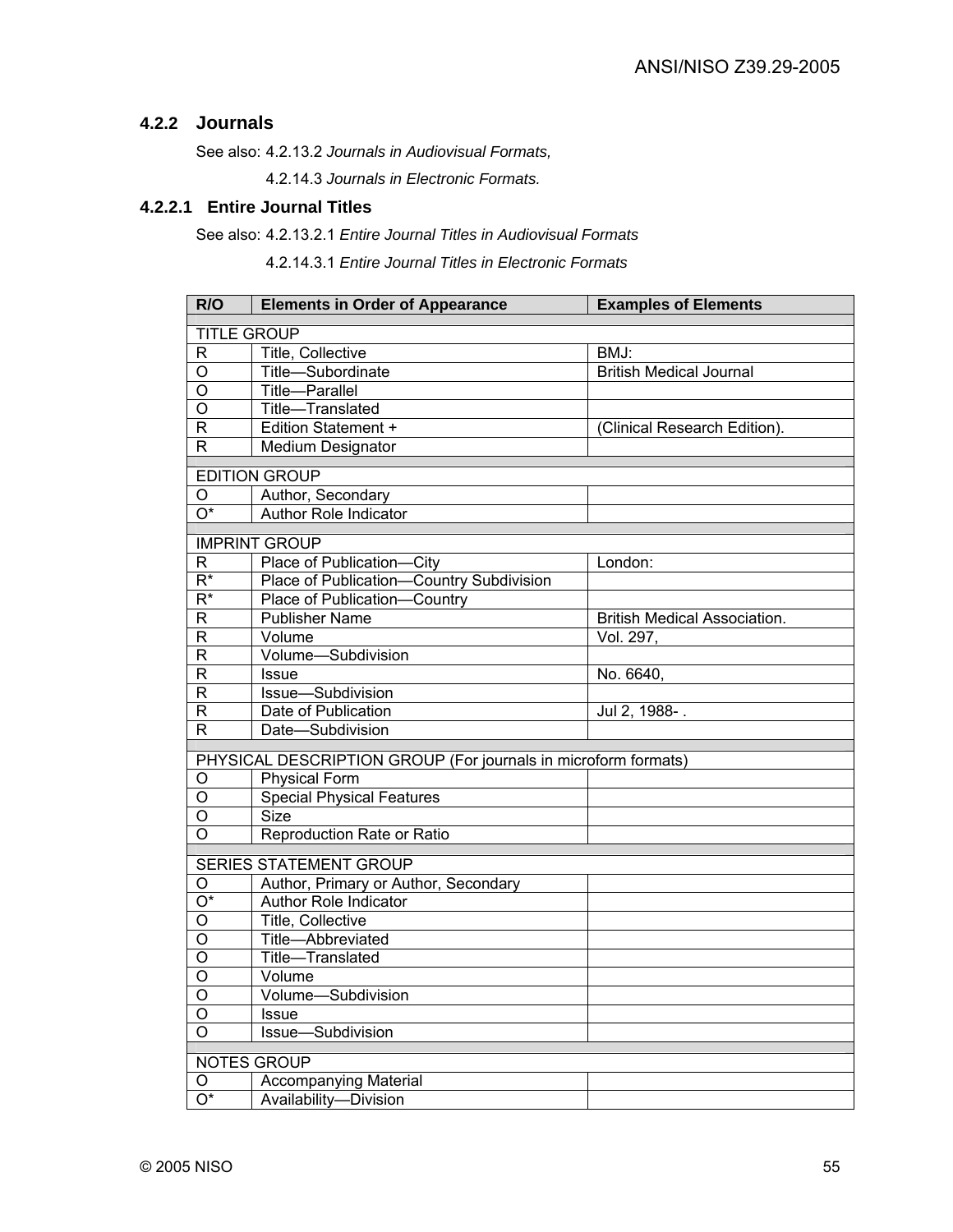### 4.2.2 Journals

See also: 4.2.13.2 *Journals in Audiovisual Formats,*

4.2.14.3 *Journals in Electronic Formats.*

#### 4.2.2.1 Entire Journal Titles

See also: 4.2.13.2.1 *Entire Journal Titles in Audiovisual Formats*

4.2.14.3.1 *Entire Journal Titles in Electronic Formats*

| R/O | Elements in Order of Appearance | Examples of Elements |
|---|---|---|
| TITLE GROUP | | |
| R | Title, Collective | BMJ: |
| O | Title—Subordinate | British Medical Journal |
| O | Title—Parallel | |
| O | Title—Translated | |
| R | Edition Statement + | (Clinical Research Edition). |
| R | Medium Designator | |
| EDITION GROUP | | |
| O | Author, Secondary | |
| O* | Author Role Indicator | |
| IMPRINT GROUP | | |
| R | Place of Publication—City | London: |
| R* | Place of Publication—Country Subdivision | |
| R* | Place of Publication—Country | |
| R | Publisher Name | British Medical Association. |
| R | Volume | Vol. 297, |
| R | Volume—Subdivision | |
| R | Issue | No. 6640, |
| R | Issue—Subdivision | |
| R | Date of Publication | Jul 2, 1988- . |
| R | Date—Subdivision | |
| PHYSICAL DESCRIPTION GROUP (For journals in microform formats) | | |
| O | Physical Form | |
| O | Special Physical Features | |
| O | Size | |
| O | Reproduction Rate or Ratio | |
| SERIES STATEMENT GROUP | | |
| O | Author, Primary or Author, Secondary | |
| O* | Author Role Indicator | |
| O | Title, Collective | |
| O | Title—Abbreviated | |
| O | Title—Translated | |
| O | Volume | |
| O | Volume—Subdivision | |
| O | Issue | |
| O | Issue—Subdivision | |
| NOTES GROUP | | |
| O | Accompanying Material | |
| O* | Availability—Division | |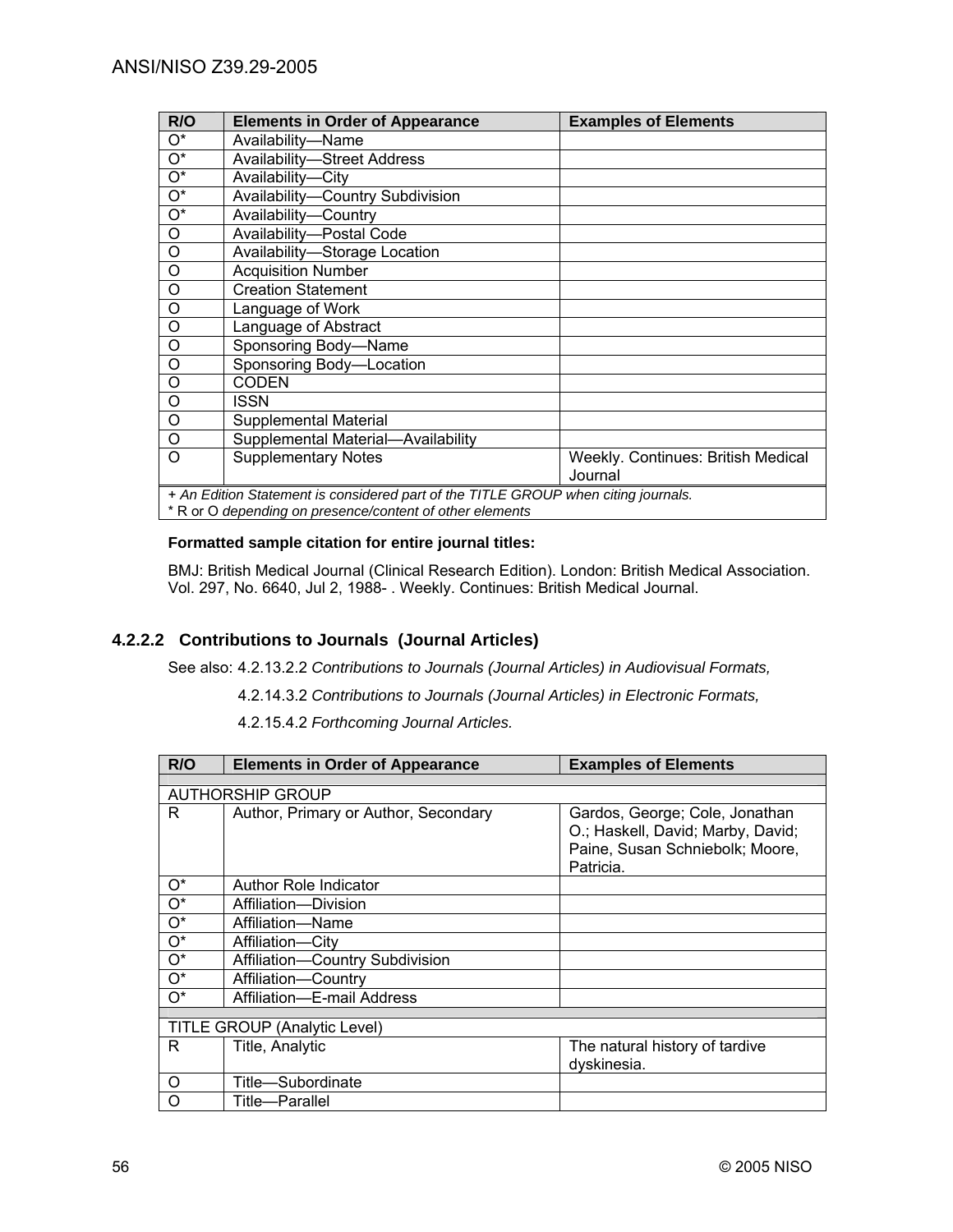| R/O | Elements in Order of Appearance | Examples of Elements |
|---|---|---|
| O* | Availability—Name | |
| O* | Availability—Street Address | |
| O* | Availability—City | |
| O* | Availability—Country Subdivision | |
| O* | Availability—Country | |
| O | Availability—Postal Code | |
| O | Availability—Storage Location | |
| O | Acquisition Number | |
| O | Creation Statement | |
| O | Language of Work | |
| O | Language of Abstract | |
| O | Sponsoring Body—Name | |
| O | Sponsoring Body—Location | |
| O | CODEN | |
| O | ISSN | |
| O | Supplemental Material | |
| O | Supplemental Material—Availability | |
| O | Supplementary Notes | Weekly. Continues: British Medical Journal |
| *+ An Edition Statement is considered part of the TITLE GROUP when citing journals.*<br>* R or O *depending on presence/content of other elements* | | |

**Formatted sample citation for entire journal titles:**

BMJ: British Medical Journal (Clinical Research Edition). London: British Medical Association. Vol. 297, No. 6640, Jul 2, 1988- . Weekly. Continues: British Medical Journal.

### 4.2.2.2 Contributions to Journals (Journal Articles)

See also: 4.2.13.2.2 *Contributions to Journals (Journal Articles) in Audiovisual Formats,*

4.2.14.3.2 *Contributions to Journals (Journal Articles) in Electronic Formats,*

4.2.15.4.2 *Forthcoming Journal Articles.*

| R/O | Elements in Order of Appearance | Examples of Elements |
|---|---|---|
| | | |
| AUTHORSHIP GROUP | | |
| R | Author, Primary or Author, Secondary | Gardos, George; Cole, Jonathan O.; Haskell, David; Marby, David; Paine, Susan Schniebolk; Moore, Patricia. |
| O* | Author Role Indicator | |
| O* | Affiliation—Division | |
| O* | Affiliation—Name | |
| O* | Affiliation—City | |
| O* | Affiliation—Country Subdivision | |
| O* | Affiliation—Country | |
| O* | Affiliation—E-mail Address | |
| | | |
| TITLE GROUP (Analytic Level) | | |
| R | Title, Analytic | The natural history of tardive dyskinesia. |
| O | Title—Subordinate | |
| O | Title—Parallel | |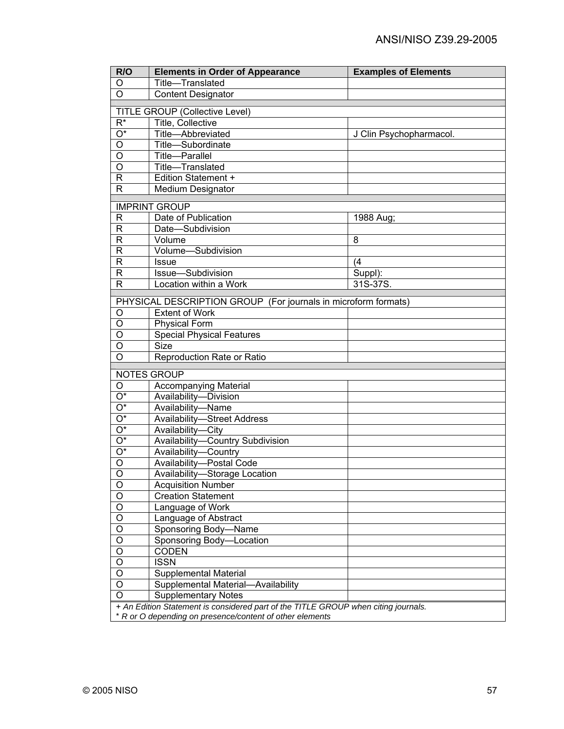| R/O | Elements in Order of Appearance | Examples of Elements |
|---|---|---|
| O | Title—Translated | |
| O | Content Designator | |
| | | |
| TITLE GROUP (Collective Level) | | |
| R* | Title, Collective | |
| O* | Title—Abbreviated | J Clin Psychopharmacol. |
| O | Title—Subordinate | |
| O | Title—Parallel | |
| O | Title—Translated | |
| R | Edition Statement + | |
| R | Medium Designator | |
| | | |
| IMPRINT GROUP | | |
| R | Date of Publication | 1988 Aug; |
| R | Date—Subdivision | |
| R | Volume | 8 |
| R | Volume—Subdivision | |
| R | Issue | (4 |
| R | Issue—Subdivision | Suppl): |
| R | Location within a Work | 31S-37S. |
| | | |
| PHYSICAL DESCRIPTION GROUP (For journals in microform formats) | | |
| O | Extent of Work | |
| O | Physical Form | |
| O | Special Physical Features | |
| O | Size | |
| O | Reproduction Rate or Ratio | |
| | | |
| NOTES GROUP | | |
| O | Accompanying Material | |
| O* | Availability—Division | |
| O* | Availability—Name | |
| O* | Availability—Street Address | |
| O* | Availability—City | |
| O* | Availability—Country Subdivision | |
| O* | Availability—Country | |
| O | Availability—Postal Code | |
| O | Availability—Storage Location | |
| O | Acquisition Number | |
| O | Creation Statement | |
| O | Language of Work | |
| O | Language of Abstract | |
| O | Sponsoring Body—Name | |
| O | Sponsoring Body—Location | |
| O | CODEN | |
| O | ISSN | |
| O | Supplemental Material | |
| O | Supplemental Material—Availability | |
| O | Supplementary Notes | |

*+ An Edition Statement is considered part of the TITLE GROUP when citing journals.*
*\* R or O depending on presence/content of other elements*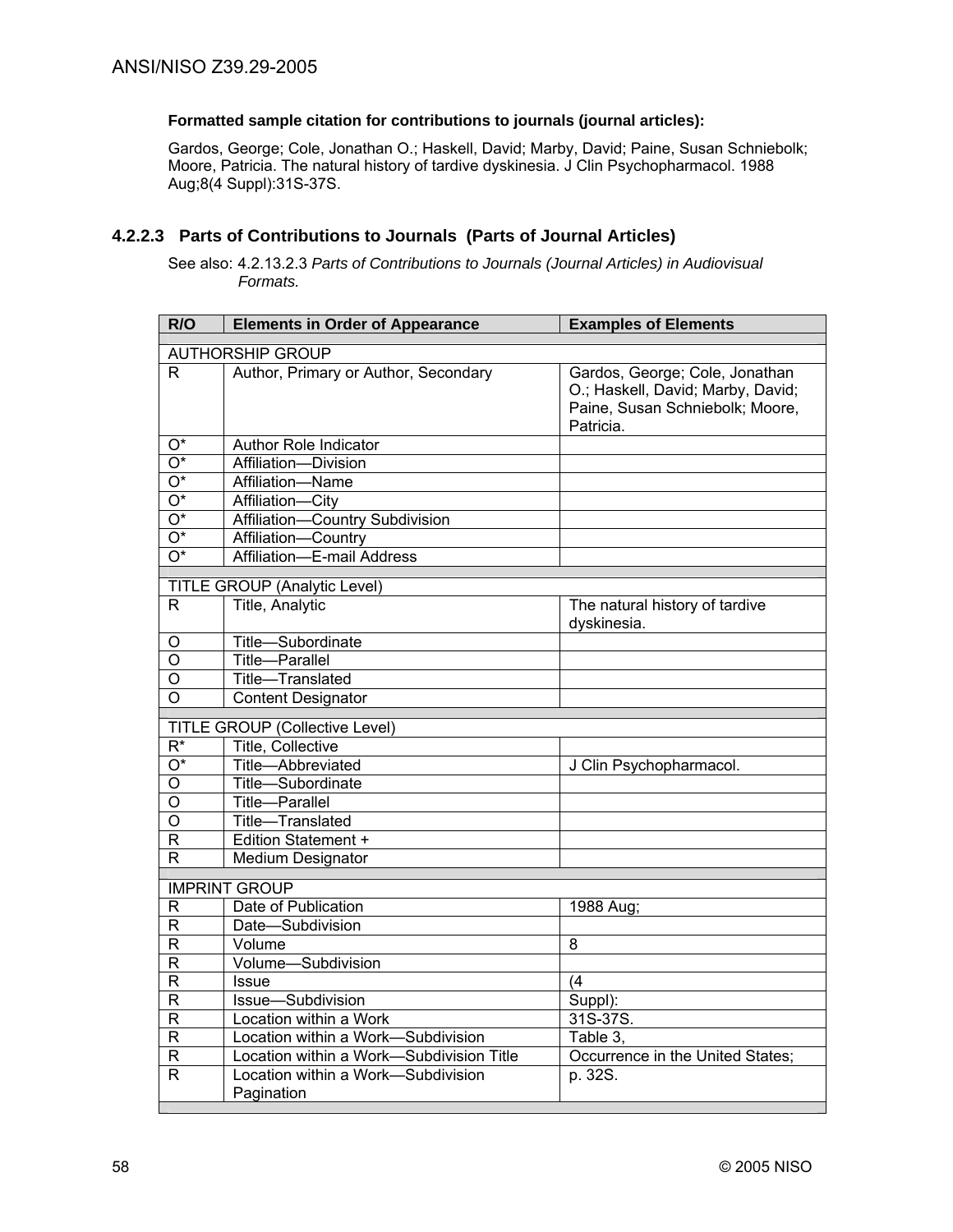**Formatted sample citation for contributions to journals (journal articles):**

Gardos, George; Cole, Jonathan O.; Haskell, David; Marby, David; Paine, Susan Schniebolk; Moore, Patricia. The natural history of tardive dyskinesia. J Clin Psychopharmacol. 1988 Aug;8(4 Suppl):31S-37S.

### 4.2.2.3 Parts of Contributions to Journals (Parts of Journal Articles)

See also: 4.2.13.2.3 *Parts of Contributions to Journals (Journal Articles) in Audiovisual Formats.*

| R/O | Elements in Order of Appearance | Examples of Elements |
|---|---|---|
| AUTHORSHIP GROUP | | |
| R | Author, Primary or Author, Secondary | Gardos, George; Cole, Jonathan O.; Haskell, David; Marby, David; Paine, Susan Schniebolk; Moore, Patricia. |
| O* | Author Role Indicator | |
| O* | Affiliation—Division | |
| O* | Affiliation—Name | |
| O* | Affiliation—City | |
| O* | Affiliation—Country Subdivision | |
| O* | Affiliation—Country | |
| O* | Affiliation—E-mail Address | |
| TITLE GROUP (Analytic Level) | | |
| R | Title, Analytic | The natural history of tardive dyskinesia. |
| O | Title—Subordinate | |
| O | Title—Parallel | |
| O | Title—Translated | |
| O | Content Designator | |
| TITLE GROUP (Collective Level) | | |
| R* | Title, Collective | |
| O* | Title—Abbreviated | J Clin Psychopharmacol. |
| O | Title—Subordinate | |
| O | Title—Parallel | |
| O | Title—Translated | |
| R | Edition Statement + | |
| R | Medium Designator | |
| IMPRINT GROUP | | |
| R | Date of Publication | 1988 Aug; |
| R | Date—Subdivision | |
| R | Volume | 8 |
| R | Volume—Subdivision | |
| R | Issue | (4 |
| R | Issue—Subdivision | Suppl): |
| R | Location within a Work | 31S-37S. |
| R | Location within a Work—Subdivision | Table 3, |
| R | Location within a Work—Subdivision Title | Occurrence in the United States; |
| R | Location within a Work—Subdivision Pagination | p. 32S. |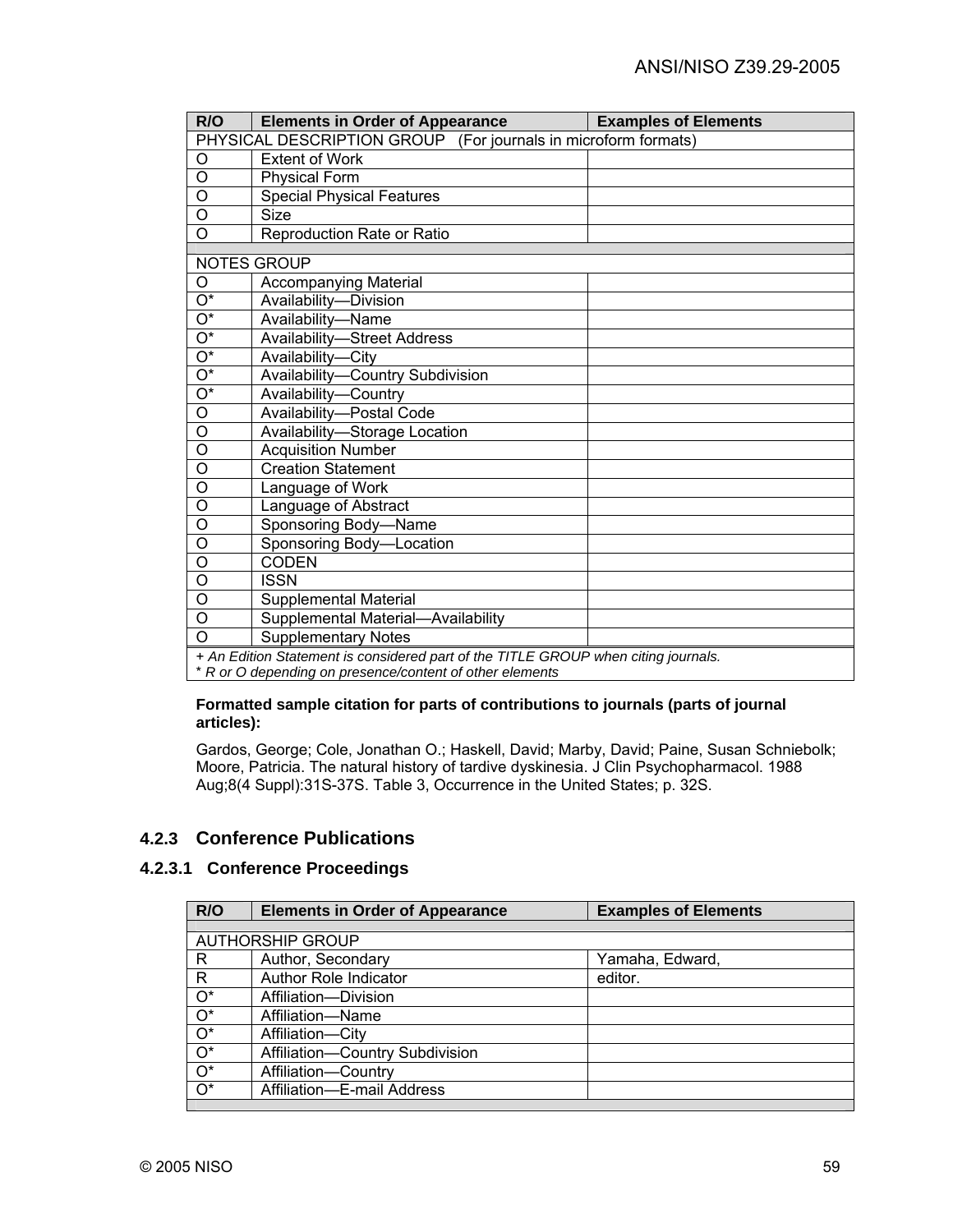| R/O | Elements in Order of Appearance | Examples of Elements |
|---|---|---|
| PHYSICAL DESCRIPTION GROUP (For journals in microform formats) | | |
| O | Extent of Work | |
| O | Physical Form | |
| O | Special Physical Features | |
| O | Size | |
| O | Reproduction Rate or Ratio | |
| | | |
| NOTES GROUP | | |
| O | Accompanying Material | |
| O* | Availability—Division | |
| O* | Availability—Name | |
| O* | Availability—Street Address | |
| O* | Availability—City | |
| O* | Availability—Country Subdivision | |
| O* | Availability—Country | |
| O | Availability—Postal Code | |
| O | Availability—Storage Location | |
| O | Acquisition Number | |
| O | Creation Statement | |
| O | Language of Work | |
| O | Language of Abstract | |
| O | Sponsoring Body—Name | |
| O | Sponsoring Body—Location | |
| O | CODEN | |
| O | ISSN | |
| O | Supplemental Material | |
| O | Supplemental Material—Availability | |
| O | Supplementary Notes | |

*+ An Edition Statement is considered part of the TITLE GROUP when citing journals.*
*\* R or O depending on presence/content of other elements*

**Formatted sample citation for parts of contributions to journals (parts of journal articles):**

Gardos, George; Cole, Jonathan O.; Haskell, David; Marby, David; Paine, Susan Schniebolk; Moore, Patricia. The natural history of tardive dyskinesia. J Clin Psychopharmacol. 1988 Aug;8(4 Suppl):31S-37S. Table 3, Occurrence in the United States; p. 32S.

### 4.2.3 Conference Publications

#### 4.2.3.1 Conference Proceedings

| R/O | Elements in Order of Appearance | Examples of Elements |
|---|---|---|
| | | |
| AUTHORSHIP GROUP | | |
| R | Author, Secondary | Yamaha, Edward, |
| R | Author Role Indicator | editor. |
| O* | Affiliation—Division | |
| O* | Affiliation—Name | |
| O* | Affiliation—City | |
| O* | Affiliation—Country Subdivision | |
| O* | Affiliation—Country | |
| O* | Affiliation—E-mail Address | |
| | | |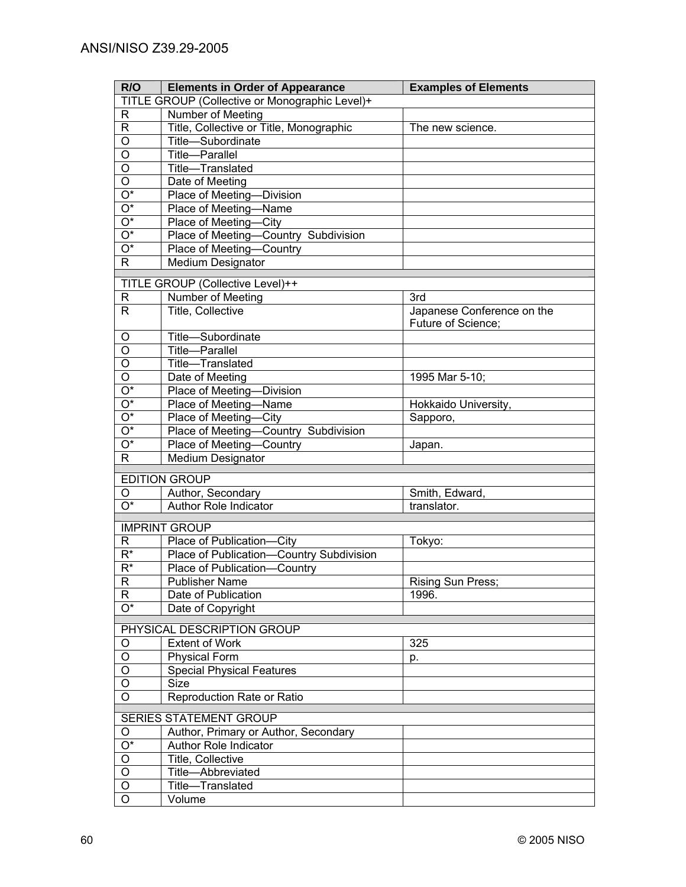| R/O | Elements in Order of Appearance | Examples of Elements |
|---|---|---|
| TITLE GROUP (Collective or Monographic Level)+ | | |
| R | Number of Meeting | |
| R | Title, Collective or Title, Monographic | The new science. |
| O | Title—Subordinate | |
| O | Title—Parallel | |
| O | Title—Translated | |
| O | Date of Meeting | |
| O* | Place of Meeting—Division | |
| O* | Place of Meeting—Name | |
| O* | Place of Meeting—City | |
| O* | Place of Meeting—Country Subdivision | |
| O* | Place of Meeting—Country | |
| R | Medium Designator | |
| | | |
| TITLE GROUP (Collective Level)++ | | |
| R | Number of Meeting | 3rd |
| R | Title, Collective | Japanese Conference on the Future of Science; |
| O | Title—Subordinate | |
| O | Title—Parallel | |
| O | Title—Translated | |
| O | Date of Meeting | 1995 Mar 5-10; |
| O* | Place of Meeting—Division | |
| O* | Place of Meeting—Name | Hokkaido University, |
| O* | Place of Meeting—City | Sapporo, |
| O* | Place of Meeting—Country Subdivision | |
| O* | Place of Meeting—Country | Japan. |
| R | Medium Designator | |
| | | |
| EDITION GROUP | | |
| O | Author, Secondary | Smith, Edward, |
| O* | Author Role Indicator | translator. |
| | | |
| IMPRINT GROUP | | |
| R | Place of Publication—City | Tokyo: |
| R* | Place of Publication—Country Subdivision | |
| R* | Place of Publication—Country | |
| R | Publisher Name | Rising Sun Press; |
| R | Date of Publication | 1996. |
| O* | Date of Copyright | |
| | | |
| PHYSICAL DESCRIPTION GROUP | | |
| O | Extent of Work | 325 |
| O | Physical Form | p. |
| O | Special Physical Features | |
| O | Size | |
| O | Reproduction Rate or Ratio | |
| | | |
| SERIES STATEMENT GROUP | | |
| O | Author, Primary or Author, Secondary | |
| O* | Author Role Indicator | |
| O | Title, Collective | |
| O | Title—Abbreviated | |
| O | Title—Translated | |
| O | Volume | |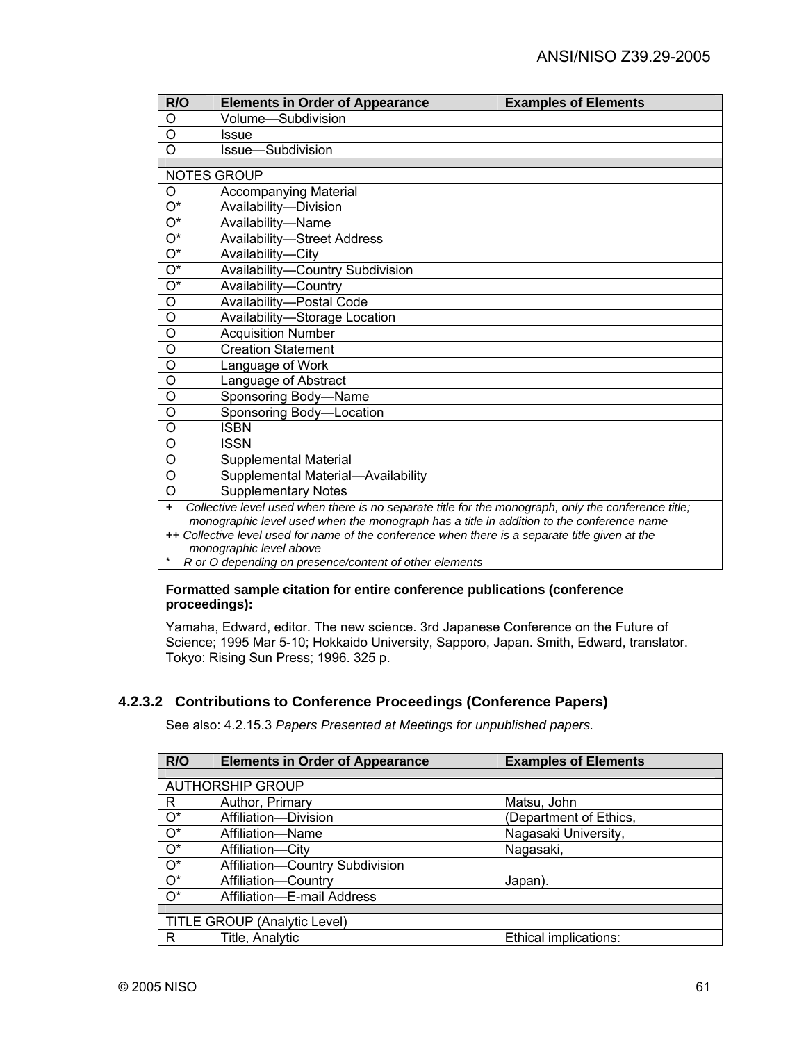| R/O | Elements in Order of Appearance | Examples of Elements |
|---|---|---|
| O | Volume—Subdivision | |
| O | Issue | |
| O | Issue—Subdivision | |
| | | |
| NOTES GROUP | | |
| O | Accompanying Material | |
| O* | Availability—Division | |
| O* | Availability—Name | |
| O* | Availability—Street Address | |
| O* | Availability—City | |
| O* | Availability—Country Subdivision | |
| O* | Availability—Country | |
| O | Availability—Postal Code | |
| O | Availability—Storage Location | |
| O | Acquisition Number | |
| O | Creation Statement | |
| O | Language of Work | |
| O | Language of Abstract | |
| O | Sponsoring Body—Name | |
| O | Sponsoring Body—Location | |
| O | ISBN | |
| O | ISSN | |
| O | Supplemental Material | |
| O | Supplemental Material—Availability | |
| O | Supplementary Notes | |

*+ Collective level used when there is no separate title for the monograph, only the conference title; monographic level used when the monograph has a title in addition to the conference name*
*++ Collective level used for name of the conference when there is a separate title given at the monographic level above*
*\* R or O depending on presence/content of other elements*

**Formatted sample citation for entire conference publications (conference proceedings):**

Yamaha, Edward, editor. The new science. 3rd Japanese Conference on the Future of Science; 1995 Mar 5-10; Hokkaido University, Sapporo, Japan. Smith, Edward, translator. Tokyo: Rising Sun Press; 1996. 325 p.

#### 4.2.3.2 Contributions to Conference Proceedings (Conference Papers)

See also: 4.2.15.3 *Papers Presented at Meetings for unpublished papers.*

| R/O | Elements in Order of Appearance | Examples of Elements |
|---|---|---|
| | | |
| AUTHORSHIP GROUP | | |
| R | Author, Primary | Matsu, John |
| O* | Affiliation—Division | (Department of Ethics, |
| O* | Affiliation—Name | Nagasaki University, |
| O* | Affiliation—City | Nagasaki, |
| O* | Affiliation—Country Subdivision | |
| O* | Affiliation—Country | Japan). |
| O* | Affiliation—E-mail Address | |
| | | |
| TITLE GROUP (Analytic Level) | | |
| R | Title, Analytic | Ethical implications: |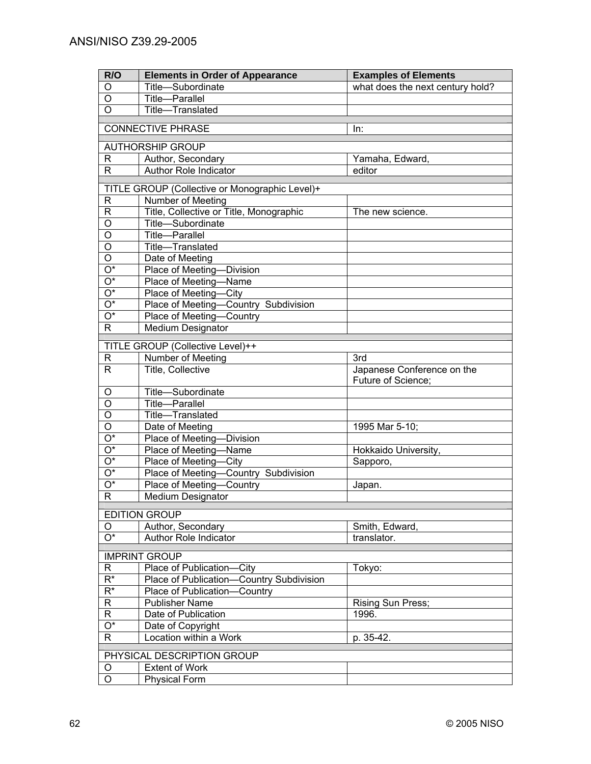| R/O | Elements in Order of Appearance | Examples of Elements |
|---|---|---|
| O | Title—Subordinate | what does the next century hold? |
| O | Title—Parallel | |
| O | Title—Translated | |
| | | |
| CONNECTIVE PHRASE | | In: |
| | | |
| AUTHORSHIP GROUP | | |
| R | Author, Secondary | Yamaha, Edward, |
| R | Author Role Indicator | editor |
| | | |
| TITLE GROUP (Collective or Monographic Level)+ | | |
| R | Number of Meeting | |
| R | Title, Collective or Title, Monographic | The new science. |
| O | Title—Subordinate | |
| O | Title—Parallel | |
| O | Title—Translated | |
| O | Date of Meeting | |
| O* | Place of Meeting—Division | |
| O* | Place of Meeting—Name | |
| O* | Place of Meeting—City | |
| O* | Place of Meeting—Country Subdivision | |
| O* | Place of Meeting—Country | |
| R | Medium Designator | |
| | | |
| TITLE GROUP (Collective Level)++ | | |
| R | Number of Meeting | 3rd |
| R | Title, Collective | Japanese Conference on the Future of Science; |
| O | Title—Subordinate | |
| O | Title—Parallel | |
| O | Title—Translated | |
| O | Date of Meeting | 1995 Mar 5-10; |
| O* | Place of Meeting—Division | |
| O* | Place of Meeting—Name | Hokkaido University, |
| O* | Place of Meeting—City | Sapporo, |
| O* | Place of Meeting—Country Subdivision | |
| O* | Place of Meeting—Country | Japan. |
| R | Medium Designator | |
| | | |
| EDITION GROUP | | |
| O | Author, Secondary | Smith, Edward, |
| O* | Author Role Indicator | translator. |
| | | |
| IMPRINT GROUP | | |
| R | Place of Publication—City | Tokyo: |
| R* | Place of Publication—Country Subdivision | |
| R* | Place of Publication—Country | |
| R | Publisher Name | Rising Sun Press; |
| R | Date of Publication | 1996. |
| O* | Date of Copyright | |
| R | Location within a Work | p. 35-42. |
| | | |
| PHYSICAL DESCRIPTION GROUP | | |
| O | Extent of Work | |
| O | Physical Form | |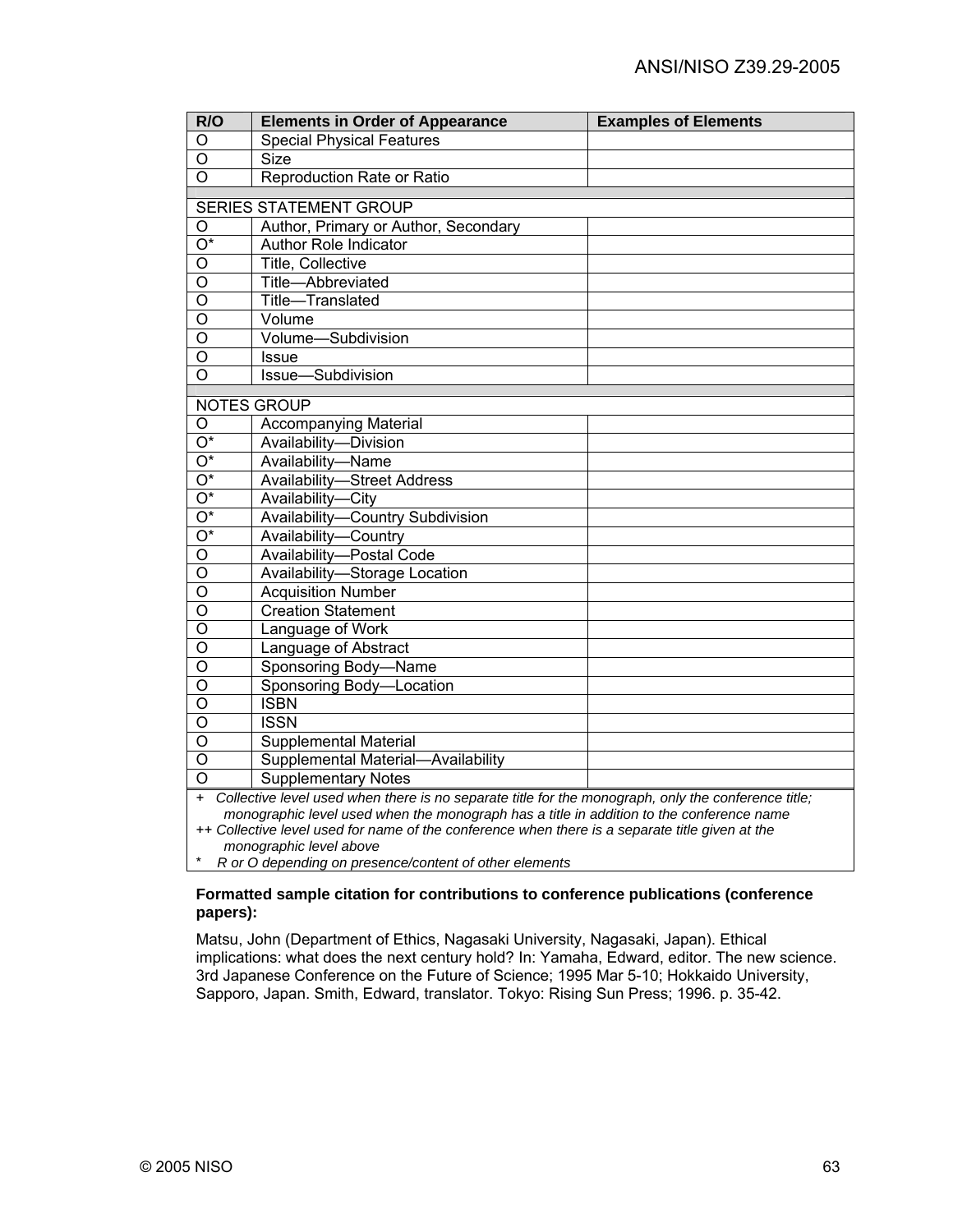| R/O | Elements in Order of Appearance | Examples of Elements |
|---|---|---|
| O | Special Physical Features | |
| O | Size | |
| O | Reproduction Rate or Ratio | |
| | | |
| SERIES STATEMENT GROUP | | |
| O | Author, Primary or Author, Secondary | |
| O* | Author Role Indicator | |
| O | Title, Collective | |
| O | Title—Abbreviated | |
| O | Title—Translated | |
| O | Volume | |
| O | Volume—Subdivision | |
| O | Issue | |
| O | Issue—Subdivision | |
| | | |
| NOTES GROUP | | |
| O | Accompanying Material | |
| O* | Availability—Division | |
| O* | Availability—Name | |
| O* | Availability—Street Address | |
| O* | Availability—City | |
| O* | Availability—Country Subdivision | |
| O* | Availability—Country | |
| O | Availability—Postal Code | |
| O | Availability—Storage Location | |
| O | Acquisition Number | |
| O | Creation Statement | |
| O | Language of Work | |
| O | Language of Abstract | |
| O | Sponsoring Body—Name | |
| O | Sponsoring Body—Location | |
| O | ISBN | |
| O | ISSN | |
| O | Supplemental Material | |
| O | Supplemental Material—Availability | |
| O | Supplementary Notes | |

*+ Collective level used when there is no separate title for the monograph, only the conference title; monographic level used when the monograph has a title in addition to the conference name*

*++ Collective level used for name of the conference when there is a separate title given at the monographic level above*

*\* R or O depending on presence/content of other elements*

**Formatted sample citation for contributions to conference publications (conference papers):**

Matsu, John (Department of Ethics, Nagasaki University, Nagasaki, Japan). Ethical implications: what does the next century hold? In: Yamaha, Edward, editor. The new science. 3rd Japanese Conference on the Future of Science; 1995 Mar 5-10; Hokkaido University, Sapporo, Japan. Smith, Edward, translator. Tokyo: Rising Sun Press; 1996. p. 35-42.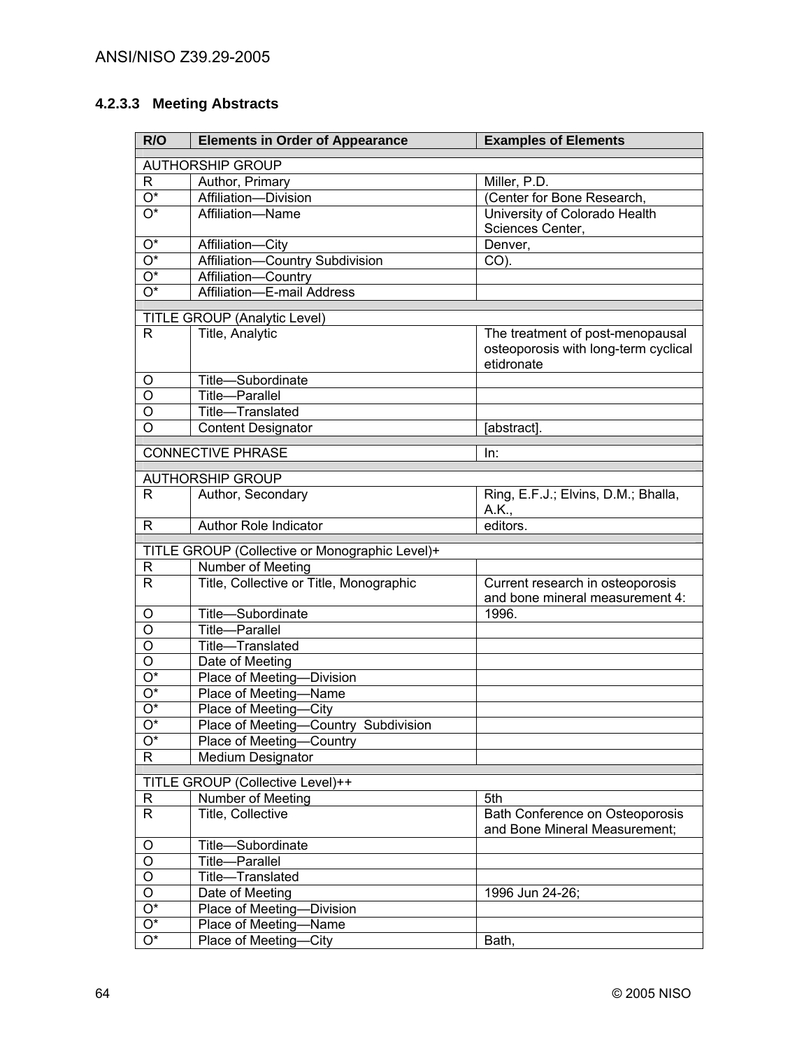#### 4.2.3.3 Meeting Abstracts

| R/O | Elements in Order of Appearance | Examples of Elements |
|---|---|---|
| AUTHORSHIP GROUP | | |
| R | Author, Primary | Miller, P.D. |
| O* | Affiliation—Division | (Center for Bone Research, |
| O* | Affiliation—Name | University of Colorado Health Sciences Center, |
| O* | Affiliation—City | Denver, |
| O* | Affiliation—Country Subdivision | CO). |
| O* | Affiliation—Country | |
| O* | Affiliation—E-mail Address | |
| TITLE GROUP (Analytic Level) | | |
| R | Title, Analytic | The treatment of post-menopausal osteoporosis with long-term cyclical etidronate |
| O | Title—Subordinate | |
| O | Title—Parallel | |
| O | Title—Translated | |
| O | Content Designator | [abstract]. |
| CONNECTIVE PHRASE | | In: |
| AUTHORSHIP GROUP | | |
| R | Author, Secondary | Ring, E.F.J.; Elvins, D.M.; Bhalla, A.K., |
| R | Author Role Indicator | editors. |
| TITLE GROUP (Collective or Monographic Level)+ | | |
| R | Number of Meeting | |
| R | Title, Collective or Title, Monographic | Current research in osteoporosis and bone mineral measurement 4: |
| O | Title—Subordinate | 1996. |
| O | Title—Parallel | |
| O | Title—Translated | |
| O | Date of Meeting | |
| O* | Place of Meeting—Division | |
| O* | Place of Meeting—Name | |
| O* | Place of Meeting—City | |
| O* | Place of Meeting—Country Subdivision | |
| O* | Place of Meeting—Country | |
| R | Medium Designator | |
| TITLE GROUP (Collective Level)++ | | |
| R | Number of Meeting | 5th |
| R | Title, Collective | Bath Conference on Osteoporosis and Bone Mineral Measurement; |
| O | Title—Subordinate | |
| O | Title—Parallel | |
| O | Title—Translated | |
| O | Date of Meeting | 1996 Jun 24-26; |
| O* | Place of Meeting—Division | |
| O* | Place of Meeting—Name | |
| O* | Place of Meeting—City | Bath, |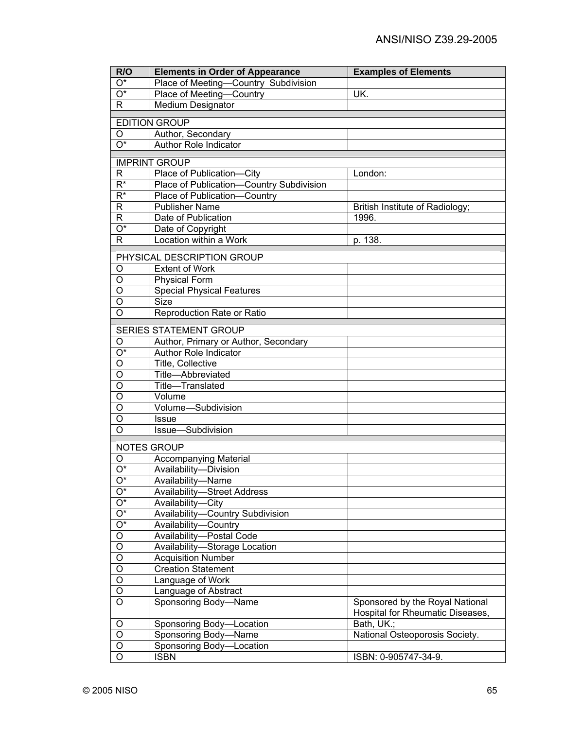| R/O | Elements in Order of Appearance | Examples of Elements |
|---|---|---|
| O* | Place of Meeting—Country Subdivision | |
| O* | Place of Meeting—Country | UK. |
| R | Medium Designator | |
| | | |
| EDITION GROUP | | |
| O | Author, Secondary | |
| O* | Author Role Indicator | |
| | | |
| IMPRINT GROUP | | |
| R | Place of Publication—City | London: |
| R* | Place of Publication—Country Subdivision | |
| R* | Place of Publication—Country | |
| R | Publisher Name | British Institute of Radiology; |
| R | Date of Publication | 1996. |
| O* | Date of Copyright | |
| R | Location within a Work | p. 138. |
| | | |
| PHYSICAL DESCRIPTION GROUP | | |
| O | Extent of Work | |
| O | Physical Form | |
| O | Special Physical Features | |
| O | Size | |
| O | Reproduction Rate or Ratio | |
| | | |
| SERIES STATEMENT GROUP | | |
| O | Author, Primary or Author, Secondary | |
| O* | Author Role Indicator | |
| O | Title, Collective | |
| O | Title—Abbreviated | |
| O | Title—Translated | |
| O | Volume | |
| O | Volume—Subdivision | |
| O | Issue | |
| O | Issue—Subdivision | |
| | | |
| NOTES GROUP | | |
| O | Accompanying Material | |
| O* | Availability—Division | |
| O* | Availability—Name | |
| O* | Availability—Street Address | |
| O* | Availability—City | |
| O* | Availability—Country Subdivision | |
| O* | Availability—Country | |
| O | Availability—Postal Code | |
| O | Availability—Storage Location | |
| O | Acquisition Number | |
| O | Creation Statement | |
| O | Language of Work | |
| O | Language of Abstract | |
| O | Sponsoring Body—Name | Sponsored by the Royal National Hospital for Rheumatic Diseases, |
| O | Sponsoring Body—Location | Bath, UK.; |
| O | Sponsoring Body—Name | National Osteoporosis Society. |
| O | Sponsoring Body—Location | |
| O | ISBN | ISBN: 0-905747-34-9. |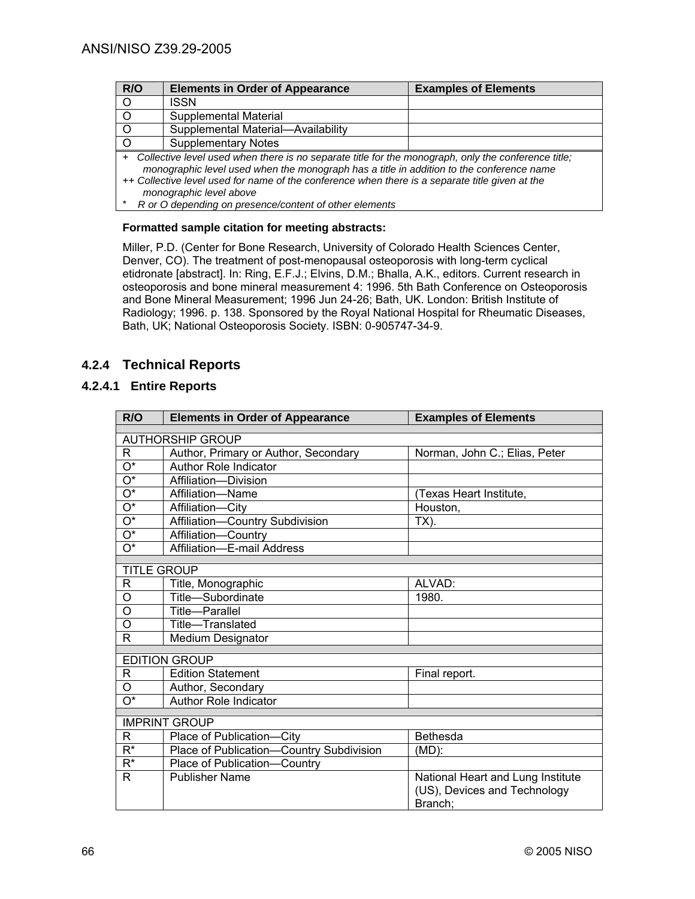| R/O | Elements in Order of Appearance | Examples of Elements |
|---|---|---|
| O | ISSN | |
| O | Supplemental Material | |
| O | Supplemental Material—Availability | |
| O | Supplementary Notes | |

*+ Collective level used when there is no separate title for the monograph, only the conference title; monographic level used when the monograph has a title in addition to the conference name*
*++ Collective level used for name of the conference when there is a separate title given at the monographic level above*
*\* R or O depending on presence/content of other elements*

**Formatted sample citation for meeting abstracts:**

Miller, P.D. (Center for Bone Research, University of Colorado Health Sciences Center, Denver, CO). The treatment of post-menopausal osteoporosis with long-term cyclical etidronate [abstract]. In: Ring, E.F.J.; Elvins, D.M.; Bhalla, A.K., editors. Current research in osteoporosis and bone mineral measurement 4: 1996. 5th Bath Conference on Osteoporosis and Bone Mineral Measurement; 1996 Jun 24-26; Bath, UK. London: British Institute of Radiology; 1996. p. 138. Sponsored by the Royal National Hospital for Rheumatic Diseases, Bath, UK; National Osteoporosis Society. ISBN: 0-905747-34-9.

### 4.2.4 Technical Reports

#### 4.2.4.1 Entire Reports

| R/O | Elements in Order of Appearance | Examples of Elements |
|---|---|---|
| AUTHORSHIP GROUP | | |
| R | Author, Primary or Author, Secondary | Norman, John C.; Elias, Peter |
| O* | Author Role Indicator | |
| O* | Affiliation—Division | |
| O* | Affiliation—Name | (Texas Heart Institute, |
| O* | Affiliation—City | Houston, |
| O* | Affiliation—Country Subdivision | TX). |
| O* | Affiliation—Country | |
| O* | Affiliation—E-mail Address | |
| TITLE GROUP | | |
| R | Title, Monographic | ALVAD: |
| O | Title—Subordinate | 1980. |
| O | Title—Parallel | |
| O | Title—Translated | |
| R | Medium Designator | |
| EDITION GROUP | | |
| R | Edition Statement | Final report. |
| O | Author, Secondary | |
| O* | Author Role Indicator | |
| IMPRINT GROUP | | |
| R | Place of Publication—City | Bethesda |
| R* | Place of Publication—Country Subdivision | (MD): |
| R* | Place of Publication—Country | |
| R | Publisher Name | National Heart and Lung Institute (US), Devices and Technology Branch; |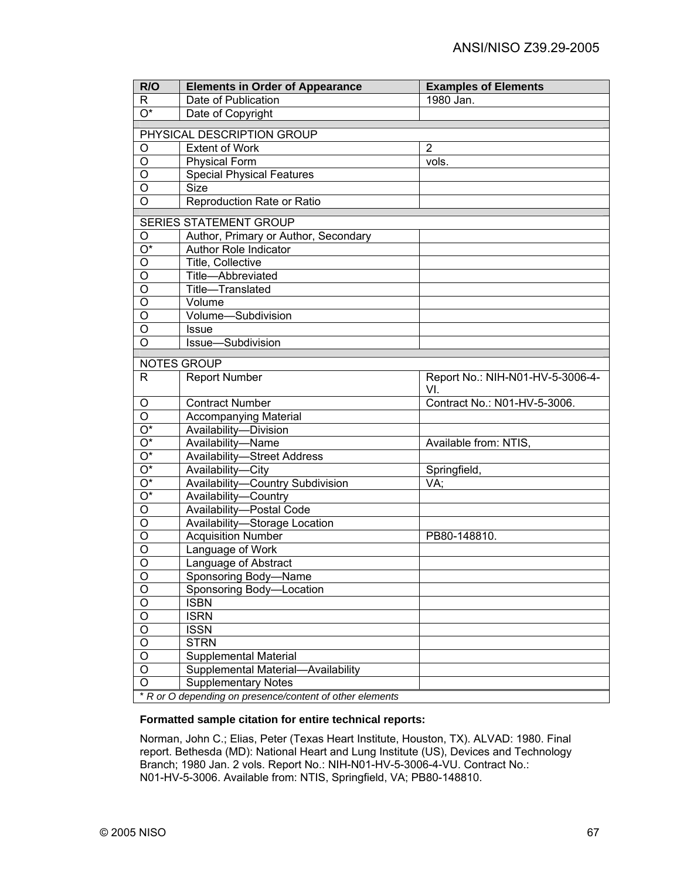| R/O | Elements in Order of Appearance | Examples of Elements |
|---|---|---|
| R | Date of Publication | 1980 Jan. |
| O* | Date of Copyright | |
| | | |
| PHYSICAL DESCRIPTION GROUP | | |
| O | Extent of Work | 2 |
| O | Physical Form | vols. |
| O | Special Physical Features | |
| O | Size | |
| O | Reproduction Rate or Ratio | |
| | | |
| SERIES STATEMENT GROUP | | |
| O | Author, Primary or Author, Secondary | |
| O* | Author Role Indicator | |
| O | Title, Collective | |
| O | Title—Abbreviated | |
| O | Title—Translated | |
| O | Volume | |
| O | Volume—Subdivision | |
| O | Issue | |
| O | Issue—Subdivision | |
| | | |
| NOTES GROUP | | |
| R | Report Number | Report No.: NIH-N01-HV-5-3006-4-VI. |
| O | Contract Number | Contract No.: N01-HV-5-3006. |
| O | Accompanying Material | |
| O* | Availability—Division | |
| O* | Availability—Name | Available from: NTIS, |
| O* | Availability—Street Address | |
| O* | Availability—City | Springfield, |
| O* | Availability—Country Subdivision | VA; |
| O* | Availability—Country | |
| O | Availability—Postal Code | |
| O | Availability—Storage Location | |
| O | Acquisition Number | PB80-148810. |
| O | Language of Work | |
| O | Language of Abstract | |
| O | Sponsoring Body—Name | |
| O | Sponsoring Body—Location | |
| O | ISBN | |
| O | ISRN | |
| O | ISSN | |
| O | STRN | |
| O | Supplemental Material | |
| O | Supplemental Material—Availability | |
| O | Supplementary Notes | |
| * *R or O depending on presence/content of other elements* | | |

**Formatted sample citation for entire technical reports:**

Norman, John C.; Elias, Peter (Texas Heart Institute, Houston, TX). ALVAD: 1980. Final report. Bethesda (MD): National Heart and Lung Institute (US), Devices and Technology Branch; 1980 Jan. 2 vols. Report No.: NIH-N01-HV-5-3006-4-VU. Contract No.: N01-HV-5-3006. Available from: NTIS, Springfield, VA; PB80-148810.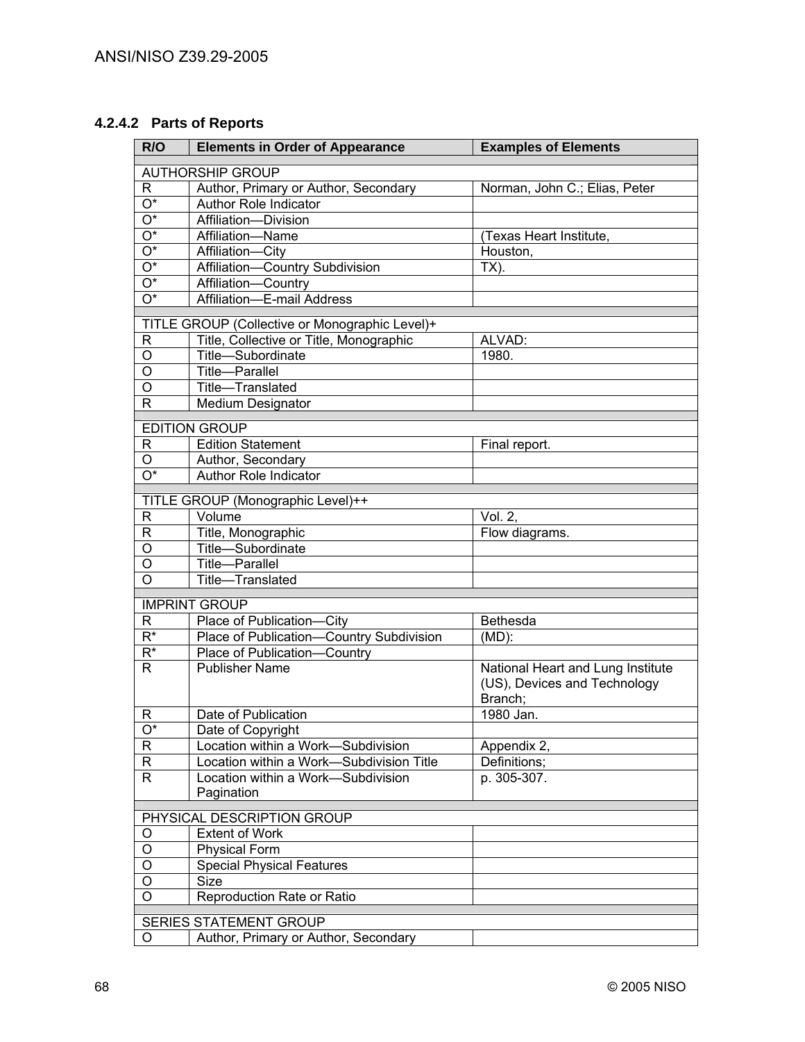#### 4.2.4.2 Parts of Reports

| R/O | Elements in Order of Appearance | Examples of Elements |
|---|---|---|
| AUTHORSHIP GROUP | | |
| R | Author, Primary or Author, Secondary | Norman, John C.; Elias, Peter |
| O* | Author Role Indicator | |
| O* | Affiliation—Division | |
| O* | Affiliation—Name | (Texas Heart Institute, |
| O* | Affiliation—City | Houston, |
| O* | Affiliation—Country Subdivision | TX). |
| O* | Affiliation—Country | |
| O* | Affiliation—E-mail Address | |
| TITLE GROUP (Collective or Monographic Level)+ | | |
| R | Title, Collective or Title, Monographic | ALVAD: |
| O | Title—Subordinate | 1980. |
| O | Title—Parallel | |
| O | Title—Translated | |
| R | Medium Designator | |
| EDITION GROUP | | |
| R | Edition Statement | Final report. |
| O | Author, Secondary | |
| O* | Author Role Indicator | |
| TITLE GROUP (Monographic Level)++ | | |
| R | Volume | Vol. 2, |
| R | Title, Monographic | Flow diagrams. |
| O | Title—Subordinate | |
| O | Title—Parallel | |
| O | Title—Translated | |
| IMPRINT GROUP | | |
| R | Place of Publication—City | Bethesda |
| R* | Place of Publication—Country Subdivision | (MD): |
| R* | Place of Publication—Country | |
| R | Publisher Name | National Heart and Lung Institute (US), Devices and Technology Branch; |
| R | Date of Publication | 1980 Jan. |
| O* | Date of Copyright | |
| R | Location within a Work—Subdivision | Appendix 2, |
| R | Location within a Work—Subdivision Title | Definitions; |
| R | Location within a Work—Subdivision Pagination | p. 305-307. |
| PHYSICAL DESCRIPTION GROUP | | |
| O | Extent of Work | |
| O | Physical Form | |
| O | Special Physical Features | |
| O | Size | |
| O | Reproduction Rate or Ratio | |
| SERIES STATEMENT GROUP | | |
| O | Author, Primary or Author, Secondary | |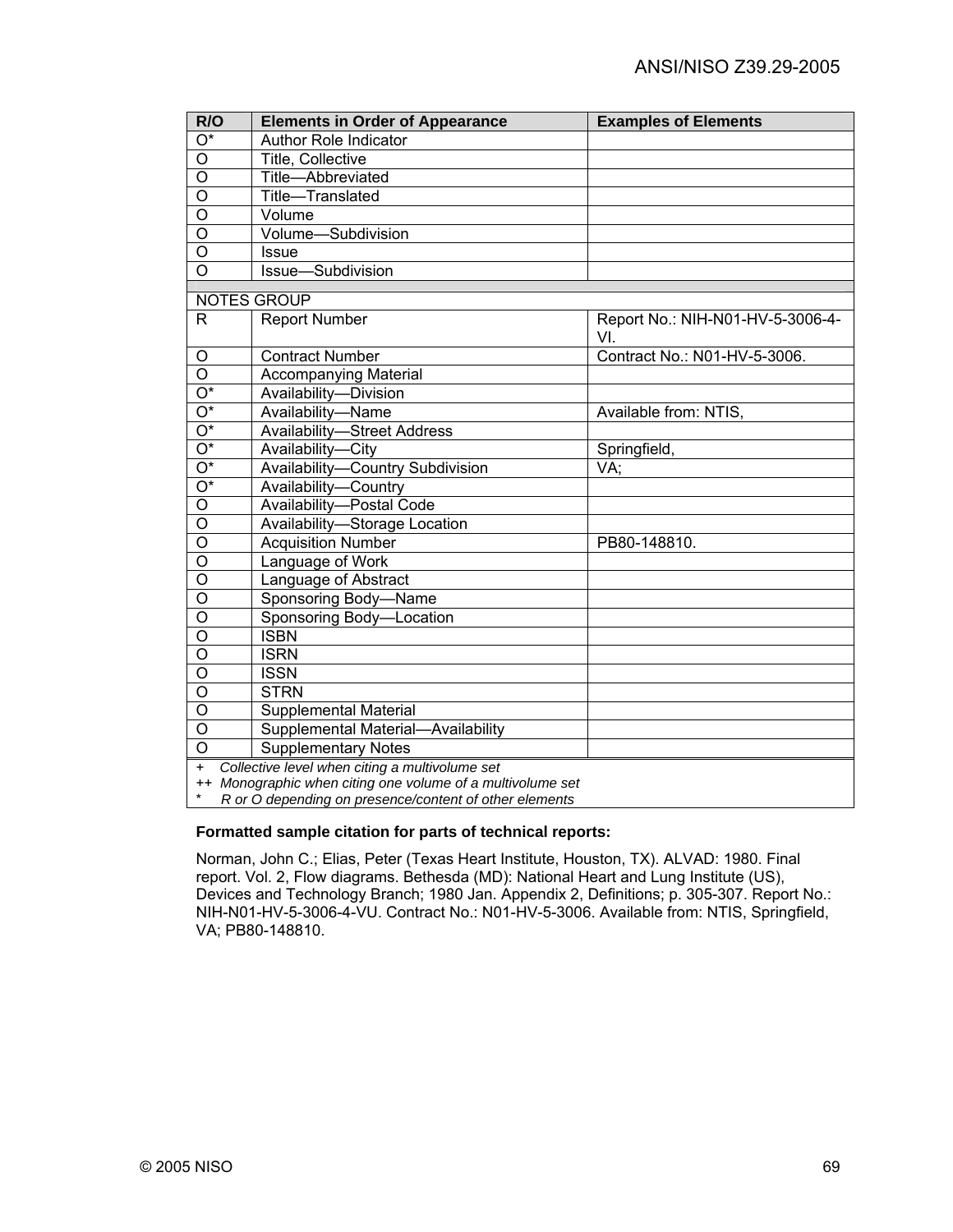| R/O | Elements in Order of Appearance | Examples of Elements |
|---|---|---|
| O* | Author Role Indicator | |
| O | Title, Collective | |
| O | Title—Abbreviated | |
| O | Title—Translated | |
| O | Volume | |
| O | Volume—Subdivision | |
| O | Issue | |
| O | Issue—Subdivision | |
| | | |
| NOTES GROUP | | |
| R | Report Number | Report No.: NIH-N01-HV-5-3006-4-VI. |
| O | Contract Number | Contract No.: N01-HV-5-3006. |
| O | Accompanying Material | |
| O* | Availability—Division | |
| O* | Availability—Name | Available from: NTIS, |
| O* | Availability—Street Address | |
| O* | Availability—City | Springfield, |
| O* | Availability—Country Subdivision | VA; |
| O* | Availability—Country | |
| O | Availability—Postal Code | |
| O | Availability—Storage Location | |
| O | Acquisition Number | PB80-148810. |
| O | Language of Work | |
| O | Language of Abstract | |
| O | Sponsoring Body—Name | |
| O | Sponsoring Body—Location | |
| O | ISBN | |
| O | ISRN | |
| O | ISSN | |
| O | STRN | |
| O | Supplemental Material | |
| O | Supplemental Material—Availability | |
| O | Supplementary Notes | |

+ *Collective level when citing a multivolume set*
++ *Monographic when citing one volume of a multivolume set*
* *R or O depending on presence/content of other elements*

**Formatted sample citation for parts of technical reports:**

Norman, John C.; Elias, Peter (Texas Heart Institute, Houston, TX). ALVAD: 1980. Final report. Vol. 2, Flow diagrams. Bethesda (MD): National Heart and Lung Institute (US), Devices and Technology Branch; 1980 Jan. Appendix 2, Definitions; p. 305-307. Report No.: NIH-N01-HV-5-3006-4-VU. Contract No.: N01-HV-5-3006. Available from: NTIS, Springfield, VA; PB80-148810.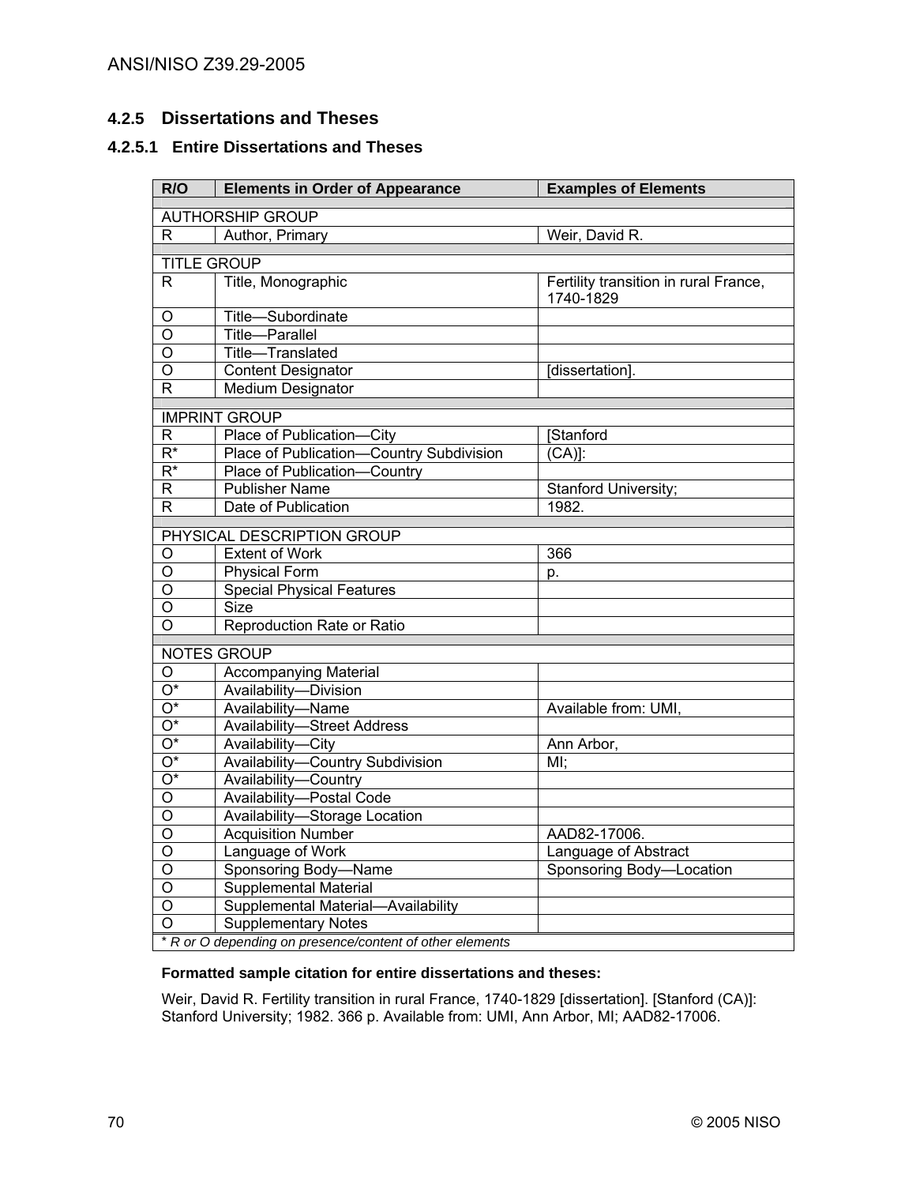### 4.2.5 Dissertations and Theses

#### 4.2.5.1 Entire Dissertations and Theses

| R/O | Elements in Order of Appearance | Examples of Elements |
|---|---|---|
| AUTHORSHIP GROUP | | |
| R | Author, Primary | Weir, David R. |
| TITLE GROUP | | |
| R | Title, Monographic | Fertility transition in rural France, 1740-1829 |
| O | Title—Subordinate | |
| O | Title—Parallel | |
| O | Title—Translated | |
| O | Content Designator | [dissertation]. |
| R | Medium Designator | |
| IMPRINT GROUP | | |
| R | Place of Publication—City | [Stanford |
| R* | Place of Publication—Country Subdivision | (CA)]: |
| R* | Place of Publication—Country | |
| R | Publisher Name | Stanford University; |
| R | Date of Publication | 1982. |
| PHYSICAL DESCRIPTION GROUP | | |
| O | Extent of Work | 366 |
| O | Physical Form | p. |
| O | Special Physical Features | |
| O | Size | |
| O | Reproduction Rate or Ratio | |
| NOTES GROUP | | |
| O | Accompanying Material | |
| O* | Availability—Division | |
| O* | Availability—Name | Available from: UMI, |
| O* | Availability—Street Address | |
| O* | Availability—City | Ann Arbor, |
| O* | Availability—Country Subdivision | MI; |
| O* | Availability—Country | |
| O | Availability—Postal Code | |
| O | Availability—Storage Location | |
| O | Acquisition Number | AAD82-17006. |
| O | Language of Work | Language of Abstract |
| O | Sponsoring Body—Name | Sponsoring Body—Location |
| O | Supplemental Material | |
| O | Supplemental Material—Availability | |
| O | Supplementary Notes | |

\* *R or O depending on presence/content of other elements*

**Formatted sample citation for entire dissertations and theses:**

Weir, David R. Fertility transition in rural France, 1740-1829 [dissertation]. [Stanford (CA)]: Stanford University; 1982. 366 p. Available from: UMI, Ann Arbor, MI; AAD82-17006.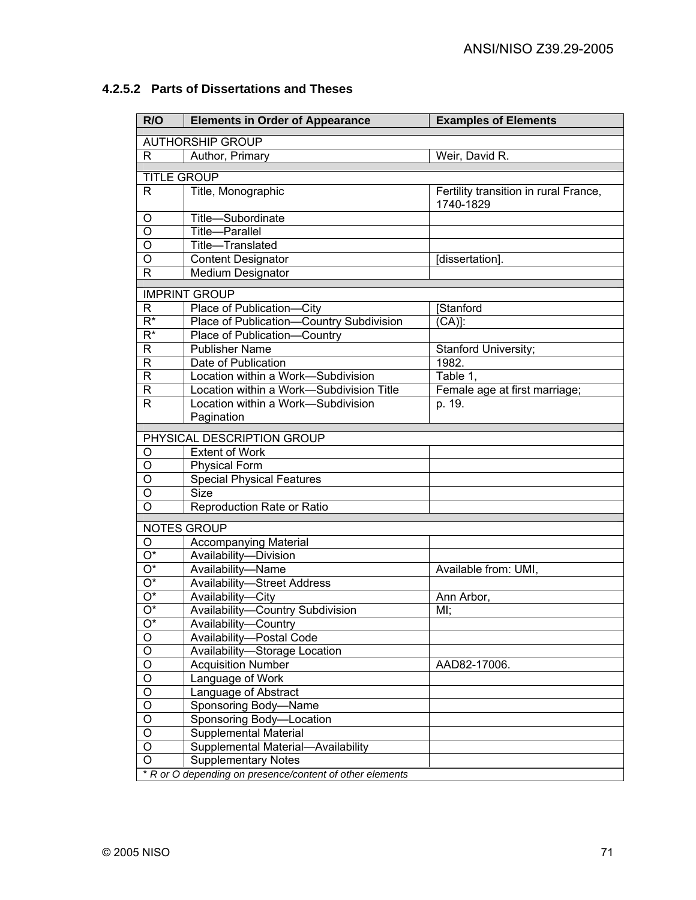### 4.2.5.2 Parts of Dissertations and Theses

| R/O | Elements in Order of Appearance | Examples of Elements |
|---|---|---|
| AUTHORSHIP GROUP | | |
| R | Author, Primary | Weir, David R. |
| TITLE GROUP | | |
| R | Title, Monographic | Fertility transition in rural France, 1740-1829 |
| O | Title—Subordinate | |
| O | Title—Parallel | |
| O | Title—Translated | |
| O | Content Designator | [dissertation]. |
| R | Medium Designator | |
| IMPRINT GROUP | | |
| R | Place of Publication—City | [Stanford |
| R* | Place of Publication—Country Subdivision | (CA)]: |
| R* | Place of Publication—Country | |
| R | Publisher Name | Stanford University; |
| R | Date of Publication | 1982. |
| R | Location within a Work—Subdivision | Table 1, |
| R | Location within a Work—Subdivision Title | Female age at first marriage; |
| R | Location within a Work—Subdivision Pagination | p. 19. |
| PHYSICAL DESCRIPTION GROUP | | |
| O | Extent of Work | |
| O | Physical Form | |
| O | Special Physical Features | |
| O | Size | |
| O | Reproduction Rate or Ratio | |
| NOTES GROUP | | |
| O | Accompanying Material | |
| O* | Availability—Division | |
| O* | Availability—Name | Available from: UMI, |
| O* | Availability—Street Address | |
| O* | Availability—City | Ann Arbor, |
| O* | Availability—Country Subdivision | MI; |
| O* | Availability—Country | |
| O | Availability—Postal Code | |
| O | Availability—Storage Location | |
| O | Acquisition Number | AAD82-17006. |
| O | Language of Work | |
| O | Language of Abstract | |
| O | Sponsoring Body—Name | |
| O | Sponsoring Body—Location | |
| O | Supplemental Material | |
| O | Supplemental Material—Availability | |
| O | Supplementary Notes | |

*\* R or O depending on presence/content of other elements*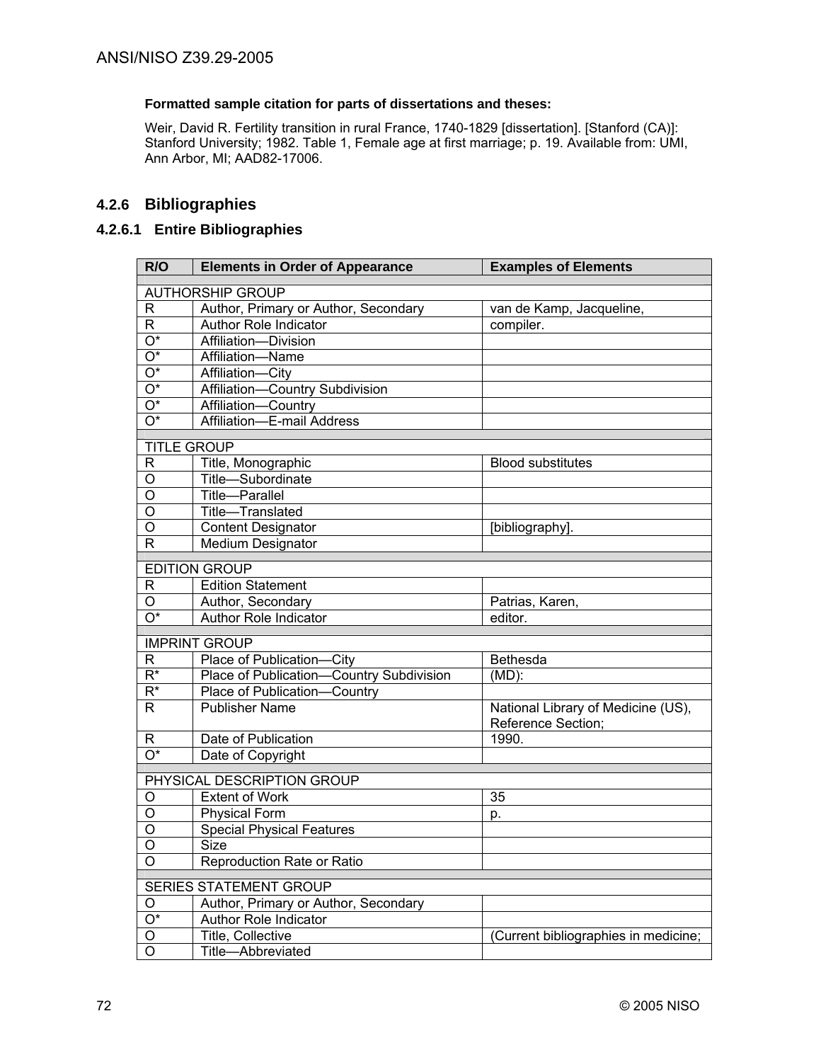**Formatted sample citation for parts of dissertations and theses:**

Weir, David R. Fertility transition in rural France, 1740-1829 [dissertation]. [Stanford (CA)]: Stanford University; 1982. Table 1, Female age at first marriage; p. 19. Available from: UMI, Ann Arbor, MI; AAD82-17006.

### 4.2.6 Bibliographies

#### 4.2.6.1 Entire Bibliographies

| R/O | Elements in Order of Appearance | Examples of Elements |
|---|---|---|
| AUTHORSHIP GROUP | | |
| R | Author, Primary or Author, Secondary | van de Kamp, Jacqueline, |
| R | Author Role Indicator | compiler. |
| O* | Affiliation—Division | |
| O* | Affiliation—Name | |
| O* | Affiliation—City | |
| O* | Affiliation—Country Subdivision | |
| O* | Affiliation—Country | |
| O* | Affiliation—E-mail Address | |
| TITLE GROUP | | |
| R | Title, Monographic | Blood substitutes |
| O | Title—Subordinate | |
| O | Title—Parallel | |
| O | Title—Translated | |
| O | Content Designator | [bibliography]. |
| R | Medium Designator | |
| EDITION GROUP | | |
| R | Edition Statement | |
| O | Author, Secondary | Patrias, Karen, |
| O* | Author Role Indicator | editor. |
| IMPRINT GROUP | | |
| R | Place of Publication—City | Bethesda |
| R* | Place of Publication—Country Subdivision | (MD): |
| R* | Place of Publication—Country | |
| R | Publisher Name | National Library of Medicine (US), Reference Section; |
| R | Date of Publication | 1990. |
| O* | Date of Copyright | |
| PHYSICAL DESCRIPTION GROUP | | |
| O | Extent of Work | 35 |
| O | Physical Form | p. |
| O | Special Physical Features | |
| O | Size | |
| O | Reproduction Rate or Ratio | |
| SERIES STATEMENT GROUP | | |
| O | Author, Primary or Author, Secondary | |
| O* | Author Role Indicator | |
| O | Title, Collective | (Current bibliographies in medicine; |
| O | Title—Abbreviated | |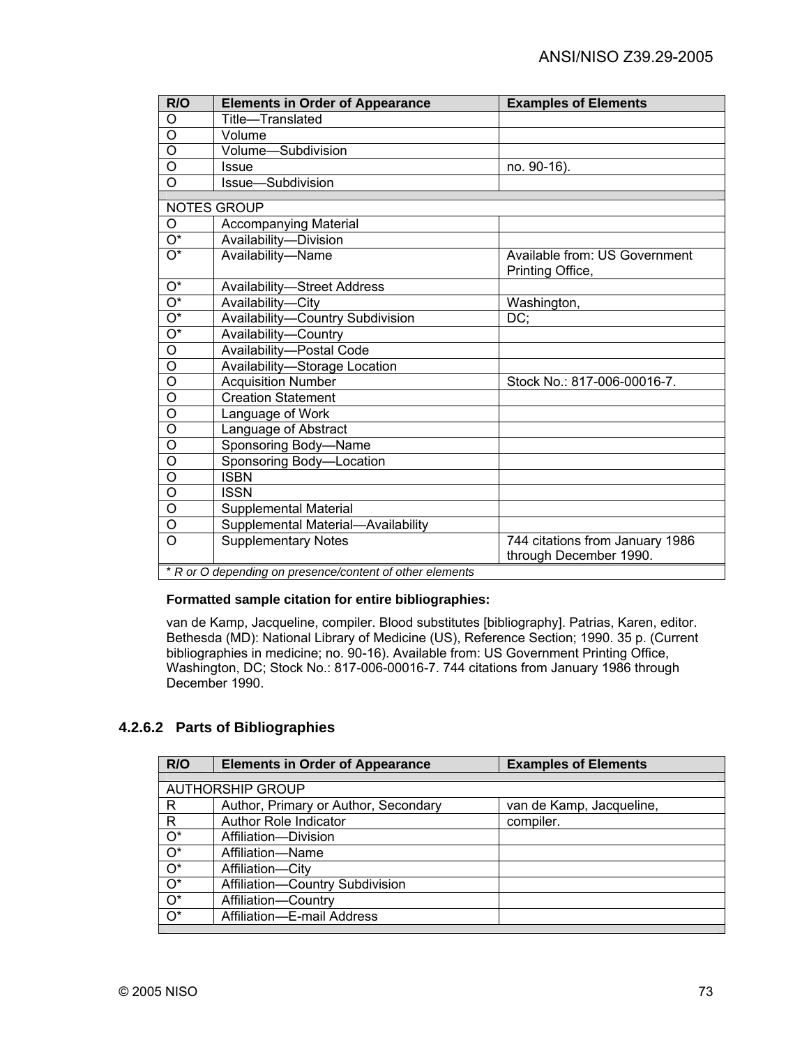| R/O | Elements in Order of Appearance | Examples of Elements |
|---|---|---|
| O | Title—Translated | |
| O | Volume | |
| O | Volume—Subdivision | |
| O | Issue | no. 90-16). |
| O | Issue—Subdivision | |
| | | |
| NOTES GROUP | | |
| O | Accompanying Material | |
| O* | Availability—Division | |
| O* | Availability—Name | Available from: US Government Printing Office, |
| O* | Availability—Street Address | |
| O* | Availability—City | Washington, |
| O* | Availability—Country Subdivision | DC; |
| O* | Availability—Country | |
| O | Availability—Postal Code | |
| O | Availability—Storage Location | |
| O | Acquisition Number | Stock No.: 817-006-00016-7. |
| O | Creation Statement | |
| O | Language of Work | |
| O | Language of Abstract | |
| O | Sponsoring Body—Name | |
| O | Sponsoring Body—Location | |
| O | ISBN | |
| O | ISSN | |
| O | Supplemental Material | |
| O | Supplemental Material—Availability | |
| O | Supplementary Notes | 744 citations from January 1986 through December 1990. |
| *\* R or O depending on presence/content of other elements* | | |

**Formatted sample citation for entire bibliographies:**

van de Kamp, Jacqueline, compiler. Blood substitutes [bibliography]. Patrias, Karen, editor. Bethesda (MD): National Library of Medicine (US), Reference Section; 1990. 35 p. (Current bibliographies in medicine; no. 90-16). Available from: US Government Printing Office, Washington, DC; Stock No.: 817-006-00016-7. 744 citations from January 1986 through December 1990.

#### 4.2.6.2 Parts of Bibliographies

| R/O | Elements in Order of Appearance | Examples of Elements |
|---|---|---|
| | | |
| AUTHORSHIP GROUP | | |
| R | Author, Primary or Author, Secondary | van de Kamp, Jacqueline, |
| R | Author Role Indicator | compiler. |
| O* | Affiliation—Division | |
| O* | Affiliation—Name | |
| O* | Affiliation—City | |
| O* | Affiliation—Country Subdivision | |
| O* | Affiliation—Country | |
| O* | Affiliation—E-mail Address | |
| | | |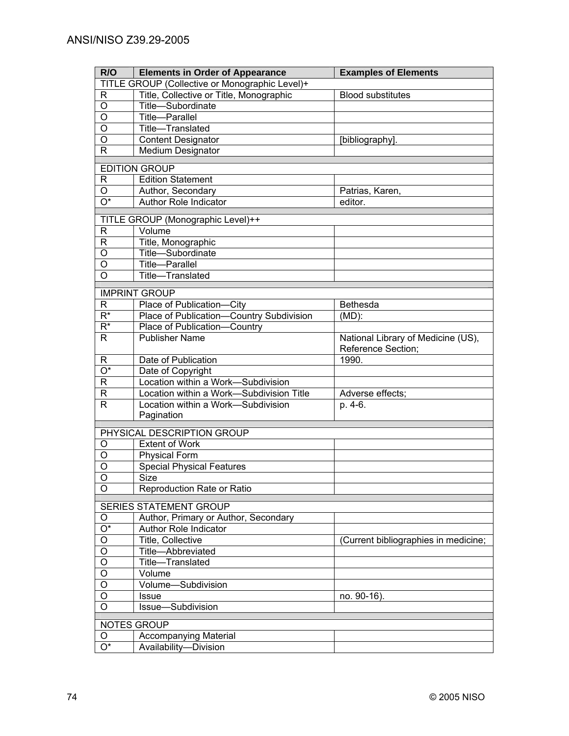| R/O | Elements in Order of Appearance | Examples of Elements |
|---|---|---|
| TITLE GROUP (Collective or Monographic Level)+ | | |
| R | Title, Collective or Title, Monographic | Blood substitutes |
| O | Title—Subordinate | |
| O | Title—Parallel | |
| O | Title—Translated | |
| O | Content Designator | [bibliography]. |
| R | Medium Designator | |
| | | |
| EDITION GROUP | | |
| R | Edition Statement | |
| O | Author, Secondary | Patrias, Karen, |
| O* | Author Role Indicator | editor. |
| | | |
| TITLE GROUP (Monographic Level)++ | | |
| R | Volume | |
| R | Title, Monographic | |
| O | Title—Subordinate | |
| O | Title—Parallel | |
| O | Title—Translated | |
| | | |
| IMPRINT GROUP | | |
| R | Place of Publication—City | Bethesda |
| R* | Place of Publication—Country Subdivision | (MD): |
| R* | Place of Publication—Country | |
| R | Publisher Name | National Library of Medicine (US), Reference Section; |
| R | Date of Publication | 1990. |
| O* | Date of Copyright | |
| R | Location within a Work—Subdivision | |
| R | Location within a Work—Subdivision Title | Adverse effects; |
| R | Location within a Work—Subdivision Pagination | p. 4-6. |
| | | |
| PHYSICAL DESCRIPTION GROUP | | |
| O | Extent of Work | |
| O | Physical Form | |
| O | Special Physical Features | |
| O | Size | |
| O | Reproduction Rate or Ratio | |
| | | |
| SERIES STATEMENT GROUP | | |
| O | Author, Primary or Author, Secondary | |
| O* | Author Role Indicator | |
| O | Title, Collective | (Current bibliographies in medicine; |
| O | Title—Abbreviated | |
| O | Title—Translated | |
| O | Volume | |
| O | Volume—Subdivision | |
| O | Issue | no. 90-16). |
| O | Issue—Subdivision | |
| | | |
| NOTES GROUP | | |
| O | Accompanying Material | |
| O* | Availability—Division | |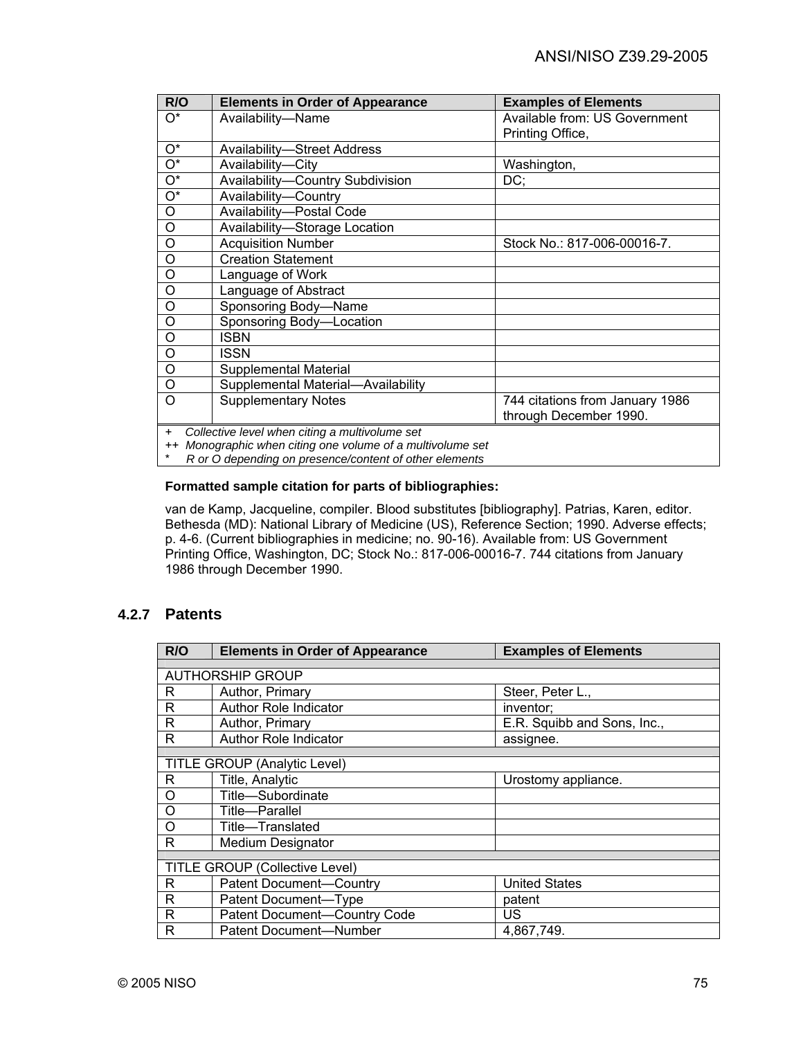| R/O | Elements in Order of Appearance | Examples of Elements |
|---|---|---|
| O* | Availability—Name | Available from: US Government Printing Office, |
| O* | Availability—Street Address | |
| O* | Availability—City | Washington, |
| O* | Availability—Country Subdivision | DC; |
| O* | Availability—Country | |
| O | Availability—Postal Code | |
| O | Availability—Storage Location | |
| O | Acquisition Number | Stock No.: 817-006-00016-7. |
| O | Creation Statement | |
| O | Language of Work | |
| O | Language of Abstract | |
| O | Sponsoring Body—Name | |
| O | Sponsoring Body—Location | |
| O | ISBN | |
| O | ISSN | |
| O | Supplemental Material | |
| O | Supplemental Material—Availability | |
| O | Supplementary Notes | 744 citations from January 1986 through December 1990. |

*+ Collective level when citing a multivolume set*
*++ Monographic when citing one volume of a multivolume set*
*\* R or O depending on presence/content of other elements*

**Formatted sample citation for parts of bibliographies:**

van de Kamp, Jacqueline, compiler. Blood substitutes [bibliography]. Patrias, Karen, editor. Bethesda (MD): National Library of Medicine (US), Reference Section; 1990. Adverse effects; p. 4-6. (Current bibliographies in medicine; no. 90-16). Available from: US Government Printing Office, Washington, DC; Stock No.: 817-006-00016-7. 744 citations from January 1986 through December 1990.

### 4.2.7 Patents

| R/O | Elements in Order of Appearance | Examples of Elements |
|---|---|---|
| AUTHORSHIP GROUP | | |
| R | Author, Primary | Steer, Peter L., |
| R | Author Role Indicator | inventor; |
| R | Author, Primary | E.R. Squibb and Sons, Inc., |
| R | Author Role Indicator | assignee. |
| TITLE GROUP (Analytic Level) | | |
| R | Title, Analytic | Urostomy appliance. |
| O | Title—Subordinate | |
| O | Title—Parallel | |
| O | Title—Translated | |
| R | Medium Designator | |
| TITLE GROUP (Collective Level) | | |
| R | Patent Document—Country | United States |
| R | Patent Document—Type | patent |
| R | Patent Document—Country Code | US |
| R | Patent Document—Number | 4,867,749. |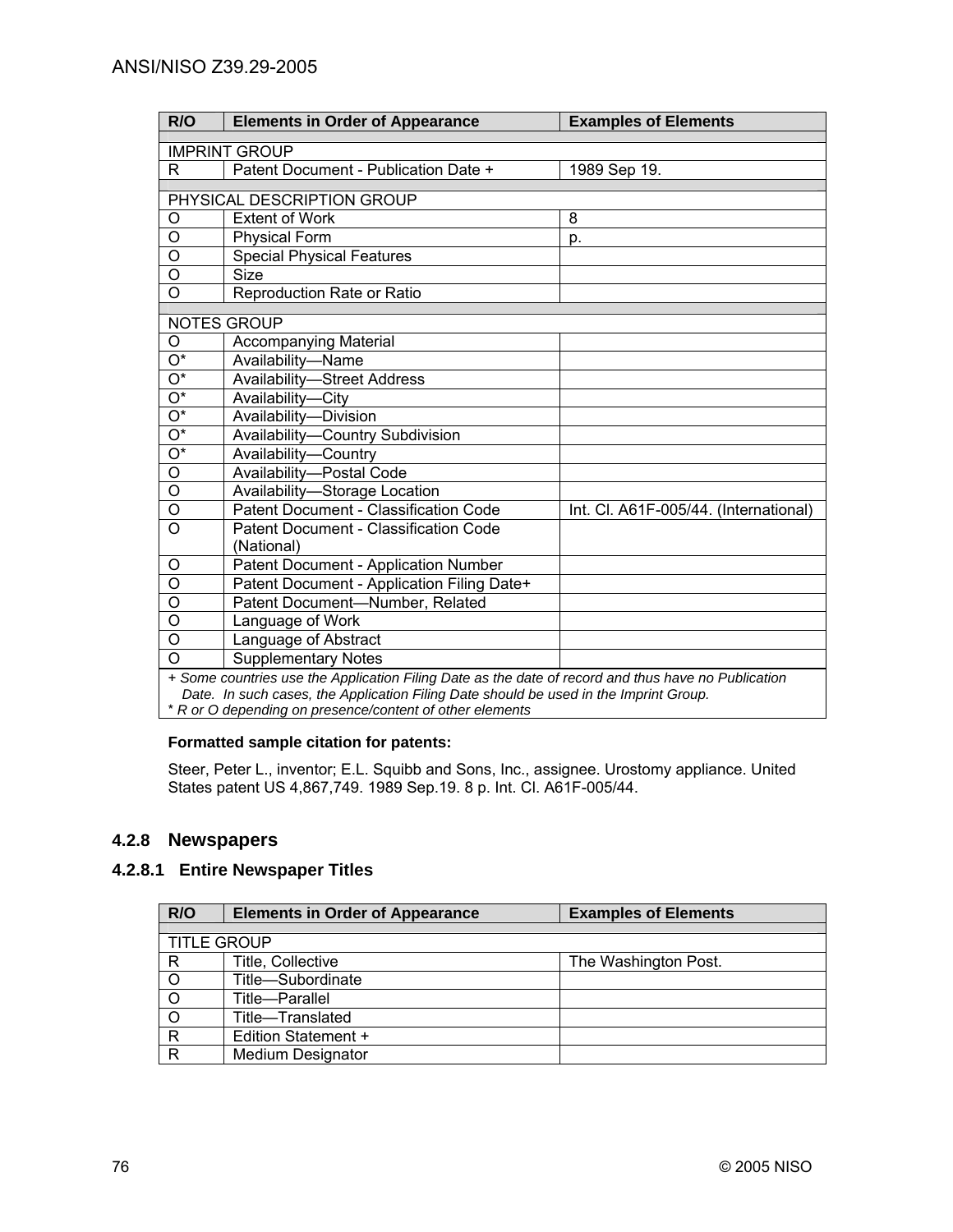| R/O | Elements in Order of Appearance | Examples of Elements |
|---|---|---|
| IMPRINT GROUP | | |
| R | Patent Document - Publication Date + | 1989 Sep 19. |
| PHYSICAL DESCRIPTION GROUP | | |
| O | Extent of Work | 8 |
| O | Physical Form | p. |
| O | Special Physical Features | |
| O | Size | |
| O | Reproduction Rate or Ratio | |
| NOTES GROUP | | |
| O | Accompanying Material | |
| O* | Availability—Name | |
| O* | Availability—Street Address | |
| O* | Availability—City | |
| O* | Availability—Division | |
| O* | Availability—Country Subdivision | |
| O* | Availability—Country | |
| O | Availability—Postal Code | |
| O | Availability—Storage Location | |
| O | Patent Document - Classification Code | Int. Cl. A61F-005/44. (International) |
| O | Patent Document - Classification Code (National) | |
| O | Patent Document - Application Number | |
| O | Patent Document - Application Filing Date+ | |
| O | Patent Document—Number, Related | |
| O | Language of Work | |
| O | Language of Abstract | |
| O | Supplementary Notes | |

*+ Some countries use the Application Filing Date as the date of record and thus have no Publication Date. In such cases, the Application Filing Date should be used in the Imprint Group.*
*\* R or O depending on presence/content of other elements*

**Formatted sample citation for patents:**

Steer, Peter L., inventor; E.L. Squibb and Sons, Inc., assignee. Urostomy appliance. United States patent US 4,867,749. 1989 Sep.19. 8 p. Int. Cl. A61F-005/44.

## 4.2.8 Newspapers

### 4.2.8.1 Entire Newspaper Titles

| R/O | Elements in Order of Appearance | Examples of Elements |
|---|---|---|
| TITLE GROUP | | |
| R | Title, Collective | The Washington Post. |
| O | Title—Subordinate | |
| O | Title—Parallel | |
| O | Title—Translated | |
| R | Edition Statement + | |
| R | Medium Designator | |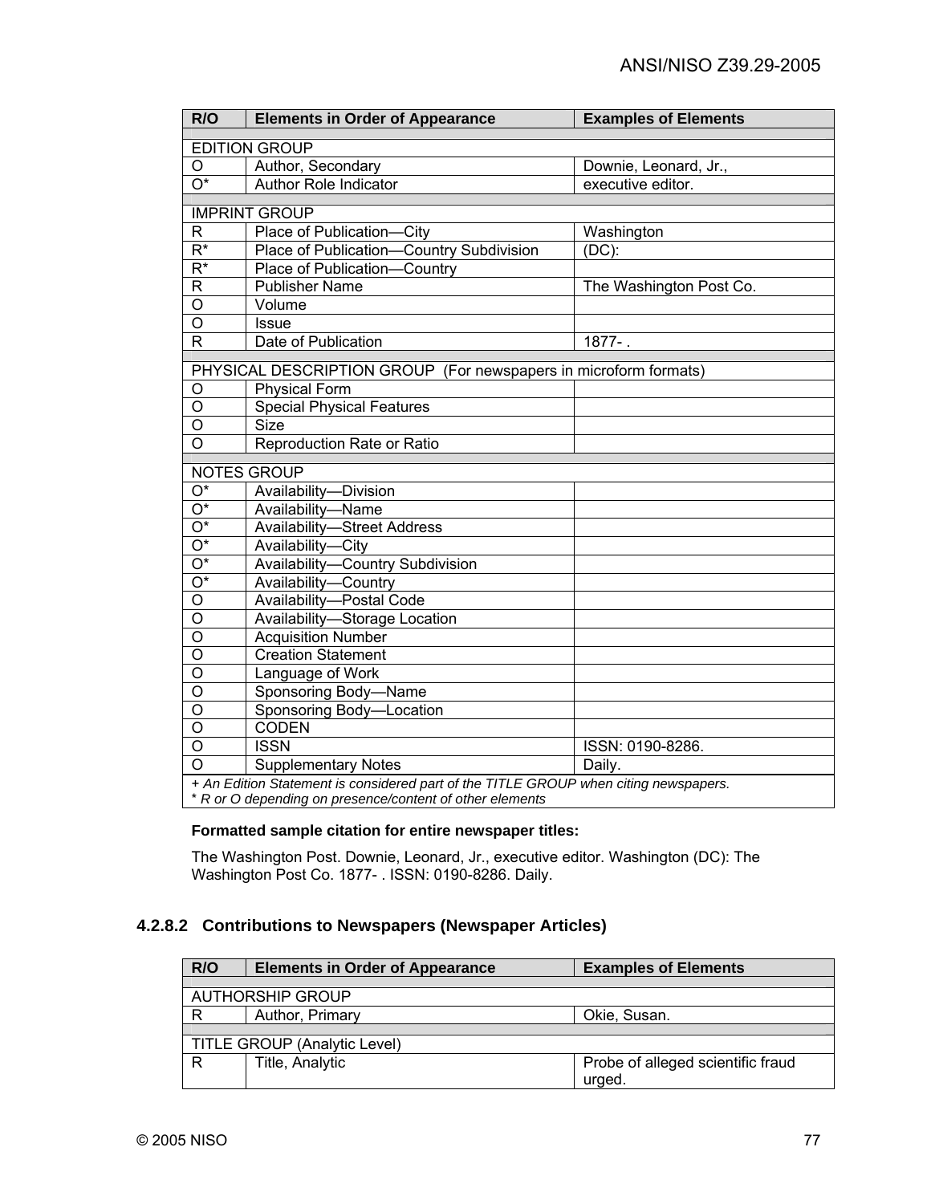| R/O | Elements in Order of Appearance | Examples of Elements |
|---|---|---|
| EDITION GROUP | | |
| O | Author, Secondary | Downie, Leonard, Jr., |
| O* | Author Role Indicator | executive editor. |
| IMPRINT GROUP | | |
| R | Place of Publication—City | Washington |
| R* | Place of Publication—Country Subdivision | (DC): |
| R* | Place of Publication—Country | |
| R | Publisher Name | The Washington Post Co. |
| O | Volume | |
| O | Issue | |
| R | Date of Publication | 1877- . |
| PHYSICAL DESCRIPTION GROUP (For newspapers in microform formats) | | |
| O | Physical Form | |
| O | Special Physical Features | |
| O | Size | |
| O | Reproduction Rate or Ratio | |
| NOTES GROUP | | |
| O* | Availability—Division | |
| O* | Availability—Name | |
| O* | Availability—Street Address | |
| O* | Availability—City | |
| O* | Availability—Country Subdivision | |
| O* | Availability—Country | |
| O | Availability—Postal Code | |
| O | Availability—Storage Location | |
| O | Acquisition Number | |
| O | Creation Statement | |
| O | Language of Work | |
| O | Sponsoring Body—Name | |
| O | Sponsoring Body—Location | |
| O | CODEN | |
| O | ISSN | ISSN: 0190-8286. |
| O | Supplementary Notes | Daily. |

*+ An Edition Statement is considered part of the TITLE GROUP when citing newspapers.*
*\* R or O depending on presence/content of other elements*

**Formatted sample citation for entire newspaper titles:**

The Washington Post. Downie, Leonard, Jr., executive editor. Washington (DC): The Washington Post Co. 1877- . ISSN: 0190-8286. Daily.

### 4.2.8.2 Contributions to Newspapers (Newspaper Articles)

| R/O | Elements in Order of Appearance | Examples of Elements |
|---|---|---|
| AUTHORSHIP GROUP | | |
| R | Author, Primary | Okie, Susan. |
| TITLE GROUP (Analytic Level) | | |
| R | Title, Analytic | Probe of alleged scientific fraud urged. |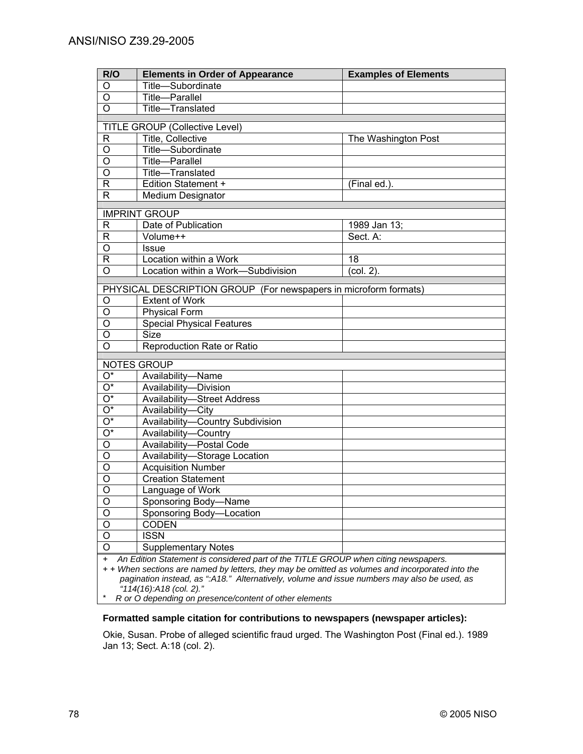| R/O | Elements in Order of Appearance | Examples of Elements |
|---|---|---|
| O | Title—Subordinate | |
| O | Title—Parallel | |
| O | Title—Translated | |
| | | |
| TITLE GROUP (Collective Level) | | |
| R | Title, Collective | The Washington Post |
| O | Title—Subordinate | |
| O | Title—Parallel | |
| O | Title—Translated | |
| R | Edition Statement + | (Final ed.). |
| R | Medium Designator | |
| | | |
| IMPRINT GROUP | | |
| R | Date of Publication | 1989 Jan 13; |
| R | Volume++ | Sect. A: |
| O | Issue | |
| R | Location within a Work | 18 |
| O | Location within a Work—Subdivision | (col. 2). |
| | | |
| PHYSICAL DESCRIPTION GROUP (For newspapers in microform formats) | | |
| O | Extent of Work | |
| O | Physical Form | |
| O | Special Physical Features | |
| O | Size | |
| O | Reproduction Rate or Ratio | |
| | | |
| NOTES GROUP | | |
| O* | Availability—Name | |
| O* | Availability—Division | |
| O* | Availability—Street Address | |
| O* | Availability—City | |
| O* | Availability—Country Subdivision | |
| O* | Availability—Country | |
| O | Availability—Postal Code | |
| O | Availability—Storage Location | |
| O | Acquisition Number | |
| O | Creation Statement | |
| O | Language of Work | |
| O | Sponsoring Body—Name | |
| O | Sponsoring Body—Location | |
| O | CODEN | |
| O | ISSN | |
| O | Supplementary Notes | |

*+ An Edition Statement is considered part of the TITLE GROUP when citing newspapers.*
*+ + When sections are named by letters, they may be omitted as volumes and incorporated into the pagination instead, as ":A18." Alternatively, volume and issue numbers may also be used, as "114(16):A18 (col. 2)."*
*\* R or O depending on presence/content of other elements*

**Formatted sample citation for contributions to newspapers (newspaper articles):**

Okie, Susan. Probe of alleged scientific fraud urged. The Washington Post (Final ed.). 1989 Jan 13; Sect. A:18 (col. 2).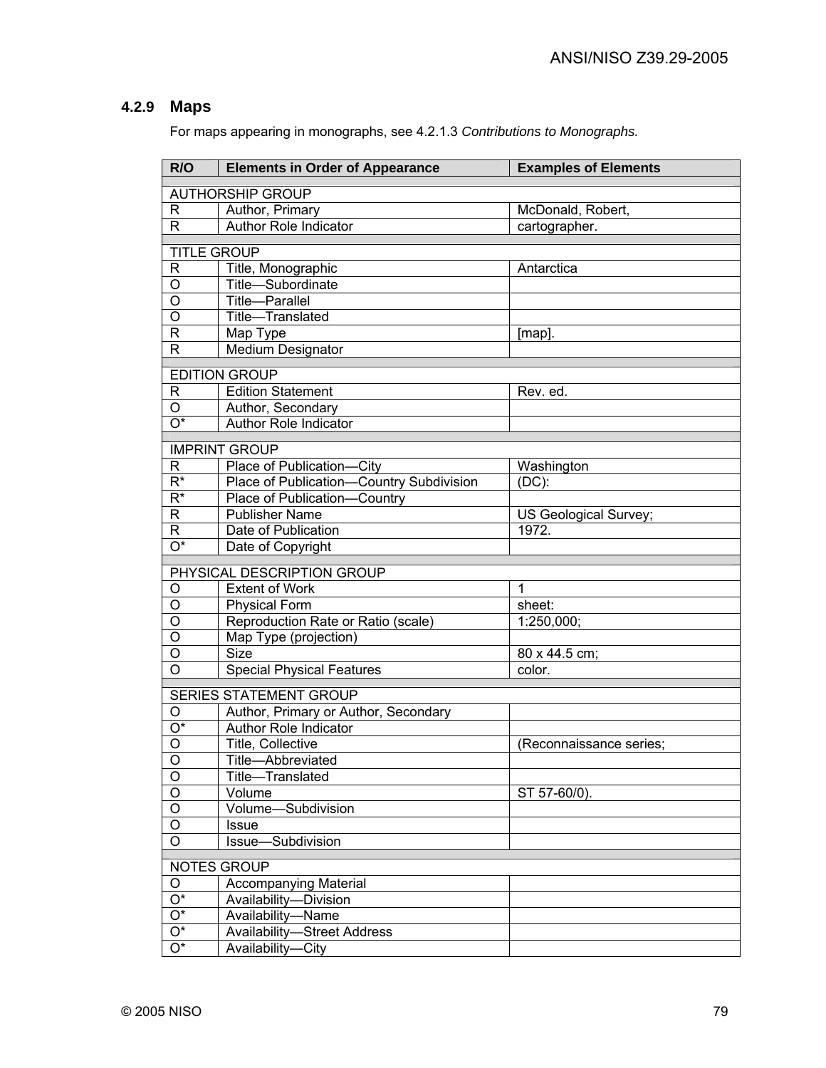### 4.2.9 Maps

For maps appearing in monographs, see 4.2.1.3 *Contributions to Monographs.*

| R/O | Elements in Order of Appearance | Examples of Elements |
|---|---|---|
| AUTHORSHIP GROUP | | |
| R | Author, Primary | McDonald, Robert, |
| R | Author Role Indicator | cartographer. |
| TITLE GROUP | | |
| R | Title, Monographic | Antarctica |
| O | Title—Subordinate | |
| O | Title—Parallel | |
| O | Title—Translated | |
| R | Map Type | [map]. |
| R | Medium Designator | |
| EDITION GROUP | | |
| R | Edition Statement | Rev. ed. |
| O | Author, Secondary | |
| O* | Author Role Indicator | |
| IMPRINT GROUP | | |
| R | Place of Publication—City | Washington |
| R* | Place of Publication—Country Subdivision | (DC): |
| R* | Place of Publication—Country | |
| R | Publisher Name | US Geological Survey; |
| R | Date of Publication | 1972. |
| O* | Date of Copyright | |
| PHYSICAL DESCRIPTION GROUP | | |
| O | Extent of Work | 1 |
| O | Physical Form | sheet: |
| O | Reproduction Rate or Ratio (scale) | 1:250,000; |
| O | Map Type (projection) | |
| O | Size | 80 x 44.5 cm; |
| O | Special Physical Features | color. |
| SERIES STATEMENT GROUP | | |
| O | Author, Primary or Author, Secondary | |
| O* | Author Role Indicator | |
| O | Title, Collective | (Reconnaissance series; |
| O | Title—Abbreviated | |
| O | Title—Translated | |
| O | Volume | ST 57-60/0). |
| O | Volume—Subdivision | |
| O | Issue | |
| O | Issue—Subdivision | |
| NOTES GROUP | | |
| O | Accompanying Material | |
| O* | Availability—Division | |
| O* | Availability—Name | |
| O* | Availability—Street Address | |
| O* | Availability—City | |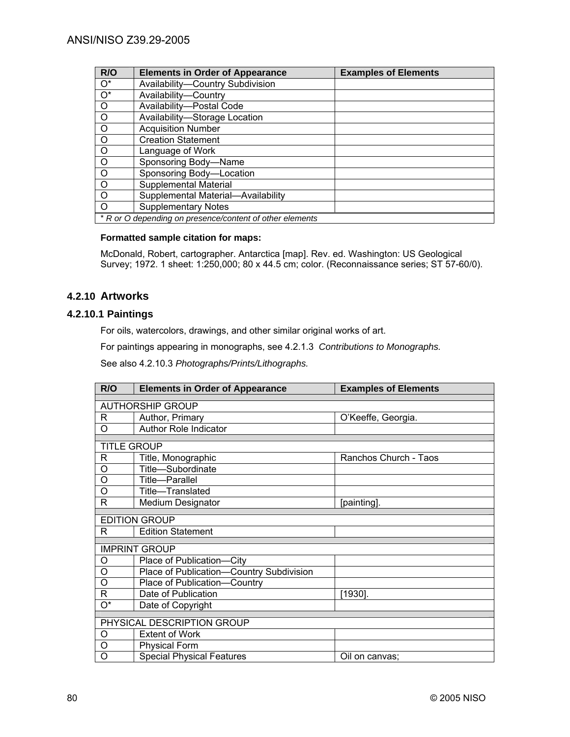| R/O | Elements in Order of Appearance | Examples of Elements |
|---|---|---|
| O* | Availability—Country Subdivision | |
| O* | Availability—Country | |
| O | Availability—Postal Code | |
| O | Availability—Storage Location | |
| O | Acquisition Number | |
| O | Creation Statement | |
| O | Language of Work | |
| O | Sponsoring Body—Name | |
| O | Sponsoring Body—Location | |
| O | Supplemental Material | |
| O | Supplemental Material—Availability | |
| O | Supplementary Notes | |
| *\* R or O depending on presence/content of other elements* | | |

**Formatted sample citation for maps:**

McDonald, Robert, cartographer. Antarctica [map]. Rev. ed. Washington: US Geological Survey; 1972. 1 sheet: 1:250,000; 80 x 44.5 cm; color. (Reconnaissance series; ST 57-60/0).

## 4.2.10 Artworks

### 4.2.10.1 Paintings

For oils, watercolors, drawings, and other similar original works of art.

For paintings appearing in monographs, see 4.2.1.3 *Contributions to Monographs.*

See also 4.2.10.3 *Photographs/Prints/Lithographs.*

| R/O | Elements in Order of Appearance | Examples of Elements |
|---|---|---|
| AUTHORSHIP GROUP | | |
| R | Author, Primary | O'Keeffe, Georgia. |
| O | Author Role Indicator | |
| TITLE GROUP | | |
| R | Title, Monographic | Ranchos Church - Taos |
| O | Title—Subordinate | |
| O | Title—Parallel | |
| O | Title—Translated | |
| R | Medium Designator | [painting]. |
| EDITION GROUP | | |
| R | Edition Statement | |
| IMPRINT GROUP | | |
| O | Place of Publication—City | |
| O | Place of Publication—Country Subdivision | |
| O | Place of Publication—Country | |
| R | Date of Publication | [1930]. |
| O* | Date of Copyright | |
| PHYSICAL DESCRIPTION GROUP | | |
| O | Extent of Work | |
| O | Physical Form | |
| O | Special Physical Features | Oil on canvas; |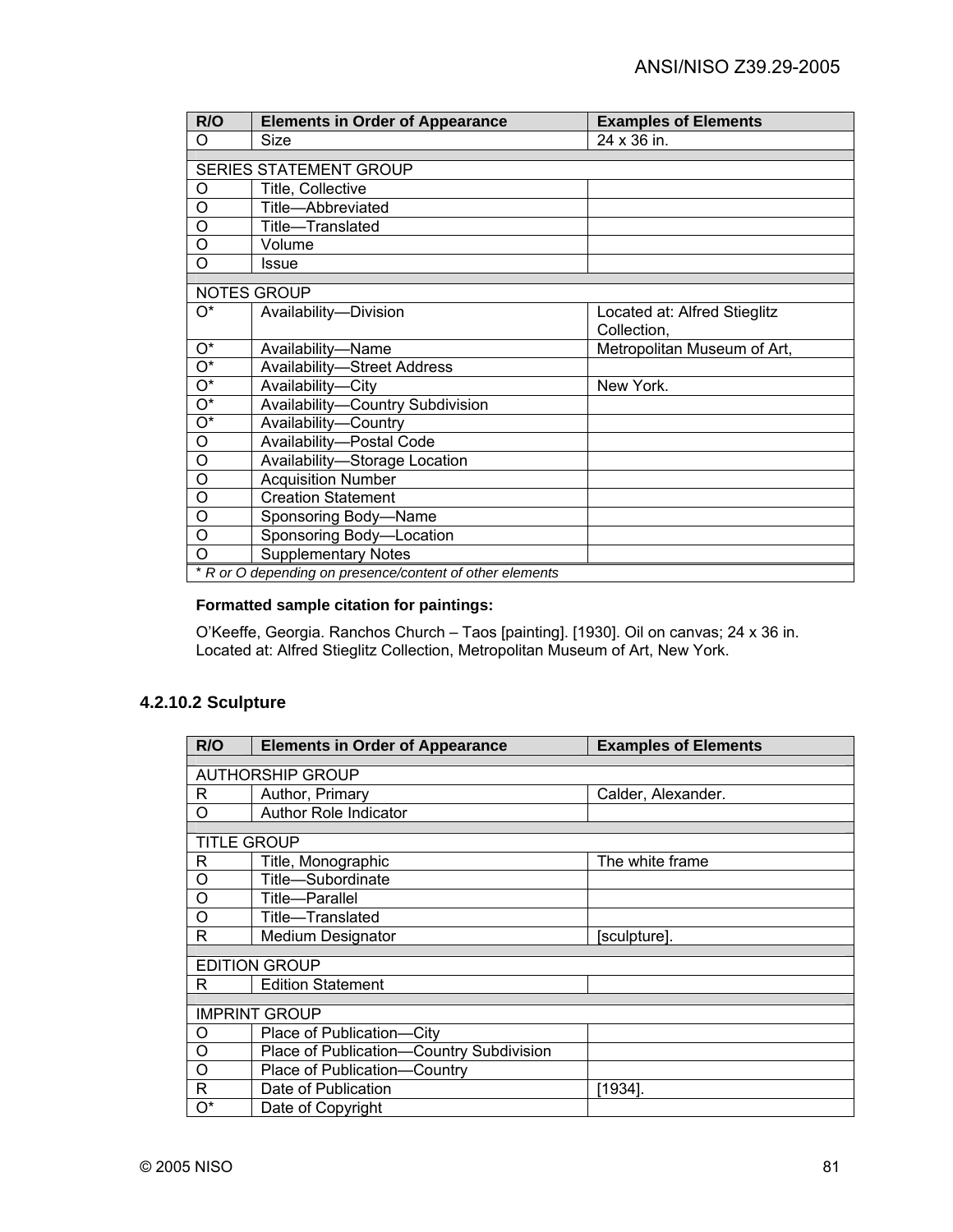| R/O | Elements in Order of Appearance | Examples of Elements |
|---|---|---|
| O | Size | 24 x 36 in. |
| | | |
| SERIES STATEMENT GROUP | | |
| O | Title, Collective | |
| O | Title—Abbreviated | |
| O | Title—Translated | |
| O | Volume | |
| O | Issue | |
| | | |
| NOTES GROUP | | |
| O* | Availability—Division | Located at: Alfred Stieglitz Collection, |
| O* | Availability—Name | Metropolitan Museum of Art, |
| O* | Availability—Street Address | |
| O* | Availability—City | New York. |
| O* | Availability—Country Subdivision | |
| O* | Availability—Country | |
| O | Availability—Postal Code | |
| O | Availability—Storage Location | |
| O | Acquisition Number | |
| O | Creation Statement | |
| O | Sponsoring Body—Name | |
| O | Sponsoring Body—Location | |
| O | Supplementary Notes | |
| *\* R or O depending on presence/content of other elements* | | |

**Formatted sample citation for paintings:**

O'Keeffe, Georgia. Ranchos Church – Taos [painting]. [1930]. Oil on canvas; 24 x 36 in. Located at: Alfred Stieglitz Collection, Metropolitan Museum of Art, New York.

### 4.2.10.2 Sculpture

| R/O | Elements in Order of Appearance | Examples of Elements |
|---|---|---|
| | | |
| AUTHORSHIP GROUP | | |
| R | Author, Primary | Calder, Alexander. |
| O | Author Role Indicator | |
| | | |
| TITLE GROUP | | |
| R | Title, Monographic | The white frame |
| O | Title—Subordinate | |
| O | Title—Parallel | |
| O | Title—Translated | |
| R | Medium Designator | [sculpture]. |
| | | |
| EDITION GROUP | | |
| R | Edition Statement | |
| | | |
| IMPRINT GROUP | | |
| O | Place of Publication—City | |
| O | Place of Publication—Country Subdivision | |
| O | Place of Publication—Country | |
| R | Date of Publication | [1934]. |
| O* | Date of Copyright | |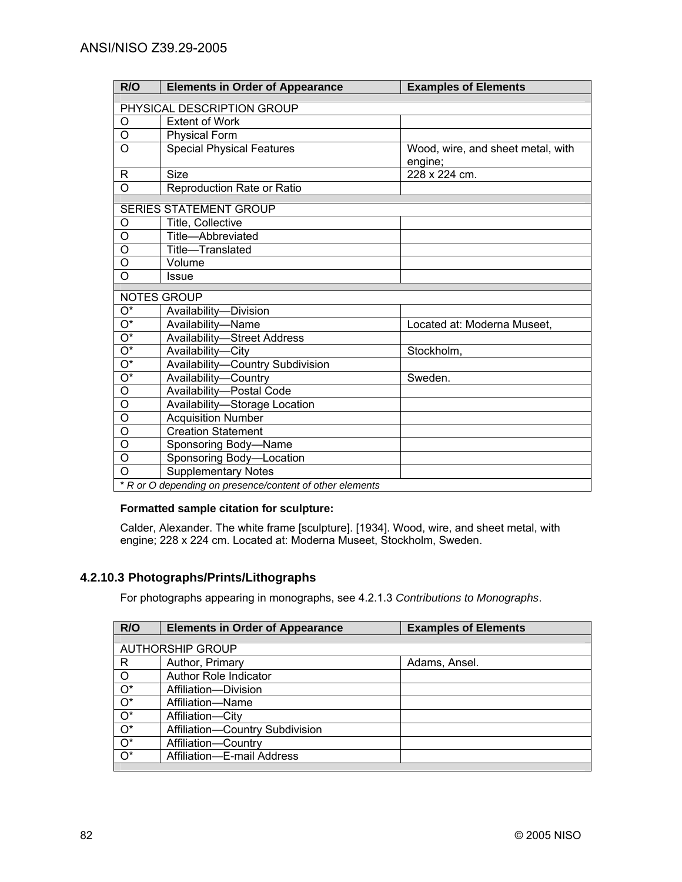| R/O | Elements in Order of Appearance | Examples of Elements |
|---|---|---|
| PHYSICAL DESCRIPTION GROUP | | |
| O | Extent of Work | |
| O | Physical Form | |
| O | Special Physical Features | Wood, wire, and sheet metal, with engine; |
| R | Size | 228 x 224 cm. |
| O | Reproduction Rate or Ratio | |
| SERIES STATEMENT GROUP | | |
| O | Title, Collective | |
| O | Title—Abbreviated | |
| O | Title—Translated | |
| O | Volume | |
| O | Issue | |
| NOTES GROUP | | |
| O* | Availability—Division | |
| O* | Availability—Name | Located at: Moderna Museet, |
| O* | Availability—Street Address | |
| O* | Availability—City | Stockholm, |
| O* | Availability—Country Subdivision | |
| O* | Availability—Country | Sweden. |
| O | Availability—Postal Code | |
| O | Availability—Storage Location | |
| O | Acquisition Number | |
| O | Creation Statement | |
| O | Sponsoring Body—Name | |
| O | Sponsoring Body—Location | |
| O | Supplementary Notes | |
| *\* R or O depending on presence/content of other elements* | | |

**Formatted sample citation for sculpture:**

Calder, Alexander. The white frame [sculpture]. [1934]. Wood, wire, and sheet metal, with engine; 228 x 224 cm. Located at: Moderna Museet, Stockholm, Sweden.

### 4.2.10.3 Photographs/Prints/Lithographs

For photographs appearing in monographs, see 4.2.1.3 *Contributions to Monographs*.

| R/O | Elements in Order of Appearance | Examples of Elements |
|---|---|---|
| AUTHORSHIP GROUP | | |
| R | Author, Primary | Adams, Ansel. |
| O | Author Role Indicator | |
| O* | Affiliation—Division | |
| O* | Affiliation—Name | |
| O* | Affiliation—City | |
| O* | Affiliation—Country Subdivision | |
| O* | Affiliation—Country | |
| O* | Affiliation—E-mail Address | |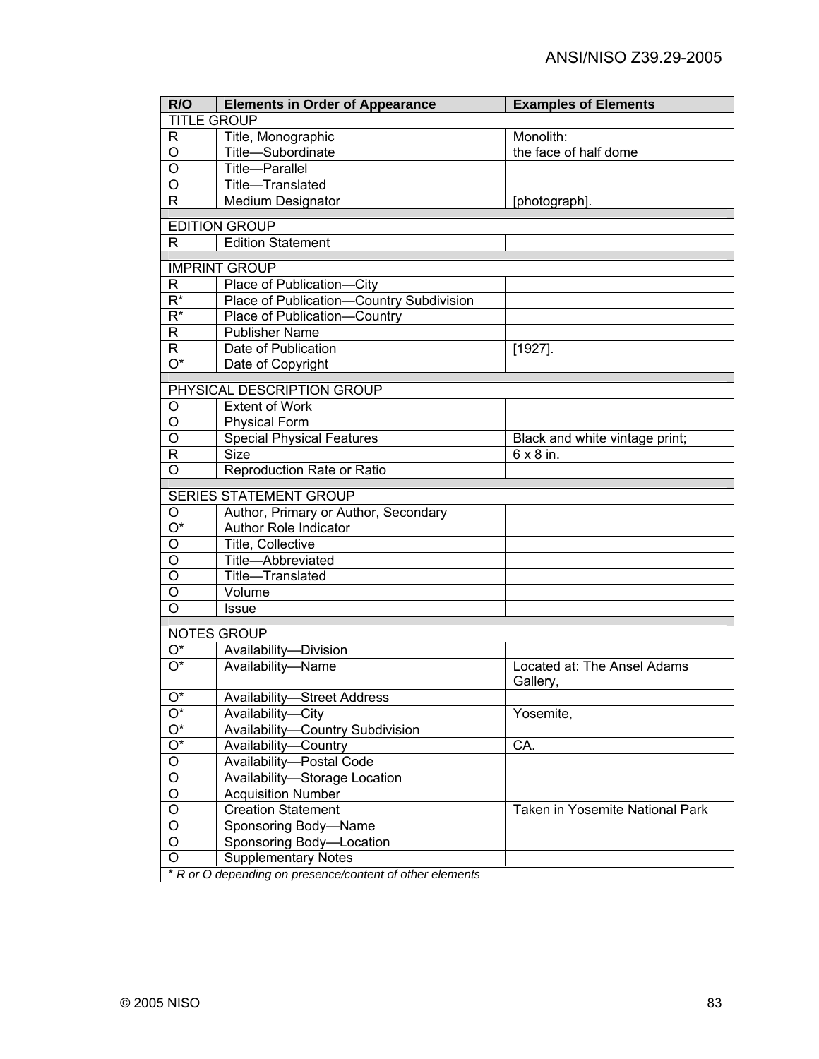| R/O | Elements in Order of Appearance | Examples of Elements |
|---|---|---|
| TITLE GROUP | | |
| R | Title, Monographic | Monolith: |
| O | Title—Subordinate | the face of half dome |
| O | Title—Parallel | |
| O | Title—Translated | |
| R | Medium Designator | [photograph]. |
| | | |
| EDITION GROUP | | |
| R | Edition Statement | |
| | | |
| IMPRINT GROUP | | |
| R | Place of Publication—City | |
| R* | Place of Publication—Country Subdivision | |
| R* | Place of Publication—Country | |
| R | Publisher Name | |
| R | Date of Publication | [1927]. |
| O* | Date of Copyright | |
| | | |
| PHYSICAL DESCRIPTION GROUP | | |
| O | Extent of Work | |
| O | Physical Form | |
| O | Special Physical Features | Black and white vintage print; |
| R | Size | 6 x 8 in. |
| O | Reproduction Rate or Ratio | |
| | | |
| SERIES STATEMENT GROUP | | |
| O | Author, Primary or Author, Secondary | |
| O* | Author Role Indicator | |
| O | Title, Collective | |
| O | Title—Abbreviated | |
| O | Title—Translated | |
| O | Volume | |
| O | Issue | |
| | | |
| NOTES GROUP | | |
| O* | Availability—Division | |
| O* | Availability—Name | Located at: The Ansel Adams Gallery, |
| O* | Availability—Street Address | |
| O* | Availability—City | Yosemite, |
| O* | Availability—Country Subdivision | |
| O* | Availability—Country | CA. |
| O | Availability—Postal Code | |
| O | Availability—Storage Location | |
| O | Acquisition Number | |
| O | Creation Statement | Taken in Yosemite National Park |
| O | Sponsoring Body—Name | |
| O | Sponsoring Body—Location | |
| O | Supplementary Notes | |
| *\* R or O depending on presence/content of other elements* | | |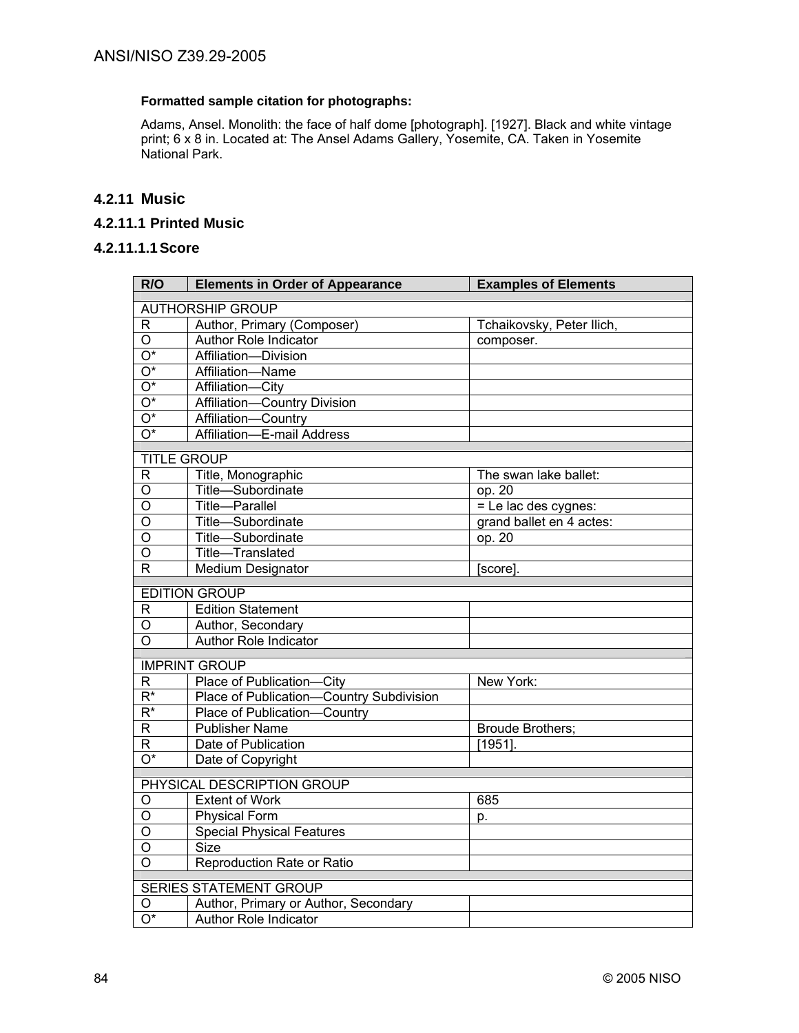**Formatted sample citation for photographs:**

Adams, Ansel. Monolith: the face of half dome [photograph]. [1927]. Black and white vintage print; 6 x 8 in. Located at: The Ansel Adams Gallery, Yosemite, CA. Taken in Yosemite National Park.

### 4.2.11 Music

#### 4.2.11.1 Printed Music

##### 4.2.11.1.1 Score

| R/O | Elements in Order of Appearance | Examples of Elements |
|---|---|---|
| AUTHORSHIP GROUP | | |
| R | Author, Primary (Composer) | Tchaikovsky, Peter Ilich, |
| O | Author Role Indicator | composer. |
| O* | Affiliation—Division | |
| O* | Affiliation—Name | |
| O* | Affiliation—City | |
| O* | Affiliation—Country Division | |
| O* | Affiliation—Country | |
| O* | Affiliation—E-mail Address | |
| TITLE GROUP | | |
| R | Title, Monographic | The swan lake ballet: |
| O | Title—Subordinate | op. 20 |
| O | Title—Parallel | = Le lac des cygnes: |
| O | Title—Subordinate | grand ballet en 4 actes: |
| O | Title—Subordinate | op. 20 |
| O | Title—Translated | |
| R | Medium Designator | [score]. |
| EDITION GROUP | | |
| R | Edition Statement | |
| O | Author, Secondary | |
| O | Author Role Indicator | |
| IMPRINT GROUP | | |
| R | Place of Publication—City | New York: |
| R* | Place of Publication—Country Subdivision | |
| R* | Place of Publication—Country | |
| R | Publisher Name | Broude Brothers; |
| R | Date of Publication | [1951]. |
| O* | Date of Copyright | |
| PHYSICAL DESCRIPTION GROUP | | |
| O | Extent of Work | 685 |
| O | Physical Form | p. |
| O | Special Physical Features | |
| O | Size | |
| O | Reproduction Rate or Ratio | |
| SERIES STATEMENT GROUP | | |
| O | Author, Primary or Author, Secondary | |
| O* | Author Role Indicator | |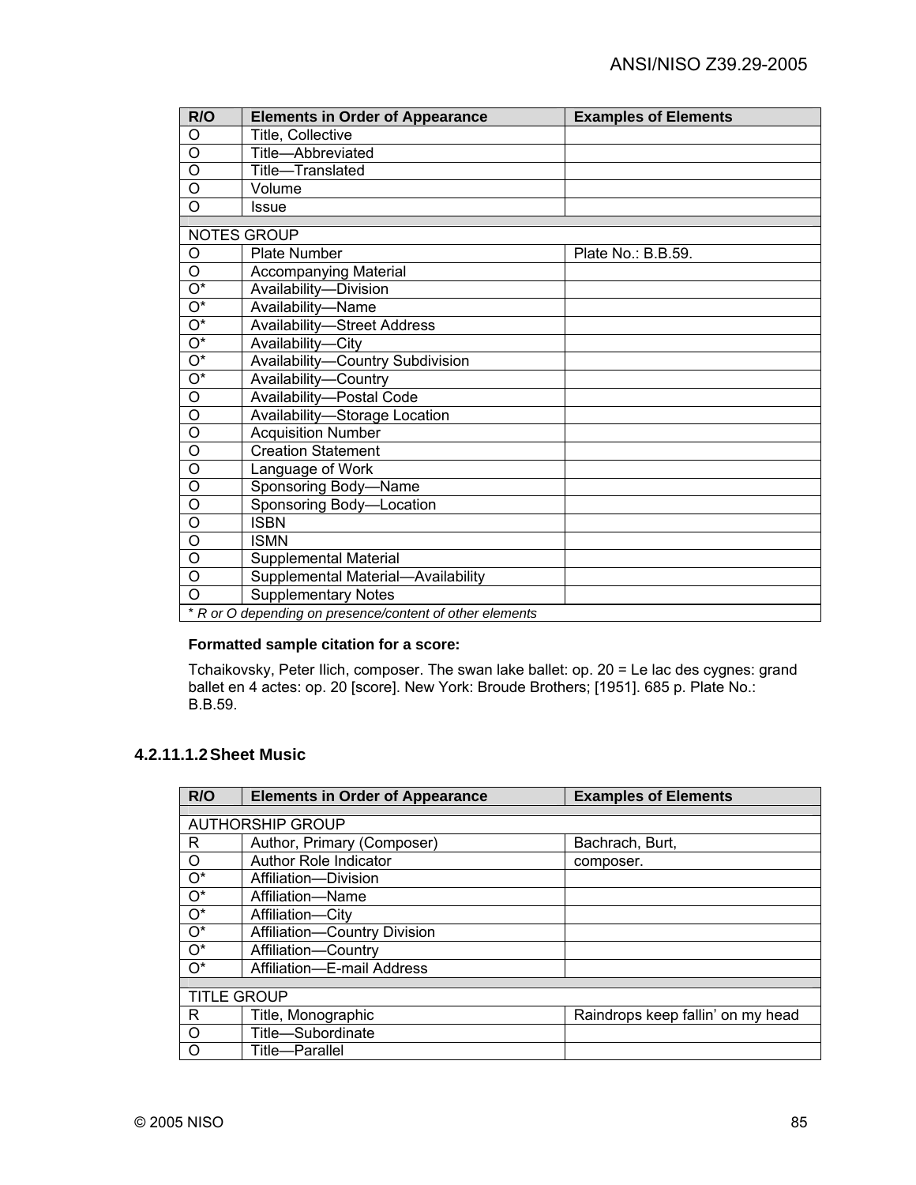| R/O | Elements in Order of Appearance | Examples of Elements |
|---|---|---|
| O | Title, Collective | |
| O | Title—Abbreviated | |
| O | Title—Translated | |
| O | Volume | |
| O | Issue | |
| | | |
| NOTES GROUP | | |
| O | Plate Number | Plate No.: B.B.59. |
| O | Accompanying Material | |
| O* | Availability—Division | |
| O* | Availability—Name | |
| O* | Availability—Street Address | |
| O* | Availability—City | |
| O* | Availability—Country Subdivision | |
| O* | Availability—Country | |
| O | Availability—Postal Code | |
| O | Availability—Storage Location | |
| O | Acquisition Number | |
| O | Creation Statement | |
| O | Language of Work | |
| O | Sponsoring Body—Name | |
| O | Sponsoring Body—Location | |
| O | ISBN | |
| O | ISMN | |
| O | Supplemental Material | |
| O | Supplemental Material—Availability | |
| O | Supplementary Notes | |
| *\* R or O depending on presence/content of other elements* | | |

**Formatted sample citation for a score:**

Tchaikovsky, Peter Ilich, composer. The swan lake ballet: op. 20 = Le lac des cygnes: grand ballet en 4 actes: op. 20 [score]. New York: Broude Brothers; [1951]. 685 p. Plate No.: B.B.59.

#### 4.2.11.1.2 Sheet Music

| R/O | Elements in Order of Appearance | Examples of Elements |
|---|---|---|
| | | |
| AUTHORSHIP GROUP | | |
| R | Author, Primary (Composer) | Bachrach, Burt, |
| O | Author Role Indicator | composer. |
| O* | Affiliation—Division | |
| O* | Affiliation—Name | |
| O* | Affiliation—City | |
| O* | Affiliation—Country Division | |
| O* | Affiliation—Country | |
| O* | Affiliation—E-mail Address | |
| | | |
| TITLE GROUP | | |
| R | Title, Monographic | Raindrops keep fallin' on my head |
| O | Title—Subordinate | |
| O | Title—Parallel | |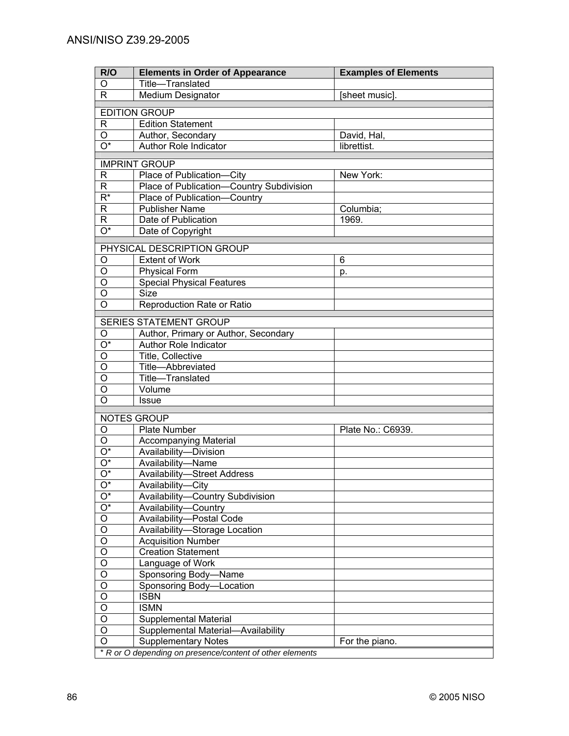| R/O | Elements in Order of Appearance | Examples of Elements |
|---|---|---|
| O | Title—Translated | |
| R | Medium Designator | [sheet music]. |
| | | |
| EDITION GROUP | | |
| R | Edition Statement | |
| O | Author, Secondary | David, Hal, |
| O* | Author Role Indicator | librettist. |
| | | |
| IMPRINT GROUP | | |
| R | Place of Publication—City | New York: |
| R | Place of Publication—Country Subdivision | |
| R* | Place of Publication—Country | |
| R | Publisher Name | Columbia; |
| R | Date of Publication | 1969. |
| O* | Date of Copyright | |
| | | |
| PHYSICAL DESCRIPTION GROUP | | |
| O | Extent of Work | 6 |
| O | Physical Form | p. |
| O | Special Physical Features | |
| O | Size | |
| O | Reproduction Rate or Ratio | |
| | | |
| SERIES STATEMENT GROUP | | |
| O | Author, Primary or Author, Secondary | |
| O* | Author Role Indicator | |
| O | Title, Collective | |
| O | Title—Abbreviated | |
| O | Title—Translated | |
| O | Volume | |
| O | Issue | |
| | | |
| NOTES GROUP | | |
| O | Plate Number | Plate No.: C6939. |
| O | Accompanying Material | |
| O* | Availability—Division | |
| O* | Availability—Name | |
| O* | Availability—Street Address | |
| O* | Availability—City | |
| O* | Availability—Country Subdivision | |
| O* | Availability—Country | |
| O | Availability—Postal Code | |
| O | Availability—Storage Location | |
| O | Acquisition Number | |
| O | Creation Statement | |
| O | Language of Work | |
| O | Sponsoring Body—Name | |
| O | Sponsoring Body—Location | |
| O | ISBN | |
| O | ISMN | |
| O | Supplemental Material | |
| O | Supplemental Material—Availability | |
| O | Supplementary Notes | For the piano. |

*\* R or O depending on presence/content of other elements*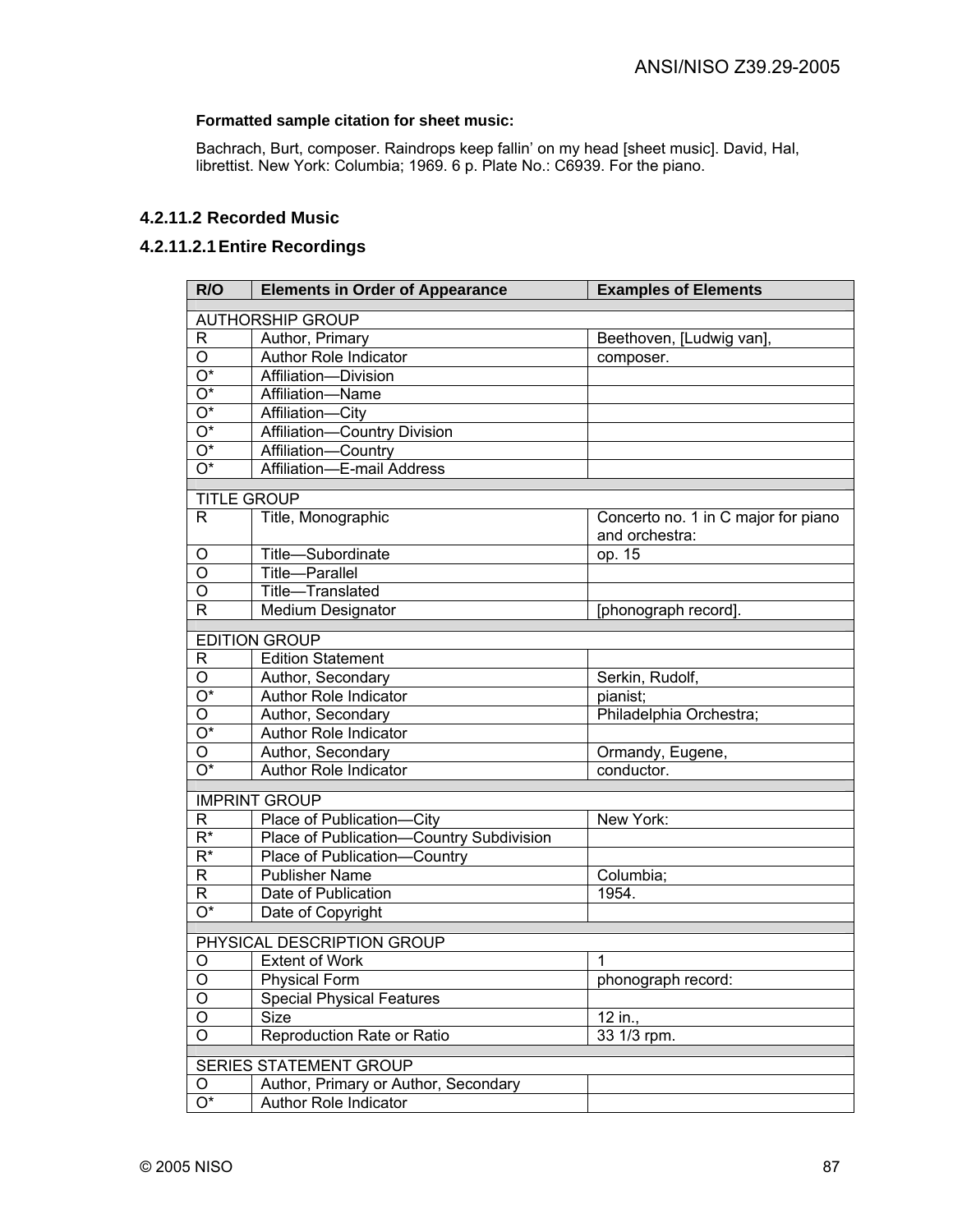**Formatted sample citation for sheet music:**

Bachrach, Burt, composer. Raindrops keep fallin' on my head [sheet music]. David, Hal, librettist. New York: Columbia; 1969. 6 p. Plate No.: C6939. For the piano.

### 4.2.11.2 Recorded Music

#### 4.2.11.2.1 Entire Recordings

| R/O | Elements in Order of Appearance | Examples of Elements |
|---|---|---|
| AUTHORSHIP GROUP | | |
| R | Author, Primary | Beethoven, [Ludwig van], |
| O | Author Role Indicator | composer. |
| O* | Affiliation—Division | |
| O* | Affiliation—Name | |
| O* | Affiliation—City | |
| O* | Affiliation—Country Division | |
| O* | Affiliation—Country | |
| O* | Affiliation—E-mail Address | |
| TITLE GROUP | | |
| R | Title, Monographic | Concerto no. 1 in C major for piano and orchestra: |
| O | Title—Subordinate | op. 15 |
| O | Title—Parallel | |
| O | Title—Translated | |
| R | Medium Designator | [phonograph record]. |
| EDITION GROUP | | |
| R | Edition Statement | |
| O | Author, Secondary | Serkin, Rudolf, |
| O* | Author Role Indicator | pianist; |
| O | Author, Secondary | Philadelphia Orchestra; |
| O* | Author Role Indicator | |
| O | Author, Secondary | Ormandy, Eugene, |
| O* | Author Role Indicator | conductor. |
| IMPRINT GROUP | | |
| R | Place of Publication—City | New York: |
| R* | Place of Publication—Country Subdivision | |
| R* | Place of Publication—Country | |
| R | Publisher Name | Columbia; |
| R | Date of Publication | 1954. |
| O* | Date of Copyright | |
| PHYSICAL DESCRIPTION GROUP | | |
| O | Extent of Work | 1 |
| O | Physical Form | phonograph record: |
| O | Special Physical Features | |
| O | Size | 12 in., |
| O | Reproduction Rate or Ratio | 33 1/3 rpm. |
| SERIES STATEMENT GROUP | | |
| O | Author, Primary or Author, Secondary | |
| O* | Author Role Indicator | |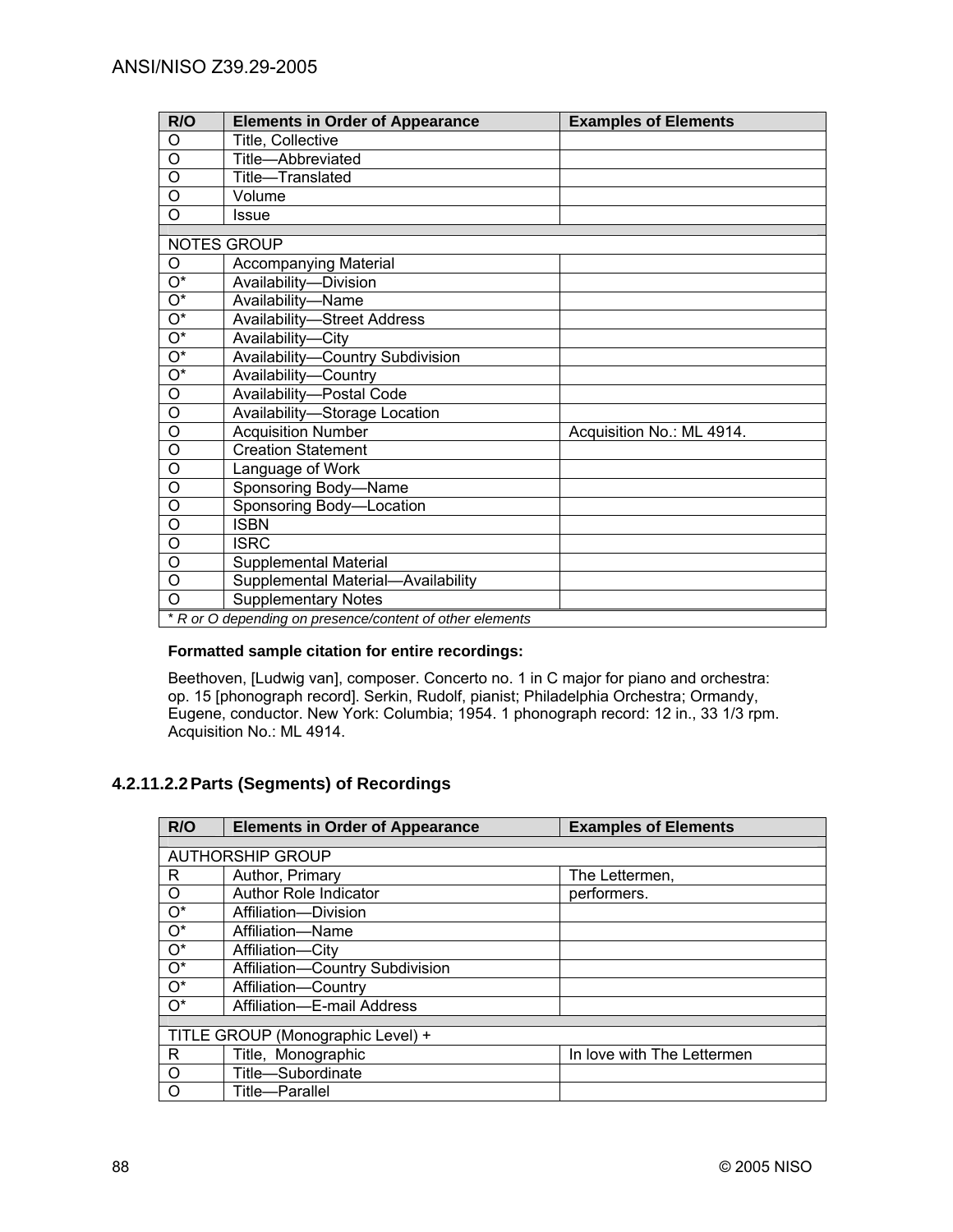| R/O | Elements in Order of Appearance | Examples of Elements |
|---|---|---|
| O | Title, Collective | |
| O | Title—Abbreviated | |
| O | Title—Translated | |
| O | Volume | |
| O | Issue | |
| | | |
| NOTES GROUP | | |
| O | Accompanying Material | |
| O* | Availability—Division | |
| O* | Availability—Name | |
| O* | Availability—Street Address | |
| O* | Availability—City | |
| O* | Availability—Country Subdivision | |
| O* | Availability—Country | |
| O | Availability—Postal Code | |
| O | Availability—Storage Location | |
| O | Acquisition Number | Acquisition No.: ML 4914. |
| O | Creation Statement | |
| O | Language of Work | |
| O | Sponsoring Body—Name | |
| O | Sponsoring Body—Location | |
| O | ISBN | |
| O | ISRC | |
| O | Supplemental Material | |
| O | Supplemental Material—Availability | |
| O | Supplementary Notes | |

*\* R or O depending on presence/content of other elements*

**Formatted sample citation for entire recordings:**

Beethoven, [Ludwig van], composer. Concerto no. 1 in C major for piano and orchestra: op. 15 [phonograph record]. Serkin, Rudolf, pianist; Philadelphia Orchestra; Ormandy, Eugene, conductor. New York: Columbia; 1954. 1 phonograph record: 12 in., 33 1/3 rpm. Acquisition No.: ML 4914.

#### 4.2.11.2.2 Parts (Segments) of Recordings

| R/O | Elements in Order of Appearance | Examples of Elements |
|---|---|---|
| | | |
| AUTHORSHIP GROUP | | |
| R | Author, Primary | The Lettermen, |
| O | Author Role Indicator | performers. |
| O* | Affiliation—Division | |
| O* | Affiliation—Name | |
| O* | Affiliation—City | |
| O* | Affiliation—Country Subdivision | |
| O* | Affiliation—Country | |
| O* | Affiliation—E-mail Address | |
| | | |
| TITLE GROUP (Monographic Level) + | | |
| R | Title, Monographic | In love with The Lettermen |
| O | Title—Subordinate | |
| O | Title—Parallel | |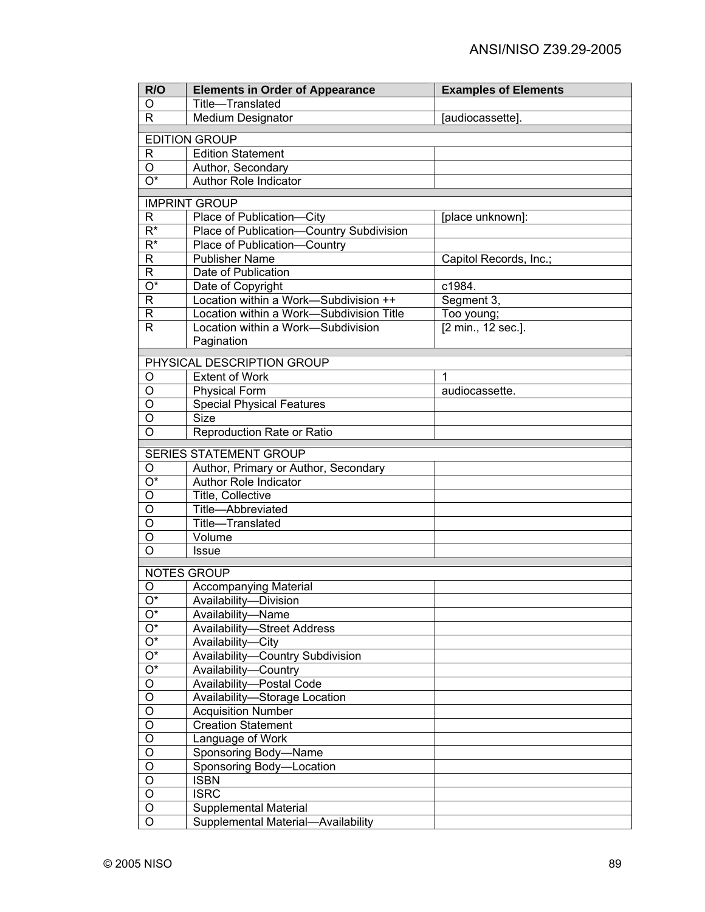| R/O | Elements in Order of Appearance | Examples of Elements |
|---|---|---|
| O | Title—Translated | |
| R | Medium Designator | [audiocassette]. |
| | | |
| EDITION GROUP | | |
| R | Edition Statement | |
| O | Author, Secondary | |
| O* | Author Role Indicator | |
| | | |
| IMPRINT GROUP | | |
| R | Place of Publication—City | [place unknown]: |
| R* | Place of Publication—Country Subdivision | |
| R* | Place of Publication—Country | |
| R | Publisher Name | Capitol Records, Inc.; |
| R | Date of Publication | |
| O* | Date of Copyright | c1984. |
| R | Location within a Work—Subdivision ++ | Segment 3, |
| R | Location within a Work—Subdivision Title | Too young; |
| R | Location within a Work—Subdivision Pagination | [2 min., 12 sec.]. |
| | | |
| PHYSICAL DESCRIPTION GROUP | | |
| O | Extent of Work | 1 |
| O | Physical Form | audiocassette. |
| O | Special Physical Features | |
| O | Size | |
| O | Reproduction Rate or Ratio | |
| | | |
| SERIES STATEMENT GROUP | | |
| O | Author, Primary or Author, Secondary | |
| O* | Author Role Indicator | |
| O | Title, Collective | |
| O | Title—Abbreviated | |
| O | Title—Translated | |
| O | Volume | |
| O | Issue | |
| | | |
| NOTES GROUP | | |
| O | Accompanying Material | |
| O* | Availability—Division | |
| O* | Availability—Name | |
| O* | Availability—Street Address | |
| O* | Availability—City | |
| O* | Availability—Country Subdivision | |
| O* | Availability—Country | |
| O | Availability—Postal Code | |
| O | Availability—Storage Location | |
| O | Acquisition Number | |
| O | Creation Statement | |
| O | Language of Work | |
| O | Sponsoring Body—Name | |
| O | Sponsoring Body—Location | |
| O | ISBN | |
| O | ISRC | |
| O | Supplemental Material | |
| O | Supplemental Material—Availability | |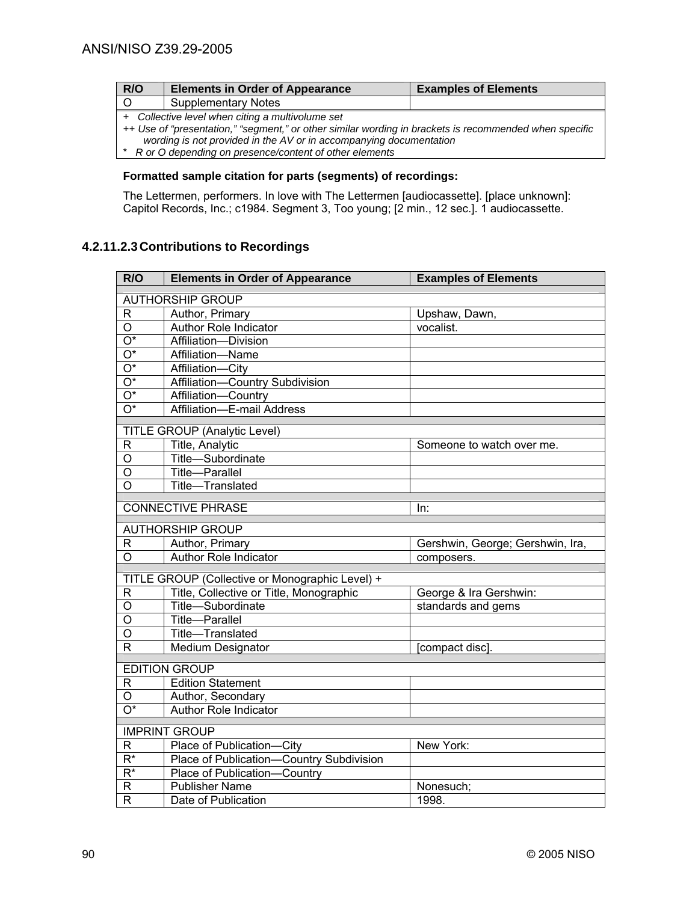| R/O | Elements in Order of Appearance | Examples of Elements |
|---|---|---|
| O | Supplementary Notes | |

*+ Collective level when citing a multivolume set*
*++ Use of "presentation," "segment," or other similar wording in brackets is recommended when specific wording is not provided in the AV or in accompanying documentation*
*\* R or O depending on presence/content of other elements*

**Formatted sample citation for parts (segments) of recordings:**

The Lettermen, performers. In love with The Lettermen [audiocassette]. [place unknown]: Capitol Records, Inc.; c1984. Segment 3, Too young; [2 min., 12 sec.]. 1 audiocassette.

### 4.2.11.2.3 Contributions to Recordings

| R/O | Elements in Order of Appearance | Examples of Elements |
|---|---|---|
| AUTHORSHIP GROUP | | |
| R | Author, Primary | Upshaw, Dawn, |
| O | Author Role Indicator | vocalist. |
| O* | Affiliation—Division | |
| O* | Affiliation—Name | |
| O* | Affiliation—City | |
| O* | Affiliation—Country Subdivision | |
| O* | Affiliation—Country | |
| O* | Affiliation—E-mail Address | |
| TITLE GROUP (Analytic Level) | | |
| R | Title, Analytic | Someone to watch over me. |
| O | Title—Subordinate | |
| O | Title—Parallel | |
| O | Title—Translated | |
| CONNECTIVE PHRASE | | In: |
| AUTHORSHIP GROUP | | |
| R | Author, Primary | Gershwin, George; Gershwin, Ira, |
| O | Author Role Indicator | composers. |
| TITLE GROUP (Collective or Monographic Level) + | | |
| R | Title, Collective or Title, Monographic | George & Ira Gershwin: |
| O | Title—Subordinate | standards and gems |
| O | Title—Parallel | |
| O | Title—Translated | |
| R | Medium Designator | [compact disc]. |
| EDITION GROUP | | |
| R | Edition Statement | |
| O | Author, Secondary | |
| O* | Author Role Indicator | |
| IMPRINT GROUP | | |
| R | Place of Publication—City | New York: |
| R* | Place of Publication—Country Subdivision | |
| R* | Place of Publication—Country | |
| R | Publisher Name | Nonesuch; |
| R | Date of Publication | 1998. |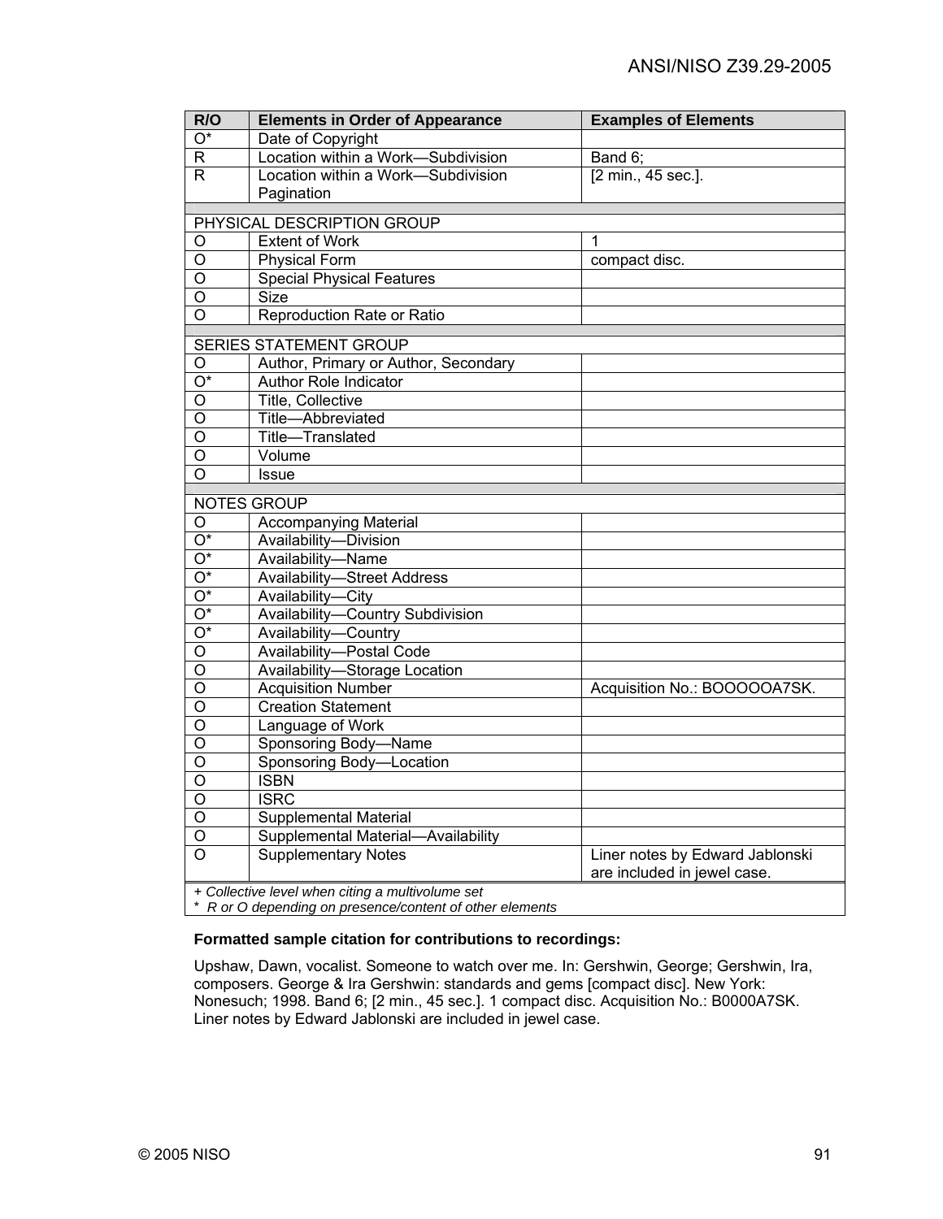| R/O | Elements in Order of Appearance | Examples of Elements |
|---|---|---|
| O* | Date of Copyright | |
| R | Location within a Work—Subdivision | Band 6; |
| R | Location within a Work—Subdivision Pagination | [2 min., 45 sec.]. |
| | | |
| PHYSICAL DESCRIPTION GROUP | | |
| O | Extent of Work | 1 |
| O | Physical Form | compact disc. |
| O | Special Physical Features | |
| O | Size | |
| O | Reproduction Rate or Ratio | |
| | | |
| SERIES STATEMENT GROUP | | |
| O | Author, Primary or Author, Secondary | |
| O* | Author Role Indicator | |
| O | Title, Collective | |
| O | Title—Abbreviated | |
| O | Title—Translated | |
| O | Volume | |
| O | Issue | |
| | | |
| NOTES GROUP | | |
| O | Accompanying Material | |
| O* | Availability—Division | |
| O* | Availability—Name | |
| O* | Availability—Street Address | |
| O* | Availability—City | |
| O* | Availability—Country Subdivision | |
| O* | Availability—Country | |
| O | Availability—Postal Code | |
| O | Availability—Storage Location | |
| O | Acquisition Number | Acquisition No.: BOOOOOA7SK. |
| O | Creation Statement | |
| O | Language of Work | |
| O | Sponsoring Body—Name | |
| O | Sponsoring Body—Location | |
| O | ISBN | |
| O | ISRC | |
| O | Supplemental Material | |
| O | Supplemental Material—Availability | |
| O | Supplementary Notes | Liner notes by Edward Jablonski are included in jewel case. |

*+ Collective level when citing a multivolume set*
*\* R or O depending on presence/content of other elements*

**Formatted sample citation for contributions to recordings:**

Upshaw, Dawn, vocalist. Someone to watch over me. In: Gershwin, George; Gershwin, Ira, composers. George & Ira Gershwin: standards and gems [compact disc]. New York: Nonesuch; 1998. Band 6; [2 min., 45 sec.]. 1 compact disc. Acquisition No.: B0000A7SK. Liner notes by Edward Jablonski are included in jewel case.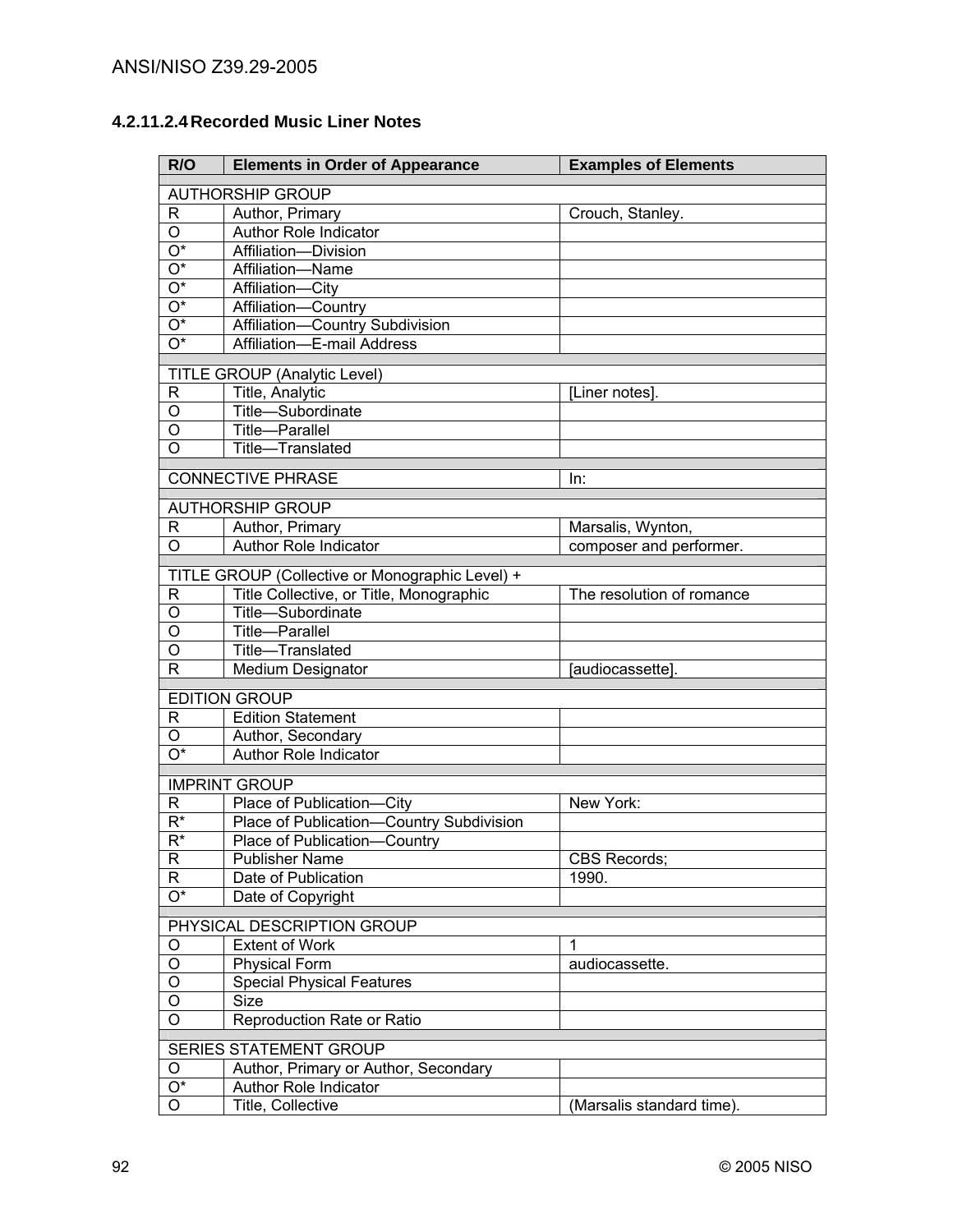#### 4.2.11.2.4 Recorded Music Liner Notes

| R/O | Elements in Order of Appearance | Examples of Elements |
|---|---|---|
| AUTHORSHIP GROUP | | |
| R | Author, Primary | Crouch, Stanley. |
| O | Author Role Indicator | |
| O* | Affiliation—Division | |
| O* | Affiliation—Name | |
| O* | Affiliation—City | |
| O* | Affiliation—Country | |
| O* | Affiliation—Country Subdivision | |
| O* | Affiliation—E-mail Address | |
| TITLE GROUP (Analytic Level) | | |
| R | Title, Analytic | [Liner notes]. |
| O | Title—Subordinate | |
| O | Title—Parallel | |
| O | Title—Translated | |
| CONNECTIVE PHRASE | | In: |
| AUTHORSHIP GROUP | | |
| R | Author, Primary | Marsalis, Wynton, |
| O | Author Role Indicator | composer and performer. |
| TITLE GROUP (Collective or Monographic Level) + | | |
| R | Title Collective, or Title, Monographic | The resolution of romance |
| O | Title—Subordinate | |
| O | Title—Parallel | |
| O | Title—Translated | |
| R | Medium Designator | [audiocassette]. |
| EDITION GROUP | | |
| R | Edition Statement | |
| O | Author, Secondary | |
| O* | Author Role Indicator | |
| IMPRINT GROUP | | |
| R | Place of Publication—City | New York: |
| R* | Place of Publication—Country Subdivision | |
| R* | Place of Publication—Country | |
| R | Publisher Name | CBS Records; |
| R | Date of Publication | 1990. |
| O* | Date of Copyright | |
| PHYSICAL DESCRIPTION GROUP | | |
| O | Extent of Work | 1 |
| O | Physical Form | audiocassette. |
| O | Special Physical Features | |
| O | Size | |
| O | Reproduction Rate or Ratio | |
| SERIES STATEMENT GROUP | | |
| O | Author, Primary or Author, Secondary | |
| O* | Author Role Indicator | |
| O | Title, Collective | (Marsalis standard time). |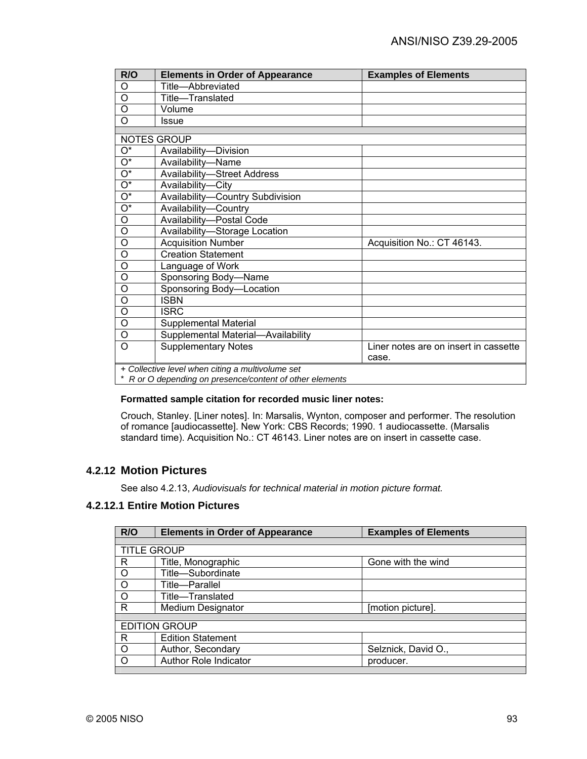| R/O | Elements in Order of Appearance | Examples of Elements |
|---|---|---|
| O | Title—Abbreviated | |
| O | Title—Translated | |
| O | Volume | |
| O | Issue | |
| | | |
| NOTES GROUP | | |
| O* | Availability—Division | |
| O* | Availability—Name | |
| O* | Availability—Street Address | |
| O* | Availability—City | |
| O* | Availability—Country Subdivision | |
| O* | Availability—Country | |
| O | Availability—Postal Code | |
| O | Availability—Storage Location | |
| O | Acquisition Number | Acquisition No.: CT 46143. |
| O | Creation Statement | |
| O | Language of Work | |
| O | Sponsoring Body—Name | |
| O | Sponsoring Body—Location | |
| O | ISBN | |
| O | ISRC | |
| O | Supplemental Material | |
| O | Supplemental Material—Availability | |
| O | Supplementary Notes | Liner notes are on insert in cassette case. |

*+ Collective level when citing a multivolume set*
*\* R or O depending on presence/content of other elements*

**Formatted sample citation for recorded music liner notes:**

Crouch, Stanley. [Liner notes]. In: Marsalis, Wynton, composer and performer. The resolution of romance [audiocassette]. New York: CBS Records; 1990. 1 audiocassette. (Marsalis standard time). Acquisition No.: CT 46143. Liner notes are on insert in cassette case.

## 4.2.12 Motion Pictures

See also 4.2.13, *Audiovisuals for technical material in motion picture format.*

### 4.2.12.1 Entire Motion Pictures

| R/O | Elements in Order of Appearance | Examples of Elements |
|---|---|---|
| | | |
| TITLE GROUP | | |
| R | Title, Monographic | Gone with the wind |
| O | Title—Subordinate | |
| O | Title—Parallel | |
| O | Title—Translated | |
| R | Medium Designator | [motion picture]. |
| | | |
| EDITION GROUP | | |
| R | Edition Statement | |
| O | Author, Secondary | Selznick, David O., |
| O | Author Role Indicator | producer. |
| | | |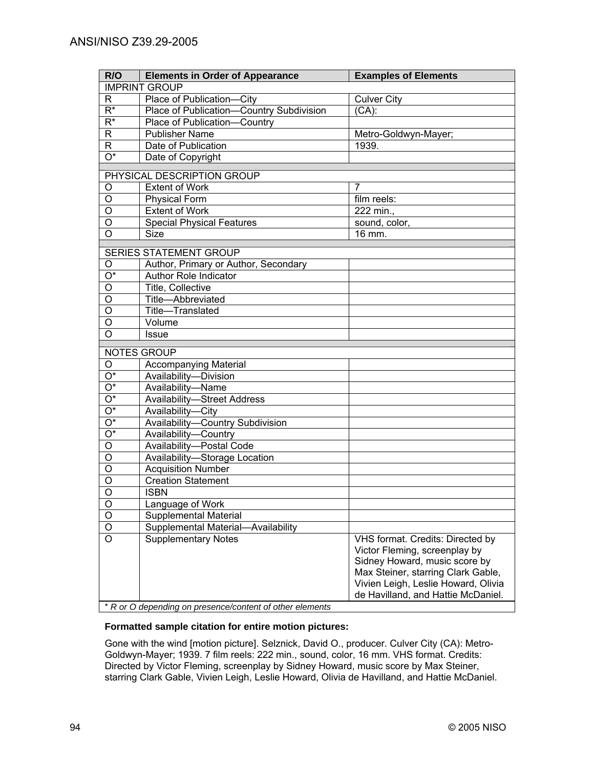| R/O | Elements in Order of Appearance | Examples of Elements |
|---|---|---|
| IMPRINT GROUP | | |
| R | Place of Publication—City | Culver City |
| R* | Place of Publication—Country Subdivision | (CA): |
| R* | Place of Publication—Country | |
| R | Publisher Name | Metro-Goldwyn-Mayer; |
| R | Date of Publication | 1939. |
| O* | Date of Copyright | |
| PHYSICAL DESCRIPTION GROUP | | |
| O | Extent of Work | 7 |
| O | Physical Form | film reels: |
| O | Extent of Work | 222 min., |
| O | Special Physical Features | sound, color, |
| O | Size | 16 mm. |
| SERIES STATEMENT GROUP | | |
| O | Author, Primary or Author, Secondary | |
| O* | Author Role Indicator | |
| O | Title, Collective | |
| O | Title—Abbreviated | |
| O | Title—Translated | |
| O | Volume | |
| O | Issue | |
| NOTES GROUP | | |
| O | Accompanying Material | |
| O* | Availability—Division | |
| O* | Availability—Name | |
| O* | Availability—Street Address | |
| O* | Availability—City | |
| O* | Availability—Country Subdivision | |
| O* | Availability—Country | |
| O | Availability—Postal Code | |
| O | Availability—Storage Location | |
| O | Acquisition Number | |
| O | Creation Statement | |
| O | ISBN | |
| O | Language of Work | |
| O | Supplemental Material | |
| O | Supplemental Material—Availability | |
| O | Supplementary Notes | VHS format. Credits: Directed by Victor Fleming, screenplay by Sidney Howard, music score by Max Steiner, starring Clark Gable, Vivien Leigh, Leslie Howard, Olivia de Havilland, and Hattie McDaniel. |

*\* R or O depending on presence/content of other elements*

**Formatted sample citation for entire motion pictures:**

Gone with the wind [motion picture]. Selznick, David O., producer. Culver City (CA): Metro-Goldwyn-Mayer; 1939. 7 film reels: 222 min., sound, color, 16 mm. VHS format. Credits: Directed by Victor Fleming, screenplay by Sidney Howard, music score by Max Steiner, starring Clark Gable, Vivien Leigh, Leslie Howard, Olivia de Havilland, and Hattie McDaniel.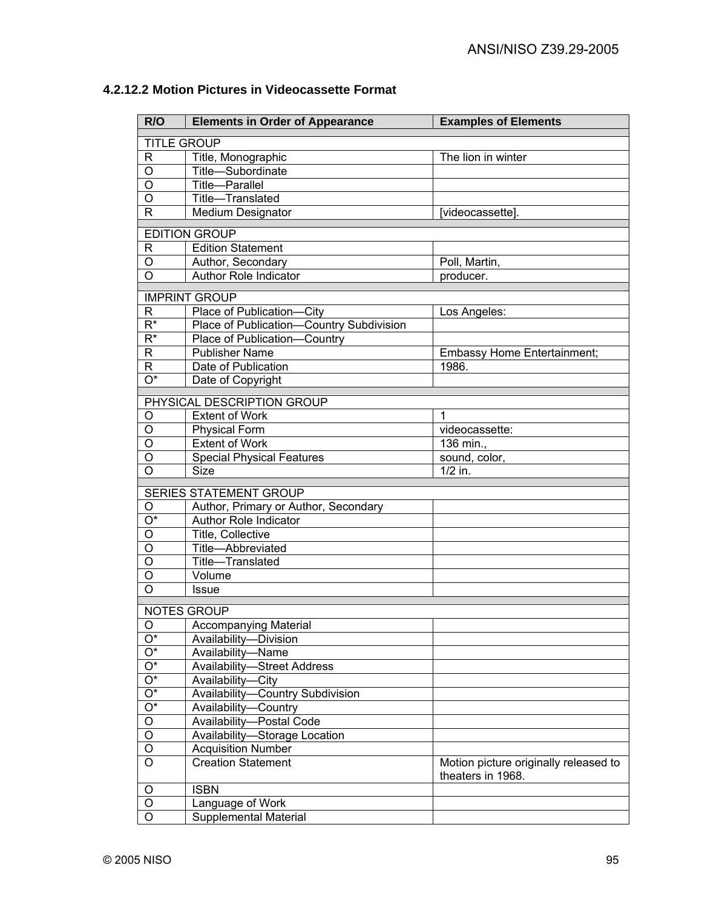#### 4.2.12.2 Motion Pictures in Videocassette Format

| R/O | Elements in Order of Appearance | Examples of Elements |
|---|---|---|
| TITLE GROUP | | |
| R | Title, Monographic | The lion in winter |
| O | Title—Subordinate | |
| O | Title—Parallel | |
| O | Title—Translated | |
| R | Medium Designator | [videocassette]. |
| EDITION GROUP | | |
| R | Edition Statement | |
| O | Author, Secondary | Poll, Martin, |
| O | Author Role Indicator | producer. |
| IMPRINT GROUP | | |
| R | Place of Publication—City | Los Angeles: |
| R* | Place of Publication—Country Subdivision | |
| R* | Place of Publication—Country | |
| R | Publisher Name | Embassy Home Entertainment; |
| R | Date of Publication | 1986. |
| O* | Date of Copyright | |
| PHYSICAL DESCRIPTION GROUP | | |
| O | Extent of Work | 1 |
| O | Physical Form | videocassette: |
| O | Extent of Work | 136 min., |
| O | Special Physical Features | sound, color, |
| O | Size | 1/2 in. |
| SERIES STATEMENT GROUP | | |
| O | Author, Primary or Author, Secondary | |
| O* | Author Role Indicator | |
| O | Title, Collective | |
| O | Title—Abbreviated | |
| O | Title—Translated | |
| O | Volume | |
| O | Issue | |
| NOTES GROUP | | |
| O | Accompanying Material | |
| O* | Availability—Division | |
| O* | Availability—Name | |
| O* | Availability—Street Address | |
| O* | Availability—City | |
| O* | Availability—Country Subdivision | |
| O* | Availability—Country | |
| O | Availability—Postal Code | |
| O | Availability—Storage Location | |
| O | Acquisition Number | |
| O | Creation Statement | Motion picture originally released to theaters in 1968. |
| O | ISBN | |
| O | Language of Work | |
| O | Supplemental Material | |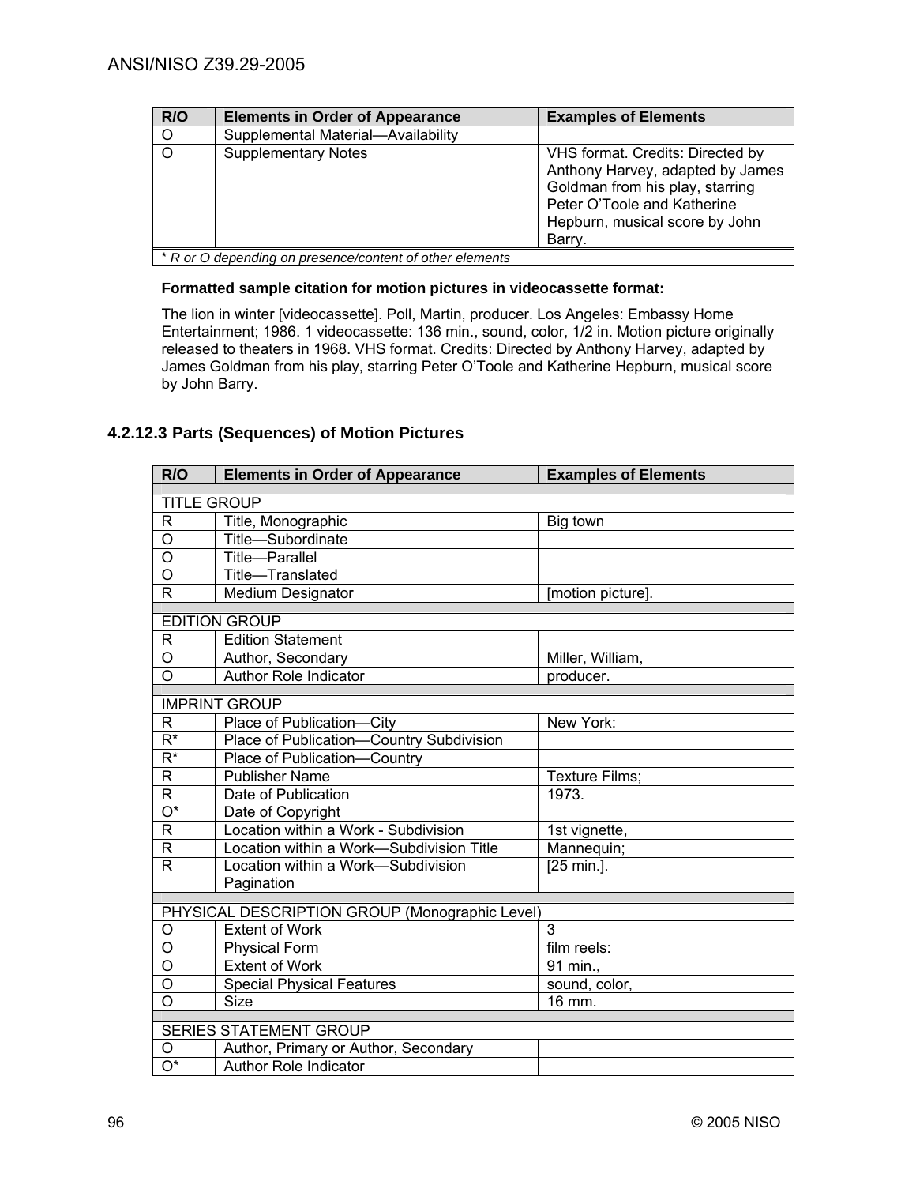| R/O | Elements in Order of Appearance | Examples of Elements |
|---|---|---|
| O | Supplemental Material—Availability | |
| O | Supplementary Notes | VHS format. Credits: Directed by Anthony Harvey, adapted by James Goldman from his play, starring Peter O'Toole and Katherine Hepburn, musical score by John Barry. |
| *R or O depending on presence/content of other elements* | | |

**Formatted sample citation for motion pictures in videocassette format:**

The lion in winter [videocassette]. Poll, Martin, producer. Los Angeles: Embassy Home Entertainment; 1986. 1 videocassette: 136 min., sound, color, 1/2 in. Motion picture originally released to theaters in 1968. VHS format. Credits: Directed by Anthony Harvey, adapted by James Goldman from his play, starring Peter O'Toole and Katherine Hepburn, musical score by John Barry.

### 4.2.12.3 Parts (Sequences) of Motion Pictures

| R/O | Elements in Order of Appearance | Examples of Elements |
|---|---|---|
| TITLE GROUP | | |
| R | Title, Monographic | Big town |
| O | Title—Subordinate | |
| O | Title—Parallel | |
| O | Title—Translated | |
| R | Medium Designator | [motion picture]. |
| EDITION GROUP | | |
| R | Edition Statement | |
| O | Author, Secondary | Miller, William, |
| O | Author Role Indicator | producer. |
| IMPRINT GROUP | | |
| R | Place of Publication—City | New York: |
| R* | Place of Publication—Country Subdivision | |
| R* | Place of Publication—Country | |
| R | Publisher Name | Texture Films; |
| R | Date of Publication | 1973. |
| O* | Date of Copyright | |
| R | Location within a Work - Subdivision | 1st vignette, |
| R | Location within a Work—Subdivision Title | Mannequin; |
| R | Location within a Work—Subdivision Pagination | [25 min.]. |
| PHYSICAL DESCRIPTION GROUP (Monographic Level) | | |
| O | Extent of Work | 3 |
| O | Physical Form | film reels: |
| O | Extent of Work | 91 min., |
| O | Special Physical Features | sound, color, |
| O | Size | 16 mm. |
| SERIES STATEMENT GROUP | | |
| O | Author, Primary or Author, Secondary | |
| O* | Author Role Indicator | |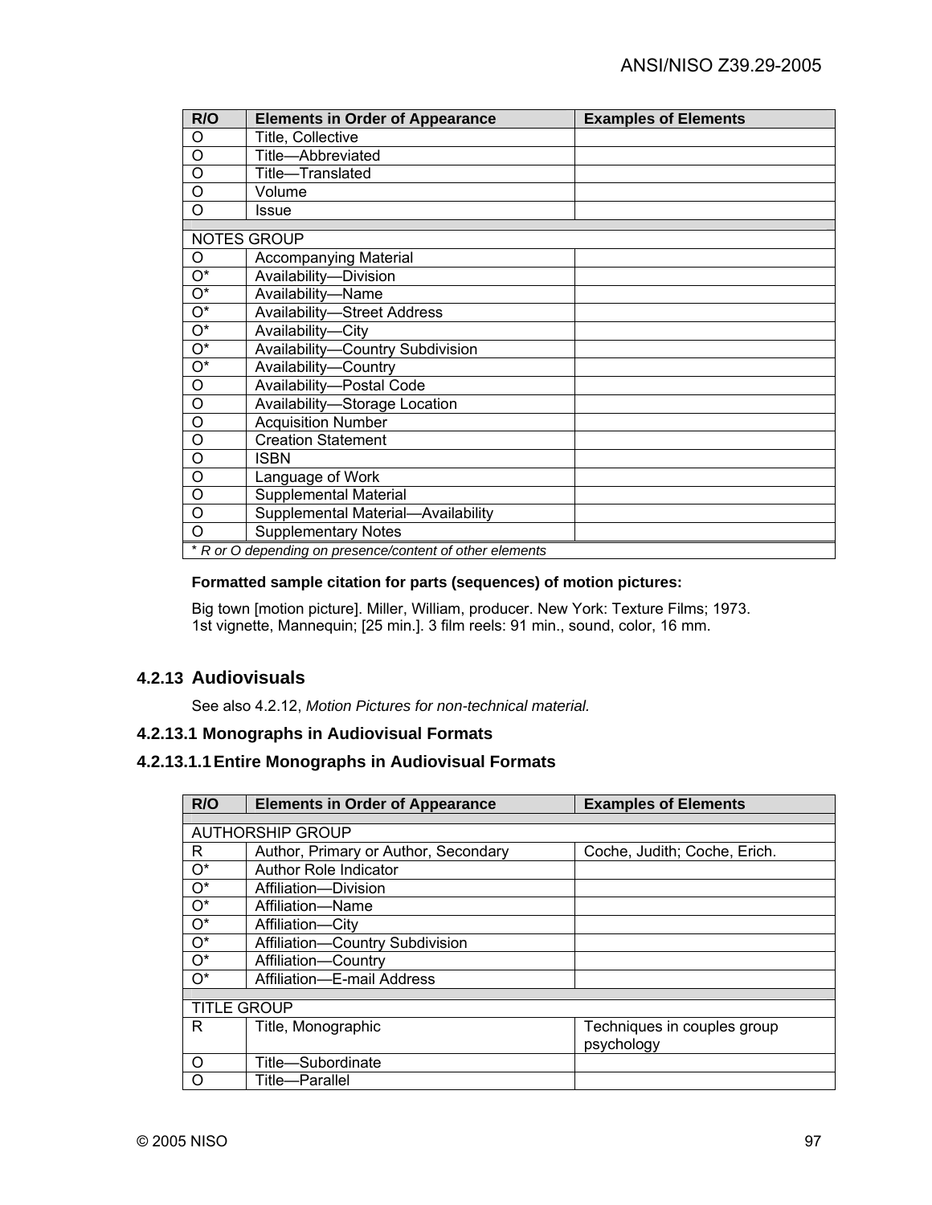| R/O | Elements in Order of Appearance | Examples of Elements |
|---|---|---|
| O | Title, Collective | |
| O | Title—Abbreviated | |
| O | Title—Translated | |
| O | Volume | |
| O | Issue | |
| | | |
| NOTES GROUP | | |
| O | Accompanying Material | |
| O* | Availability—Division | |
| O* | Availability—Name | |
| O* | Availability—Street Address | |
| O* | Availability—City | |
| O* | Availability—Country Subdivision | |
| O* | Availability—Country | |
| O | Availability—Postal Code | |
| O | Availability—Storage Location | |
| O | Acquisition Number | |
| O | Creation Statement | |
| O | ISBN | |
| O | Language of Work | |
| O | Supplemental Material | |
| O | Supplemental Material—Availability | |
| O | Supplementary Notes | |
| *\* R or O depending on presence/content of other elements* | | |

**Formatted sample citation for parts (sequences) of motion pictures:**

Big town [motion picture]. Miller, William, producer. New York: Texture Films; 1973. 1st vignette, Mannequin; [25 min.]. 3 film reels: 91 min., sound, color, 16 mm.

## 4.2.13 Audiovisuals

See also 4.2.12, *Motion Pictures for non-technical material.*

### 4.2.13.1 Monographs in Audiovisual Formats

#### 4.2.13.1.1 Entire Monographs in Audiovisual Formats

| R/O | Elements in Order of Appearance | Examples of Elements |
|---|---|---|
| | | |
| AUTHORSHIP GROUP | | |
| R | Author, Primary or Author, Secondary | Coche, Judith; Coche, Erich. |
| O* | Author Role Indicator | |
| O* | Affiliation—Division | |
| O* | Affiliation—Name | |
| O* | Affiliation—City | |
| O* | Affiliation—Country Subdivision | |
| O* | Affiliation—Country | |
| O* | Affiliation—E-mail Address | |
| | | |
| TITLE GROUP | | |
| R | Title, Monographic | Techniques in couples group psychology |
| O | Title—Subordinate | |
| O | Title—Parallel | |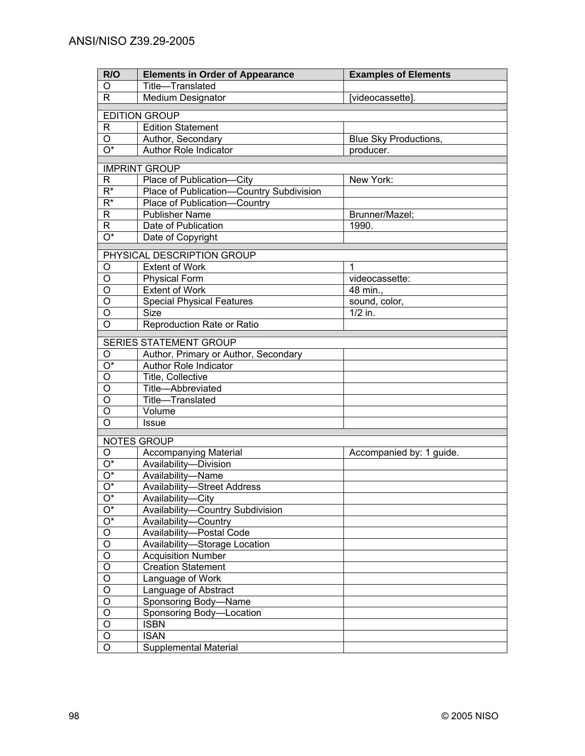| R/O | Elements in Order of Appearance | Examples of Elements |
|---|---|---|
| O | Title—Translated | |
| R | Medium Designator | [videocassette]. |
| | | |
| EDITION GROUP | | |
| R | Edition Statement | |
| O | Author, Secondary | Blue Sky Productions, |
| O* | Author Role Indicator | producer. |
| | | |
| IMPRINT GROUP | | |
| R | Place of Publication—City | New York: |
| R* | Place of Publication—Country Subdivision | |
| R* | Place of Publication—Country | |
| R | Publisher Name | Brunner/Mazel; |
| R | Date of Publication | 1990. |
| O* | Date of Copyright | |
| | | |
| PHYSICAL DESCRIPTION GROUP | | |
| O | Extent of Work | 1 |
| O | Physical Form | videocassette: |
| O | Extent of Work | 48 min., |
| O | Special Physical Features | sound, color, |
| O | Size | 1/2 in. |
| O | Reproduction Rate or Ratio | |
| | | |
| SERIES STATEMENT GROUP | | |
| O | Author, Primary or Author, Secondary | |
| O* | Author Role Indicator | |
| O | Title, Collective | |
| O | Title—Abbreviated | |
| O | Title—Translated | |
| O | Volume | |
| O | Issue | |
| | | |
| NOTES GROUP | | |
| O | Accompanying Material | Accompanied by: 1 guide. |
| O* | Availability—Division | |
| O* | Availability—Name | |
| O* | Availability—Street Address | |
| O* | Availability—City | |
| O* | Availability—Country Subdivision | |
| O* | Availability—Country | |
| O | Availability—Postal Code | |
| O | Availability—Storage Location | |
| O | Acquisition Number | |
| O | Creation Statement | |
| O | Language of Work | |
| O | Language of Abstract | |
| O | Sponsoring Body—Name | |
| O | Sponsoring Body—Location | |
| O | ISBN | |
| O | ISAN | |
| O | Supplemental Material | |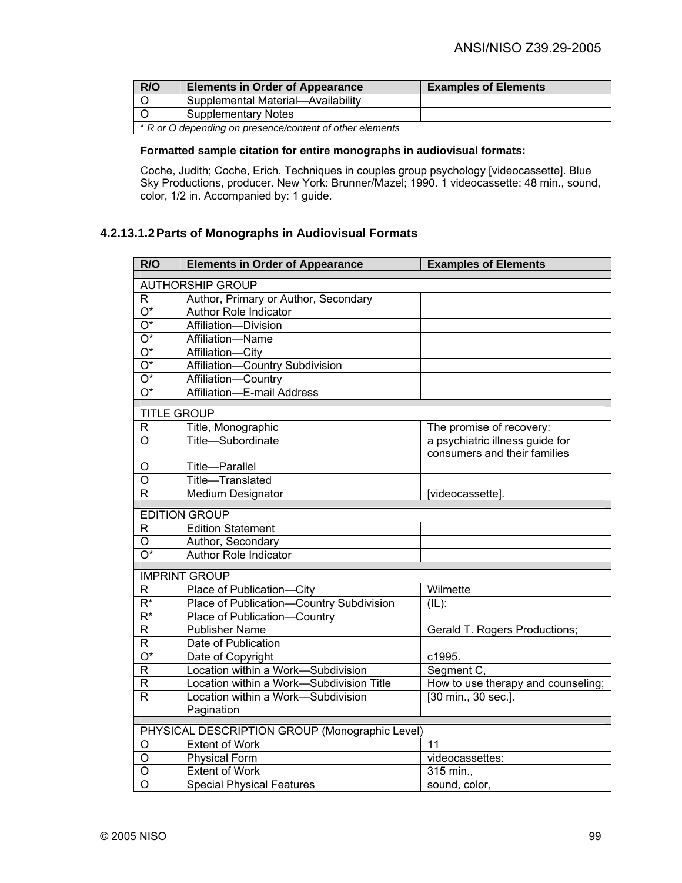| R/O | Elements in Order of Appearance | Examples of Elements |
|---|---|---|
| O | Supplemental Material—Availability | |
| O | Supplementary Notes | |
| *\* R or O depending on presence/content of other elements* | | |

**Formatted sample citation for entire monographs in audiovisual formats:**

Coche, Judith; Coche, Erich. Techniques in couples group psychology [videocassette]. Blue Sky Productions, producer. New York: Brunner/Mazel; 1990. 1 videocassette: 48 min., sound, color, 1/2 in. Accompanied by: 1 guide.

### 4.2.13.1.2 Parts of Monographs in Audiovisual Formats

| R/O | Elements in Order of Appearance | Examples of Elements |
|---|---|---|
| AUTHORSHIP GROUP | | |
| R | Author, Primary or Author, Secondary | |
| O* | Author Role Indicator | |
| O* | Affiliation—Division | |
| O* | Affiliation—Name | |
| O* | Affiliation—City | |
| O* | Affiliation—Country Subdivision | |
| O* | Affiliation—Country | |
| O* | Affiliation—E-mail Address | |
| TITLE GROUP | | |
| R | Title, Monographic | The promise of recovery: |
| O | Title—Subordinate | a psychiatric illness guide for consumers and their families |
| O | Title—Parallel | |
| O | Title—Translated | |
| R | Medium Designator | [videocassette]. |
| EDITION GROUP | | |
| R | Edition Statement | |
| O | Author, Secondary | |
| O* | Author Role Indicator | |
| IMPRINT GROUP | | |
| R | Place of Publication—City | Wilmette |
| R* | Place of Publication—Country Subdivision | (IL): |
| R* | Place of Publication—Country | |
| R | Publisher Name | Gerald T. Rogers Productions; |
| R | Date of Publication | |
| O* | Date of Copyright | c1995. |
| R | Location within a Work—Subdivision | Segment C, |
| R | Location within a Work—Subdivision Title | How to use therapy and counseling; |
| R | Location within a Work—Subdivision Pagination | [30 min., 30 sec.]. |
| PHYSICAL DESCRIPTION GROUP (Monographic Level) | | |
| O | Extent of Work | 11 |
| O | Physical Form | videocassettes: |
| O | Extent of Work | 315 min., |
| O | Special Physical Features | sound, color, |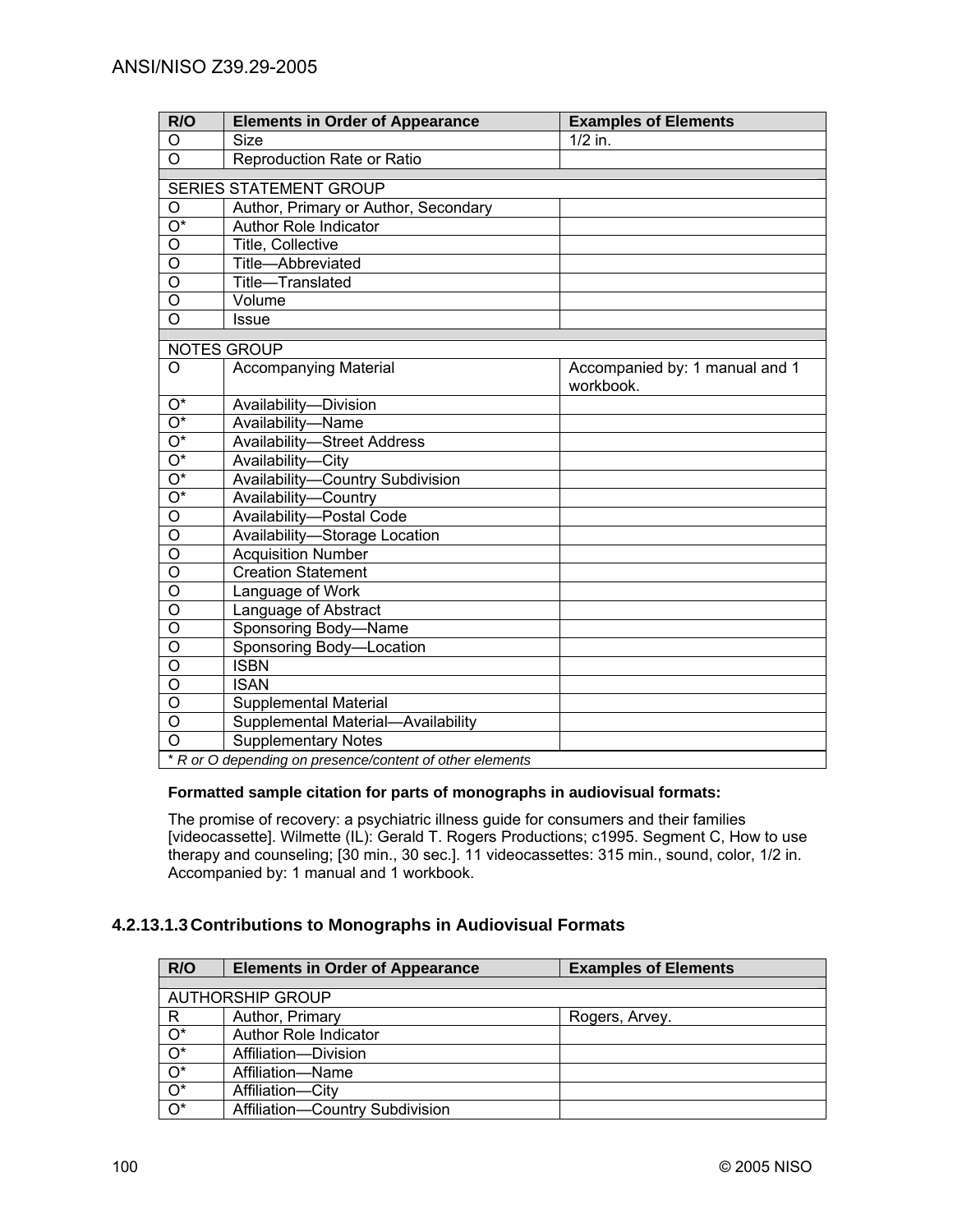| R/O | Elements in Order of Appearance | Examples of Elements |
|---|---|---|
| O | Size | 1/2 in. |
| O | Reproduction Rate or Ratio | |
| | | |
| SERIES STATEMENT GROUP | | |
| O | Author, Primary or Author, Secondary | |
| O* | Author Role Indicator | |
| O | Title, Collective | |
| O | Title—Abbreviated | |
| O | Title—Translated | |
| O | Volume | |
| O | Issue | |
| | | |
| NOTES GROUP | | |
| O | Accompanying Material | Accompanied by: 1 manual and 1 workbook. |
| O* | Availability—Division | |
| O* | Availability—Name | |
| O* | Availability—Street Address | |
| O* | Availability—City | |
| O* | Availability—Country Subdivision | |
| O* | Availability—Country | |
| O | Availability—Postal Code | |
| O | Availability—Storage Location | |
| O | Acquisition Number | |
| O | Creation Statement | |
| O | Language of Work | |
| O | Language of Abstract | |
| O | Sponsoring Body—Name | |
| O | Sponsoring Body—Location | |
| O | ISBN | |
| O | ISAN | |
| O | Supplemental Material | |
| O | Supplemental Material—Availability | |
| O | Supplementary Notes | |
| *\* R or O depending on presence/content of other elements* | | |

**Formatted sample citation for parts of monographs in audiovisual formats:**

The promise of recovery: a psychiatric illness guide for consumers and their families [videocassette]. Wilmette (IL): Gerald T. Rogers Productions; c1995. Segment C, How to use therapy and counseling; [30 min., 30 sec.]. 11 videocassettes: 315 min., sound, color, 1/2 in. Accompanied by: 1 manual and 1 workbook.

### 4.2.13.1.3 Contributions to Monographs in Audiovisual Formats

| R/O | Elements in Order of Appearance | Examples of Elements |
|---|---|---|
| | | |
| AUTHORSHIP GROUP | | |
| R | Author, Primary | Rogers, Arvey. |
| O* | Author Role Indicator | |
| O* | Affiliation—Division | |
| O* | Affiliation—Name | |
| O* | Affiliation—City | |
| O* | Affiliation—Country Subdivision | |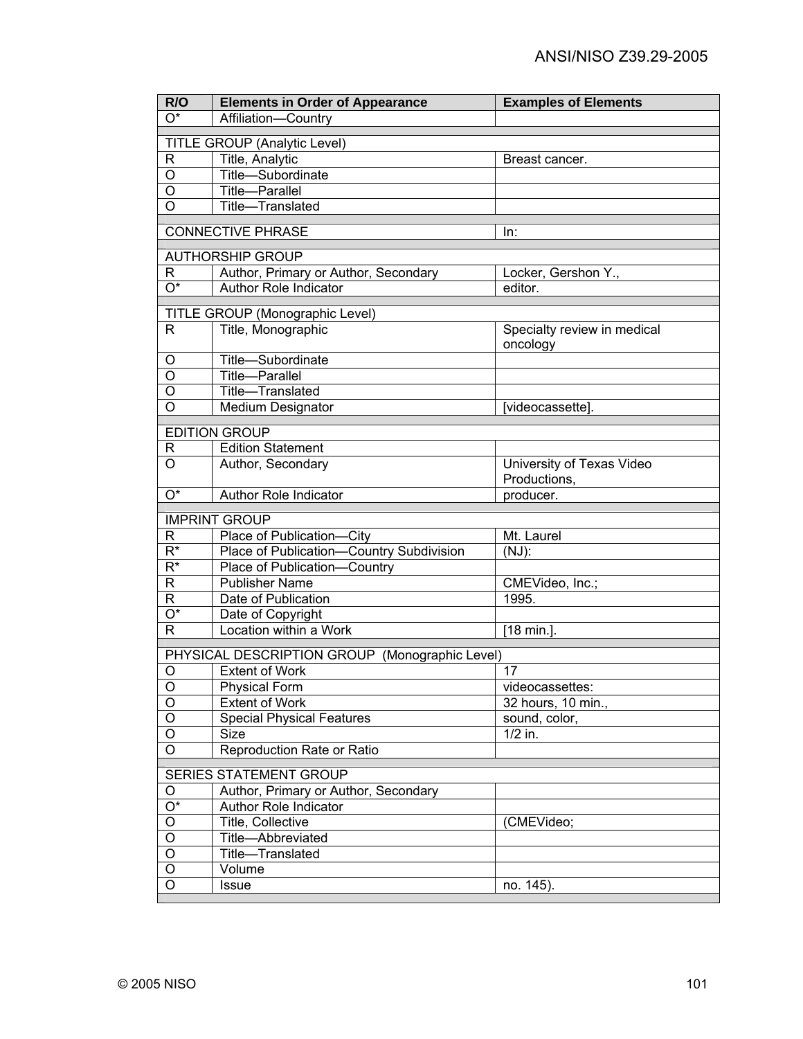| R/O | Elements in Order of Appearance | Examples of Elements |
|---|---|---|
| O* | Affiliation—Country | |
| | | |
| TITLE GROUP (Analytic Level) | | |
| R | Title, Analytic | Breast cancer. |
| O | Title—Subordinate | |
| O | Title—Parallel | |
| O | Title—Translated | |
| | | |
| CONNECTIVE PHRASE | | In: |
| | | |
| AUTHORSHIP GROUP | | |
| R | Author, Primary or Author, Secondary | Locker, Gershon Y., |
| O* | Author Role Indicator | editor. |
| | | |
| TITLE GROUP (Monographic Level) | | |
| R | Title, Monographic | Specialty review in medical oncology |
| O | Title—Subordinate | |
| O | Title—Parallel | |
| O | Title—Translated | |
| O | Medium Designator | [videocassette]. |
| | | |
| EDITION GROUP | | |
| R | Edition Statement | |
| O | Author, Secondary | University of Texas Video Productions, |
| O* | Author Role Indicator | producer. |
| | | |
| IMPRINT GROUP | | |
| R | Place of Publication—City | Mt. Laurel |
| R* | Place of Publication—Country Subdivision | (NJ): |
| R* | Place of Publication—Country | |
| R | Publisher Name | CMEVideo, Inc.; |
| R | Date of Publication | 1995. |
| O* | Date of Copyright | |
| R | Location within a Work | [18 min.]. |
| | | |
| PHYSICAL DESCRIPTION GROUP (Monographic Level) | | |
| O | Extent of Work | 17 |
| O | Physical Form | videocassettes: |
| O | Extent of Work | 32 hours, 10 min., |
| O | Special Physical Features | sound, color, |
| O | Size | 1/2 in. |
| O | Reproduction Rate or Ratio | |
| | | |
| SERIES STATEMENT GROUP | | |
| O | Author, Primary or Author, Secondary | |
| O* | Author Role Indicator | |
| O | Title, Collective | (CMEVideo; |
| O | Title—Abbreviated | |
| O | Title—Translated | |
| O | Volume | |
| O | Issue | no. 145). |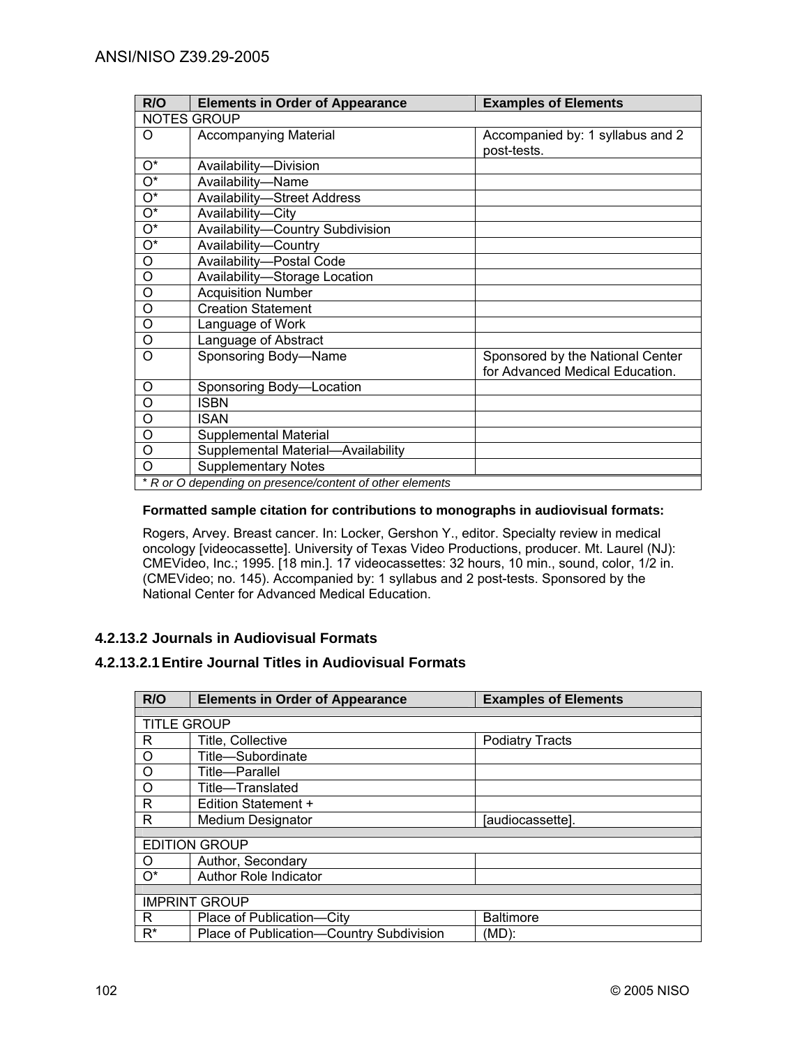| R/O | Elements in Order of Appearance | Examples of Elements |
|---|---|---|
| NOTES GROUP | | |
| O | Accompanying Material | Accompanied by: 1 syllabus and 2 post-tests. |
| O* | Availability—Division | |
| O* | Availability—Name | |
| O* | Availability—Street Address | |
| O* | Availability—City | |
| O* | Availability—Country Subdivision | |
| O* | Availability—Country | |
| O | Availability—Postal Code | |
| O | Availability—Storage Location | |
| O | Acquisition Number | |
| O | Creation Statement | |
| O | Language of Work | |
| O | Language of Abstract | |
| O | Sponsoring Body—Name | Sponsored by the National Center for Advanced Medical Education. |
| O | Sponsoring Body—Location | |
| O | ISBN | |
| O | ISAN | |
| O | Supplemental Material | |
| O | Supplemental Material—Availability | |
| O | Supplementary Notes | |
| *\* R or O depending on presence/content of other elements* | | |

**Formatted sample citation for contributions to monographs in audiovisual formats:**

Rogers, Arvey. Breast cancer. In: Locker, Gershon Y., editor. Specialty review in medical oncology [videocassette]. University of Texas Video Productions, producer. Mt. Laurel (NJ): CMEVideo, Inc.; 1995. [18 min.]. 17 videocassettes: 32 hours, 10 min., sound, color, 1/2 in. (CMEVideo; no. 145). Accompanied by: 1 syllabus and 2 post-tests. Sponsored by the National Center for Advanced Medical Education.

### 4.2.13.2 Journals in Audiovisual Formats

#### 4.2.13.2.1 Entire Journal Titles in Audiovisual Formats

| R/O | Elements in Order of Appearance | Examples of Elements |
|---|---|---|
| TITLE GROUP | | |
| R | Title, Collective | Podiatry Tracts |
| O | Title—Subordinate | |
| O | Title—Parallel | |
| O | Title—Translated | |
| R | Edition Statement + | |
| R | Medium Designator | [audiocassette]. |
| EDITION GROUP | | |
| O | Author, Secondary | |
| O* | Author Role Indicator | |
| IMPRINT GROUP | | |
| R | Place of Publication—City | Baltimore |
| R* | Place of Publication—Country Subdivision | (MD): |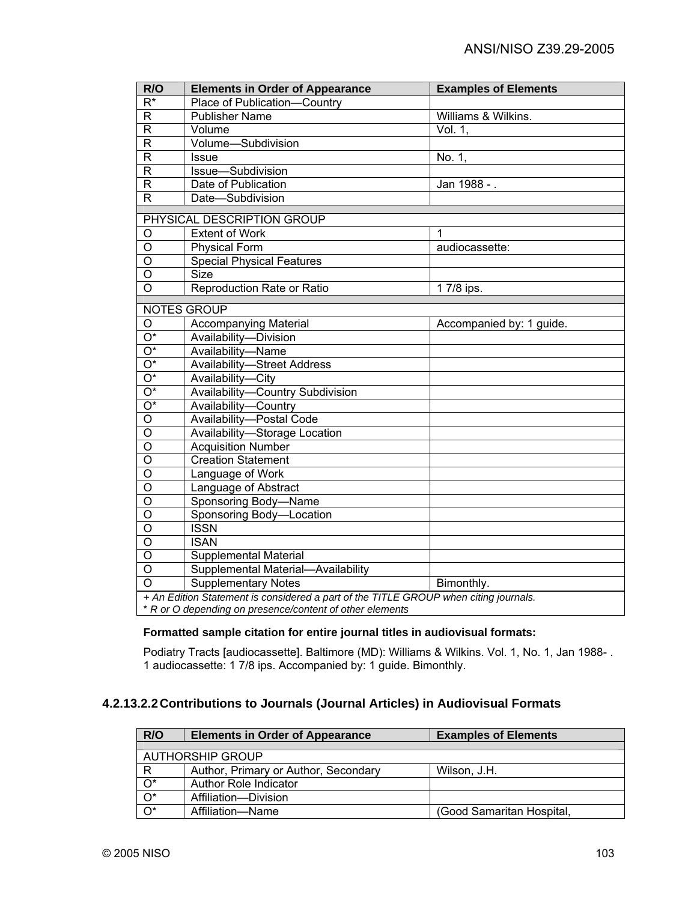| R/O | Elements in Order of Appearance | Examples of Elements |
|---|---|---|
| R* | Place of Publication—Country | |
| R | Publisher Name | Williams & Wilkins. |
| R | Volume | Vol. 1, |
| R | Volume—Subdivision | |
| R | Issue | No. 1, |
| R | Issue—Subdivision | |
| R | Date of Publication | Jan 1988 - . |
| R | Date—Subdivision | |
| | | |
| PHYSICAL DESCRIPTION GROUP | | |
| O | Extent of Work | 1 |
| O | Physical Form | audiocassette: |
| O | Special Physical Features | |
| O | Size | |
| O | Reproduction Rate or Ratio | 1 7/8 ips. |
| | | |
| NOTES GROUP | | |
| O | Accompanying Material | Accompanied by: 1 guide. |
| O* | Availability—Division | |
| O* | Availability—Name | |
| O* | Availability—Street Address | |
| O* | Availability—City | |
| O* | Availability—Country Subdivision | |
| O* | Availability—Country | |
| O | Availability—Postal Code | |
| O | Availability—Storage Location | |
| O | Acquisition Number | |
| O | Creation Statement | |
| O | Language of Work | |
| O | Language of Abstract | |
| O | Sponsoring Body—Name | |
| O | Sponsoring Body—Location | |
| O | ISSN | |
| O | ISAN | |
| O | Supplemental Material | |
| O | Supplemental Material—Availability | |
| O | Supplementary Notes | Bimonthly. |

*+ An Edition Statement is considered a part of the TITLE GROUP when citing journals.*
*\* R or O depending on presence/content of other elements*

**Formatted sample citation for entire journal titles in audiovisual formats:**

Podiatry Tracts [audiocassette]. Baltimore (MD): Williams & Wilkins. Vol. 1, No. 1, Jan 1988- . 1 audiocassette: 1 7/8 ips. Accompanied by: 1 guide. Bimonthly.

### 4.2.13.2.2 Contributions to Journals (Journal Articles) in Audiovisual Formats

| R/O | Elements in Order of Appearance | Examples of Elements |
|---|---|---|
| | | |
| AUTHORSHIP GROUP | | |
| R | Author, Primary or Author, Secondary | Wilson, J.H. |
| O* | Author Role Indicator | |
| O* | Affiliation—Division | |
| O* | Affiliation—Name | (Good Samaritan Hospital, |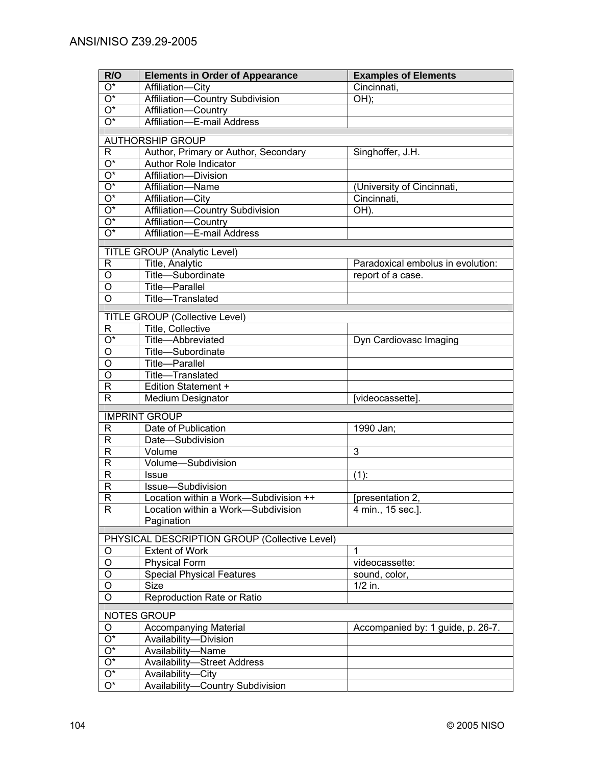| R/O | Elements in Order of Appearance | Examples of Elements |
|---|---|---|
| O* | Affiliation—City | Cincinnati, |
| O* | Affiliation—Country Subdivision | OH); |
| O* | Affiliation—Country | |
| O* | Affiliation—E-mail Address | |
| | | |
| AUTHORSHIP GROUP | | |
| R | Author, Primary or Author, Secondary | Singhoffer, J.H. |
| O* | Author Role Indicator | |
| O* | Affiliation—Division | |
| O* | Affiliation—Name | (University of Cincinnati, |
| O* | Affiliation—City | Cincinnati, |
| O* | Affiliation—Country Subdivision | OH). |
| O* | Affiliation—Country | |
| O* | Affiliation—E-mail Address | |
| | | |
| TITLE GROUP (Analytic Level) | | |
| R | Title, Analytic | Paradoxical embolus in evolution: |
| O | Title—Subordinate | report of a case. |
| O | Title—Parallel | |
| O | Title—Translated | |
| | | |
| TITLE GROUP (Collective Level) | | |
| R | Title, Collective | |
| O* | Title—Abbreviated | Dyn Cardiovasc Imaging |
| O | Title—Subordinate | |
| O | Title—Parallel | |
| O | Title—Translated | |
| R | Edition Statement + | |
| R | Medium Designator | [videocassette]. |
| | | |
| IMPRINT GROUP | | |
| R | Date of Publication | 1990 Jan; |
| R | Date—Subdivision | |
| R | Volume | 3 |
| R | Volume—Subdivision | |
| R | Issue | (1): |
| R | Issue—Subdivision | |
| R | Location within a Work—Subdivision ++ | [presentation 2, |
| R | Location within a Work—Subdivision Pagination | 4 min., 15 sec.]. |
| | | |
| PHYSICAL DESCRIPTION GROUP (Collective Level) | | |
| O | Extent of Work | 1 |
| O | Physical Form | videocassette: |
| O | Special Physical Features | sound, color, |
| O | Size | 1/2 in. |
| O | Reproduction Rate or Ratio | |
| | | |
| NOTES GROUP | | |
| O | Accompanying Material | Accompanied by: 1 guide, p. 26-7. |
| O* | Availability—Division | |
| O* | Availability—Name | |
| O* | Availability—Street Address | |
| O* | Availability—City | |
| O* | Availability—Country Subdivision | |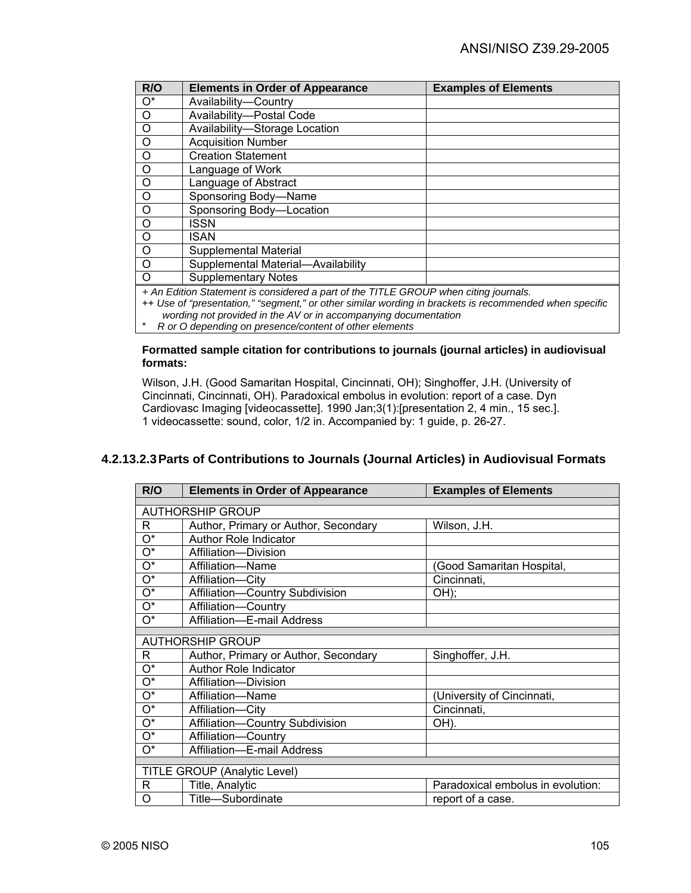| R/O | Elements in Order of Appearance | Examples of Elements |
|---|---|---|
| O* | Availability—Country | |
| O | Availability—Postal Code | |
| O | Availability—Storage Location | |
| O | Acquisition Number | |
| O | Creation Statement | |
| O | Language of Work | |
| O | Language of Abstract | |
| O | Sponsoring Body—Name | |
| O | Sponsoring Body—Location | |
| O | ISSN | |
| O | ISAN | |
| O | Supplemental Material | |
| O | Supplemental Material—Availability | |
| O | Supplementary Notes | |

*+ An Edition Statement is considered a part of the TITLE GROUP when citing journals.*
*++ Use of "presentation," "segment," or other similar wording in brackets is recommended when specific wording not provided in the AV or in accompanying documentation*
*\* R or O depending on presence/content of other elements*

**Formatted sample citation for contributions to journals (journal articles) in audiovisual formats:**

Wilson, J.H. (Good Samaritan Hospital, Cincinnati, OH); Singhoffer, J.H. (University of Cincinnati, Cincinnati, OH). Paradoxical embolus in evolution: report of a case. Dyn Cardiovasc Imaging [videocassette]. 1990 Jan;3(1):[presentation 2, 4 min., 15 sec.]. 1 videocassette: sound, color, 1/2 in. Accompanied by: 1 guide, p. 26-27.

#### 4.2.13.2.3 Parts of Contributions to Journals (Journal Articles) in Audiovisual Formats

| R/O | Elements in Order of Appearance | Examples of Elements |
|---|---|---|
| AUTHORSHIP GROUP | | |
| R | Author, Primary or Author, Secondary | Wilson, J.H. |
| O* | Author Role Indicator | |
| O* | Affiliation—Division | |
| O* | Affiliation—Name | (Good Samaritan Hospital, |
| O* | Affiliation—City | Cincinnati, |
| O* | Affiliation—Country Subdivision | OH); |
| O* | Affiliation—Country | |
| O* | Affiliation—E-mail Address | |
| AUTHORSHIP GROUP | | |
| R | Author, Primary or Author, Secondary | Singhoffer, J.H. |
| O* | Author Role Indicator | |
| O* | Affiliation—Division | |
| O* | Affiliation—Name | (University of Cincinnati, |
| O* | Affiliation—City | Cincinnati, |
| O* | Affiliation—Country Subdivision | OH). |
| O* | Affiliation—Country | |
| O* | Affiliation—E-mail Address | |
| TITLE GROUP (Analytic Level) | | |
| R | Title, Analytic | Paradoxical embolus in evolution: |
| O | Title—Subordinate | report of a case. |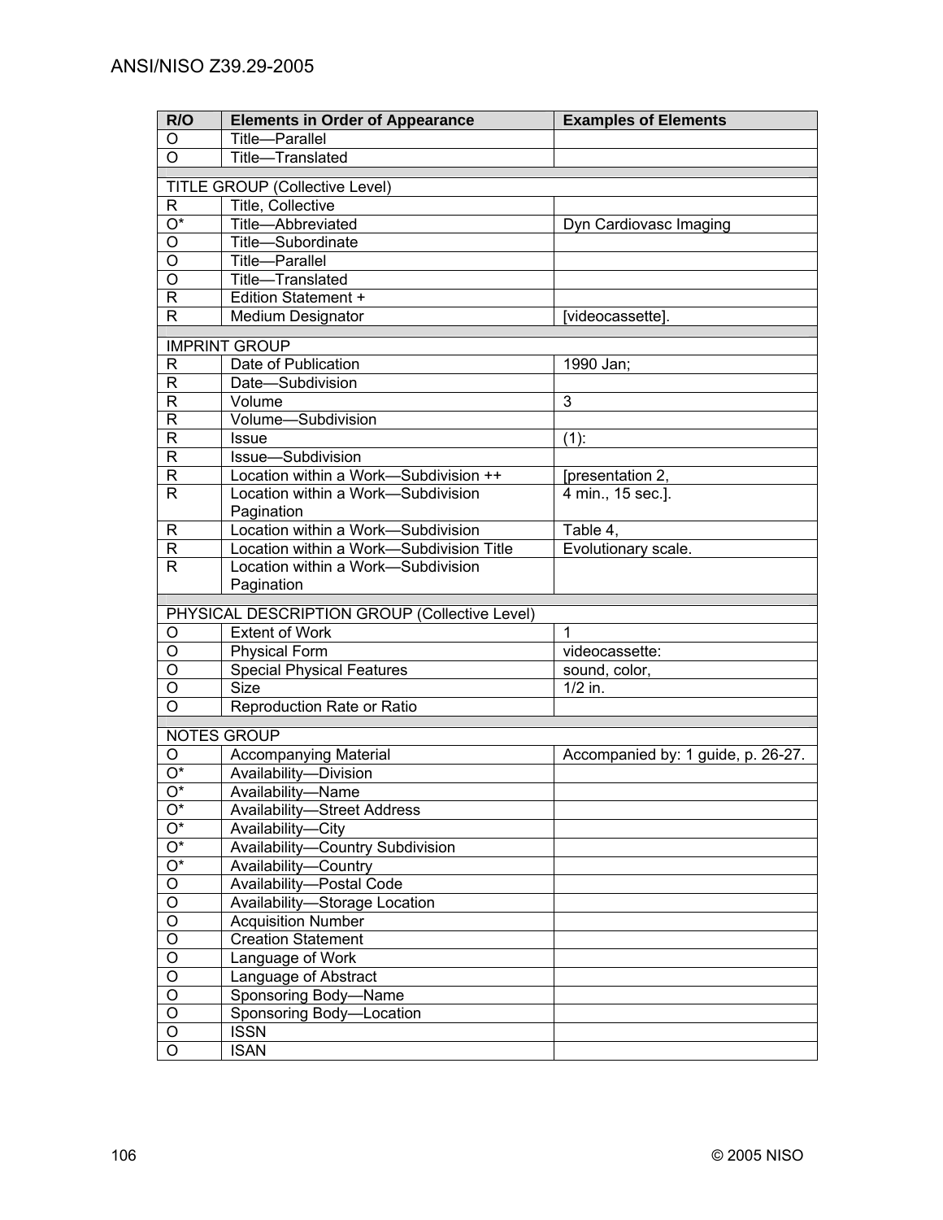| R/O | Elements in Order of Appearance | Examples of Elements |
|---|---|---|
| O | Title—Parallel | |
| O | Title—Translated | |
| | | |
| TITLE GROUP (Collective Level) | | |
| R | Title, Collective | |
| O* | Title—Abbreviated | Dyn Cardiovasc Imaging |
| O | Title—Subordinate | |
| O | Title—Parallel | |
| O | Title—Translated | |
| R | Edition Statement + | |
| R | Medium Designator | [videocassette]. |
| | | |
| IMPRINT GROUP | | |
| R | Date of Publication | 1990 Jan; |
| R | Date—Subdivision | |
| R | Volume | 3 |
| R | Volume—Subdivision | |
| R | Issue | (1): |
| R | Issue—Subdivision | |
| R | Location within a Work—Subdivision ++ | [presentation 2, |
| R | Location within a Work—Subdivision Pagination | 4 min., 15 sec.]. |
| R | Location within a Work—Subdivision | Table 4, |
| R | Location within a Work—Subdivision Title | Evolutionary scale. |
| R | Location within a Work—Subdivision Pagination | |
| | | |
| PHYSICAL DESCRIPTION GROUP (Collective Level) | | |
| O | Extent of Work | 1 |
| O | Physical Form | videocassette: |
| O | Special Physical Features | sound, color, |
| O | Size | 1/2 in. |
| O | Reproduction Rate or Ratio | |
| | | |
| NOTES GROUP | | |
| O | Accompanying Material | Accompanied by: 1 guide, p. 26-27. |
| O* | Availability—Division | |
| O* | Availability—Name | |
| O* | Availability—Street Address | |
| O* | Availability—City | |
| O* | Availability—Country Subdivision | |
| O* | Availability—Country | |
| O | Availability—Postal Code | |
| O | Availability—Storage Location | |
| O | Acquisition Number | |
| O | Creation Statement | |
| O | Language of Work | |
| O | Language of Abstract | |
| O | Sponsoring Body—Name | |
| O | Sponsoring Body—Location | |
| O | ISSN | |
| O | ISAN | |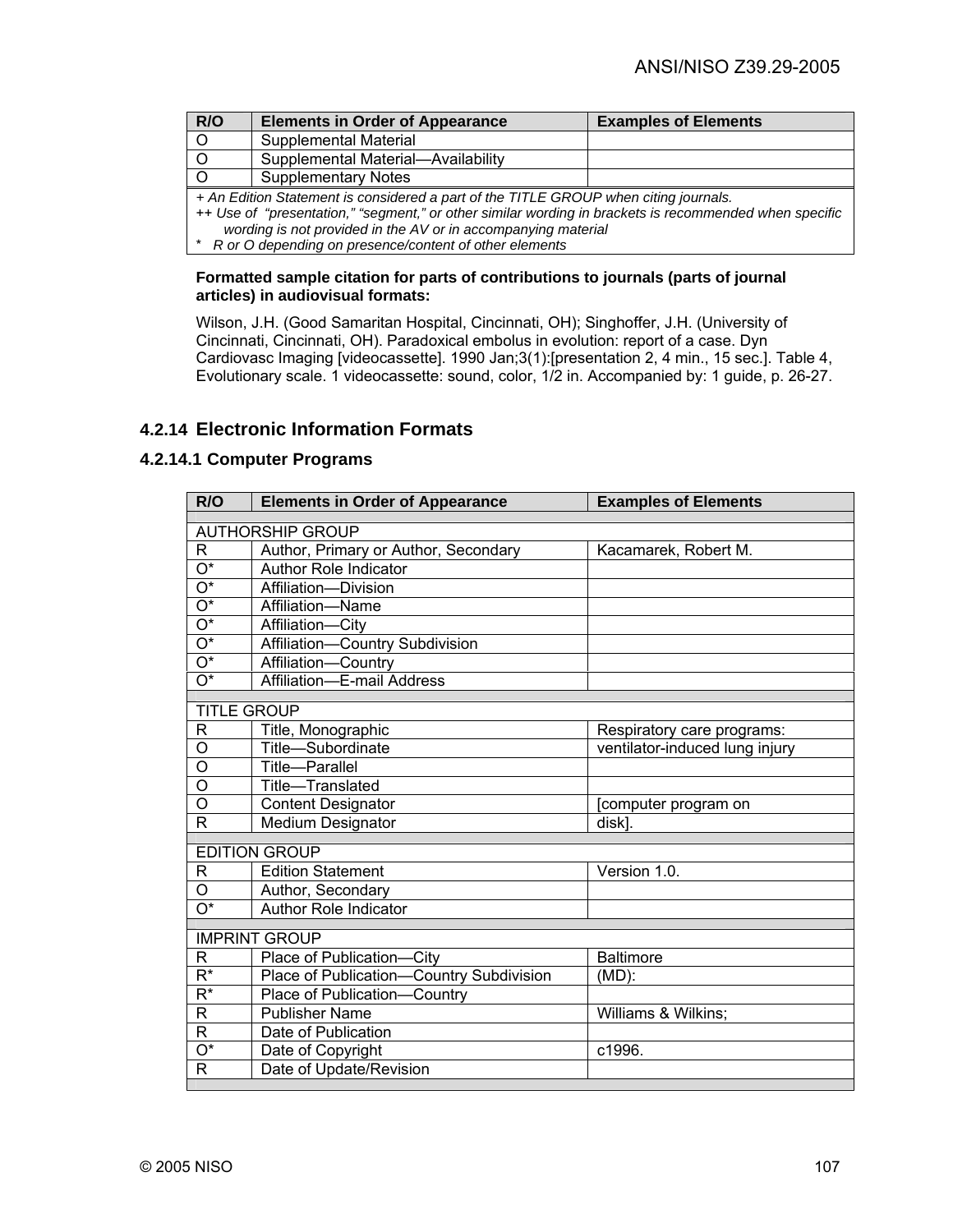| R/O | Elements in Order of Appearance | Examples of Elements |
|---|---|---|
| O | Supplemental Material | |
| O | Supplemental Material—Availability | |
| O | Supplementary Notes | |

*+ An Edition Statement is considered a part of the TITLE GROUP when citing journals.*
*++ Use of "presentation," "segment," or other similar wording in brackets is recommended when specific wording is not provided in the AV or in accompanying material*
*\* R or O depending on presence/content of other elements*

**Formatted sample citation for parts of contributions to journals (parts of journal articles) in audiovisual formats:**

Wilson, J.H. (Good Samaritan Hospital, Cincinnati, OH); Singhoffer, J.H. (University of Cincinnati, Cincinnati, OH). Paradoxical embolus in evolution: report of a case. Dyn Cardiovasc Imaging [videocassette]. 1990 Jan;3(1):[presentation 2, 4 min., 15 sec.]. Table 4, Evolutionary scale. 1 videocassette: sound, color, 1/2 in. Accompanied by: 1 guide, p. 26-27.

### 4.2.14 Electronic Information Formats

#### 4.2.14.1 Computer Programs

| R/O | Elements in Order of Appearance | Examples of Elements |
|---|---|---|
| AUTHORSHIP GROUP | | |
| R | Author, Primary or Author, Secondary | Kacamarek, Robert M. |
| O* | Author Role Indicator | |
| O* | Affiliation—Division | |
| O* | Affiliation—Name | |
| O* | Affiliation—City | |
| O* | Affiliation—Country Subdivision | |
| O* | Affiliation—Country | |
| O* | Affiliation—E-mail Address | |
| TITLE GROUP | | |
| R | Title, Monographic | Respiratory care programs: |
| O | Title—Subordinate | ventilator-induced lung injury |
| O | Title—Parallel | |
| O | Title—Translated | |
| O | Content Designator | [computer program on |
| R | Medium Designator | disk]. |
| EDITION GROUP | | |
| R | Edition Statement | Version 1.0. |
| O | Author, Secondary | |
| O* | Author Role Indicator | |
| IMPRINT GROUP | | |
| R | Place of Publication—City | Baltimore |
| R* | Place of Publication—Country Subdivision | (MD): |
| R* | Place of Publication—Country | |
| R | Publisher Name | Williams & Wilkins; |
| R | Date of Publication | |
| O* | Date of Copyright | c1996. |
| R | Date of Update/Revision | |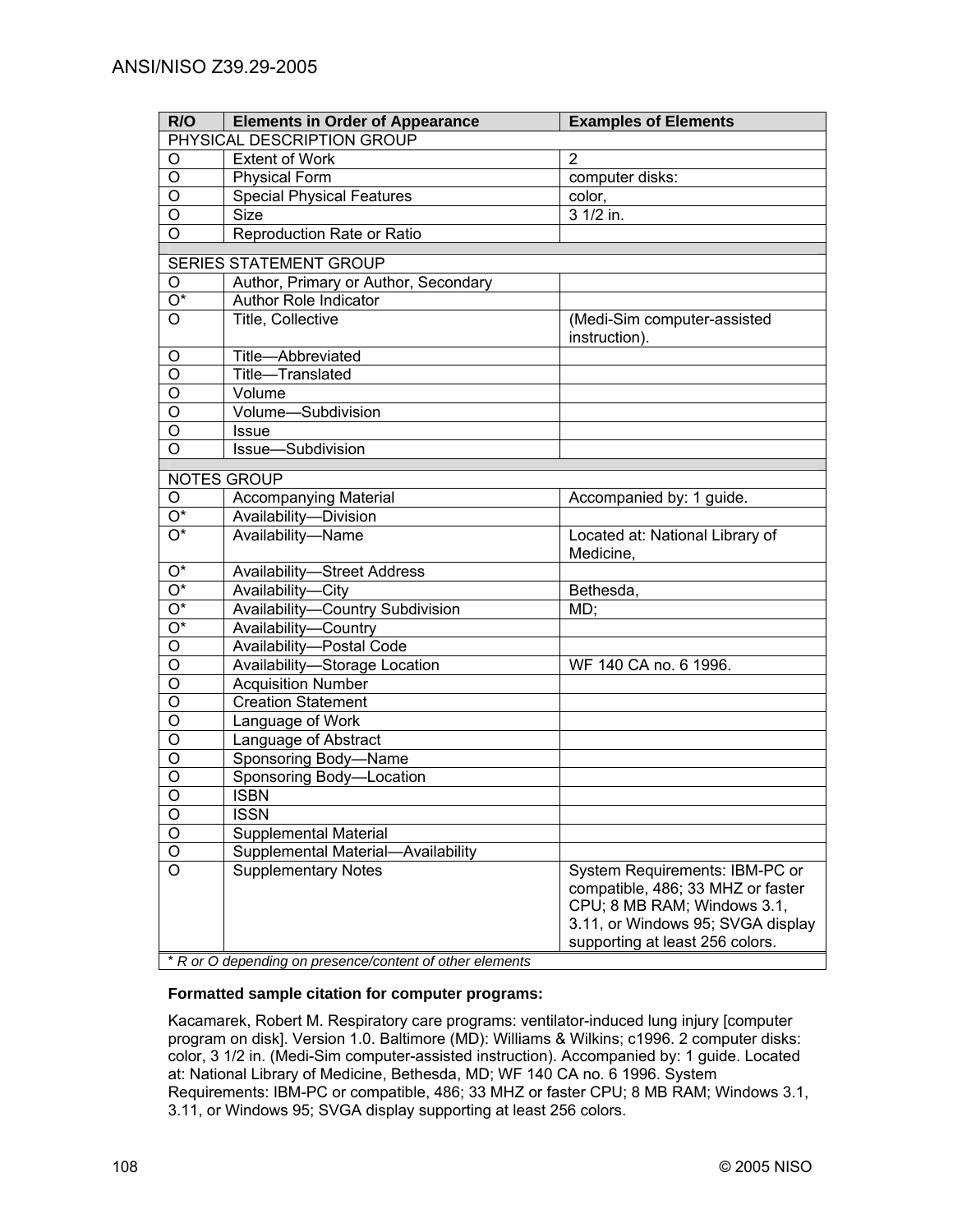| R/O | Elements in Order of Appearance | Examples of Elements |
| --- | --- | --- |
| PHYSICAL DESCRIPTION GROUP | | |
| O | Extent of Work | 2 |
| O | Physical Form | computer disks: |
| O | Special Physical Features | color, |
| O | Size | 3 1/2 in. |
| O | Reproduction Rate or Ratio | |
| | | |
| SERIES STATEMENT GROUP | | |
| O | Author, Primary or Author, Secondary | |
| O* | Author Role Indicator | |
| O | Title, Collective | (Medi-Sim computer-assisted instruction). |
| O | Title—Abbreviated | |
| O | Title—Translated | |
| O | Volume | |
| O | Volume—Subdivision | |
| O | Issue | |
| O | Issue—Subdivision | |
| | | |
| NOTES GROUP | | |
| O | Accompanying Material | Accompanied by: 1 guide. |
| O* | Availability—Division | |
| O* | Availability—Name | Located at: National Library of Medicine, |
| O* | Availability—Street Address | |
| O* | Availability—City | Bethesda, |
| O* | Availability—Country Subdivision | MD; |
| O* | Availability—Country | |
| O | Availability—Postal Code | |
| O | Availability—Storage Location | WF 140 CA no. 6 1996. |
| O | Acquisition Number | |
| O | Creation Statement | |
| O | Language of Work | |
| O | Language of Abstract | |
| O | Sponsoring Body—Name | |
| O | Sponsoring Body—Location | |
| O | ISBN | |
| O | ISSN | |
| O | Supplemental Material | |
| O | Supplemental Material—Availability | |
| O | Supplementary Notes | System Requirements: IBM-PC or compatible, 486; 33 MHZ or faster CPU; 8 MB RAM; Windows 3.1, 3.11, or Windows 95; SVGA display supporting at least 256 colors. |

*\* R or O depending on presence/content of other elements*

**Formatted sample citation for computer programs:**

Kacamarek, Robert M. Respiratory care programs: ventilator-induced lung injury [computer program on disk]. Version 1.0. Baltimore (MD): Williams & Wilkins; c1996. 2 computer disks: color, 3 1/2 in. (Medi-Sim computer-assisted instruction). Accompanied by: 1 guide. Located at: National Library of Medicine, Bethesda, MD; WF 140 CA no. 6 1996. System Requirements: IBM-PC or compatible, 486; 33 MHZ or faster CPU; 8 MB RAM; Windows 3.1, 3.11, or Windows 95; SVGA display supporting at least 256 colors.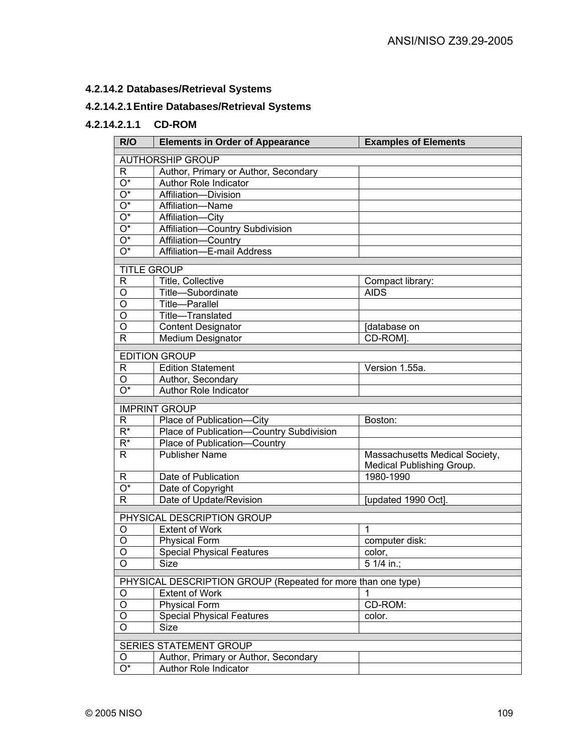#### 4.2.14.2 Databases/Retrieval Systems

##### 4.2.14.2.1 Entire Databases/Retrieval Systems

###### 4.2.14.2.1.1 CD-ROM

| R/O | Elements in Order of Appearance | Examples of Elements |
|---|---|---|
| | | |
| AUTHORSHIP GROUP | | |
| R | Author, Primary or Author, Secondary | |
| O* | Author Role Indicator | |
| O* | Affiliation—Division | |
| O* | Affiliation—Name | |
| O* | Affiliation—City | |
| O* | Affiliation—Country Subdivision | |
| O* | Affiliation—Country | |
| O* | Affiliation—E-mail Address | |
| | | |
| TITLE GROUP | | |
| R | Title, Collective | Compact library: |
| O | Title—Subordinate | AIDS |
| O | Title—Parallel | |
| O | Title—Translated | |
| O | Content Designator | [database on |
| R | Medium Designator | CD-ROM]. |
| | | |
| EDITION GROUP | | |
| R | Edition Statement | Version 1.55a. |
| O | Author, Secondary | |
| O* | Author Role Indicator | |
| | | |
| IMPRINT GROUP | | |
| R | Place of Publication—City | Boston: |
| R* | Place of Publication—Country Subdivision | |
| R* | Place of Publication—Country | |
| R | Publisher Name | Massachusetts Medical Society, Medical Publishing Group. |
| R | Date of Publication | 1980-1990 |
| O* | Date of Copyright | |
| R | Date of Update/Revision | [updated 1990 Oct]. |
| | | |
| PHYSICAL DESCRIPTION GROUP | | |
| O | Extent of Work | 1 |
| O | Physical Form | computer disk: |
| O | Special Physical Features | color, |
| O | Size | 5 1/4 in.; |
| | | |
| PHYSICAL DESCRIPTION GROUP (Repeated for more than one type) | | |
| O | Extent of Work | 1 |
| O | Physical Form | CD-ROM: |
| O | Special Physical Features | color. |
| O | Size | |
| | | |
| SERIES STATEMENT GROUP | | |
| O | Author, Primary or Author, Secondary | |
| O* | Author Role Indicator | |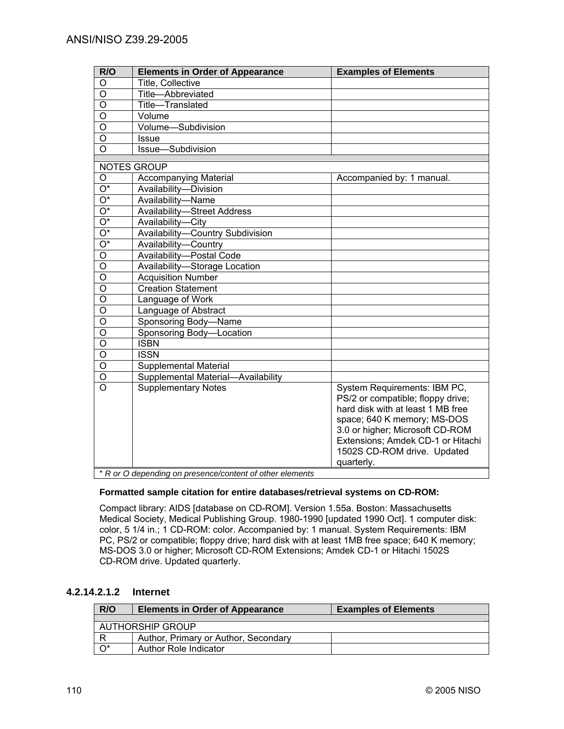| R/O | Elements in Order of Appearance | Examples of Elements |
|---|---|---|
| O | Title, Collective | |
| O | Title—Abbreviated | |
| O | Title—Translated | |
| O | Volume | |
| O | Volume—Subdivision | |
| O | Issue | |
| O | Issue—Subdivision | |
| | | |
| NOTES GROUP | | |
| O | Accompanying Material | Accompanied by: 1 manual. |
| O* | Availability—Division | |
| O* | Availability—Name | |
| O* | Availability—Street Address | |
| O* | Availability—City | |
| O* | Availability—Country Subdivision | |
| O* | Availability—Country | |
| O | Availability—Postal Code | |
| O | Availability—Storage Location | |
| O | Acquisition Number | |
| O | Creation Statement | |
| O | Language of Work | |
| O | Language of Abstract | |
| O | Sponsoring Body—Name | |
| O | Sponsoring Body—Location | |
| O | ISBN | |
| O | ISSN | |
| O | Supplemental Material | |
| O | Supplemental Material—Availability | |
| O | Supplementary Notes | System Requirements: IBM PC, PS/2 or compatible; floppy drive; hard disk with at least 1 MB free space; 640 K memory; MS-DOS 3.0 or higher; Microsoft CD-ROM Extensions; Amdek CD-1 or Hitachi 1502S CD-ROM drive. Updated quarterly. |

*\* R or O depending on presence/content of other elements*

**Formatted sample citation for entire databases/retrieval systems on CD-ROM:**

Compact library: AIDS [database on CD-ROM]. Version 1.55a. Boston: Massachusetts Medical Society, Medical Publishing Group. 1980-1990 [updated 1990 Oct]. 1 computer disk: color, 5 1/4 in.; 1 CD-ROM: color. Accompanied by: 1 manual. System Requirements: IBM PC, PS/2 or compatible; floppy drive; hard disk with at least 1MB free space; 640 K memory; MS-DOS 3.0 or higher; Microsoft CD-ROM Extensions; Amdek CD-1 or Hitachi 1502S CD-ROM drive. Updated quarterly.

#### 4.2.14.2.1.2 Internet

| R/O | Elements in Order of Appearance | Examples of Elements |
|---|---|---|
| | | |
| AUTHORSHIP GROUP | | |
| R | Author, Primary or Author, Secondary | |
| O* | Author Role Indicator | |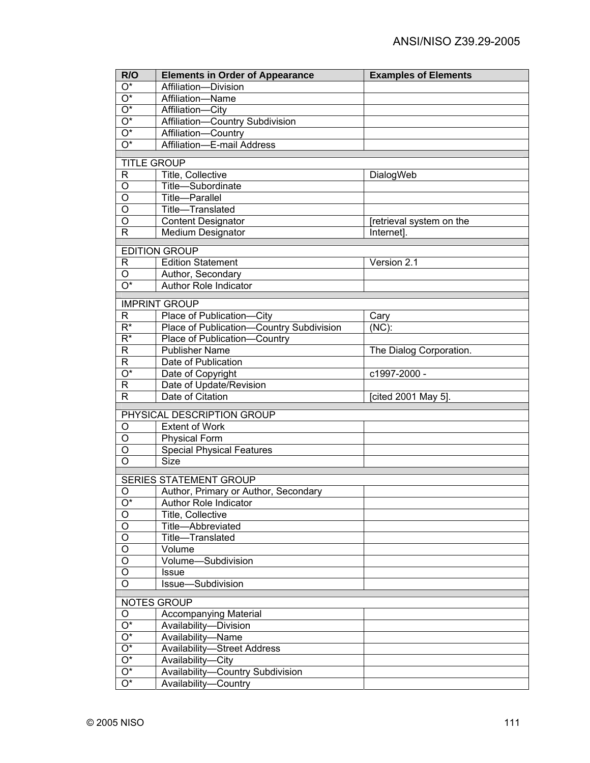| R/O | Elements in Order of Appearance | Examples of Elements |
| --- | --- | --- |
| O* | Affiliation—Division | |
| O* | Affiliation—Name | |
| O* | Affiliation—City | |
| O* | Affiliation—Country Subdivision | |
| O* | Affiliation—Country | |
| O* | Affiliation—E-mail Address | |
| | | |
| TITLE GROUP | | |
| R | Title, Collective | DialogWeb |
| O | Title—Subordinate | |
| O | Title—Parallel | |
| O | Title—Translated | |
| O | Content Designator | [retrieval system on the |
| R | Medium Designator | Internet]. |
| | | |
| EDITION GROUP | | |
| R | Edition Statement | Version 2.1 |
| O | Author, Secondary | |
| O* | Author Role Indicator | |
| | | |
| IMPRINT GROUP | | |
| R | Place of Publication—City | Cary |
| R* | Place of Publication—Country Subdivision | (NC): |
| R* | Place of Publication—Country | |
| R | Publisher Name | The Dialog Corporation. |
| R | Date of Publication | |
| O* | Date of Copyright | c1997-2000 - |
| R | Date of Update/Revision | |
| R | Date of Citation | [cited 2001 May 5]. |
| | | |
| PHYSICAL DESCRIPTION GROUP | | |
| O | Extent of Work | |
| O | Physical Form | |
| O | Special Physical Features | |
| O | Size | |
| | | |
| SERIES STATEMENT GROUP | | |
| O | Author, Primary or Author, Secondary | |
| O* | Author Role Indicator | |
| O | Title, Collective | |
| O | Title—Abbreviated | |
| O | Title—Translated | |
| O | Volume | |
| O | Volume—Subdivision | |
| O | Issue | |
| O | Issue—Subdivision | |
| | | |
| NOTES GROUP | | |
| O | Accompanying Material | |
| O* | Availability—Division | |
| O* | Availability—Name | |
| O* | Availability—Street Address | |
| O* | Availability—City | |
| O* | Availability—Country Subdivision | |
| O* | Availability—Country | |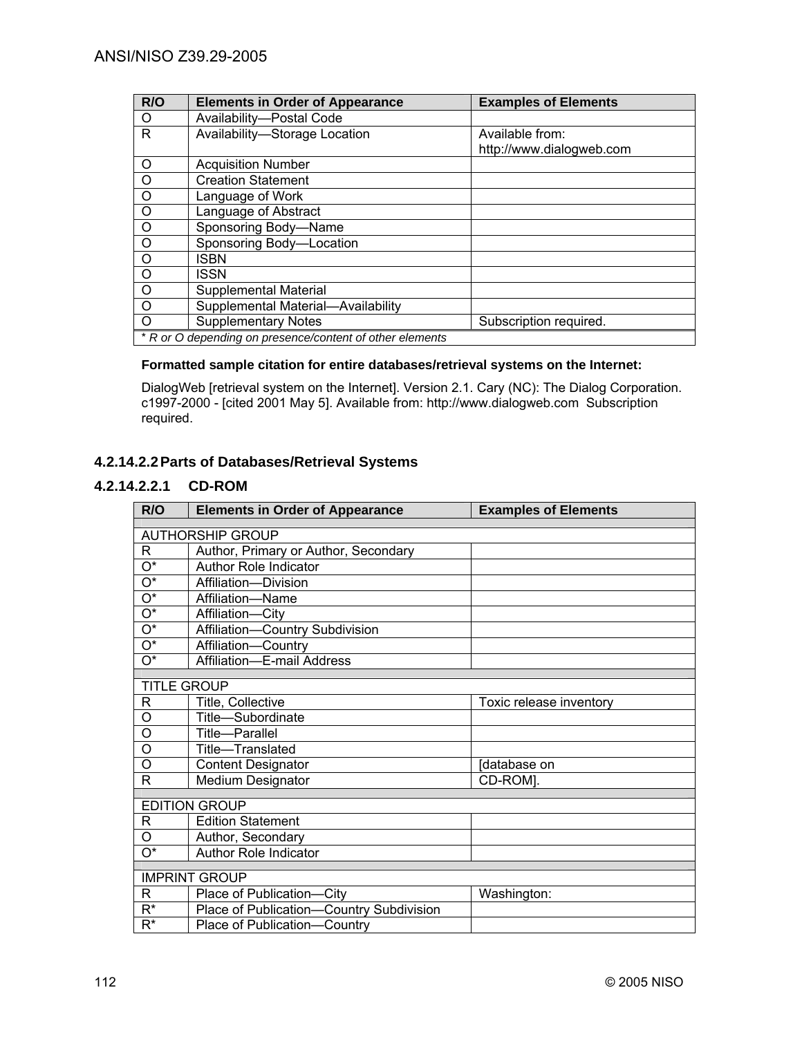| R/O | Elements in Order of Appearance | Examples of Elements |
|---|---|---|
| O | Availability—Postal Code | |
| R | Availability—Storage Location | Available from: http://www.dialogweb.com |
| O | Acquisition Number | |
| O | Creation Statement | |
| O | Language of Work | |
| O | Language of Abstract | |
| O | Sponsoring Body—Name | |
| O | Sponsoring Body—Location | |
| O | ISBN | |
| O | ISSN | |
| O | Supplemental Material | |
| O | Supplemental Material—Availability | |
| O | Supplementary Notes | Subscription required. |
| *\* R or O depending on presence/content of other elements* | | |

**Formatted sample citation for entire databases/retrieval systems on the Internet:**

DialogWeb [retrieval system on the Internet]. Version 2.1. Cary (NC): The Dialog Corporation. c1997-2000 - [cited 2001 May 5]. Available from: http://www.dialogweb.com Subscription required.

#### 4.2.14.2.2 Parts of Databases/Retrieval Systems

##### 4.2.14.2.2.1 CD-ROM

| R/O | Elements in Order of Appearance | Examples of Elements |
|---|---|---|
| AUTHORSHIP GROUP | | |
| R | Author, Primary or Author, Secondary | |
| O* | Author Role Indicator | |
| O* | Affiliation—Division | |
| O* | Affiliation—Name | |
| O* | Affiliation—City | |
| O* | Affiliation—Country Subdivision | |
| O* | Affiliation—Country | |
| O* | Affiliation—E-mail Address | |
| TITLE GROUP | | |
| R | Title, Collective | Toxic release inventory |
| O | Title—Subordinate | |
| O | Title—Parallel | |
| O | Title—Translated | |
| O | Content Designator | [database on |
| R | Medium Designator | CD-ROM]. |
| EDITION GROUP | | |
| R | Edition Statement | |
| O | Author, Secondary | |
| O* | Author Role Indicator | |
| IMPRINT GROUP | | |
| R | Place of Publication—City | Washington: |
| R* | Place of Publication—Country Subdivision | |
| R* | Place of Publication—Country | |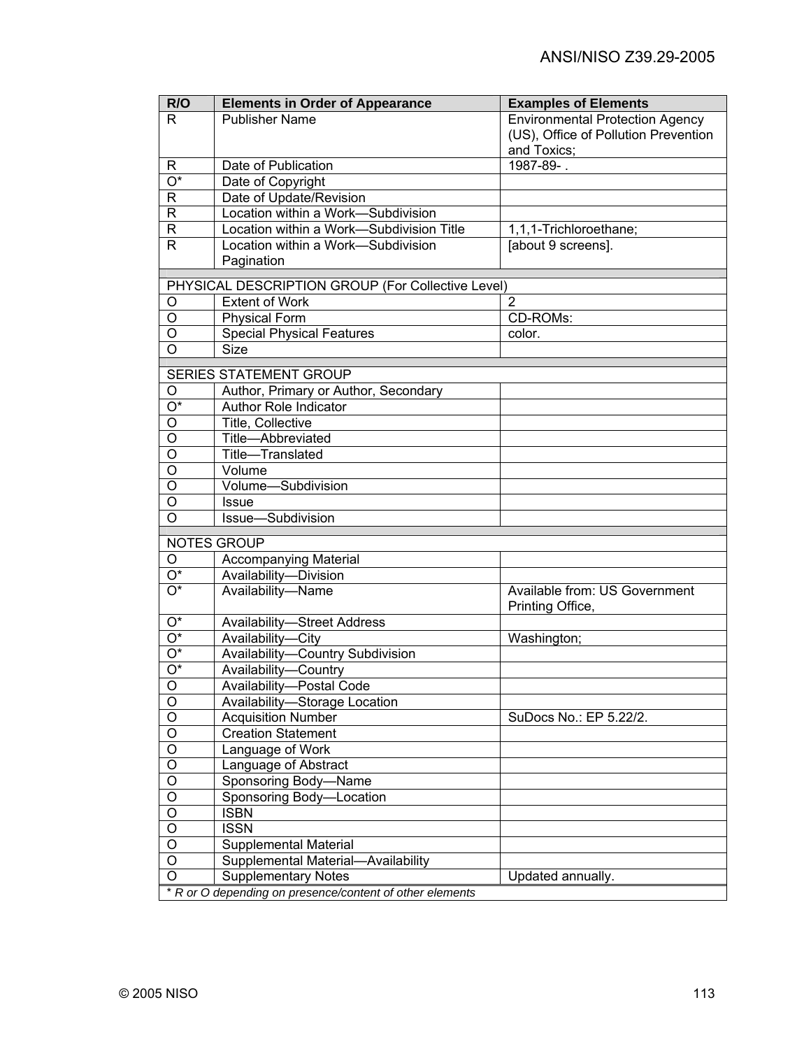| R/O | Elements in Order of Appearance | Examples of Elements |
|---|---|---|
| R | Publisher Name | Environmental Protection Agency (US), Office of Pollution Prevention and Toxics; |
| R | Date of Publication | 1987-89- . |
| O* | Date of Copyright | |
| R | Date of Update/Revision | |
| R | Location within a Work—Subdivision | |
| R | Location within a Work—Subdivision Title | 1,1,1-Trichloroethane; |
| R | Location within a Work—Subdivision Pagination | [about 9 screens]. |
| | | |
| PHYSICAL DESCRIPTION GROUP (For Collective Level) | | |
| O | Extent of Work | 2 |
| O | Physical Form | CD-ROMs: |
| O | Special Physical Features | color. |
| O | Size | |
| | | |
| SERIES STATEMENT GROUP | | |
| O | Author, Primary or Author, Secondary | |
| O* | Author Role Indicator | |
| O | Title, Collective | |
| O | Title—Abbreviated | |
| O | Title—Translated | |
| O | Volume | |
| O | Volume—Subdivision | |
| O | Issue | |
| O | Issue—Subdivision | |
| | | |
| NOTES GROUP | | |
| O | Accompanying Material | |
| O* | Availability—Division | |
| O* | Availability—Name | Available from: US Government Printing Office, |
| O* | Availability—Street Address | |
| O* | Availability—City | Washington; |
| O* | Availability—Country Subdivision | |
| O* | Availability—Country | |
| O | Availability—Postal Code | |
| O | Availability—Storage Location | |
| O | Acquisition Number | SuDocs No.: EP 5.22/2. |
| O | Creation Statement | |
| O | Language of Work | |
| O | Language of Abstract | |
| O | Sponsoring Body—Name | |
| O | Sponsoring Body—Location | |
| O | ISBN | |
| O | ISSN | |
| O | Supplemental Material | |
| O | Supplemental Material—Availability | |
| O | Supplementary Notes | Updated annually. |

* *R or O depending on presence/content of other elements*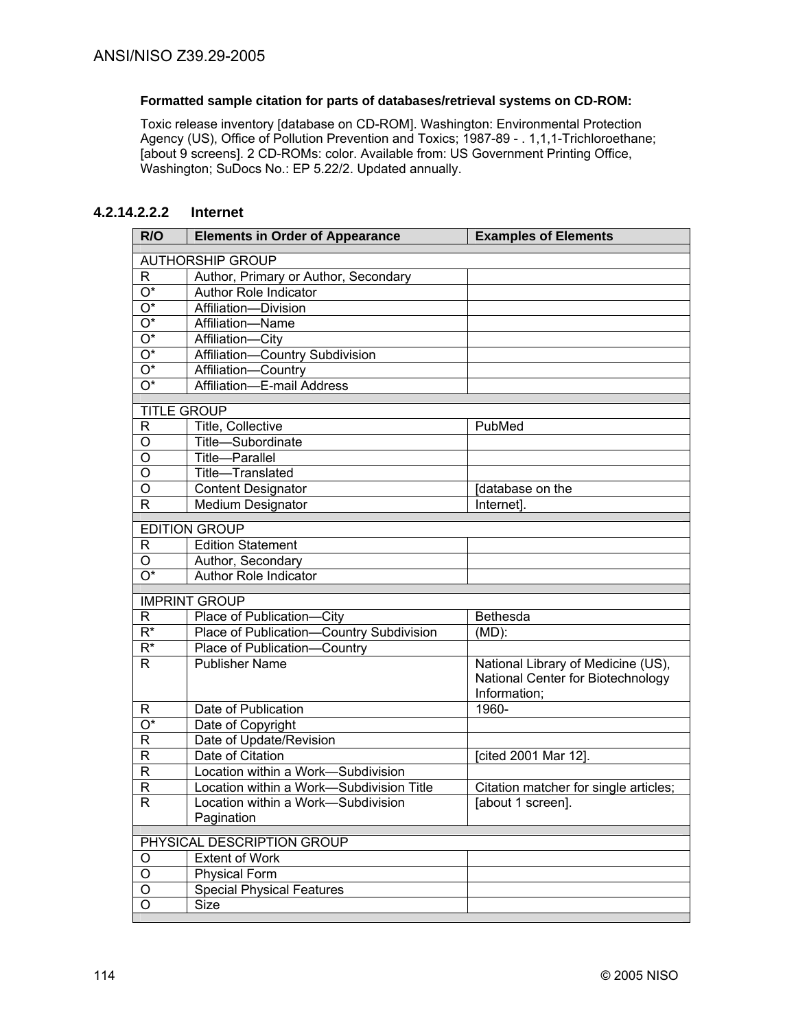**Formatted sample citation for parts of databases/retrieval systems on CD-ROM:**

Toxic release inventory [database on CD-ROM]. Washington: Environmental Protection Agency (US), Office of Pollution Prevention and Toxics; 1987-89 - . 1,1,1-Trichloroethane; [about 9 screens]. 2 CD-ROMs: color. Available from: US Government Printing Office, Washington; SuDocs No.: EP 5.22/2. Updated annually.

#### 4.2.14.2.2.2 Internet

| R/O | Elements in Order of Appearance | Examples of Elements |
|---|---|---|
| | | |
| AUTHORSHIP GROUP | | |
| R | Author, Primary or Author, Secondary | |
| O* | Author Role Indicator | |
| O* | Affiliation—Division | |
| O* | Affiliation—Name | |
| O* | Affiliation—City | |
| O* | Affiliation—Country Subdivision | |
| O* | Affiliation—Country | |
| O* | Affiliation—E-mail Address | |
| | | |
| TITLE GROUP | | |
| R | Title, Collective | PubMed |
| O | Title—Subordinate | |
| O | Title—Parallel | |
| O | Title—Translated | |
| O | Content Designator | [database on the |
| R | Medium Designator | Internet]. |
| | | |
| EDITION GROUP | | |
| R | Edition Statement | |
| O | Author, Secondary | |
| O* | Author Role Indicator | |
| | | |
| IMPRINT GROUP | | |
| R | Place of Publication—City | Bethesda |
| R* | Place of Publication—Country Subdivision | (MD): |
| R* | Place of Publication—Country | |
| R | Publisher Name | National Library of Medicine (US), National Center for Biotechnology Information; |
| R | Date of Publication | 1960- |
| O* | Date of Copyright | |
| R | Date of Update/Revision | |
| R | Date of Citation | [cited 2001 Mar 12]. |
| R | Location within a Work—Subdivision | |
| R | Location within a Work—Subdivision Title | Citation matcher for single articles; |
| R | Location within a Work—Subdivision Pagination | [about 1 screen]. |
| | | |
| PHYSICAL DESCRIPTION GROUP | | |
| O | Extent of Work | |
| O | Physical Form | |
| O | Special Physical Features | |
| O | Size | |
| | | |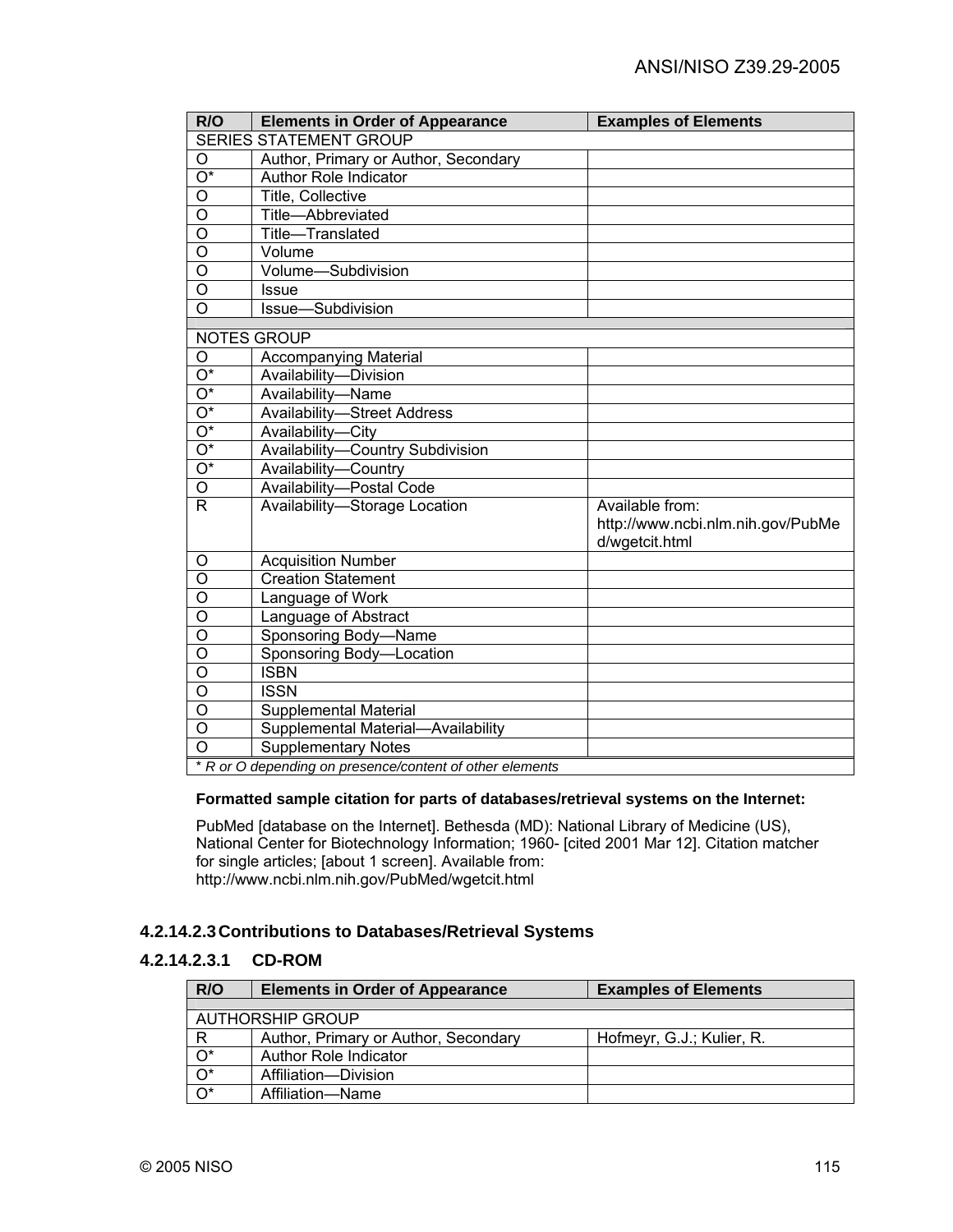| R/O | Elements in Order of Appearance | Examples of Elements |
|---|---|---|
| SERIES STATEMENT GROUP | | |
| O | Author, Primary or Author, Secondary | |
| O* | Author Role Indicator | |
| O | Title, Collective | |
| O | Title—Abbreviated | |
| O | Title—Translated | |
| O | Volume | |
| O | Volume—Subdivision | |
| O | Issue | |
| O | Issue—Subdivision | |
| | | |
| NOTES GROUP | | |
| O | Accompanying Material | |
| O* | Availability—Division | |
| O* | Availability—Name | |
| O* | Availability—Street Address | |
| O* | Availability—City | |
| O* | Availability—Country Subdivision | |
| O* | Availability—Country | |
| O | Availability—Postal Code | |
| R | Availability—Storage Location | Available from: http://www.ncbi.nlm.nih.gov/PubMed/wgetcit.html |
| O | Acquisition Number | |
| O | Creation Statement | |
| O | Language of Work | |
| O | Language of Abstract | |
| O | Sponsoring Body—Name | |
| O | Sponsoring Body—Location | |
| O | ISBN | |
| O | ISSN | |
| O | Supplemental Material | |
| O | Supplemental Material—Availability | |
| O | Supplementary Notes | |
| *\* R or O depending on presence/content of other elements* | | |

**Formatted sample citation for parts of databases/retrieval systems on the Internet:**

PubMed [database on the Internet]. Bethesda (MD): National Library of Medicine (US), National Center for Biotechnology Information; 1960- [cited 2001 Mar 12]. Citation matcher for single articles; [about 1 screen]. Available from: http://www.ncbi.nlm.nih.gov/PubMed/wgetcit.html

#### 4.2.14.2.3 Contributions to Databases/Retrieval Systems

##### 4.2.14.2.3.1 CD-ROM

| R/O | Elements in Order of Appearance | Examples of Elements |
|---|---|---|
| | | |
| AUTHORSHIP GROUP | | |
| R | Author, Primary or Author, Secondary | Hofmeyr, G.J.; Kulier, R. |
| O* | Author Role Indicator | |
| O* | Affiliation—Division | |
| O* | Affiliation—Name | |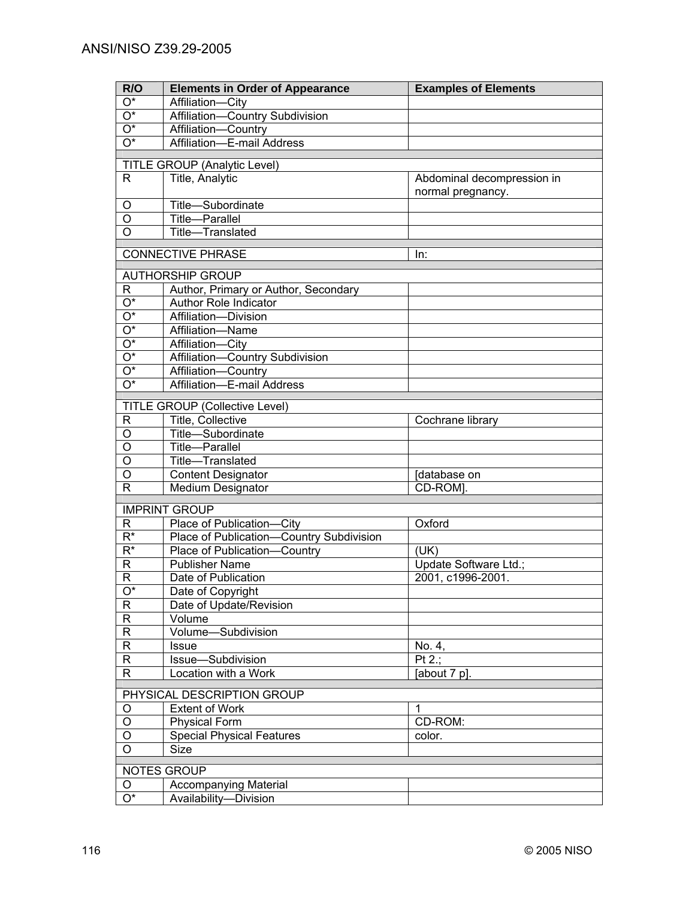| R/O | Elements in Order of Appearance | Examples of Elements |
|---|---|---|
| O* | Affiliation—City | |
| O* | Affiliation—Country Subdivision | |
| O* | Affiliation—Country | |
| O* | Affiliation—E-mail Address | |
| | | |
| TITLE GROUP (Analytic Level) | | |
| R | Title, Analytic | Abdominal decompression in normal pregnancy. |
| O | Title—Subordinate | |
| O | Title—Parallel | |
| O | Title—Translated | |
| | | |
| CONNECTIVE PHRASE | | In: |
| | | |
| AUTHORSHIP GROUP | | |
| R | Author, Primary or Author, Secondary | |
| O* | Author Role Indicator | |
| O* | Affiliation—Division | |
| O* | Affiliation—Name | |
| O* | Affiliation—City | |
| O* | Affiliation—Country Subdivision | |
| O* | Affiliation—Country | |
| O* | Affiliation—E-mail Address | |
| | | |
| TITLE GROUP (Collective Level) | | |
| R | Title, Collective | Cochrane library |
| O | Title—Subordinate | |
| O | Title—Parallel | |
| O | Title—Translated | |
| O | Content Designator | [database on |
| R | Medium Designator | CD-ROM]. |
| | | |
| IMPRINT GROUP | | |
| R | Place of Publication—City | Oxford |
| R* | Place of Publication—Country Subdivision | |
| R* | Place of Publication—Country | (UK) |
| R | Publisher Name | Update Software Ltd.; |
| R | Date of Publication | 2001, c1996-2001. |
| O* | Date of Copyright | |
| R | Date of Update/Revision | |
| R | Volume | |
| R | Volume—Subdivision | |
| R | Issue | No. 4, |
| R | Issue—Subdivision | Pt 2.; |
| R | Location with a Work | [about 7 p]. |
| | | |
| PHYSICAL DESCRIPTION GROUP | | |
| O | Extent of Work | 1 |
| O | Physical Form | CD-ROM: |
| O | Special Physical Features | color. |
| O | Size | |
| | | |
| NOTES GROUP | | |
| O | Accompanying Material | |
| O* | Availability—Division | |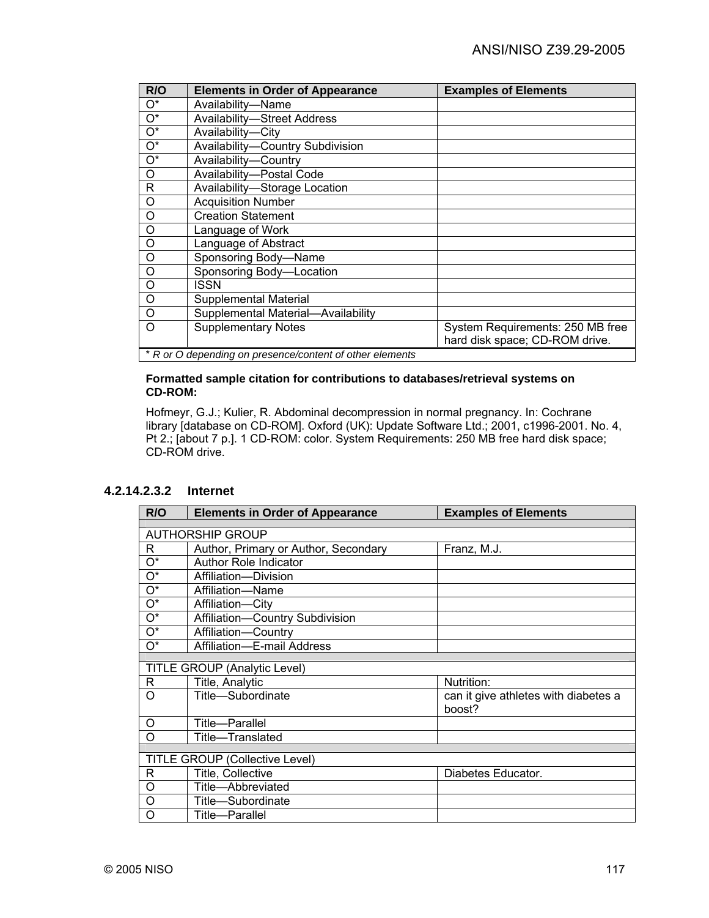| R/O | Elements in Order of Appearance | Examples of Elements |
|---|---|---|
| O* | Availability—Name | |
| O* | Availability—Street Address | |
| O* | Availability—City | |
| O* | Availability—Country Subdivision | |
| O* | Availability—Country | |
| O | Availability—Postal Code | |
| R | Availability—Storage Location | |
| O | Acquisition Number | |
| O | Creation Statement | |
| O | Language of Work | |
| O | Language of Abstract | |
| O | Sponsoring Body—Name | |
| O | Sponsoring Body—Location | |
| O | ISSN | |
| O | Supplemental Material | |
| O | Supplemental Material—Availability | |
| O | Supplementary Notes | System Requirements: 250 MB free hard disk space; CD-ROM drive. |
| *\* R or O depending on presence/content of other elements* | | |

**Formatted sample citation for contributions to databases/retrieval systems on CD-ROM:**

Hofmeyr, G.J.; Kulier, R. Abdominal decompression in normal pregnancy. In: Cochrane library [database on CD-ROM]. Oxford (UK): Update Software Ltd.; 2001, c1996-2001. No. 4, Pt 2.; [about 7 p.]. 1 CD-ROM: color. System Requirements: 250 MB free hard disk space; CD-ROM drive.

#### 4.2.14.2.3.2 Internet

| R/O | Elements in Order of Appearance | Examples of Elements |
|---|---|---|
| AUTHORSHIP GROUP | | |
| R | Author, Primary or Author, Secondary | Franz, M.J. |
| O* | Author Role Indicator | |
| O* | Affiliation—Division | |
| O* | Affiliation—Name | |
| O* | Affiliation—City | |
| O* | Affiliation—Country Subdivision | |
| O* | Affiliation—Country | |
| O* | Affiliation—E-mail Address | |
| TITLE GROUP (Analytic Level) | | |
| R | Title, Analytic | Nutrition: |
| O | Title—Subordinate | can it give athletes with diabetes a boost? |
| O | Title—Parallel | |
| O | Title—Translated | |
| TITLE GROUP (Collective Level) | | |
| R | Title, Collective | Diabetes Educator. |
| O | Title—Abbreviated | |
| O | Title—Subordinate | |
| O | Title—Parallel | |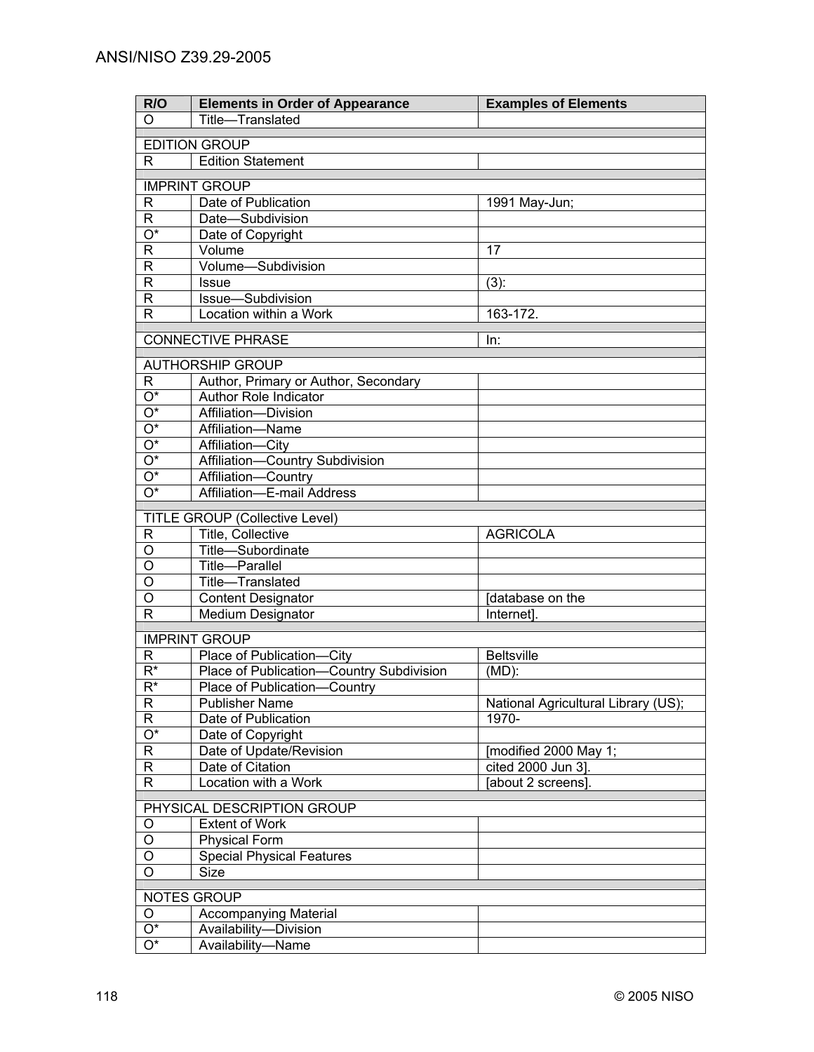| R/O | Elements in Order of Appearance | Examples of Elements |
|---|---|---|
| O | Title—Translated | |
| | | |
| EDITION GROUP | | |
| R | Edition Statement | |
| | | |
| IMPRINT GROUP | | |
| R | Date of Publication | 1991 May-Jun; |
| R | Date—Subdivision | |
| O* | Date of Copyright | |
| R | Volume | 17 |
| R | Volume—Subdivision | |
| R | Issue | (3): |
| R | Issue—Subdivision | |
| R | Location within a Work | 163-172. |
| | | |
| CONNECTIVE PHRASE | | In: |
| | | |
| AUTHORSHIP GROUP | | |
| R | Author, Primary or Author, Secondary | |
| O* | Author Role Indicator | |
| O* | Affiliation—Division | |
| O* | Affiliation—Name | |
| O* | Affiliation—City | |
| O* | Affiliation—Country Subdivision | |
| O* | Affiliation—Country | |
| O* | Affiliation—E-mail Address | |
| | | |
| TITLE GROUP (Collective Level) | | |
| R | Title, Collective | AGRICOLA |
| O | Title—Subordinate | |
| O | Title—Parallel | |
| O | Title—Translated | |
| O | Content Designator | [database on the |
| R | Medium Designator | Internet]. |
| | | |
| IMPRINT GROUP | | |
| R | Place of Publication—City | Beltsville |
| R* | Place of Publication—Country Subdivision | (MD): |
| R* | Place of Publication—Country | |
| R | Publisher Name | National Agricultural Library (US); |
| R | Date of Publication | 1970- |
| O* | Date of Copyright | |
| R | Date of Update/Revision | [modified 2000 May 1; |
| R | Date of Citation | cited 2000 Jun 3]. |
| R | Location with a Work | [about 2 screens]. |
| | | |
| PHYSICAL DESCRIPTION GROUP | | |
| O | Extent of Work | |
| O | Physical Form | |
| O | Special Physical Features | |
| O | Size | |
| | | |
| NOTES GROUP | | |
| O | Accompanying Material | |
| O* | Availability—Division | |
| O* | Availability—Name | |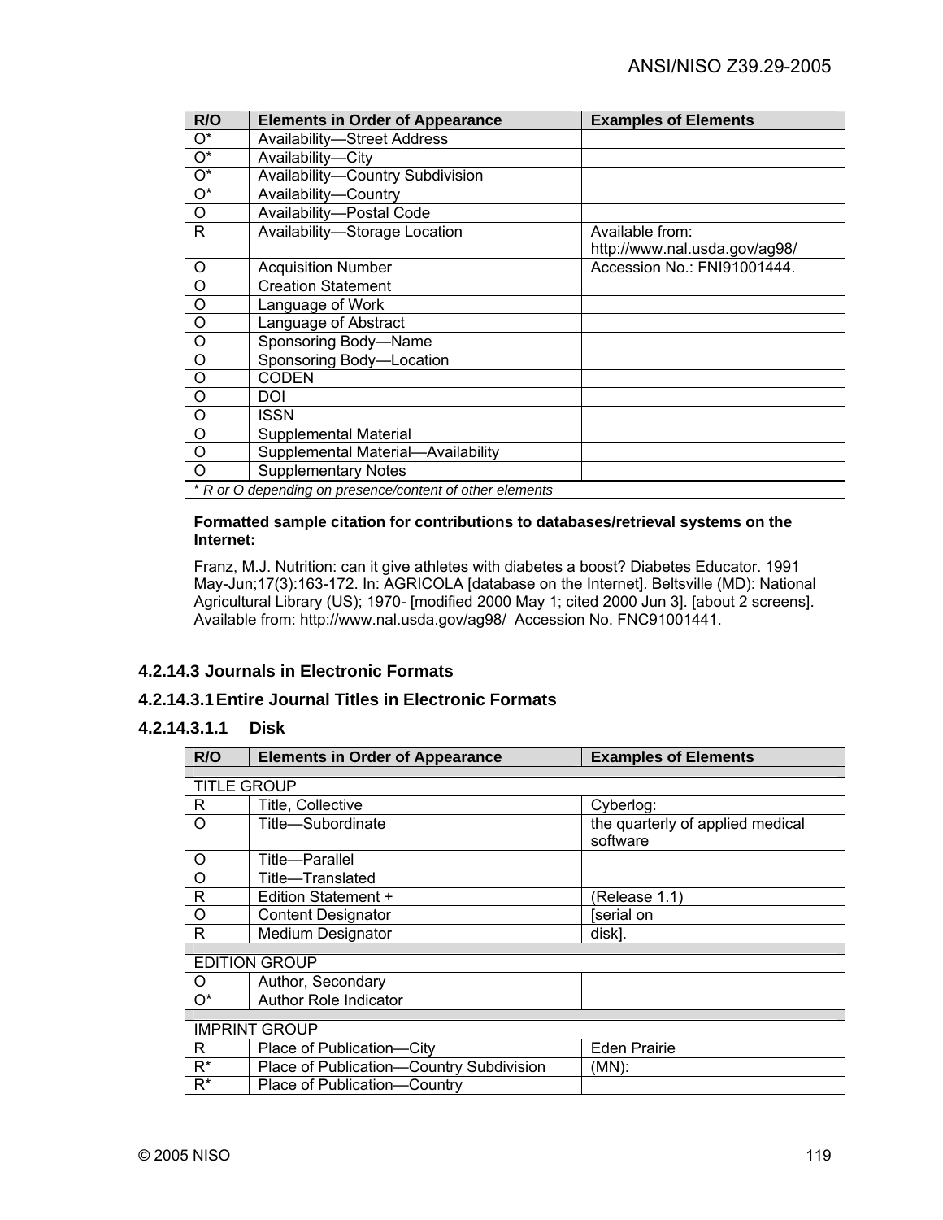| R/O | Elements in Order of Appearance | Examples of Elements |
|---|---|---|
| O* | Availability—Street Address | |
| O* | Availability—City | |
| O* | Availability—Country Subdivision | |
| O* | Availability—Country | |
| O | Availability—Postal Code | |
| R | Availability—Storage Location | Available from: http://www.nal.usda.gov/ag98/ |
| O | Acquisition Number | Accession No.: FNI91001444. |
| O | Creation Statement | |
| O | Language of Work | |
| O | Language of Abstract | |
| O | Sponsoring Body—Name | |
| O | Sponsoring Body—Location | |
| O | CODEN | |
| O | DOI | |
| O | ISSN | |
| O | Supplemental Material | |
| O | Supplemental Material—Availability | |
| O | Supplementary Notes | |
| * *R or O depending on presence/content of other elements* | | |

**Formatted sample citation for contributions to databases/retrieval systems on the Internet:**

Franz, M.J. Nutrition: can it give athletes with diabetes a boost? Diabetes Educator. 1991 May-Jun;17(3):163-172. In: AGRICOLA [database on the Internet]. Beltsville (MD): National Agricultural Library (US); 1970- [modified 2000 May 1; cited 2000 Jun 3]. [about 2 screens]. Available from: http://www.nal.usda.gov/ag98/ Accession No. FNC91001441.

### 4.2.14.3 Journals in Electronic Formats

#### 4.2.14.3.1 Entire Journal Titles in Electronic Formats

##### 4.2.14.3.1.1 Disk

| R/O | Elements in Order of Appearance | Examples of Elements |
|---|---|---|
| | | |
| TITLE GROUP | | |
| R | Title, Collective | Cyberlog: |
| O | Title—Subordinate | the quarterly of applied medical software |
| O | Title—Parallel | |
| O | Title—Translated | |
| R | Edition Statement + | (Release 1.1) |
| O | Content Designator | [serial on |
| R | Medium Designator | disk]. |
| | | |
| EDITION GROUP | | |
| O | Author, Secondary | |
| O* | Author Role Indicator | |
| | | |
| IMPRINT GROUP | | |
| R | Place of Publication—City | Eden Prairie |
| R* | Place of Publication—Country Subdivision | (MN): |
| R* | Place of Publication—Country | |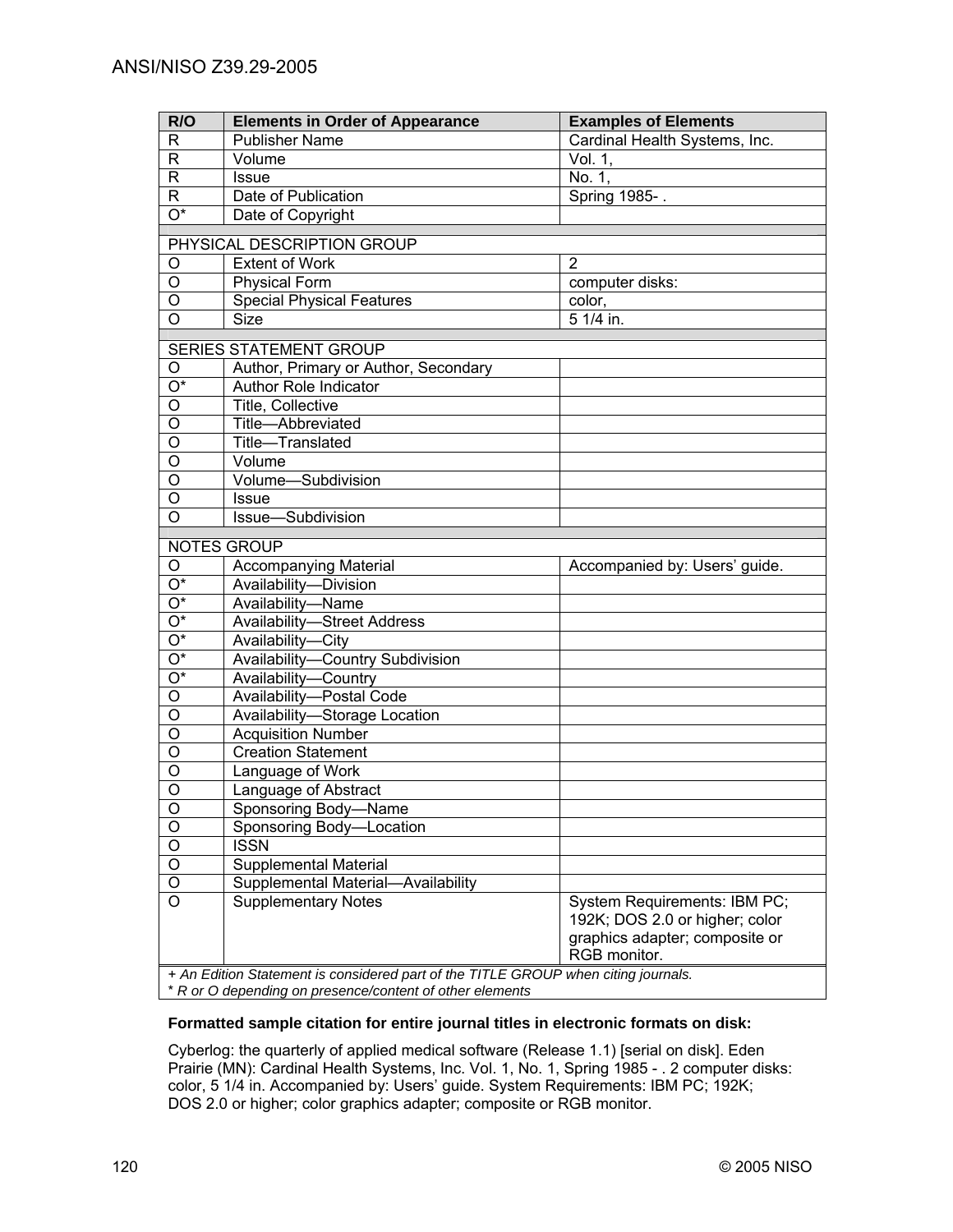| R/O | Elements in Order of Appearance | Examples of Elements |
|---|---|---|
| R | Publisher Name | Cardinal Health Systems, Inc. |
| R | Volume | Vol. 1, |
| R | Issue | No. 1, |
| R | Date of Publication | Spring 1985- . |
| O* | Date of Copyright | |
| | | |
| PHYSICAL DESCRIPTION GROUP | | |
| O | Extent of Work | 2 |
| O | Physical Form | computer disks: |
| O | Special Physical Features | color, |
| O | Size | 5 1/4 in. |
| | | |
| SERIES STATEMENT GROUP | | |
| O | Author, Primary or Author, Secondary | |
| O* | Author Role Indicator | |
| O | Title, Collective | |
| O | Title—Abbreviated | |
| O | Title—Translated | |
| O | Volume | |
| O | Volume—Subdivision | |
| O | Issue | |
| O | Issue—Subdivision | |
| | | |
| NOTES GROUP | | |
| O | Accompanying Material | Accompanied by: Users' guide. |
| O* | Availability—Division | |
| O* | Availability—Name | |
| O* | Availability—Street Address | |
| O* | Availability—City | |
| O* | Availability—Country Subdivision | |
| O* | Availability—Country | |
| O | Availability—Postal Code | |
| O | Availability—Storage Location | |
| O | Acquisition Number | |
| O | Creation Statement | |
| O | Language of Work | |
| O | Language of Abstract | |
| O | Sponsoring Body—Name | |
| O | Sponsoring Body—Location | |
| O | ISSN | |
| O | Supplemental Material | |
| O | Supplemental Material—Availability | |
| O | Supplementary Notes | System Requirements: IBM PC; 192K; DOS 2.0 or higher; color graphics adapter; composite or RGB monitor. |

+ *An Edition Statement is considered part of the TITLE GROUP when citing journals.*
* *R or O depending on presence/content of other elements*

**Formatted sample citation for entire journal titles in electronic formats on disk:**

Cyberlog: the quarterly of applied medical software (Release 1.1) [serial on disk]. Eden Prairie (MN): Cardinal Health Systems, Inc. Vol. 1, No. 1, Spring 1985 - . 2 computer disks: color, 5 1/4 in. Accompanied by: Users' guide. System Requirements: IBM PC; 192K; DOS 2.0 or higher; color graphics adapter; composite or RGB monitor.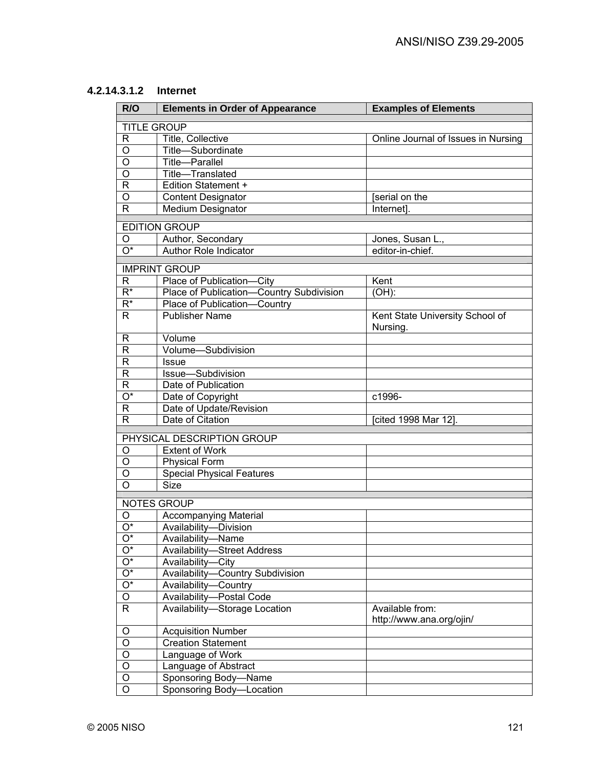#### 4.2.14.3.1.2 Internet

| R/O | Elements in Order of Appearance | Examples of Elements |
|---|---|---|
| TITLE GROUP | | |
| R | Title, Collective | Online Journal of Issues in Nursing |
| O | Title—Subordinate | |
| O | Title—Parallel | |
| O | Title—Translated | |
| R | Edition Statement + | |
| O | Content Designator | [serial on the |
| R | Medium Designator | Internet]. |
| EDITION GROUP | | |
| O | Author, Secondary | Jones, Susan L., |
| O* | Author Role Indicator | editor-in-chief. |
| IMPRINT GROUP | | |
| R | Place of Publication—City | Kent |
| R* | Place of Publication—Country Subdivision | (OH): |
| R* | Place of Publication—Country | |
| R | Publisher Name | Kent State University School of Nursing. |
| R | Volume | |
| R | Volume—Subdivision | |
| R | Issue | |
| R | Issue—Subdivision | |
| R | Date of Publication | |
| O* | Date of Copyright | c1996- |
| R | Date of Update/Revision | |
| R | Date of Citation | [cited 1998 Mar 12]. |
| PHYSICAL DESCRIPTION GROUP | | |
| O | Extent of Work | |
| O | Physical Form | |
| O | Special Physical Features | |
| O | Size | |
| NOTES GROUP | | |
| O | Accompanying Material | |
| O* | Availability—Division | |
| O* | Availability—Name | |
| O* | Availability—Street Address | |
| O* | Availability—City | |
| O* | Availability—Country Subdivision | |
| O* | Availability—Country | |
| O | Availability—Postal Code | |
| R | Availability—Storage Location | Available from: http://www.ana.org/ojin/ |
| O | Acquisition Number | |
| O | Creation Statement | |
| O | Language of Work | |
| O | Language of Abstract | |
| O | Sponsoring Body—Name | |
| O | Sponsoring Body—Location | |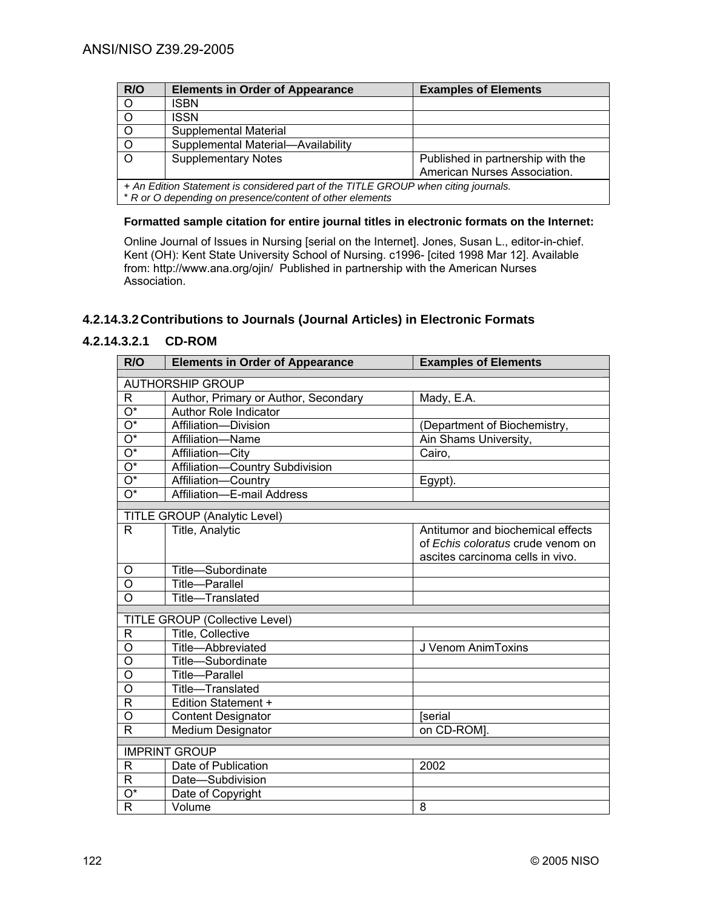| R/O | Elements in Order of Appearance | Examples of Elements |
|---|---|---|
| O | ISBN | |
| O | ISSN | |
| O | Supplemental Material | |
| O | Supplemental Material—Availability | |
| O | Supplementary Notes | Published in partnership with the American Nurses Association. |
| *+ An Edition Statement is considered part of the TITLE GROUP when citing journals.* <br> ** R or O depending on presence/content of other elements* | | |

**Formatted sample citation for entire journal titles in electronic formats on the Internet:**

Online Journal of Issues in Nursing [serial on the Internet]. Jones, Susan L., editor-in-chief. Kent (OH): Kent State University School of Nursing. c1996- [cited 1998 Mar 12]. Available from: http://www.ana.org/ojin/ Published in partnership with the American Nurses Association.

### 4.2.14.3.2 Contributions to Journals (Journal Articles) in Electronic Formats

#### 4.2.14.3.2.1 CD-ROM

| R/O | Elements in Order of Appearance | Examples of Elements |
|---|---|---|
| AUTHORSHIP GROUP | | |
| R | Author, Primary or Author, Secondary | Mady, E.A. |
| O* | Author Role Indicator | |
| O* | Affiliation—Division | (Department of Biochemistry, |
| O* | Affiliation—Name | Ain Shams University, |
| O* | Affiliation—City | Cairo, |
| O* | Affiliation—Country Subdivision | |
| O* | Affiliation—Country | Egypt). |
| O* | Affiliation—E-mail Address | |
| TITLE GROUP (Analytic Level) | | |
| R | Title, Analytic | Antitumor and biochemical effects of *Echis coloratus* crude venom on ascites carcinoma cells in vivo. |
| O | Title—Subordinate | |
| O | Title—Parallel | |
| O | Title—Translated | |
| TITLE GROUP (Collective Level) | | |
| R | Title, Collective | |
| O | Title—Abbreviated | J Venom AnimToxins |
| O | Title—Subordinate | |
| O | Title—Parallel | |
| O | Title—Translated | |
| R | Edition Statement + | |
| O | Content Designator | [serial |
| R | Medium Designator | on CD-ROM]. |
| IMPRINT GROUP | | |
| R | Date of Publication | 2002 |
| R | Date—Subdivision | |
| O* | Date of Copyright | |
| R | Volume | 8 |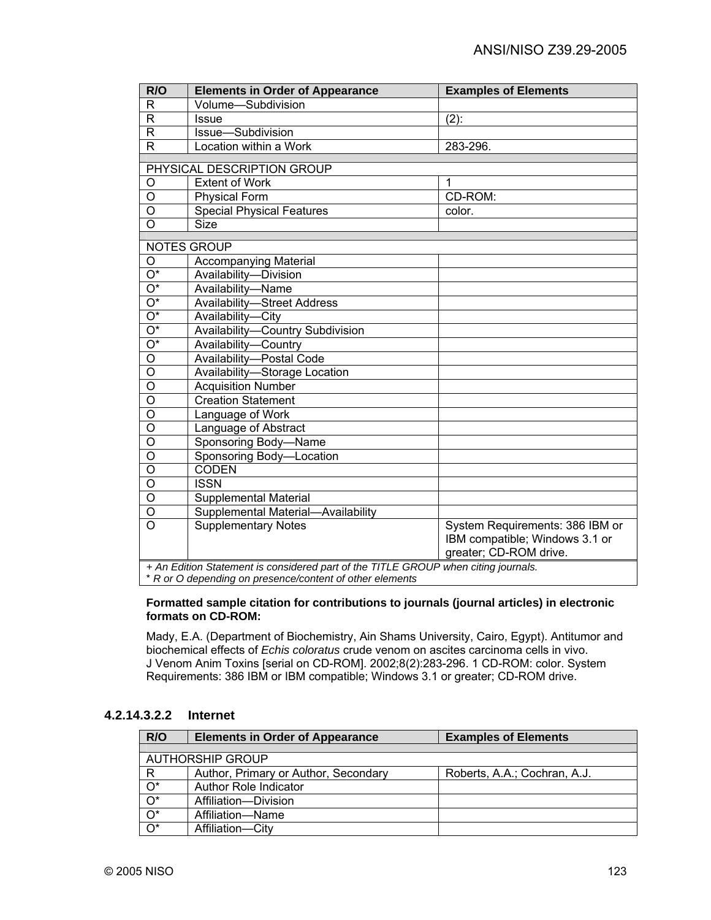| R/O | Elements in Order of Appearance | Examples of Elements |
|---|---|---|
| R | Volume—Subdivision | |
| R | Issue | (2): |
| R | Issue—Subdivision | |
| R | Location within a Work | 283-296. |
| | | |
| PHYSICAL DESCRIPTION GROUP | | |
| O | Extent of Work | 1 |
| O | Physical Form | CD-ROM: |
| O | Special Physical Features | color. |
| O | Size | |
| | | |
| NOTES GROUP | | |
| O | Accompanying Material | |
| O* | Availability—Division | |
| O* | Availability—Name | |
| O* | Availability—Street Address | |
| O* | Availability—City | |
| O* | Availability—Country Subdivision | |
| O* | Availability—Country | |
| O | Availability—Postal Code | |
| O | Availability—Storage Location | |
| O | Acquisition Number | |
| O | Creation Statement | |
| O | Language of Work | |
| O | Language of Abstract | |
| O | Sponsoring Body—Name | |
| O | Sponsoring Body—Location | |
| O | CODEN | |
| O | ISSN | |
| O | Supplemental Material | |
| O | Supplemental Material—Availability | |
| O | Supplementary Notes | System Requirements: 386 IBM or IBM compatible; Windows 3.1 or greater; CD-ROM drive. |

*+ An Edition Statement is considered part of the TITLE GROUP when citing journals.*
*\* R or O depending on presence/content of other elements*

**Formatted sample citation for contributions to journals (journal articles) in electronic formats on CD-ROM:**

Mady, E.A. (Department of Biochemistry, Ain Shams University, Cairo, Egypt). Antitumor and biochemical effects of *Echis coloratus* crude venom on ascites carcinoma cells in vivo. J Venom Anim Toxins [serial on CD-ROM]. 2002;8(2):283-296. 1 CD-ROM: color. System Requirements: 386 IBM or IBM compatible; Windows 3.1 or greater; CD-ROM drive.

#### 4.2.14.3.2.2 Internet

| R/O | Elements in Order of Appearance | Examples of Elements |
|---|---|---|
| | | |
| AUTHORSHIP GROUP | | |
| R | Author, Primary or Author, Secondary | Roberts, A.A.; Cochran, A.J. |
| O* | Author Role Indicator | |
| O* | Affiliation—Division | |
| O* | Affiliation—Name | |
| O* | Affiliation—City | |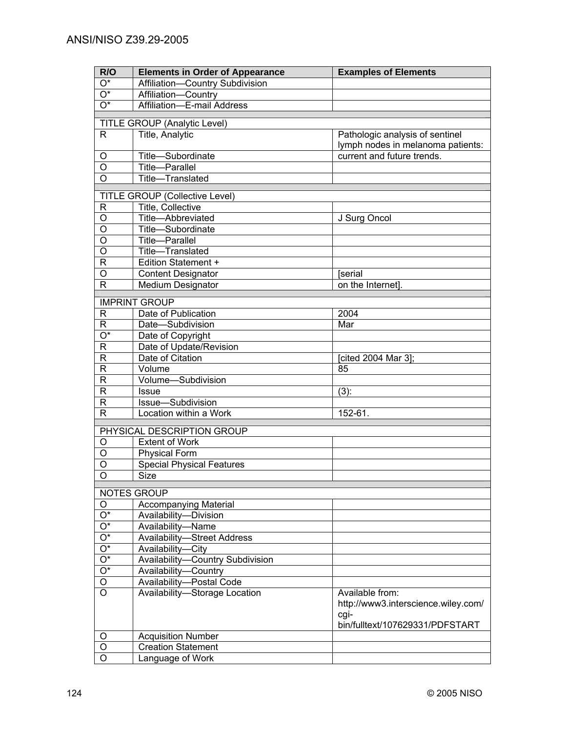| R/O | Elements in Order of Appearance | Examples of Elements |
| --- | --- | --- |
| O* | Affiliation—Country Subdivision | |
| O* | Affiliation—Country | |
| O* | Affiliation—E-mail Address | |
| | | |
| TITLE GROUP (Analytic Level) | | |
| R | Title, Analytic | Pathologic analysis of sentinel lymph nodes in melanoma patients: |
| O | Title—Subordinate | current and future trends. |
| O | Title—Parallel | |
| O | Title—Translated | |
| | | |
| TITLE GROUP (Collective Level) | | |
| R | Title, Collective | |
| O | Title—Abbreviated | J Surg Oncol |
| O | Title—Subordinate | |
| O | Title—Parallel | |
| O | Title—Translated | |
| R | Edition Statement + | |
| O | Content Designator | [serial |
| R | Medium Designator | on the Internet]. |
| | | |
| IMPRINT GROUP | | |
| R | Date of Publication | 2004 |
| R | Date—Subdivision | Mar |
| O* | Date of Copyright | |
| R | Date of Update/Revision | |
| R | Date of Citation | [cited 2004 Mar 3]; |
| R | Volume | 85 |
| R | Volume—Subdivision | |
| R | Issue | (3): |
| R | Issue—Subdivision | |
| R | Location within a Work | 152-61. |
| | | |
| PHYSICAL DESCRIPTION GROUP | | |
| O | Extent of Work | |
| O | Physical Form | |
| O | Special Physical Features | |
| O | Size | |
| | | |
| NOTES GROUP | | |
| O | Accompanying Material | |
| O* | Availability—Division | |
| O* | Availability—Name | |
| O* | Availability—Street Address | |
| O* | Availability—City | |
| O* | Availability—Country Subdivision | |
| O* | Availability—Country | |
| O | Availability—Postal Code | |
| O | Availability—Storage Location | Available from: http://www3.interscience.wiley.com/cgi-bin/fulltext/107629331/PDFSTART |
| O | Acquisition Number | |
| O | Creation Statement | |
| O | Language of Work | |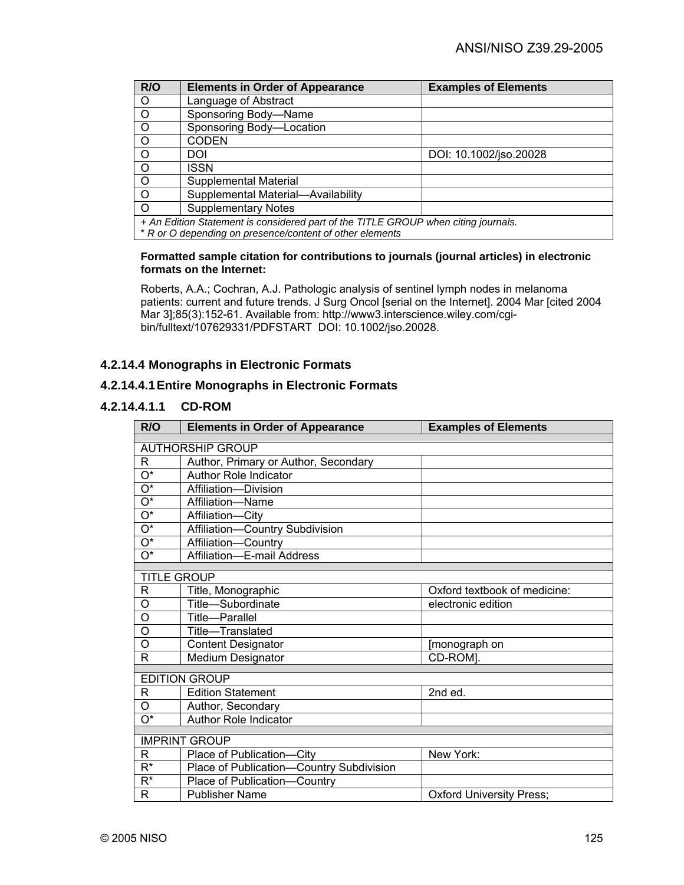| R/O | Elements in Order of Appearance | Examples of Elements |
|---|---|---|
| O | Language of Abstract | |
| O | Sponsoring Body—Name | |
| O | Sponsoring Body—Location | |
| O | CODEN | |
| O | DOI | DOI: 10.1002/jso.20028 |
| O | ISSN | |
| O | Supplemental Material | |
| O | Supplemental Material—Availability | |
| O | Supplementary Notes | |
| *+ An Edition Statement is considered part of the TITLE GROUP when citing journals.* <br> *\* R or O depending on presence/content of other elements* | | |

**Formatted sample citation for contributions to journals (journal articles) in electronic formats on the Internet:**

Roberts, A.A.; Cochran, A.J. Pathologic analysis of sentinel lymph nodes in melanoma patients: current and future trends. J Surg Oncol [serial on the Internet]. 2004 Mar [cited 2004 Mar 3];85(3):152-61. Available from: http://www3.interscience.wiley.com/cgi-bin/fulltext/107629331/PDFSTART DOI: 10.1002/jso.20028.

### 4.2.14.4 Monographs in Electronic Formats

#### 4.2.14.4.1 Entire Monographs in Electronic Formats

##### 4.2.14.4.1.1 CD-ROM

| R/O | Elements in Order of Appearance | Examples of Elements |
|---|---|---|
| | | |
| AUTHORSHIP GROUP | | |
| R | Author, Primary or Author, Secondary | |
| O* | Author Role Indicator | |
| O* | Affiliation—Division | |
| O* | Affiliation—Name | |
| O* | Affiliation—City | |
| O* | Affiliation—Country Subdivision | |
| O* | Affiliation—Country | |
| O* | Affiliation—E-mail Address | |
| | | |
| TITLE GROUP | | |
| R | Title, Monographic | Oxford textbook of medicine: |
| O | Title—Subordinate | electronic edition |
| O | Title—Parallel | |
| O | Title—Translated | |
| O | Content Designator | [monograph on |
| R | Medium Designator | CD-ROM]. |
| | | |
| EDITION GROUP | | |
| R | Edition Statement | 2nd ed. |
| O | Author, Secondary | |
| O* | Author Role Indicator | |
| | | |
| IMPRINT GROUP | | |
| R | Place of Publication—City | New York: |
| R* | Place of Publication—Country Subdivision | |
| R* | Place of Publication—Country | |
| R | Publisher Name | Oxford University Press; |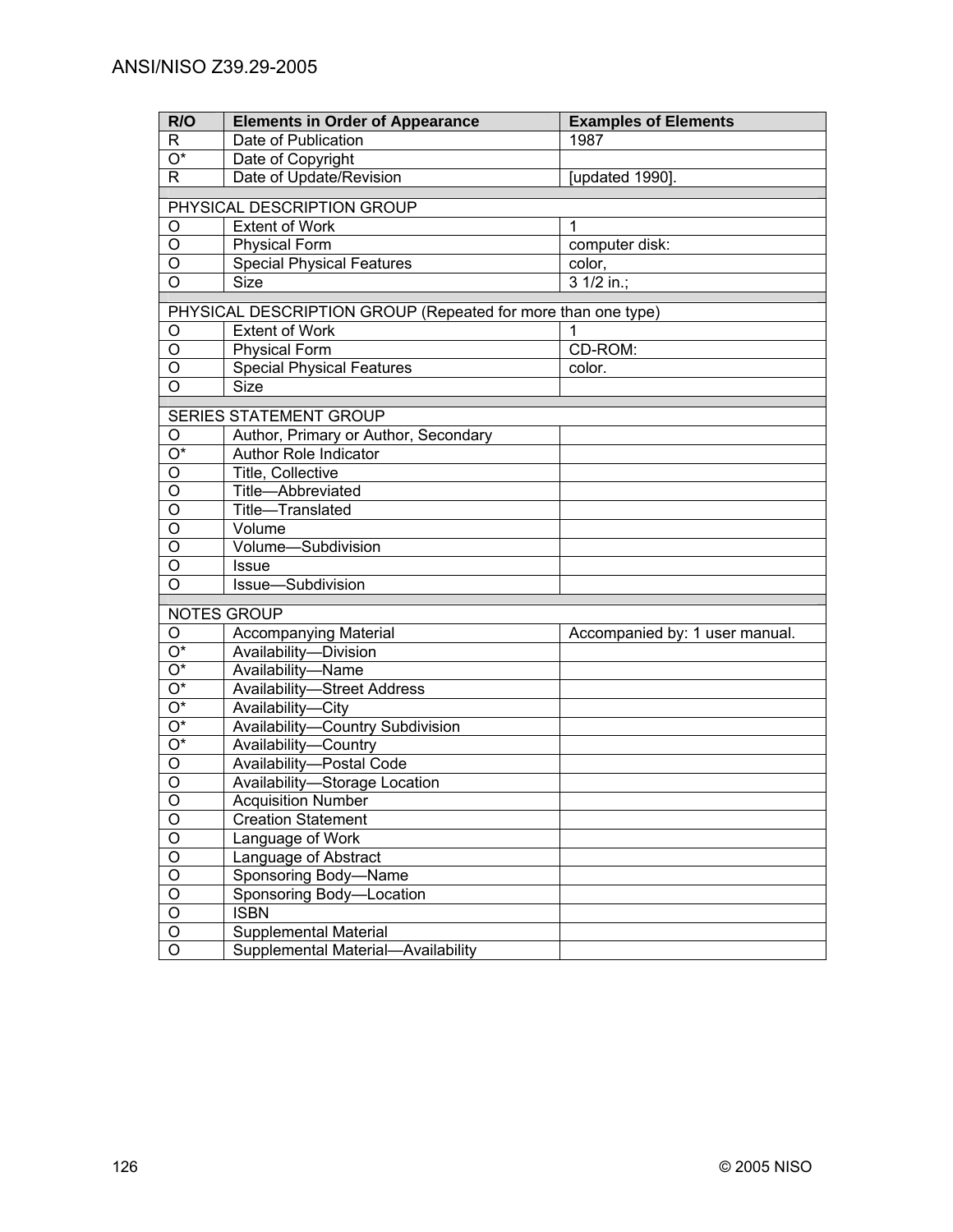| R/O | Elements in Order of Appearance | Examples of Elements |
|---|---|---|
| R | Date of Publication | 1987 |
| O* | Date of Copyright | |
| R | Date of Update/Revision | [updated 1990]. |
| | | |
| PHYSICAL DESCRIPTION GROUP | | |
| O | Extent of Work | 1 |
| O | Physical Form | computer disk: |
| O | Special Physical Features | color, |
| O | Size | 3 1/2 in.; |
| | | |
| PHYSICAL DESCRIPTION GROUP (Repeated for more than one type) | | |
| O | Extent of Work | 1 |
| O | Physical Form | CD-ROM: |
| O | Special Physical Features | color. |
| O | Size | |
| | | |
| SERIES STATEMENT GROUP | | |
| O | Author, Primary or Author, Secondary | |
| O* | Author Role Indicator | |
| O | Title, Collective | |
| O | Title—Abbreviated | |
| O | Title—Translated | |
| O | Volume | |
| O | Volume—Subdivision | |
| O | Issue | |
| O | Issue—Subdivision | |
| | | |
| NOTES GROUP | | |
| O | Accompanying Material | Accompanied by: 1 user manual. |
| O* | Availability—Division | |
| O* | Availability—Name | |
| O* | Availability—Street Address | |
| O* | Availability—City | |
| O* | Availability—Country Subdivision | |
| O* | Availability—Country | |
| O | Availability—Postal Code | |
| O | Availability—Storage Location | |
| O | Acquisition Number | |
| O | Creation Statement | |
| O | Language of Work | |
| O | Language of Abstract | |
| O | Sponsoring Body—Name | |
| O | Sponsoring Body—Location | |
| O | ISBN | |
| O | Supplemental Material | |
| O | Supplemental Material—Availability | |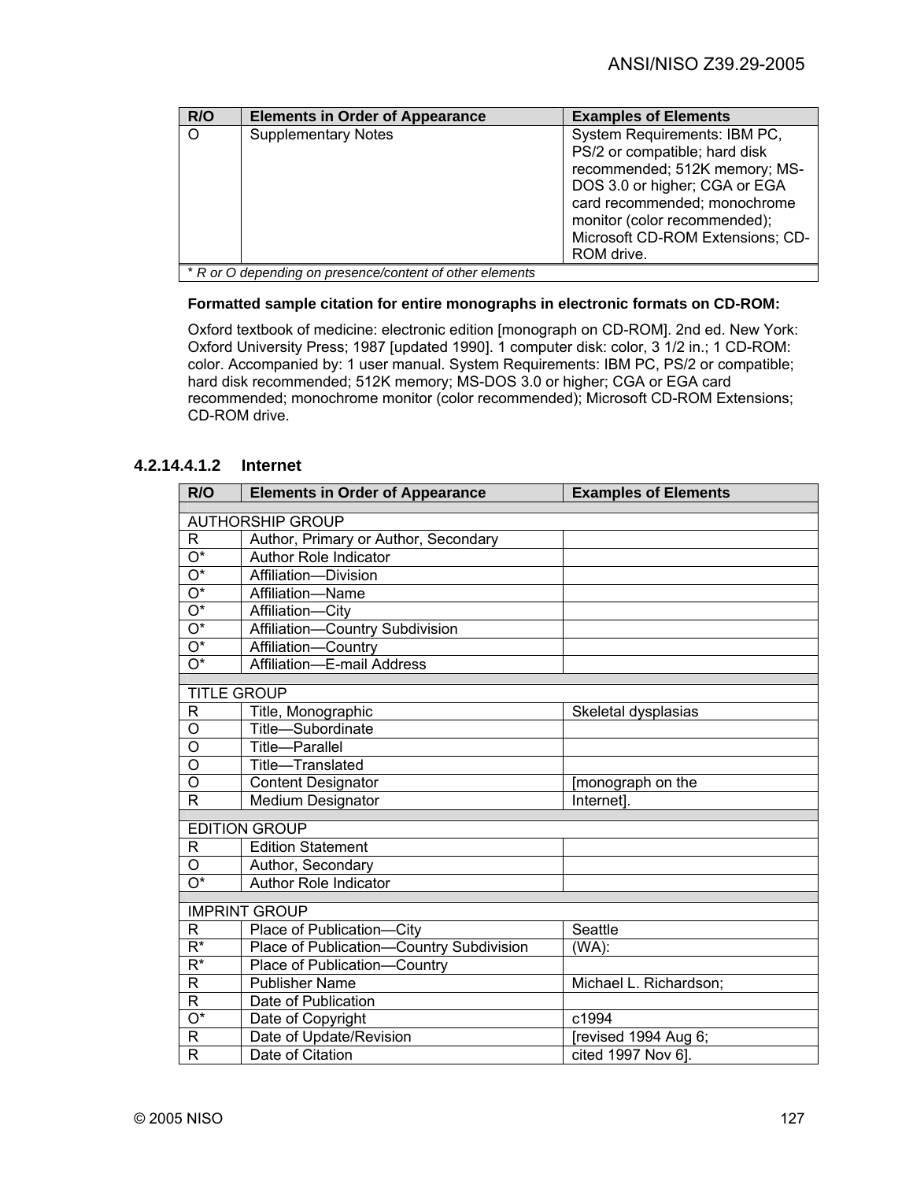| R/O | Elements in Order of Appearance | Examples of Elements |
|---|---|---|
| O | Supplementary Notes | System Requirements: IBM PC, PS/2 or compatible; hard disk recommended; 512K memory; MS-DOS 3.0 or higher; CGA or EGA card recommended; monochrome monitor (color recommended); Microsoft CD-ROM Extensions; CD-ROM drive. |

\* *R or O depending on presence/content of other elements*

**Formatted sample citation for entire monographs in electronic formats on CD-ROM:**

Oxford textbook of medicine: electronic edition [monograph on CD-ROM]. 2nd ed. New York: Oxford University Press; 1987 [updated 1990]. 1 computer disk: color, 3 1/2 in.; 1 CD-ROM: color. Accompanied by: 1 user manual. System Requirements: IBM PC, PS/2 or compatible; hard disk recommended; 512K memory; MS-DOS 3.0 or higher; CGA or EGA card recommended; monochrome monitor (color recommended); Microsoft CD-ROM Extensions; CD-ROM drive.

#### 4.2.14.4.1.2 Internet

| R/O | Elements in Order of Appearance | Examples of Elements |
|---|---|---|
| AUTHORSHIP GROUP | | |
| R | Author, Primary or Author, Secondary | |
| O* | Author Role Indicator | |
| O* | Affiliation—Division | |
| O* | Affiliation—Name | |
| O* | Affiliation—City | |
| O* | Affiliation—Country Subdivision | |
| O* | Affiliation—Country | |
| O* | Affiliation—E-mail Address | |
| TITLE GROUP | | |
| R | Title, Monographic | Skeletal dysplasias |
| O | Title—Subordinate | |
| O | Title—Parallel | |
| O | Title—Translated | |
| O | Content Designator | [monograph on the |
| R | Medium Designator | Internet]. |
| EDITION GROUP | | |
| R | Edition Statement | |
| O | Author, Secondary | |
| O* | Author Role Indicator | |
| IMPRINT GROUP | | |
| R | Place of Publication—City | Seattle |
| R* | Place of Publication—Country Subdivision | (WA): |
| R* | Place of Publication—Country | |
| R | Publisher Name | Michael L. Richardson; |
| R | Date of Publication | |
| O* | Date of Copyright | c1994 |
| R | Date of Update/Revision | [revised 1994 Aug 6; |
| R | Date of Citation | cited 1997 Nov 6]. |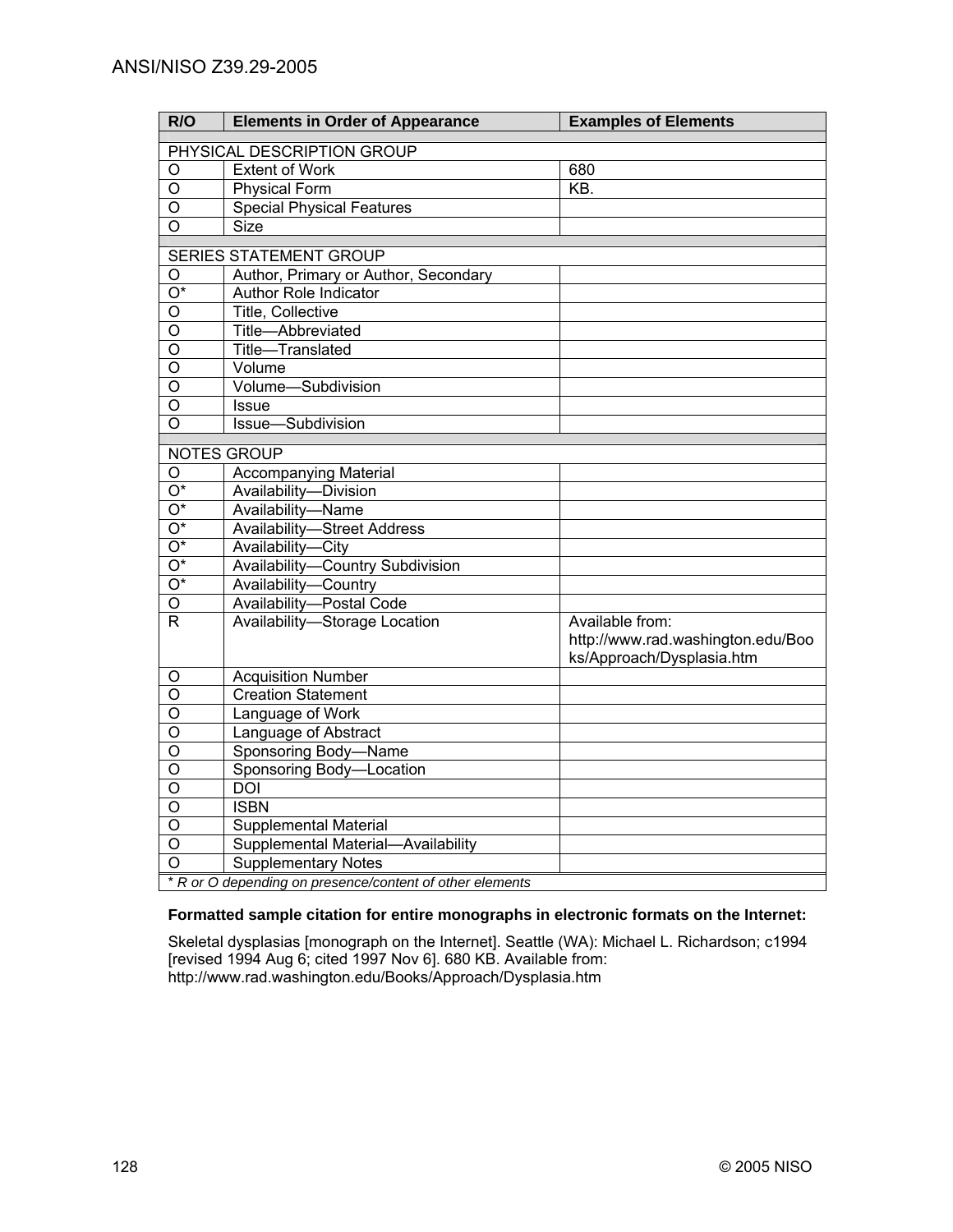| R/O | Elements in Order of Appearance | Examples of Elements |
|---|---|---|
| PHYSICAL DESCRIPTION GROUP | | |
| O | Extent of Work | 680 |
| O | Physical Form | KB. |
| O | Special Physical Features | |
| O | Size | |
| SERIES STATEMENT GROUP | | |
| O | Author, Primary or Author, Secondary | |
| O* | Author Role Indicator | |
| O | Title, Collective | |
| O | Title—Abbreviated | |
| O | Title—Translated | |
| O | Volume | |
| O | Volume—Subdivision | |
| O | Issue | |
| O | Issue—Subdivision | |
| NOTES GROUP | | |
| O | Accompanying Material | |
| O* | Availability—Division | |
| O* | Availability—Name | |
| O* | Availability—Street Address | |
| O* | Availability—City | |
| O* | Availability—Country Subdivision | |
| O* | Availability—Country | |
| O | Availability—Postal Code | |
| R | Availability—Storage Location | Available from: http://www.rad.washington.edu/Books/Approach/Dysplasia.htm |
| O | Acquisition Number | |
| O | Creation Statement | |
| O | Language of Work | |
| O | Language of Abstract | |
| O | Sponsoring Body—Name | |
| O | Sponsoring Body—Location | |
| O | DOI | |
| O | ISBN | |
| O | Supplemental Material | |
| O | Supplemental Material—Availability | |
| O | Supplementary Notes | |

*\* R or O depending on presence/content of other elements*

**Formatted sample citation for entire monographs in electronic formats on the Internet:**

Skeletal dysplasias [monograph on the Internet]. Seattle (WA): Michael L. Richardson; c1994 [revised 1994 Aug 6; cited 1997 Nov 6]. 680 KB. Available from: http://www.rad.washington.edu/Books/Approach/Dysplasia.htm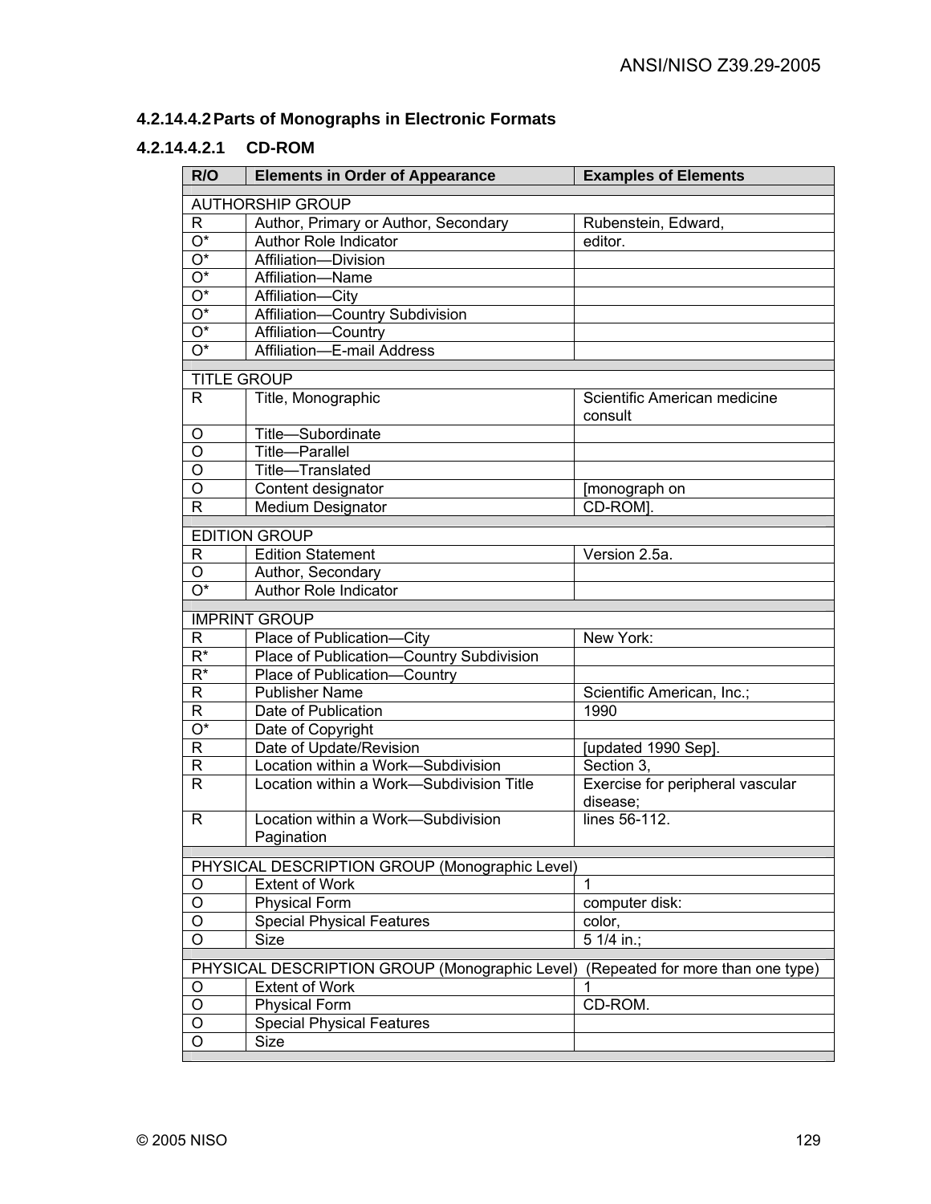#### 4.2.14.4.2 Parts of Monographs in Electronic Formats

##### 4.2.14.4.2.1 CD-ROM

| R/O | Elements in Order of Appearance | Examples of Elements |
|---|---|---|
| AUTHORSHIP GROUP | | |
| R | Author, Primary or Author, Secondary | Rubenstein, Edward, |
| O* | Author Role Indicator | editor. |
| O* | Affiliation—Division | |
| O* | Affiliation—Name | |
| O* | Affiliation—City | |
| O* | Affiliation—Country Subdivision | |
| O* | Affiliation—Country | |
| O* | Affiliation—E-mail Address | |
| TITLE GROUP | | |
| R | Title, Monographic | Scientific American medicine consult |
| O | Title—Subordinate | |
| O | Title—Parallel | |
| O | Title—Translated | |
| O | Content designator | [monograph on |
| R | Medium Designator | CD-ROM]. |
| EDITION GROUP | | |
| R | Edition Statement | Version 2.5a. |
| O | Author, Secondary | |
| O* | Author Role Indicator | |
| IMPRINT GROUP | | |
| R | Place of Publication—City | New York: |
| R* | Place of Publication—Country Subdivision | |
| R* | Place of Publication—Country | |
| R | Publisher Name | Scientific American, Inc.; |
| R | Date of Publication | 1990 |
| O* | Date of Copyright | |
| R | Date of Update/Revision | [updated 1990 Sep]. |
| R | Location within a Work—Subdivision | Section 3, |
| R | Location within a Work—Subdivision Title | Exercise for peripheral vascular disease; |
| R | Location within a Work—Subdivision Pagination | lines 56-112. |
| PHYSICAL DESCRIPTION GROUP (Monographic Level) | | |
| O | Extent of Work | 1 |
| O | Physical Form | computer disk: |
| O | Special Physical Features | color, |
| O | Size | 5 1/4 in.; |
| PHYSICAL DESCRIPTION GROUP (Monographic Level) (Repeated for more than one type) | | |
| O | Extent of Work | 1 |
| O | Physical Form | CD-ROM. |
| O | Special Physical Features | |
| O | Size | |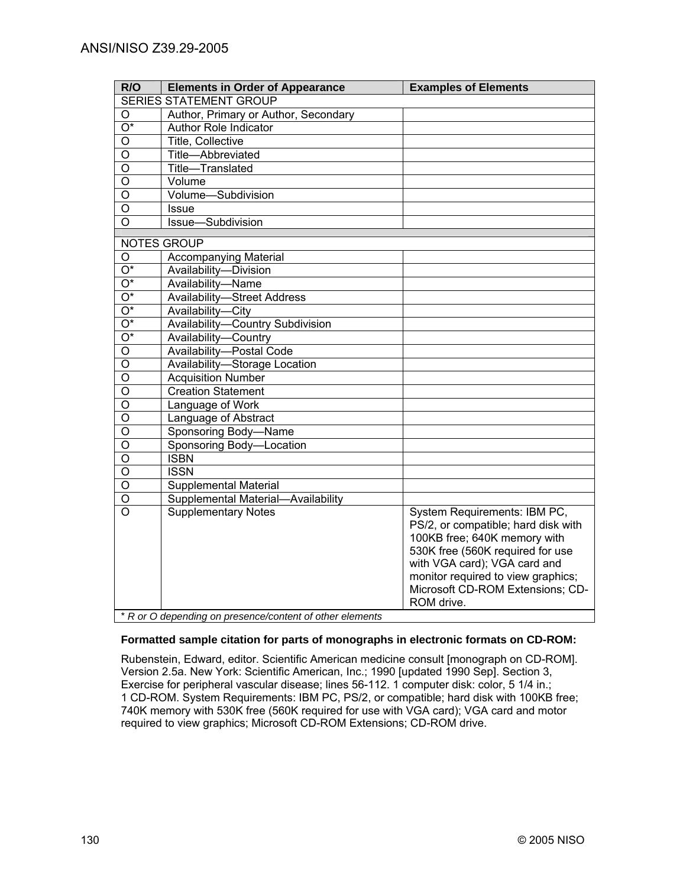| R/O | Elements in Order of Appearance | Examples of Elements |
|---|---|---|
| SERIES STATEMENT GROUP | | |
| O | Author, Primary or Author, Secondary | |
| O* | Author Role Indicator | |
| O | Title, Collective | |
| O | Title—Abbreviated | |
| O | Title—Translated | |
| O | Volume | |
| O | Volume—Subdivision | |
| O | Issue | |
| O | Issue—Subdivision | |
| | | |
| NOTES GROUP | | |
| O | Accompanying Material | |
| O* | Availability—Division | |
| O* | Availability—Name | |
| O* | Availability—Street Address | |
| O* | Availability—City | |
| O* | Availability—Country Subdivision | |
| O* | Availability—Country | |
| O | Availability—Postal Code | |
| O | Availability—Storage Location | |
| O | Acquisition Number | |
| O | Creation Statement | |
| O | Language of Work | |
| O | Language of Abstract | |
| O | Sponsoring Body—Name | |
| O | Sponsoring Body—Location | |
| O | ISBN | |
| O | ISSN | |
| O | Supplemental Material | |
| O | Supplemental Material—Availability | |
| O | Supplementary Notes | System Requirements: IBM PC, PS/2, or compatible; hard disk with 100KB free; 640K memory with 530K free (560K required for use with VGA card); VGA card and monitor required to view graphics; Microsoft CD-ROM Extensions; CD-ROM drive. |

*\* R or O depending on presence/content of other elements*

**Formatted sample citation for parts of monographs in electronic formats on CD-ROM:**

Rubenstein, Edward, editor. Scientific American medicine consult [monograph on CD-ROM]. Version 2.5a. New York: Scientific American, Inc.; 1990 [updated 1990 Sep]. Section 3, Exercise for peripheral vascular disease; lines 56-112. 1 computer disk: color, 5 1/4 in.; 1 CD-ROM. System Requirements: IBM PC, PS/2, or compatible; hard disk with 100KB free; 740K memory with 530K free (560K required for use with VGA card); VGA card and motor required to view graphics; Microsoft CD-ROM Extensions; CD-ROM drive.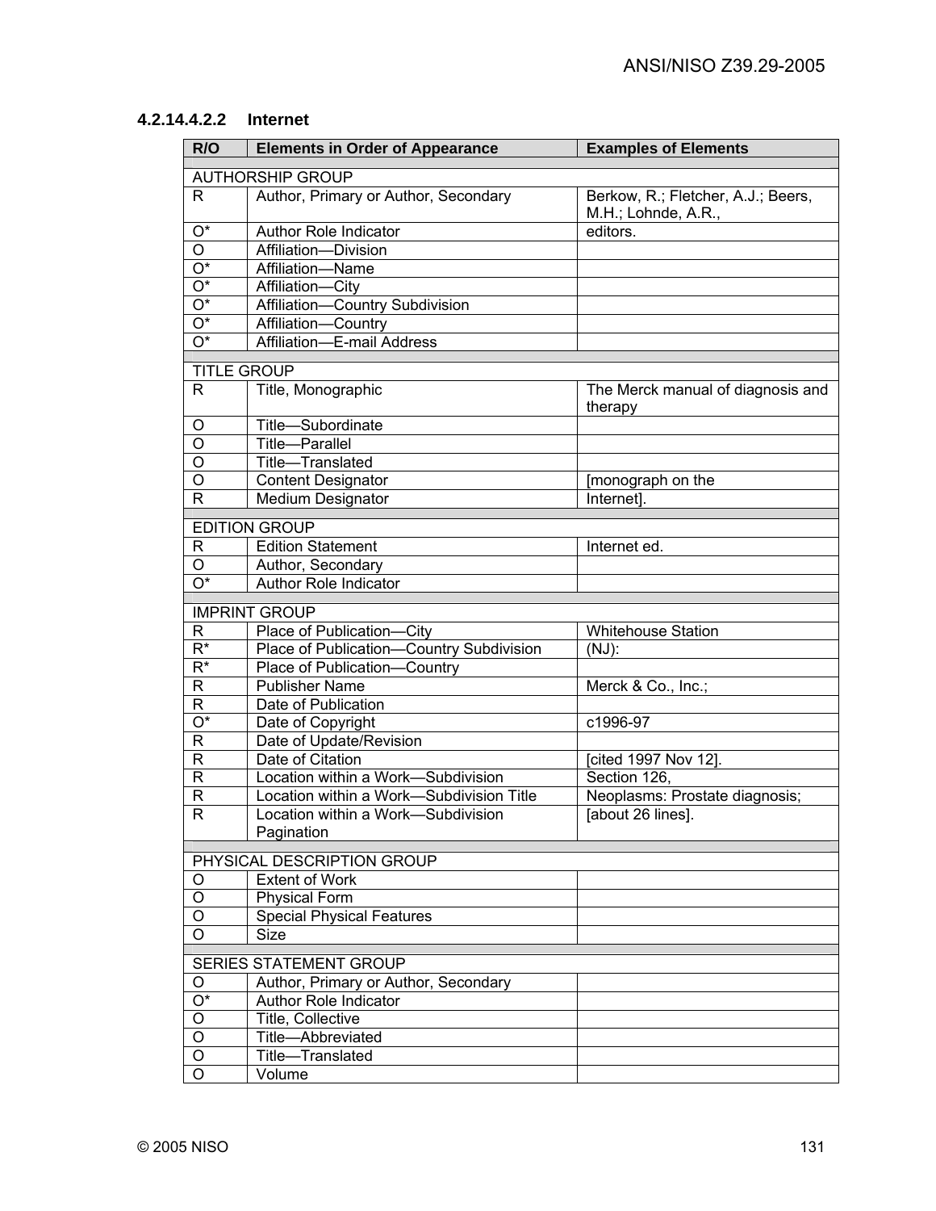#### 4.2.14.4.2.2 Internet

| R/O | Elements in Order of Appearance | Examples of Elements |
|---|---|---|
| AUTHORSHIP GROUP | | |
| R | Author, Primary or Author, Secondary | Berkow, R.; Fletcher, A.J.; Beers, M.H.; Lohnde, A.R., |
| O* | Author Role Indicator | editors. |
| O | Affiliation—Division | |
| O* | Affiliation—Name | |
| O* | Affiliation—City | |
| O* | Affiliation—Country Subdivision | |
| O* | Affiliation—Country | |
| O* | Affiliation—E-mail Address | |
| TITLE GROUP | | |
| R | Title, Monographic | The Merck manual of diagnosis and therapy |
| O | Title—Subordinate | |
| O | Title—Parallel | |
| O | Title—Translated | |
| O | Content Designator | [monograph on the |
| R | Medium Designator | Internet]. |
| EDITION GROUP | | |
| R | Edition Statement | Internet ed. |
| O | Author, Secondary | |
| O* | Author Role Indicator | |
| IMPRINT GROUP | | |
| R | Place of Publication—City | Whitehouse Station |
| R* | Place of Publication—Country Subdivision | (NJ): |
| R* | Place of Publication—Country | |
| R | Publisher Name | Merck & Co., Inc.; |
| R | Date of Publication | |
| O* | Date of Copyright | c1996-97 |
| R | Date of Update/Revision | |
| R | Date of Citation | [cited 1997 Nov 12]. |
| R | Location within a Work—Subdivision | Section 126, |
| R | Location within a Work—Subdivision Title | Neoplasms: Prostate diagnosis; |
| R | Location within a Work—Subdivision Pagination | [about 26 lines]. |
| PHYSICAL DESCRIPTION GROUP | | |
| O | Extent of Work | |
| O | Physical Form | |
| O | Special Physical Features | |
| O | Size | |
| SERIES STATEMENT GROUP | | |
| O | Author, Primary or Author, Secondary | |
| O* | Author Role Indicator | |
| O | Title, Collective | |
| O | Title—Abbreviated | |
| O | Title—Translated | |
| O | Volume | |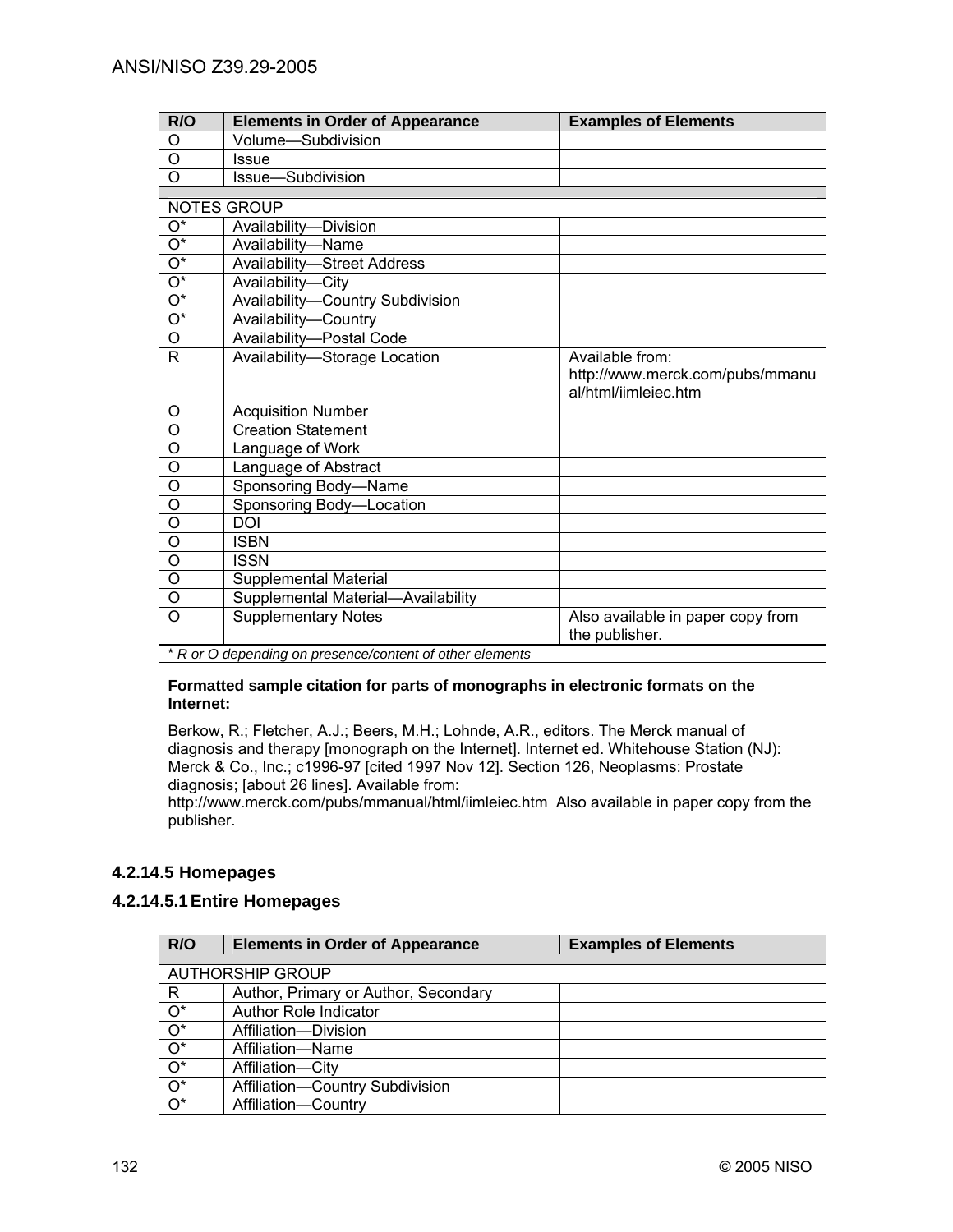| R/O | Elements in Order of Appearance | Examples of Elements |
|---|---|---|
| O | Volume—Subdivision | |
| O | Issue | |
| O | Issue—Subdivision | |
| | | |
| NOTES GROUP | | |
| O* | Availability—Division | |
| O* | Availability—Name | |
| O* | Availability—Street Address | |
| O* | Availability—City | |
| O* | Availability—Country Subdivision | |
| O* | Availability—Country | |
| O | Availability—Postal Code | |
| R | Availability—Storage Location | Available from: http://www.merck.com/pubs/mmanual/html/iimleiec.htm |
| O | Acquisition Number | |
| O | Creation Statement | |
| O | Language of Work | |
| O | Language of Abstract | |
| O | Sponsoring Body—Name | |
| O | Sponsoring Body—Location | |
| O | DOI | |
| O | ISBN | |
| O | ISSN | |
| O | Supplemental Material | |
| O | Supplemental Material—Availability | |
| O | Supplementary Notes | Also available in paper copy from the publisher. |
| *\* R or O depending on presence/content of other elements* | | |

**Formatted sample citation for parts of monographs in electronic formats on the Internet:**

Berkow, R.; Fletcher, A.J.; Beers, M.H.; Lohnde, A.R., editors. The Merck manual of diagnosis and therapy [monograph on the Internet]. Internet ed. Whitehouse Station (NJ): Merck & Co., Inc.; c1996-97 [cited 1997 Nov 12]. Section 126, Neoplasms: Prostate diagnosis; [about 26 lines]. Available from: http://www.merck.com/pubs/mmanual/html/iimleiec.htm Also available in paper copy from the publisher.

### 4.2.14.5 Homepages

#### 4.2.14.5.1 Entire Homepages

| R/O | Elements in Order of Appearance | Examples of Elements |
|---|---|---|
| | | |
| AUTHORSHIP GROUP | | |
| R | Author, Primary or Author, Secondary | |
| O* | Author Role Indicator | |
| O* | Affiliation—Division | |
| O* | Affiliation—Name | |
| O* | Affiliation—City | |
| O* | Affiliation—Country Subdivision | |
| O* | Affiliation—Country | |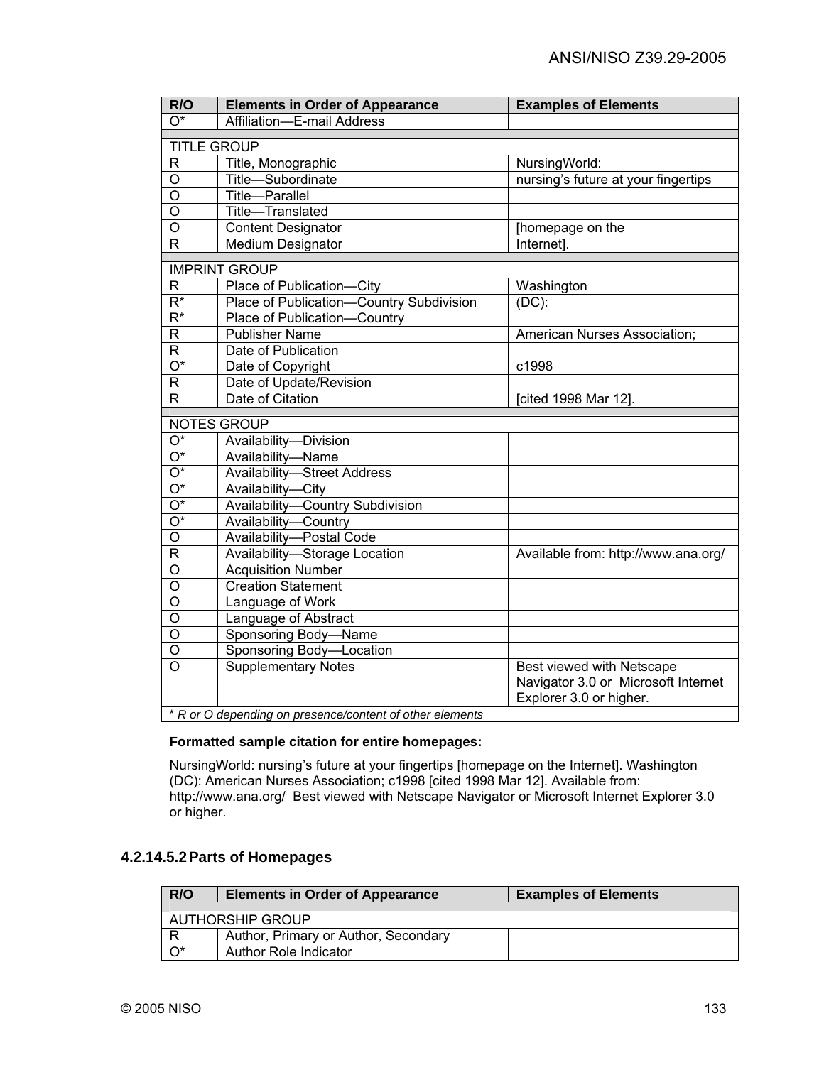| R/O | Elements in Order of Appearance | Examples of Elements |
|---|---|---|
| O* | Affiliation—E-mail Address | |
| | | |
| TITLE GROUP | | |
| R | Title, Monographic | NursingWorld: |
| O | Title—Subordinate | nursing's future at your fingertips |
| O | Title—Parallel | |
| O | Title—Translated | |
| O | Content Designator | [homepage on the |
| R | Medium Designator | Internet]. |
| | | |
| IMPRINT GROUP | | |
| R | Place of Publication—City | Washington |
| R* | Place of Publication—Country Subdivision | (DC): |
| R* | Place of Publication—Country | |
| R | Publisher Name | American Nurses Association; |
| R | Date of Publication | |
| O* | Date of Copyright | c1998 |
| R | Date of Update/Revision | |
| R | Date of Citation | [cited 1998 Mar 12]. |
| | | |
| NOTES GROUP | | |
| O* | Availability—Division | |
| O* | Availability—Name | |
| O* | Availability—Street Address | |
| O* | Availability—City | |
| O* | Availability—Country Subdivision | |
| O* | Availability—Country | |
| O | Availability—Postal Code | |
| R | Availability—Storage Location | Available from: http://www.ana.org/ |
| O | Acquisition Number | |
| O | Creation Statement | |
| O | Language of Work | |
| O | Language of Abstract | |
| O | Sponsoring Body—Name | |
| O | Sponsoring Body—Location | |
| O | Supplementary Notes | Best viewed with Netscape Navigator 3.0 or Microsoft Internet Explorer 3.0 or higher. |

\* *R or O depending on presence/content of other elements*

**Formatted sample citation for entire homepages:**

NursingWorld: nursing's future at your fingertips [homepage on the Internet]. Washington (DC): American Nurses Association; c1998 [cited 1998 Mar 12]. Available from: http://www.ana.org/ Best viewed with Netscape Navigator or Microsoft Internet Explorer 3.0 or higher.

### 4.2.14.5.2 Parts of Homepages

| R/O | Elements in Order of Appearance | Examples of Elements |
|---|---|---|
| | | |
| AUTHORSHIP GROUP | | |
| R | Author, Primary or Author, Secondary | |
| O* | Author Role Indicator | |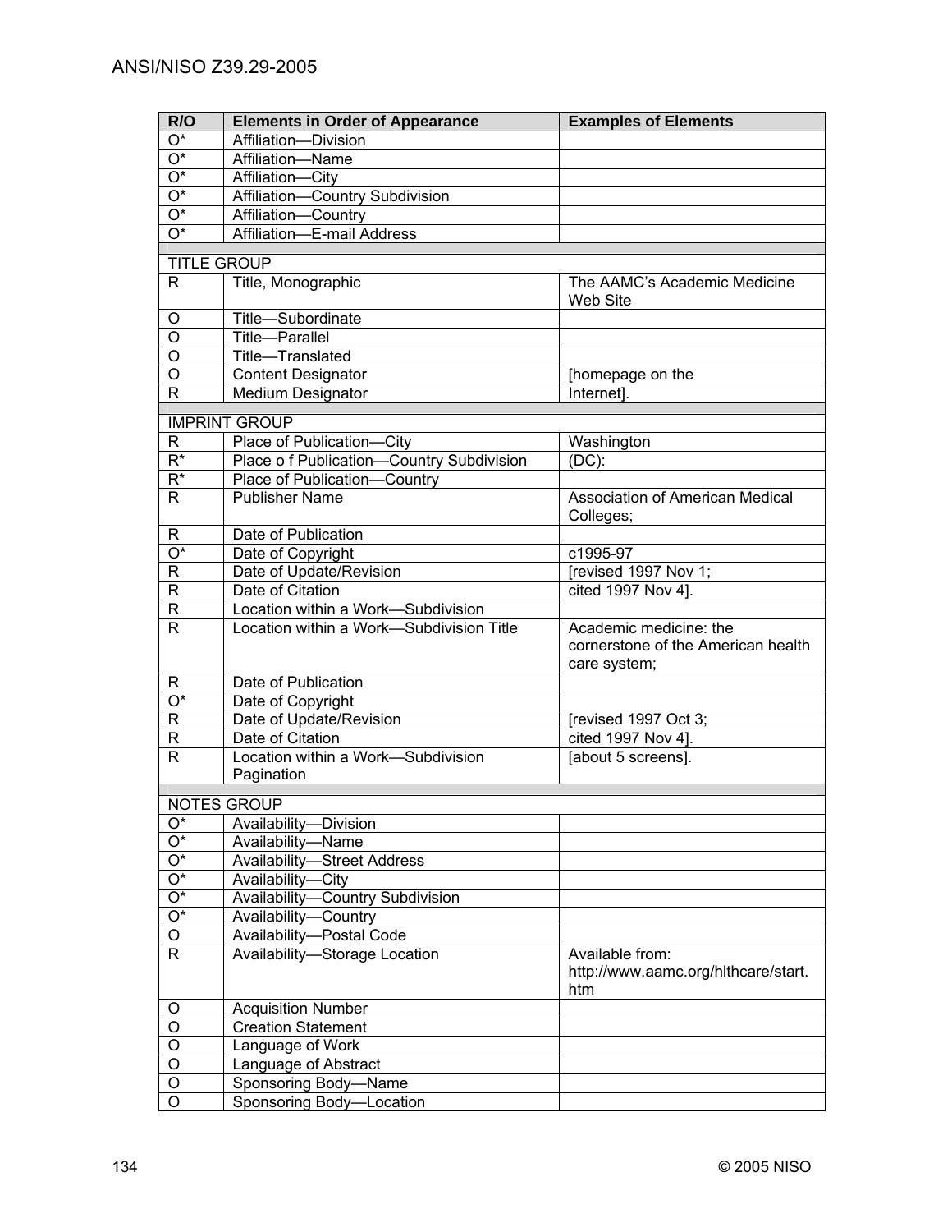| R/O | Elements in Order of Appearance | Examples of Elements |
|---|---|---|
| O* | Affiliation—Division | |
| O* | Affiliation—Name | |
| O* | Affiliation—City | |
| O* | Affiliation—Country Subdivision | |
| O* | Affiliation—Country | |
| O* | Affiliation—E-mail Address | |
| | | |
| TITLE GROUP | | |
| R | Title, Monographic | The AAMC's Academic Medicine Web Site |
| O | Title—Subordinate | |
| O | Title—Parallel | |
| O | Title—Translated | |
| O | Content Designator | [homepage on the |
| R | Medium Designator | Internet]. |
| | | |
| IMPRINT GROUP | | |
| R | Place of Publication—City | Washington |
| R* | Place o f Publication—Country Subdivision | (DC): |
| R* | Place of Publication—Country | |
| R | Publisher Name | Association of American Medical Colleges; |
| R | Date of Publication | |
| O* | Date of Copyright | c1995-97 |
| R | Date of Update/Revision | [revised 1997 Nov 1; |
| R | Date of Citation | cited 1997 Nov 4]. |
| R | Location within a Work—Subdivision | |
| R | Location within a Work—Subdivision Title | Academic medicine: the cornerstone of the American health care system; |
| R | Date of Publication | |
| O* | Date of Copyright | |
| R | Date of Update/Revision | [revised 1997 Oct 3; |
| R | Date of Citation | cited 1997 Nov 4]. |
| R | Location within a Work—Subdivision Pagination | [about 5 screens]. |
| | | |
| NOTES GROUP | | |
| O* | Availability—Division | |
| O* | Availability—Name | |
| O* | Availability—Street Address | |
| O* | Availability—City | |
| O* | Availability—Country Subdivision | |
| O* | Availability—Country | |
| O | Availability—Postal Code | |
| R | Availability—Storage Location | Available from: http://www.aamc.org/hlthcare/start.htm |
| O | Acquisition Number | |
| O | Creation Statement | |
| O | Language of Work | |
| O | Language of Abstract | |
| O | Sponsoring Body—Name | |
| O | Sponsoring Body—Location | |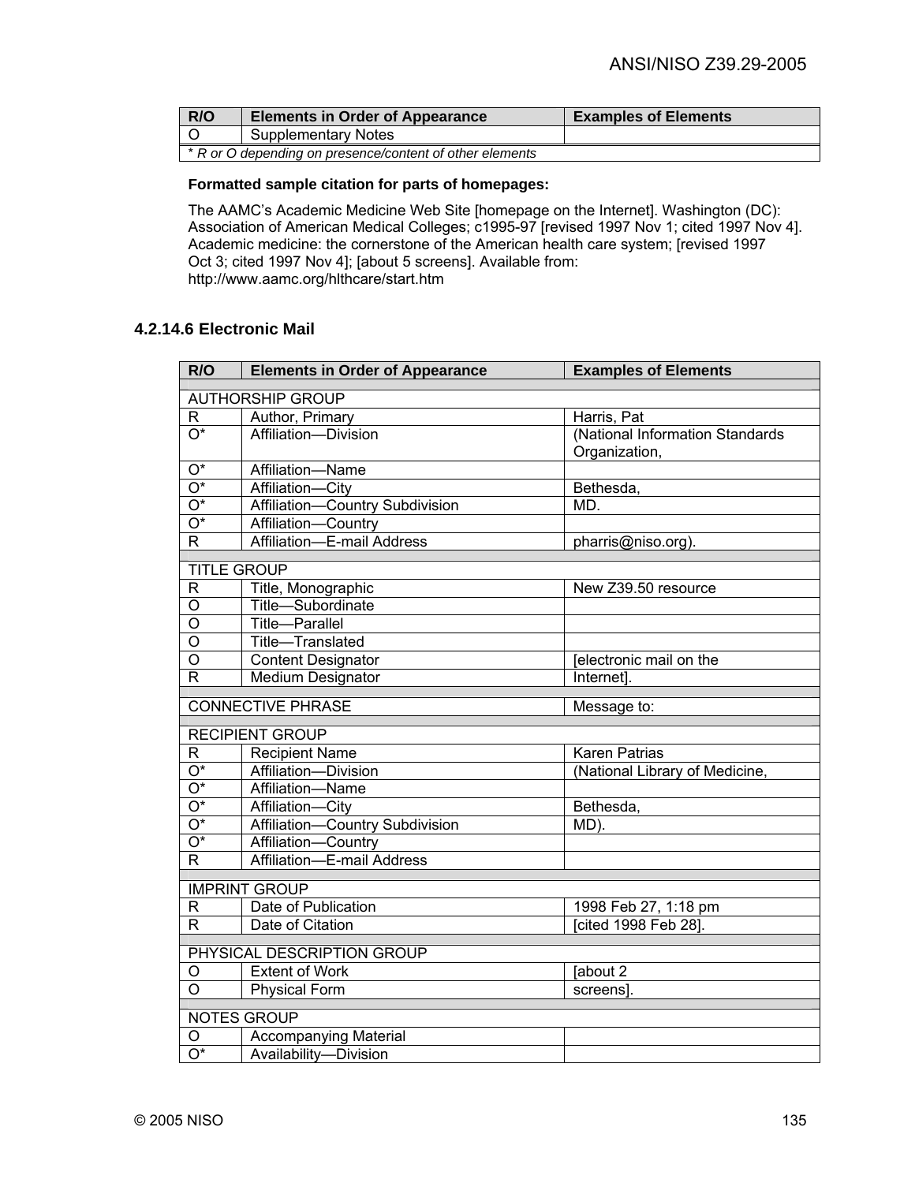| R/O | Elements in Order of Appearance | Examples of Elements |
|---|---|---|
| O | Supplementary Notes | |
| * *R or O depending on presence/content of other elements* | | |

**Formatted sample citation for parts of homepages:**

The AAMC's Academic Medicine Web Site [homepage on the Internet]. Washington (DC): Association of American Medical Colleges; c1995-97 [revised 1997 Nov 1; cited 1997 Nov 4]. Academic medicine: the cornerstone of the American health care system; [revised 1997 Oct 3; cited 1997 Nov 4]; [about 5 screens]. Available from: http://www.aamc.org/hlthcare/start.htm

#### 4.2.14.6 Electronic Mail

| R/O | Elements in Order of Appearance | Examples of Elements |
|---|---|---|
| AUTHORSHIP GROUP | | |
| R | Author, Primary | Harris, Pat |
| O* | Affiliation—Division | (National Information Standards Organization, |
| O* | Affiliation—Name | |
| O* | Affiliation—City | Bethesda, |
| O* | Affiliation—Country Subdivision | MD. |
| O* | Affiliation—Country | |
| R | Affiliation—E-mail Address | pharris@niso.org). |
| TITLE GROUP | | |
| R | Title, Monographic | New Z39.50 resource |
| O | Title—Subordinate | |
| O | Title—Parallel | |
| O | Title—Translated | |
| O | Content Designator | [electronic mail on the |
| R | Medium Designator | Internet]. |
| CONNECTIVE PHRASE | | Message to: |
| RECIPIENT GROUP | | |
| R | Recipient Name | Karen Patrias |
| O* | Affiliation—Division | (National Library of Medicine, |
| O* | Affiliation—Name | |
| O* | Affiliation—City | Bethesda, |
| O* | Affiliation—Country Subdivision | MD). |
| O* | Affiliation—Country | |
| R | Affiliation—E-mail Address | |
| IMPRINT GROUP | | |
| R | Date of Publication | 1998 Feb 27, 1:18 pm |
| R | Date of Citation | [cited 1998 Feb 28]. |
| PHYSICAL DESCRIPTION GROUP | | |
| O | Extent of Work | [about 2 |
| O | Physical Form | screens]. |
| NOTES GROUP | | |
| O | Accompanying Material | |
| O* | Availability—Division | |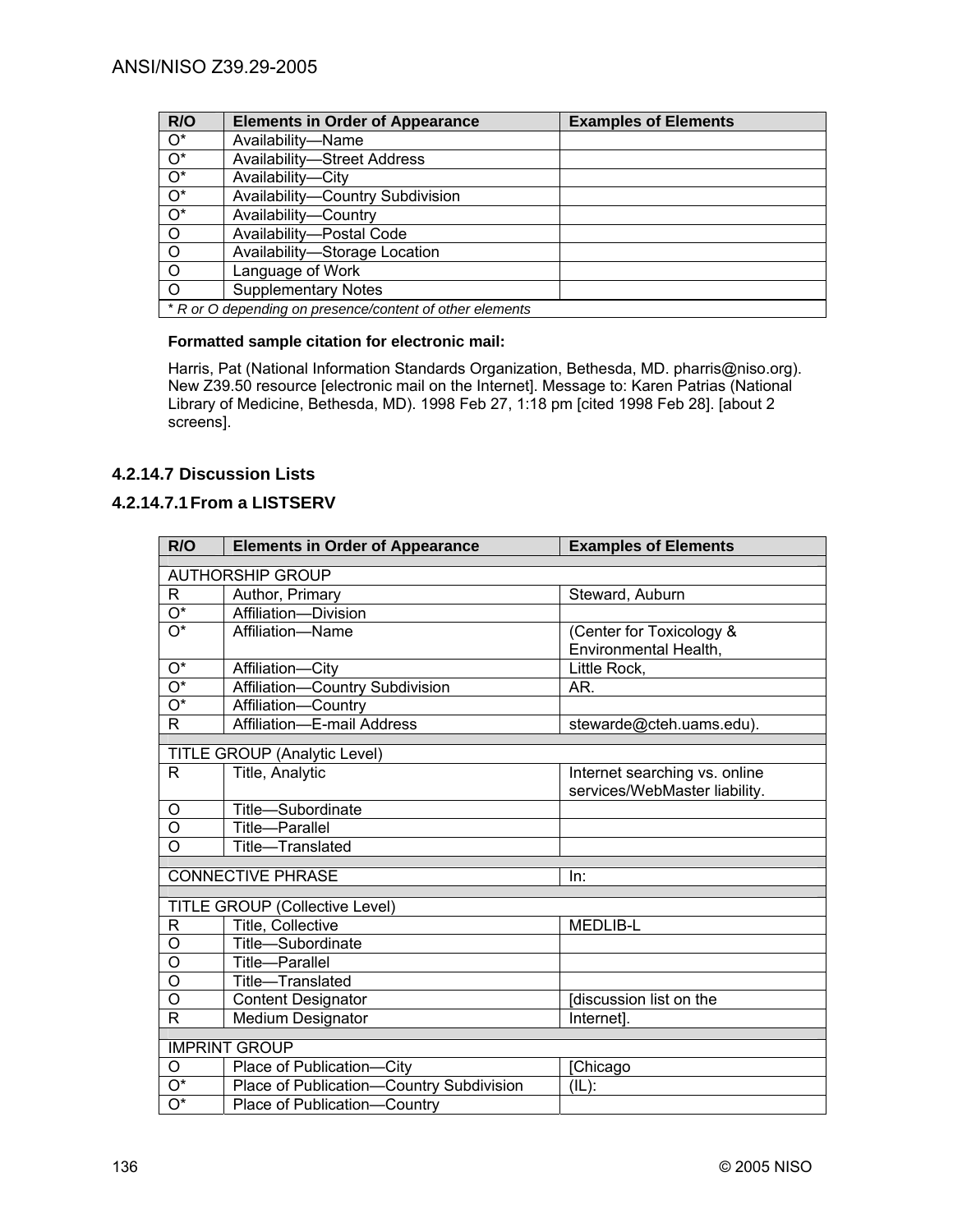| R/O | Elements in Order of Appearance | Examples of Elements |
|---|---|---|
| O* | Availability—Name | |
| O* | Availability—Street Address | |
| O* | Availability—City | |
| O* | Availability—Country Subdivision | |
| O* | Availability—Country | |
| O | Availability—Postal Code | |
| O | Availability—Storage Location | |
| O | Language of Work | |
| O | Supplementary Notes | |
| *\* R or O depending on presence/content of other elements* | | |

**Formatted sample citation for electronic mail:**

Harris, Pat (National Information Standards Organization, Bethesda, MD. pharris@niso.org). New Z39.50 resource [electronic mail on the Internet]. Message to: Karen Patrias (National Library of Medicine, Bethesda, MD). 1998 Feb 27, 1:18 pm [cited 1998 Feb 28]. [about 2 screens].

### 4.2.14.7 Discussion Lists

#### 4.2.14.7.1 From a LISTSERV

| R/O | Elements in Order of Appearance | Examples of Elements |
|---|---|---|
| AUTHORSHIP GROUP | | |
| R | Author, Primary | Steward, Auburn |
| O* | Affiliation—Division | |
| O* | Affiliation—Name | (Center for Toxicology & Environmental Health, |
| O* | Affiliation—City | Little Rock, |
| O* | Affiliation—Country Subdivision | AR. |
| O* | Affiliation—Country | |
| R | Affiliation—E-mail Address | stewarde@cteh.uams.edu). |
| TITLE GROUP (Analytic Level) | | |
| R | Title, Analytic | Internet searching vs. online services/WebMaster liability. |
| O | Title—Subordinate | |
| O | Title—Parallel | |
| O | Title—Translated | |
| CONNECTIVE PHRASE | | In: |
| TITLE GROUP (Collective Level) | | |
| R | Title, Collective | MEDLIB-L |
| O | Title—Subordinate | |
| O | Title—Parallel | |
| O | Title—Translated | |
| O | Content Designator | [discussion list on the |
| R | Medium Designator | Internet]. |
| IMPRINT GROUP | | |
| O | Place of Publication—City | [Chicago |
| O* | Place of Publication—Country Subdivision | (IL): |
| O* | Place of Publication—Country | |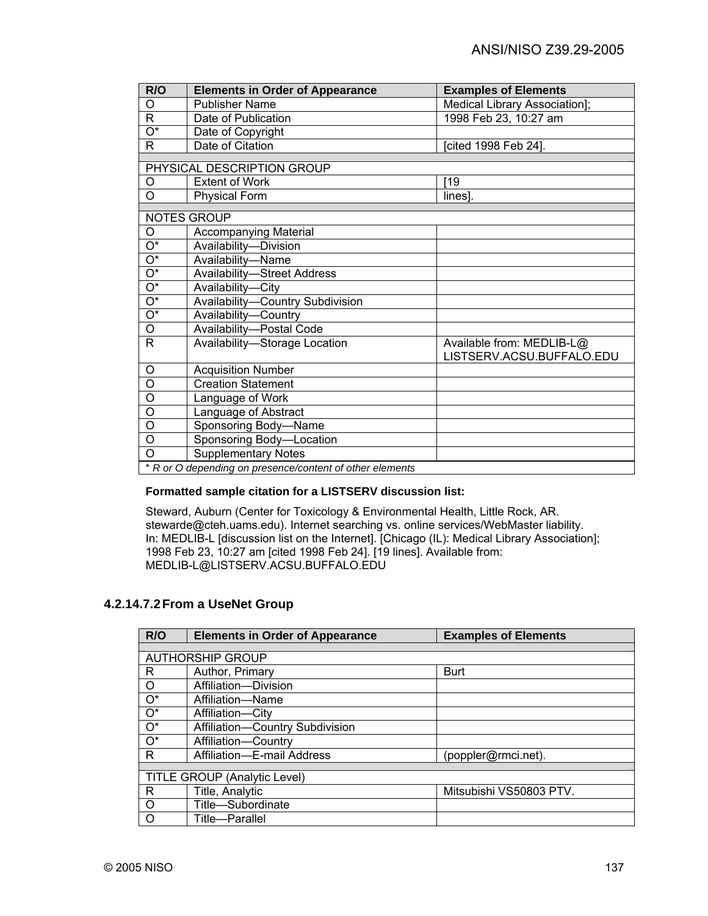| R/O | Elements in Order of Appearance | Examples of Elements |
|---|---|---|
| O | Publisher Name | Medical Library Association]; |
| R | Date of Publication | 1998 Feb 23, 10:27 am |
| O* | Date of Copyright | |
| R | Date of Citation | [cited 1998 Feb 24]. |
| | | |
| PHYSICAL DESCRIPTION GROUP | | |
| O | Extent of Work | [19 |
| O | Physical Form | lines]. |
| | | |
| NOTES GROUP | | |
| O | Accompanying Material | |
| O* | Availability—Division | |
| O* | Availability—Name | |
| O* | Availability—Street Address | |
| O* | Availability—City | |
| O* | Availability—Country Subdivision | |
| O* | Availability—Country | |
| O | Availability—Postal Code | |
| R | Availability—Storage Location | Available from: MEDLIB-L@ LISTSERV.ACSU.BUFFALO.EDU |
| O | Acquisition Number | |
| O | Creation Statement | |
| O | Language of Work | |
| O | Language of Abstract | |
| O | Sponsoring Body—Name | |
| O | Sponsoring Body—Location | |
| O | Supplementary Notes | |
| * *R or O depending on presence/content of other elements* | | |

**Formatted sample citation for a LISTSERV discussion list:**

Steward, Auburn (Center for Toxicology & Environmental Health, Little Rock, AR. stewarde@cteh.uams.edu). Internet searching vs. online services/WebMaster liability. In: MEDLIB-L [discussion list on the Internet]. [Chicago (IL): Medical Library Association]; 1998 Feb 23, 10:27 am [cited 1998 Feb 24]. [19 lines]. Available from: MEDLIB-L@LISTSERV.ACSU.BUFFALO.EDU

#### 4.2.14.7.2 From a UseNet Group

| R/O | Elements in Order of Appearance | Examples of Elements |
|---|---|---|
| | | |
| AUTHORSHIP GROUP | | |
| R | Author, Primary | Burt |
| O | Affiliation—Division | |
| O* | Affiliation—Name | |
| O* | Affiliation—City | |
| O* | Affiliation—Country Subdivision | |
| O* | Affiliation—Country | |
| R | Affiliation—E-mail Address | (poppler@rmci.net). |
| | | |
| TITLE GROUP (Analytic Level) | | |
| R | Title, Analytic | Mitsubishi VS50803 PTV. |
| O | Title—Subordinate | |
| O | Title—Parallel | |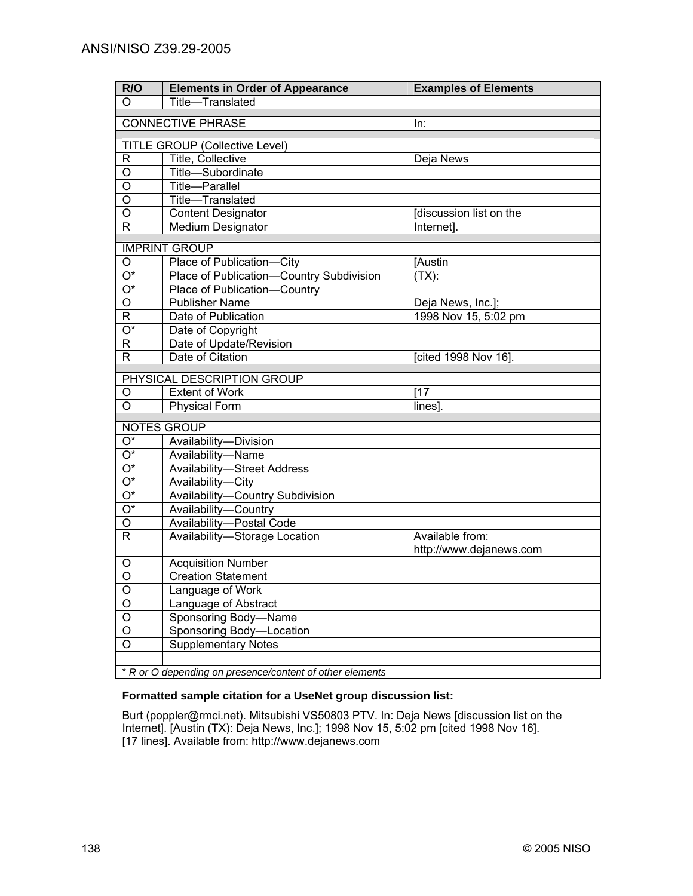| R/O | Elements in Order of Appearance | Examples of Elements |
|---|---|---|
| O | Title—Translated | |
| | | |
| CONNECTIVE PHRASE | | In: |
| | | |
| TITLE GROUP (Collective Level) | | |
| R | Title, Collective | Deja News |
| O | Title—Subordinate | |
| O | Title—Parallel | |
| O | Title—Translated | |
| O | Content Designator | [discussion list on the |
| R | Medium Designator | Internet]. |
| | | |
| IMPRINT GROUP | | |
| O | Place of Publication—City | [Austin |
| O* | Place of Publication—Country Subdivision | (TX): |
| O* | Place of Publication—Country | |
| O | Publisher Name | Deja News, Inc.]; |
| R | Date of Publication | 1998 Nov 15, 5:02 pm |
| O* | Date of Copyright | |
| R | Date of Update/Revision | |
| R | Date of Citation | [cited 1998 Nov 16]. |
| | | |
| PHYSICAL DESCRIPTION GROUP | | |
| O | Extent of Work | [17 |
| O | Physical Form | lines]. |
| | | |
| NOTES GROUP | | |
| O* | Availability—Division | |
| O* | Availability—Name | |
| O* | Availability—Street Address | |
| O* | Availability—City | |
| O* | Availability—Country Subdivision | |
| O* | Availability—Country | |
| O | Availability—Postal Code | |
| R | Availability—Storage Location | Available from: http://www.dejanews.com |
| O | Acquisition Number | |
| O | Creation Statement | |
| O | Language of Work | |
| O | Language of Abstract | |
| O | Sponsoring Body—Name | |
| O | Sponsoring Body—Location | |
| O | Supplementary Notes | |
| | | |

*\* R or O depending on presence/content of other elements*

**Formatted sample citation for a UseNet group discussion list:**

Burt (poppler@rmci.net). Mitsubishi VS50803 PTV. In: Deja News [discussion list on the Internet]. [Austin (TX): Deja News, Inc.]; 1998 Nov 15, 5:02 pm [cited 1998 Nov 16]. [17 lines]. Available from: http://www.dejanews.com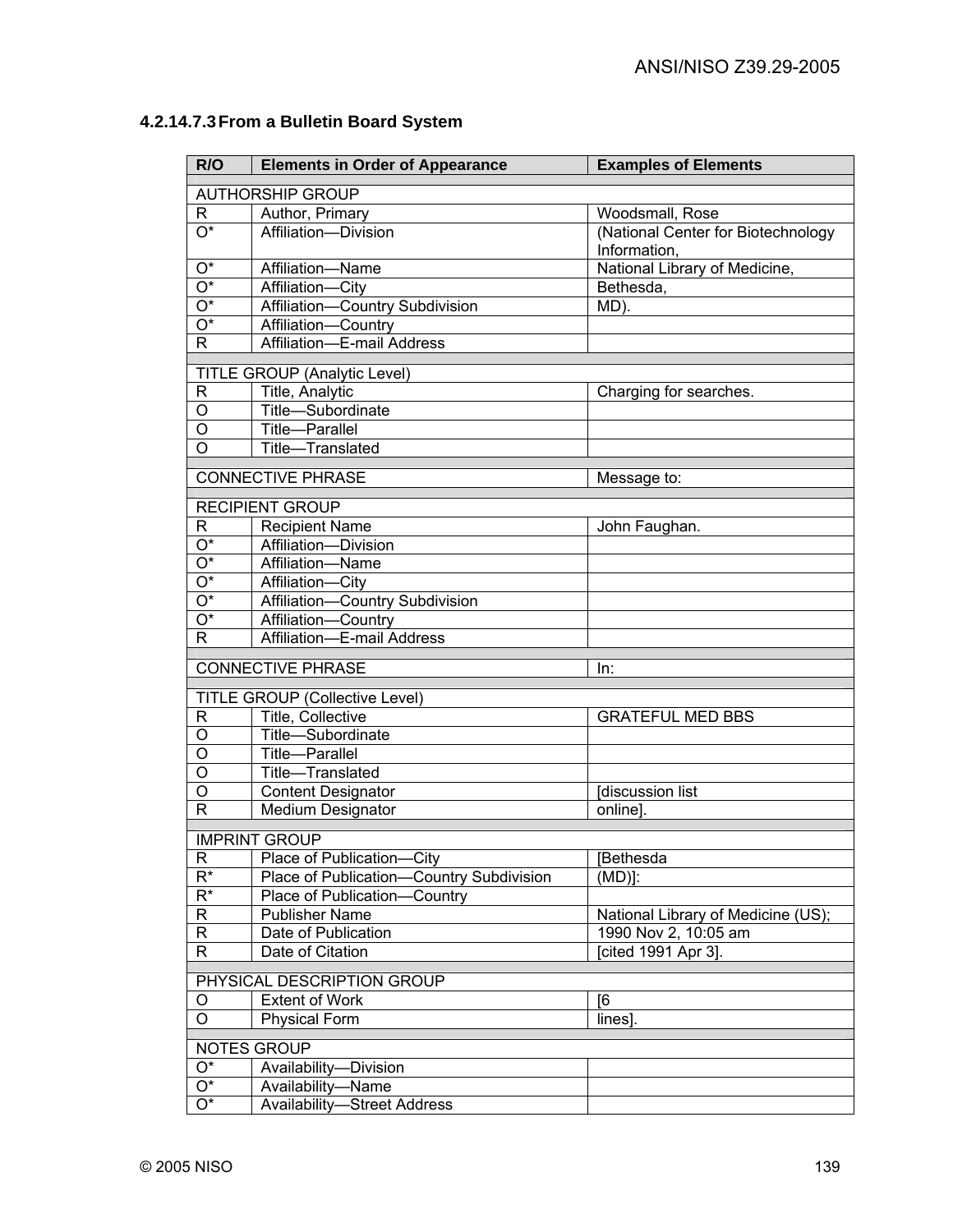#### 4.2.14.7.3 From a Bulletin Board System

| R/O | Elements in Order of Appearance | Examples of Elements |
|---|---|---|
| AUTHORSHIP GROUP | | |
| R | Author, Primary | Woodsmall, Rose |
| O* | Affiliation—Division | (National Center for Biotechnology Information, |
| O* | Affiliation—Name | National Library of Medicine, |
| O* | Affiliation—City | Bethesda, |
| O* | Affiliation—Country Subdivision | MD). |
| O* | Affiliation—Country | |
| R | Affiliation—E-mail Address | |
| TITLE GROUP (Analytic Level) | | |
| R | Title, Analytic | Charging for searches. |
| O | Title—Subordinate | |
| O | Title—Parallel | |
| O | Title—Translated | |
| CONNECTIVE PHRASE | | Message to: |
| RECIPIENT GROUP | | |
| R | Recipient Name | John Faughan. |
| O* | Affiliation—Division | |
| O* | Affiliation—Name | |
| O* | Affiliation—City | |
| O* | Affiliation—Country Subdivision | |
| O* | Affiliation—Country | |
| R | Affiliation—E-mail Address | |
| CONNECTIVE PHRASE | | In: |
| TITLE GROUP (Collective Level) | | |
| R | Title, Collective | GRATEFUL MED BBS |
| O | Title—Subordinate | |
| O | Title—Parallel | |
| O | Title—Translated | |
| O | Content Designator | [discussion list |
| R | Medium Designator | online]. |
| IMPRINT GROUP | | |
| R | Place of Publication—City | [Bethesda |
| R* | Place of Publication—Country Subdivision | (MD)]: |
| R* | Place of Publication—Country | |
| R | Publisher Name | National Library of Medicine (US); |
| R | Date of Publication | 1990 Nov 2, 10:05 am |
| R | Date of Citation | [cited 1991 Apr 3]. |
| PHYSICAL DESCRIPTION GROUP | | |
| O | Extent of Work | [6 |
| O | Physical Form | lines]. |
| NOTES GROUP | | |
| O* | Availability—Division | |
| O* | Availability—Name | |
| O* | Availability—Street Address | |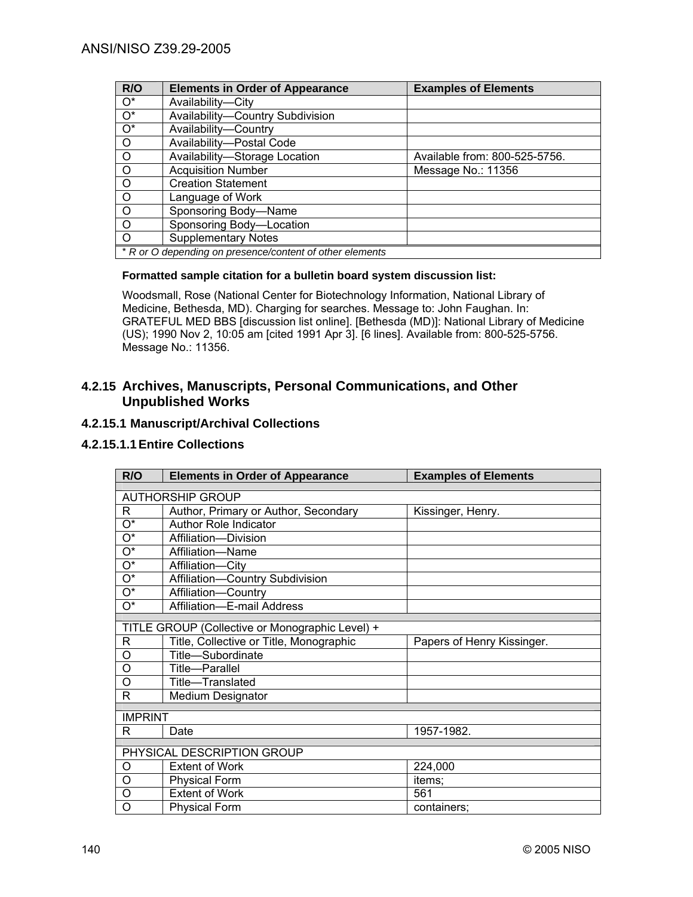| R/O | Elements in Order of Appearance | Examples of Elements |
|---|---|---|
| O* | Availability—City | |
| O* | Availability—Country Subdivision | |
| O* | Availability—Country | |
| O | Availability—Postal Code | |
| O | Availability—Storage Location | Available from: 800-525-5756. |
| O | Acquisition Number | Message No.: 11356 |
| O | Creation Statement | |
| O | Language of Work | |
| O | Sponsoring Body—Name | |
| O | Sponsoring Body—Location | |
| O | Supplementary Notes | |
| *\* R or O depending on presence/content of other elements* | | |

**Formatted sample citation for a bulletin board system discussion list:**

Woodsmall, Rose (National Center for Biotechnology Information, National Library of Medicine, Bethesda, MD). Charging for searches. Message to: John Faughan. In: GRATEFUL MED BBS [discussion list online]. [Bethesda (MD)]: National Library of Medicine (US); 1990 Nov 2, 10:05 am [cited 1991 Apr 3]. [6 lines]. Available from: 800-525-5756. Message No.: 11356.

## 4.2.15 Archives, Manuscripts, Personal Communications, and Other Unpublished Works

### 4.2.15.1 Manuscript/Archival Collections

#### 4.2.15.1.1 Entire Collections

| R/O | Elements in Order of Appearance | Examples of Elements |
|---|---|---|
| AUTHORSHIP GROUP | | |
| R | Author, Primary or Author, Secondary | Kissinger, Henry. |
| O* | Author Role Indicator | |
| O* | Affiliation—Division | |
| O* | Affiliation—Name | |
| O* | Affiliation—City | |
| O* | Affiliation—Country Subdivision | |
| O* | Affiliation—Country | |
| O* | Affiliation—E-mail Address | |
| TITLE GROUP (Collective or Monographic Level) + | | |
| R | Title, Collective or Title, Monographic | Papers of Henry Kissinger. |
| O | Title—Subordinate | |
| O | Title—Parallel | |
| O | Title—Translated | |
| R | Medium Designator | |
| IMPRINT | | |
| R | Date | 1957-1982. |
| PHYSICAL DESCRIPTION GROUP | | |
| O | Extent of Work | 224,000 |
| O | Physical Form | items; |
| O | Extent of Work | 561 |
| O | Physical Form | containers; |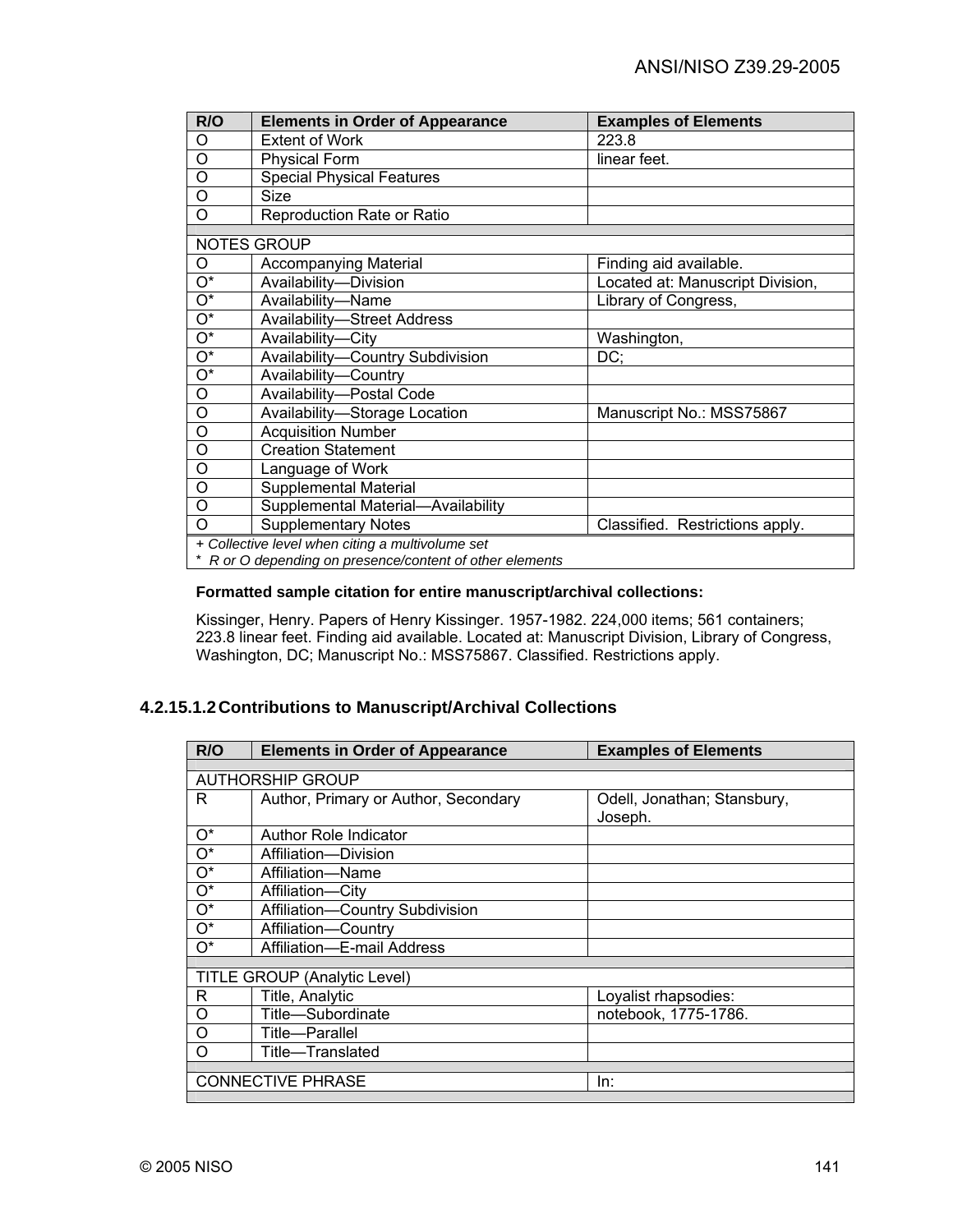| R/O | Elements in Order of Appearance | Examples of Elements |
|---|---|---|
| O | Extent of Work | 223.8 |
| O | Physical Form | linear feet. |
| O | Special Physical Features | |
| O | Size | |
| O | Reproduction Rate or Ratio | |
| | | |
| NOTES GROUP | | |
| O | Accompanying Material | Finding aid available. |
| O* | Availability—Division | Located at: Manuscript Division, |
| O* | Availability—Name | Library of Congress, |
| O* | Availability—Street Address | |
| O* | Availability—City | Washington, |
| O* | Availability—Country Subdivision | DC; |
| O* | Availability—Country | |
| O | Availability—Postal Code | |
| O | Availability—Storage Location | Manuscript No.: MSS75867 |
| O | Acquisition Number | |
| O | Creation Statement | |
| O | Language of Work | |
| O | Supplemental Material | |
| O | Supplemental Material—Availability | |
| O | Supplementary Notes | Classified. Restrictions apply. |

*+ Collective level when citing a multivolume set*
*\* R or O depending on presence/content of other elements*

**Formatted sample citation for entire manuscript/archival collections:**

Kissinger, Henry. Papers of Henry Kissinger. 1957-1982. 224,000 items; 561 containers; 223.8 linear feet. Finding aid available. Located at: Manuscript Division, Library of Congress, Washington, DC; Manuscript No.: MSS75867. Classified. Restrictions apply.

#### 4.2.15.1.2 Contributions to Manuscript/Archival Collections

| R/O | Elements in Order of Appearance | Examples of Elements |
|---|---|---|
| | | |
| AUTHORSHIP GROUP | | |
| R | Author, Primary or Author, Secondary | Odell, Jonathan; Stansbury, Joseph. |
| O* | Author Role Indicator | |
| O* | Affiliation—Division | |
| O* | Affiliation—Name | |
| O* | Affiliation—City | |
| O* | Affiliation—Country Subdivision | |
| O* | Affiliation—Country | |
| O* | Affiliation—E-mail Address | |
| | | |
| TITLE GROUP (Analytic Level) | | |
| R | Title, Analytic | Loyalist rhapsodies: |
| O | Title—Subordinate | notebook, 1775-1786. |
| O | Title—Parallel | |
| O | Title—Translated | |
| | | |
| CONNECTIVE PHRASE | | In: |
| | | |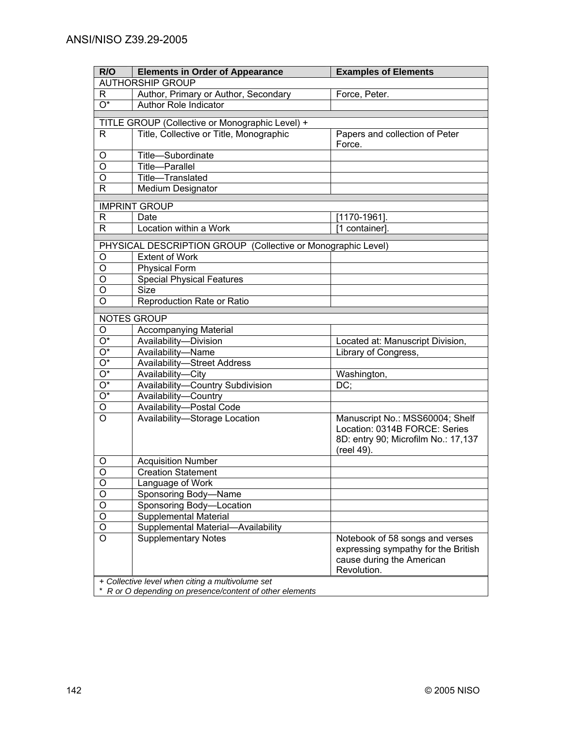| R/O | Elements in Order of Appearance | Examples of Elements |
|---|---|---|
| AUTHORSHIP GROUP | | |
| R | Author, Primary or Author, Secondary | Force, Peter. |
| O* | Author Role Indicator | |
| | | |
| TITLE GROUP (Collective or Monographic Level) + | | |
| R | Title, Collective or Title, Monographic | Papers and collection of Peter Force. |
| O | Title—Subordinate | |
| O | Title—Parallel | |
| O | Title—Translated | |
| R | Medium Designator | |
| | | |
| IMPRINT GROUP | | |
| R | Date | [1170-1961]. |
| R | Location within a Work | [1 container]. |
| | | |
| PHYSICAL DESCRIPTION GROUP (Collective or Monographic Level) | | |
| O | Extent of Work | |
| O | Physical Form | |
| O | Special Physical Features | |
| O | Size | |
| O | Reproduction Rate or Ratio | |
| | | |
| NOTES GROUP | | |
| O | Accompanying Material | |
| O* | Availability—Division | Located at: Manuscript Division, |
| O* | Availability—Name | Library of Congress, |
| O* | Availability—Street Address | |
| O* | Availability—City | Washington, |
| O* | Availability—Country Subdivision | DC; |
| O* | Availability—Country | |
| O | Availability—Postal Code | |
| O | Availability—Storage Location | Manuscript No.: MSS60004; Shelf Location: 0314B FORCE: Series 8D: entry 90; Microfilm No.: 17,137 (reel 49). |
| O | Acquisition Number | |
| O | Creation Statement | |
| O | Language of Work | |
| O | Sponsoring Body—Name | |
| O | Sponsoring Body—Location | |
| O | Supplemental Material | |
| O | Supplemental Material—Availability | |
| O | Supplementary Notes | Notebook of 58 songs and verses expressing sympathy for the British cause during the American Revolution. |

*+ Collective level when citing a multivolume set*
*\* R or O depending on presence/content of other elements*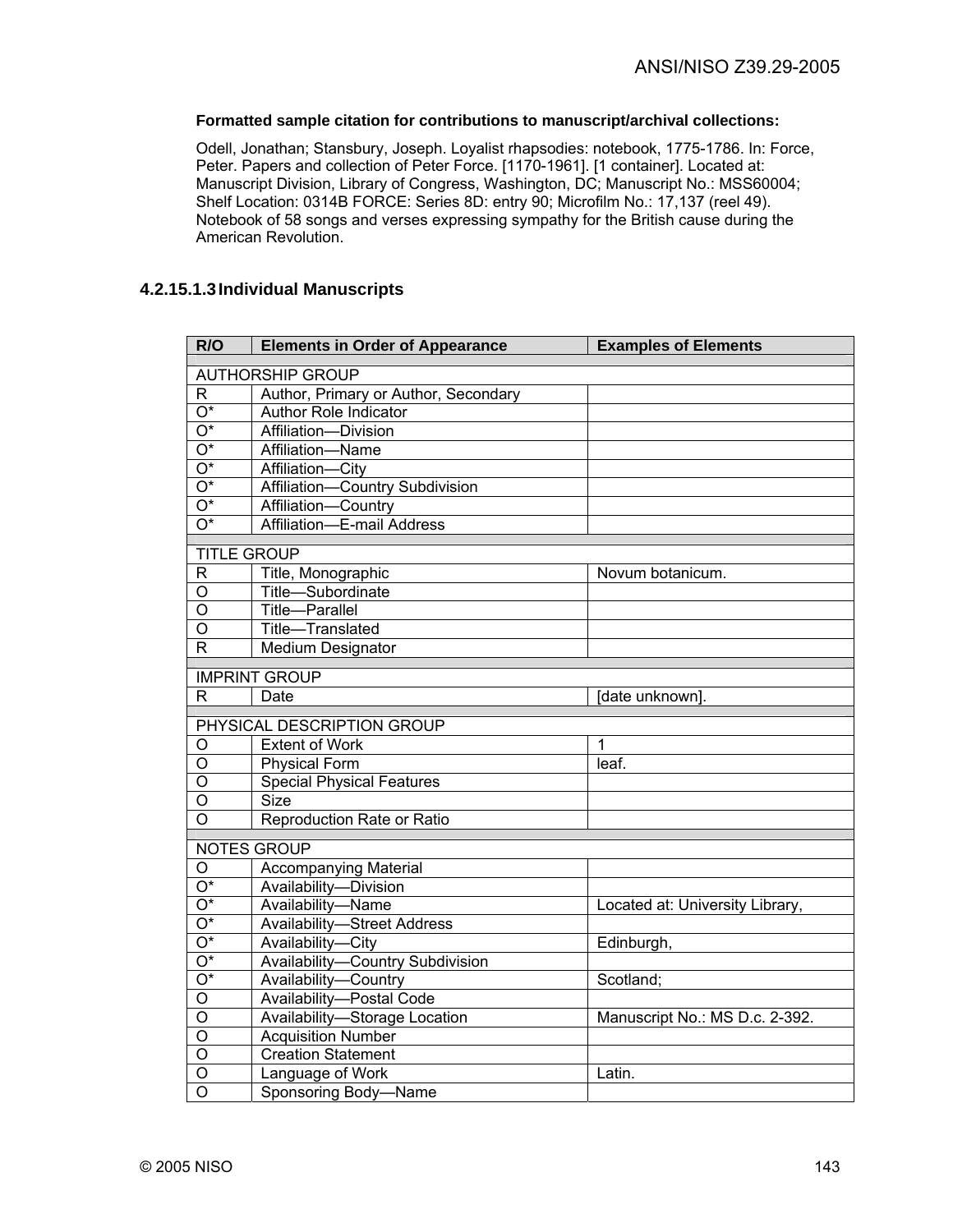**Formatted sample citation for contributions to manuscript/archival collections:**

Odell, Jonathan; Stansbury, Joseph. Loyalist rhapsodies: notebook, 1775-1786. In: Force, Peter. Papers and collection of Peter Force. [1170-1961]. [1 container]. Located at: Manuscript Division, Library of Congress, Washington, DC; Manuscript No.: MSS60004; Shelf Location: 0314B FORCE: Series 8D: entry 90; Microfilm No.: 17,137 (reel 49). Notebook of 58 songs and verses expressing sympathy for the British cause during the American Revolution.

#### 4.2.15.1.3 Individual Manuscripts

| R/O | Elements in Order of Appearance | Examples of Elements |
|---|---|---|
| AUTHORSHIP GROUP | | |
| R | Author, Primary or Author, Secondary | |
| O* | Author Role Indicator | |
| O* | Affiliation—Division | |
| O* | Affiliation—Name | |
| O* | Affiliation—City | |
| O* | Affiliation—Country Subdivision | |
| O* | Affiliation—Country | |
| O* | Affiliation—E-mail Address | |
| TITLE GROUP | | |
| R | Title, Monographic | Novum botanicum. |
| O | Title—Subordinate | |
| O | Title—Parallel | |
| O | Title—Translated | |
| R | Medium Designator | |
| IMPRINT GROUP | | |
| R | Date | [date unknown]. |
| PHYSICAL DESCRIPTION GROUP | | |
| O | Extent of Work | 1 |
| O | Physical Form | leaf. |
| O | Special Physical Features | |
| O | Size | |
| O | Reproduction Rate or Ratio | |
| NOTES GROUP | | |
| O | Accompanying Material | |
| O* | Availability—Division | |
| O* | Availability—Name | Located at: University Library, |
| O* | Availability—Street Address | |
| O* | Availability—City | Edinburgh, |
| O* | Availability—Country Subdivision | |
| O* | Availability—Country | Scotland; |
| O | Availability—Postal Code | |
| O | Availability—Storage Location | Manuscript No.: MS D.c. 2-392. |
| O | Acquisition Number | |
| O | Creation Statement | |
| O | Language of Work | Latin. |
| O | Sponsoring Body—Name | |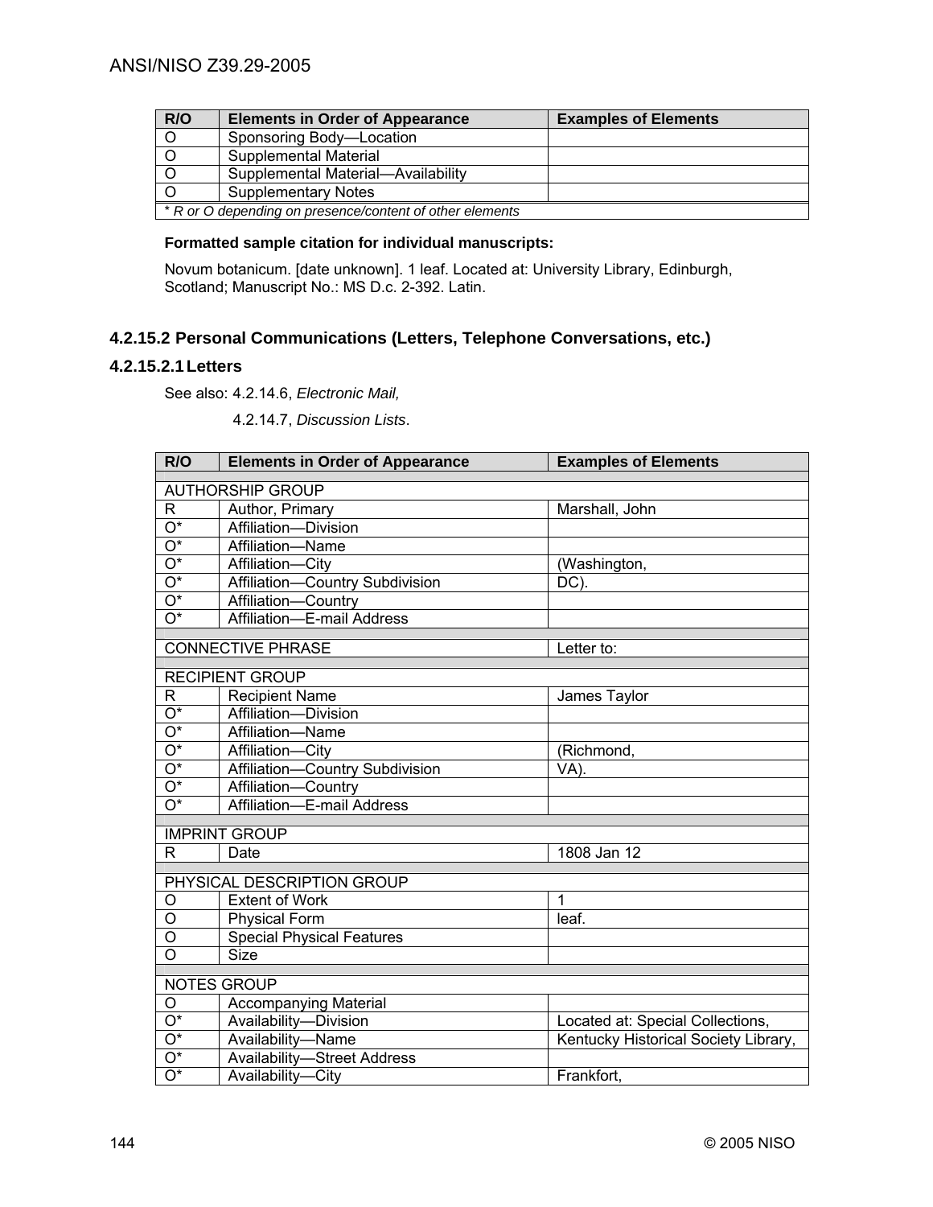| R/O | Elements in Order of Appearance | Examples of Elements |
|---|---|---|
| O | Sponsoring Body—Location | |
| O | Supplemental Material | |
| O | Supplemental Material—Availability | |
| O | Supplementary Notes | |
| *\* R or O depending on presence/content of other elements* | | |

**Formatted sample citation for individual manuscripts:**

Novum botanicum. [date unknown]. 1 leaf. Located at: University Library, Edinburgh, Scotland; Manuscript No.: MS D.c. 2-392. Latin.

### 4.2.15.2 Personal Communications (Letters, Telephone Conversations, etc.)

#### 4.2.15.2.1 Letters

See also: 4.2.14.6, *Electronic Mail,*

4.2.14.7, *Discussion Lists*.

| R/O | Elements in Order of Appearance | Examples of Elements |
|---|---|---|
| AUTHORSHIP GROUP | | |
| R | Author, Primary | Marshall, John |
| O* | Affiliation—Division | |
| O* | Affiliation—Name | |
| O* | Affiliation—City | (Washington, |
| O* | Affiliation—Country Subdivision | DC). |
| O* | Affiliation—Country | |
| O* | Affiliation—E-mail Address | |
| CONNECTIVE PHRASE | | Letter to: |
| RECIPIENT GROUP | | |
| R | Recipient Name | James Taylor |
| O* | Affiliation—Division | |
| O* | Affiliation—Name | |
| O* | Affiliation—City | (Richmond, |
| O* | Affiliation—Country Subdivision | VA). |
| O* | Affiliation—Country | |
| O* | Affiliation—E-mail Address | |
| IMPRINT GROUP | | |
| R | Date | 1808 Jan 12 |
| PHYSICAL DESCRIPTION GROUP | | |
| O | Extent of Work | 1 |
| O | Physical Form | leaf. |
| O | Special Physical Features | |
| O | Size | |
| NOTES GROUP | | |
| O | Accompanying Material | |
| O* | Availability—Division | Located at: Special Collections, |
| O* | Availability—Name | Kentucky Historical Society Library, |
| O* | Availability—Street Address | |
| O* | Availability—City | Frankfort, |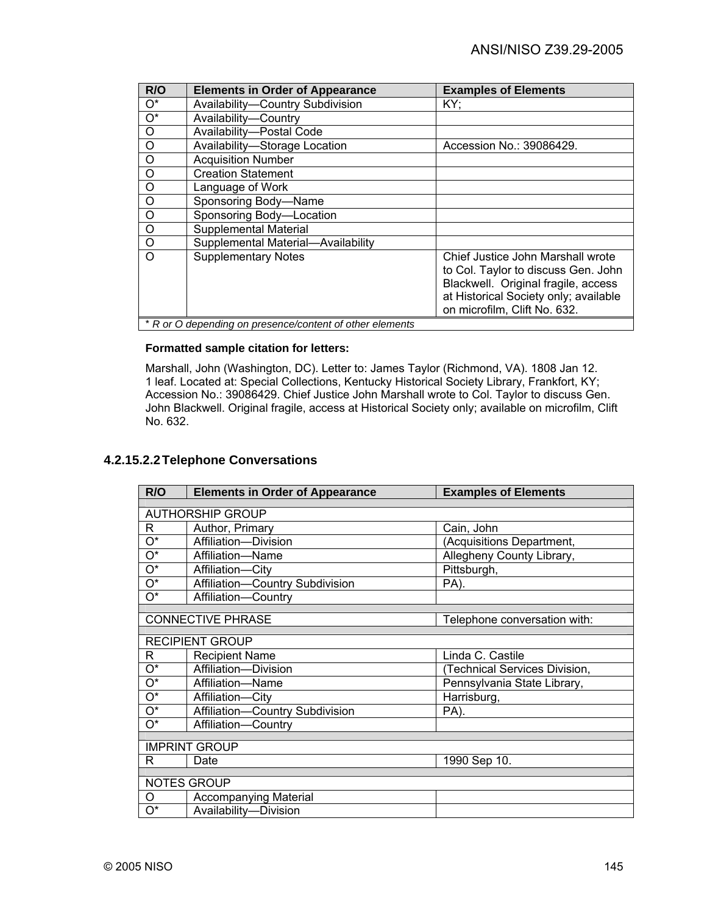| R/O | Elements in Order of Appearance | Examples of Elements |
|---|---|---|
| O* | Availability—Country Subdivision | KY; |
| O* | Availability—Country | |
| O | Availability—Postal Code | |
| O | Availability—Storage Location | Accession No.: 39086429. |
| O | Acquisition Number | |
| O | Creation Statement | |
| O | Language of Work | |
| O | Sponsoring Body—Name | |
| O | Sponsoring Body—Location | |
| O | Supplemental Material | |
| O | Supplemental Material—Availability | |
| O | Supplementary Notes | Chief Justice John Marshall wrote to Col. Taylor to discuss Gen. John Blackwell. Original fragile, access at Historical Society only; available on microfilm, Clift No. 632. |
| *\* R or O depending on presence/content of other elements* | | |

**Formatted sample citation for letters:**

Marshall, John (Washington, DC). Letter to: James Taylor (Richmond, VA). 1808 Jan 12. 1 leaf. Located at: Special Collections, Kentucky Historical Society Library, Frankfort, KY; Accession No.: 39086429. Chief Justice John Marshall wrote to Col. Taylor to discuss Gen. John Blackwell. Original fragile, access at Historical Society only; available on microfilm, Clift No. 632.

### 4.2.15.2.2 Telephone Conversations

| R/O | Elements in Order of Appearance | Examples of Elements |
|---|---|---|
| AUTHORSHIP GROUP | | |
| R | Author, Primary | Cain, John |
| O* | Affiliation—Division | (Acquisitions Department, |
| O* | Affiliation—Name | Allegheny County Library, |
| O* | Affiliation—City | Pittsburgh, |
| O* | Affiliation—Country Subdivision | PA). |
| O* | Affiliation—Country | |
| CONNECTIVE PHRASE | | Telephone conversation with: |
| RECIPIENT GROUP | | |
| R | Recipient Name | Linda C. Castile |
| O* | Affiliation—Division | (Technical Services Division, |
| O* | Affiliation—Name | Pennsylvania State Library, |
| O* | Affiliation—City | Harrisburg, |
| O* | Affiliation—Country Subdivision | PA). |
| O* | Affiliation—Country | |
| IMPRINT GROUP | | |
| R | Date | 1990 Sep 10. |
| NOTES GROUP | | |
| O | Accompanying Material | |
| O* | Availability—Division | |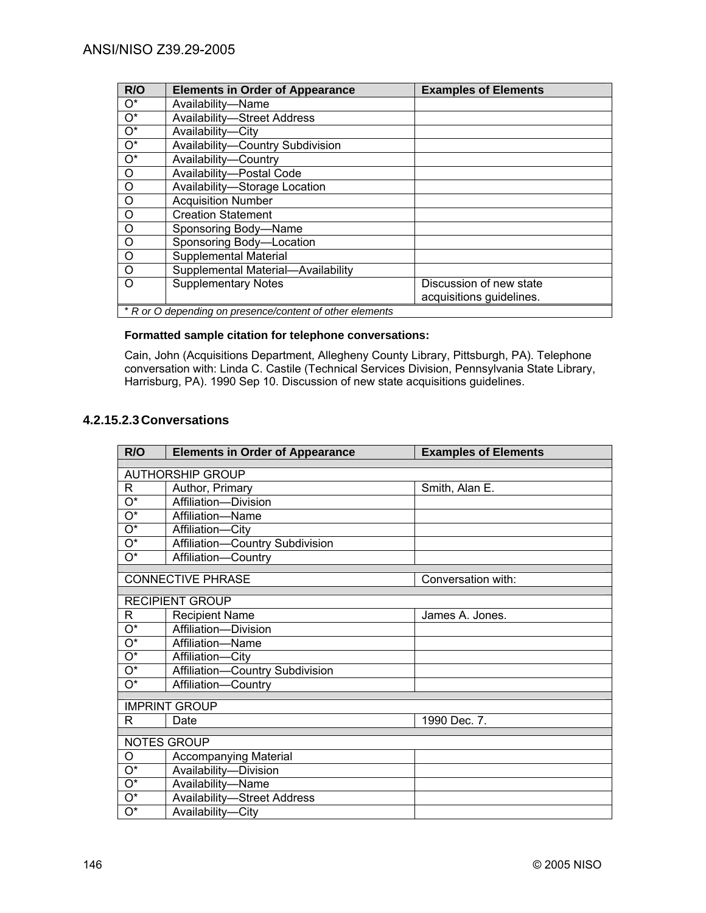| R/O | Elements in Order of Appearance | Examples of Elements |
| --- | --- | --- |
| O* | Availability—Name | |
| O* | Availability—Street Address | |
| O* | Availability—City | |
| O* | Availability—Country Subdivision | |
| O* | Availability—Country | |
| O | Availability—Postal Code | |
| O | Availability—Storage Location | |
| O | Acquisition Number | |
| O | Creation Statement | |
| O | Sponsoring Body—Name | |
| O | Sponsoring Body—Location | |
| O | Supplemental Material | |
| O | Supplemental Material—Availability | |
| O | Supplementary Notes | Discussion of new state acquisitions guidelines. |
| *\* R or O depending on presence/content of other elements* | | |

**Formatted sample citation for telephone conversations:**

Cain, John (Acquisitions Department, Allegheny County Library, Pittsburgh, PA). Telephone conversation with: Linda C. Castile (Technical Services Division, Pennsylvania State Library, Harrisburg, PA). 1990 Sep 10. Discussion of new state acquisitions guidelines.

#### 4.2.15.2.3 Conversations

| R/O | Elements in Order of Appearance | Examples of Elements |
| --- | --- | --- |
| AUTHORSHIP GROUP | | |
| R | Author, Primary | Smith, Alan E. |
| O* | Affiliation—Division | |
| O* | Affiliation—Name | |
| O* | Affiliation—City | |
| O* | Affiliation—Country Subdivision | |
| O* | Affiliation—Country | |
| CONNECTIVE PHRASE | | Conversation with: |
| RECIPIENT GROUP | | |
| R | Recipient Name | James A. Jones. |
| O* | Affiliation—Division | |
| O* | Affiliation—Name | |
| O* | Affiliation—City | |
| O* | Affiliation—Country Subdivision | |
| O* | Affiliation—Country | |
| IMPRINT GROUP | | |
| R | Date | 1990 Dec. 7. |
| NOTES GROUP | | |
| O | Accompanying Material | |
| O* | Availability—Division | |
| O* | Availability—Name | |
| O* | Availability—Street Address | |
| O* | Availability—City | |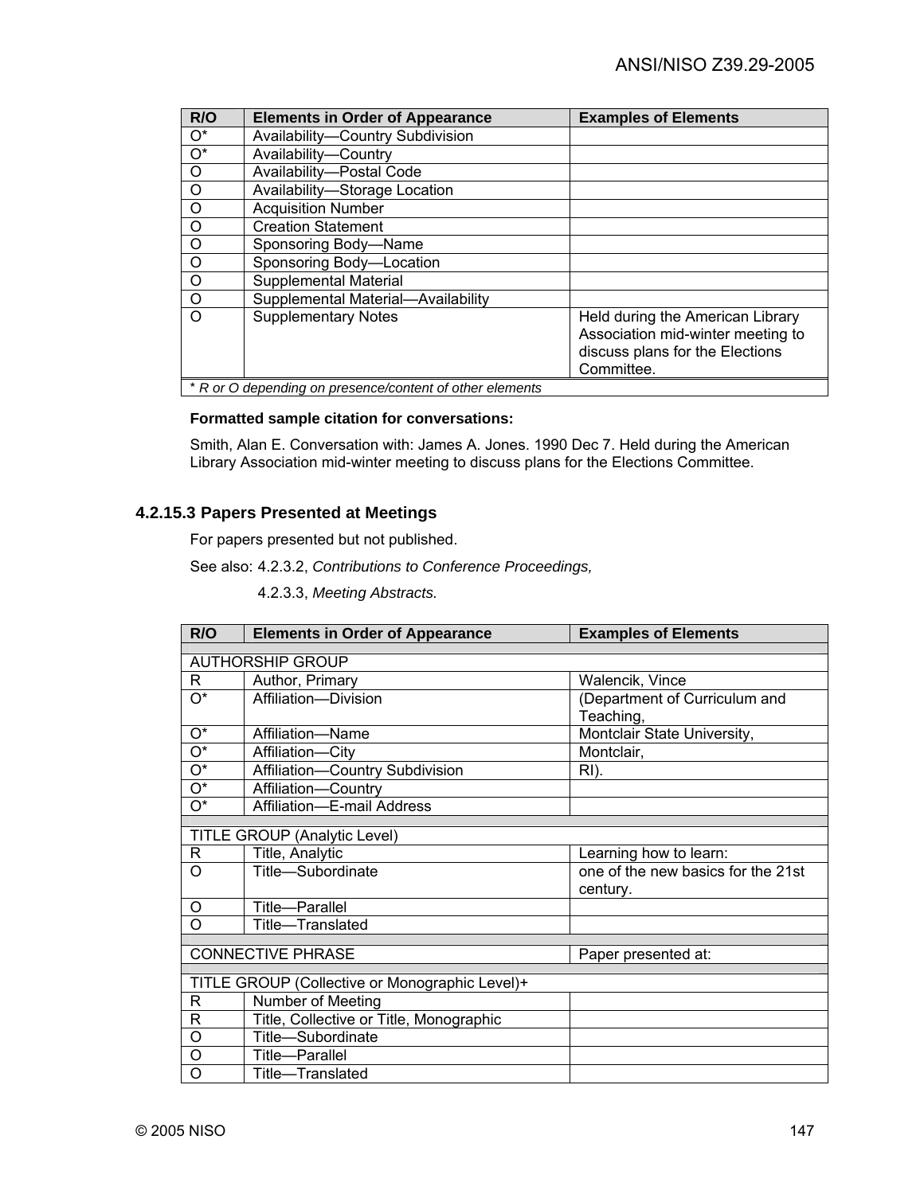| R/O | Elements in Order of Appearance | Examples of Elements |
|---|---|---|
| O* | Availability—Country Subdivision | |
| O* | Availability—Country | |
| O | Availability—Postal Code | |
| O | Availability—Storage Location | |
| O | Acquisition Number | |
| O | Creation Statement | |
| O | Sponsoring Body—Name | |
| O | Sponsoring Body—Location | |
| O | Supplemental Material | |
| O | Supplemental Material—Availability | |
| O | Supplementary Notes | Held during the American Library Association mid-winter meeting to discuss plans for the Elections Committee. |
| * *R or O depending on presence/content of other elements* | | |

**Formatted sample citation for conversations:**

Smith, Alan E. Conversation with: James A. Jones. 1990 Dec 7. Held during the American Library Association mid-winter meeting to discuss plans for the Elections Committee.

### 4.2.15.3 Papers Presented at Meetings

For papers presented but not published.

See also: 4.2.3.2, *Contributions to Conference Proceedings,*

4.2.3.3, *Meeting Abstracts.*

| R/O | Elements in Order of Appearance | Examples of Elements |
|---|---|---|
| AUTHORSHIP GROUP | | |
| R | Author, Primary | Walencik, Vince |
| O* | Affiliation—Division | (Department of Curriculum and Teaching, |
| O* | Affiliation—Name | Montclair State University, |
| O* | Affiliation—City | Montclair, |
| O* | Affiliation—Country Subdivision | RI). |
| O* | Affiliation—Country | |
| O* | Affiliation—E-mail Address | |
| TITLE GROUP (Analytic Level) | | |
| R | Title, Analytic | Learning how to learn: |
| O | Title—Subordinate | one of the new basics for the 21st century. |
| O | Title—Parallel | |
| O | Title—Translated | |
| CONNECTIVE PHRASE | | Paper presented at: |
| TITLE GROUP (Collective or Monographic Level)+ | | |
| R | Number of Meeting | |
| R | Title, Collective or Title, Monographic | |
| O | Title—Subordinate | |
| O | Title—Parallel | |
| O | Title—Translated | |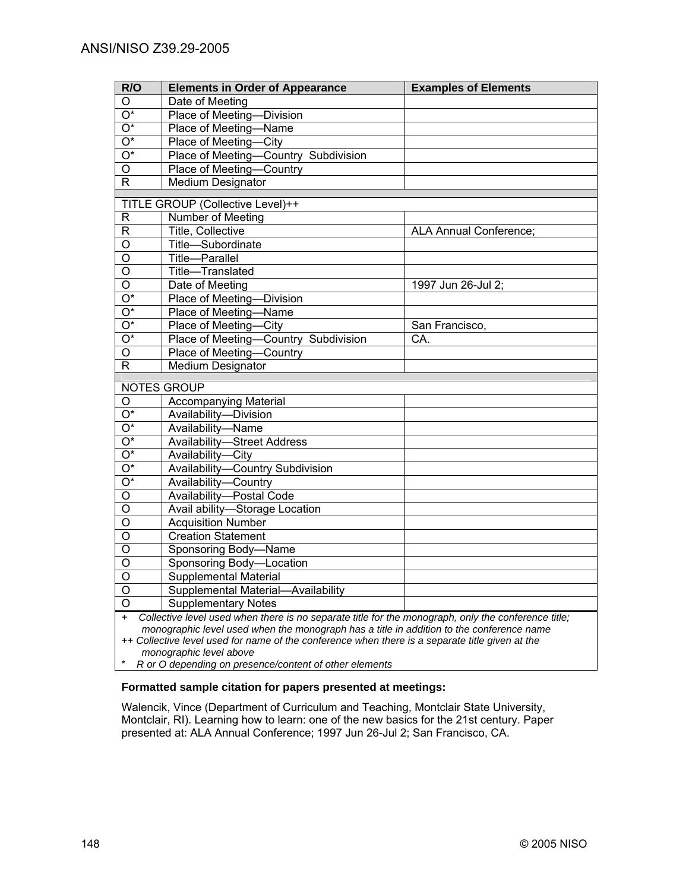| R/O | Elements in Order of Appearance | Examples of Elements |
|---|---|---|
| O | Date of Meeting | |
| O* | Place of Meeting—Division | |
| O* | Place of Meeting—Name | |
| O* | Place of Meeting—City | |
| O* | Place of Meeting—Country Subdivision | |
| O | Place of Meeting—Country | |
| R | Medium Designator | |
| | | |
| TITLE GROUP (Collective Level)++ | | |
| R | Number of Meeting | |
| R | Title, Collective | ALA Annual Conference; |
| O | Title—Subordinate | |
| O | Title—Parallel | |
| O | Title—Translated | |
| O | Date of Meeting | 1997 Jun 26-Jul 2; |
| O* | Place of Meeting—Division | |
| O* | Place of Meeting—Name | |
| O* | Place of Meeting—City | San Francisco, |
| O* | Place of Meeting—Country Subdivision | CA. |
| O | Place of Meeting—Country | |
| R | Medium Designator | |
| | | |
| NOTES GROUP | | |
| O | Accompanying Material | |
| O* | Availability—Division | |
| O* | Availability—Name | |
| O* | Availability—Street Address | |
| O* | Availability—City | |
| O* | Availability—Country Subdivision | |
| O* | Availability—Country | |
| O | Availability—Postal Code | |
| O | Avail ability—Storage Location | |
| O | Acquisition Number | |
| O | Creation Statement | |
| O | Sponsoring Body—Name | |
| O | Sponsoring Body—Location | |
| O | Supplemental Material | |
| O | Supplemental Material—Availability | |
| O | Supplementary Notes | |

*+ Collective level used when there is no separate title for the monograph, only the conference title; monographic level used when the monograph has a title in addition to the conference name*

*++ Collective level used for name of the conference when there is a separate title given at the monographic level above*

*\* R or O depending on presence/content of other elements*

**Formatted sample citation for papers presented at meetings:**

Walencik, Vince (Department of Curriculum and Teaching, Montclair State University, Montclair, RI). Learning how to learn: one of the new basics for the 21st century. Paper presented at: ALA Annual Conference; 1997 Jun 26-Jul 2; San Francisco, CA.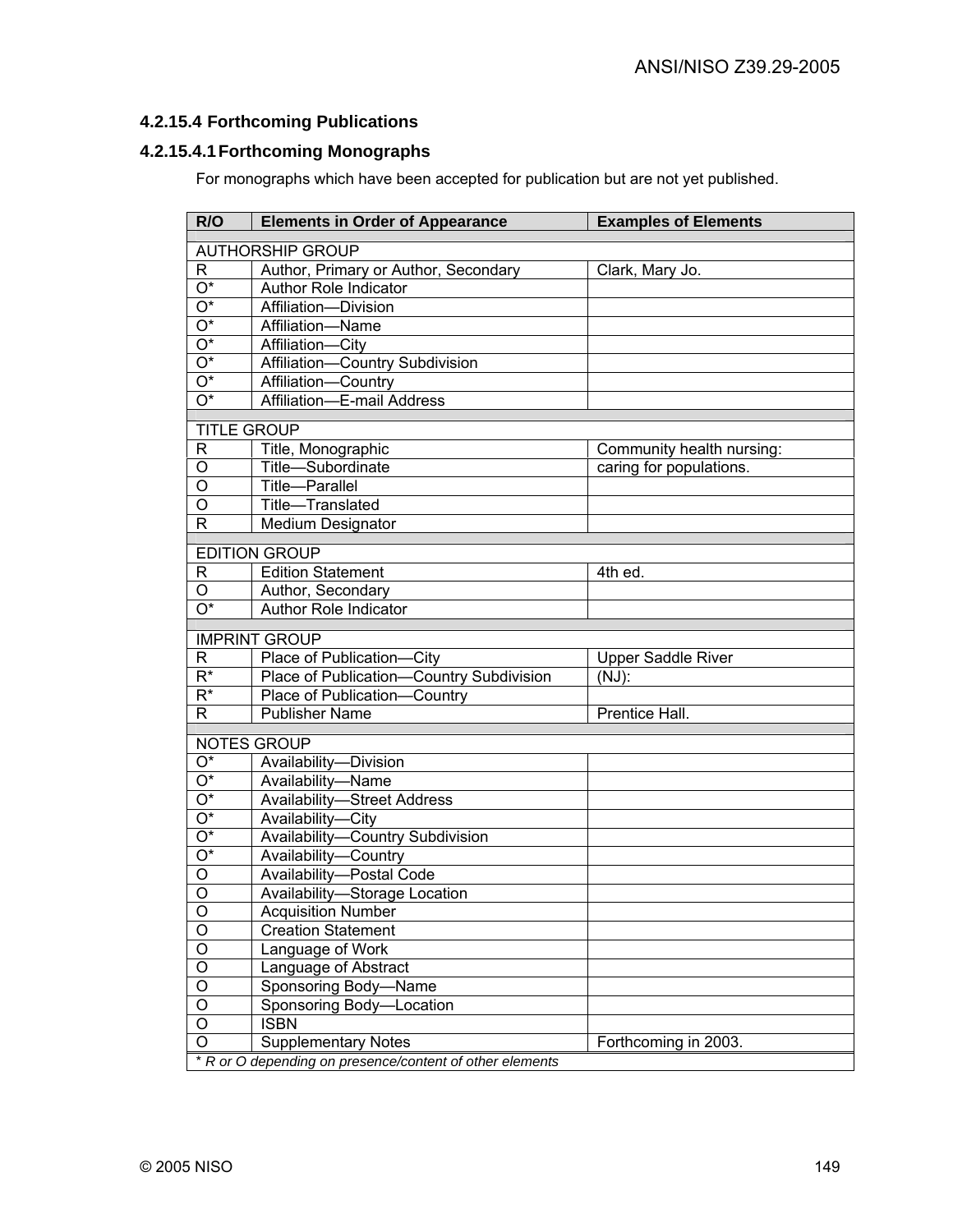#### 4.2.15.4 Forthcoming Publications

##### 4.2.15.4.1 Forthcoming Monographs

For monographs which have been accepted for publication but are not yet published.

| R/O | Elements in Order of Appearance | Examples of Elements |
|---|---|---|
| AUTHORSHIP GROUP | | |
| R | Author, Primary or Author, Secondary | Clark, Mary Jo. |
| O* | Author Role Indicator | |
| O* | Affiliation—Division | |
| O* | Affiliation—Name | |
| O* | Affiliation—City | |
| O* | Affiliation—Country Subdivision | |
| O* | Affiliation—Country | |
| O* | Affiliation—E-mail Address | |
| TITLE GROUP | | |
| R | Title, Monographic | Community health nursing: |
| O | Title—Subordinate | caring for populations. |
| O | Title—Parallel | |
| O | Title—Translated | |
| R | Medium Designator | |
| EDITION GROUP | | |
| R | Edition Statement | 4th ed. |
| O | Author, Secondary | |
| O* | Author Role Indicator | |
| IMPRINT GROUP | | |
| R | Place of Publication—City | Upper Saddle River |
| R* | Place of Publication—Country Subdivision | (NJ): |
| R* | Place of Publication—Country | |
| R | Publisher Name | Prentice Hall. |
| NOTES GROUP | | |
| O* | Availability—Division | |
| O* | Availability—Name | |
| O* | Availability—Street Address | |
| O* | Availability—City | |
| O* | Availability—Country Subdivision | |
| O* | Availability—Country | |
| O | Availability—Postal Code | |
| O | Availability—Storage Location | |
| O | Acquisition Number | |
| O | Creation Statement | |
| O | Language of Work | |
| O | Language of Abstract | |
| O | Sponsoring Body—Name | |
| O | Sponsoring Body—Location | |
| O | ISBN | |
| O | Supplementary Notes | Forthcoming in 2003. |

* *R or O depending on presence/content of other elements*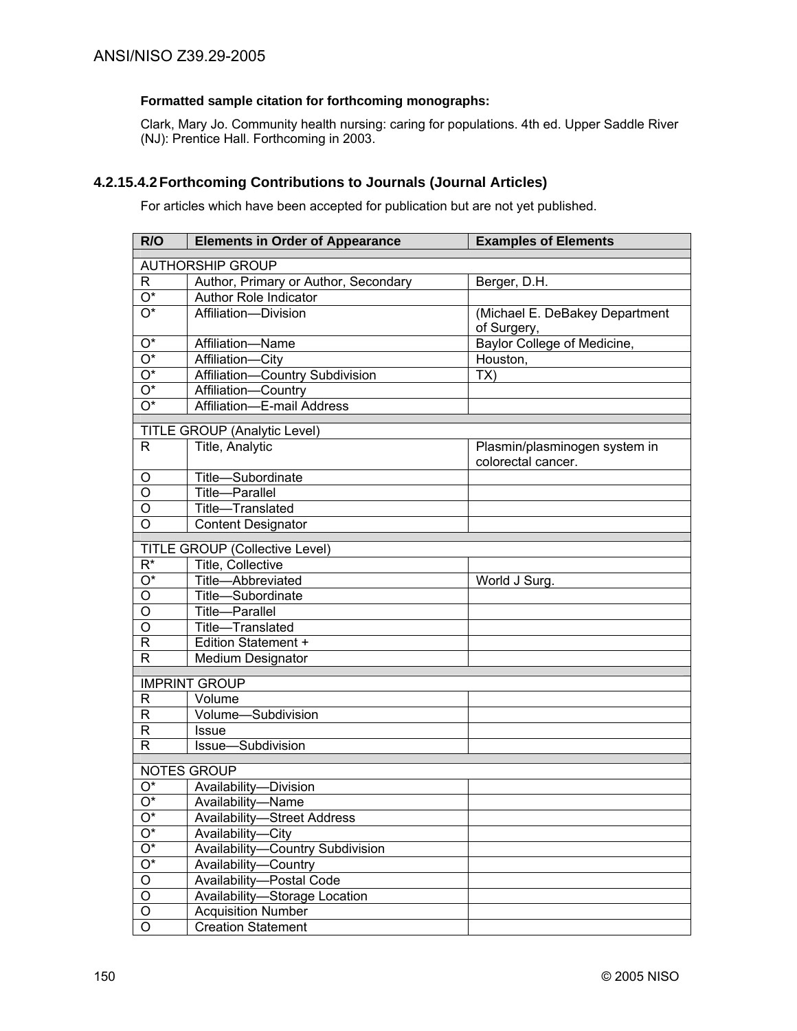**Formatted sample citation for forthcoming monographs:**

Clark, Mary Jo. Community health nursing: caring for populations. 4th ed. Upper Saddle River (NJ): Prentice Hall. Forthcoming in 2003.

#### 4.2.15.4.2 Forthcoming Contributions to Journals (Journal Articles)

For articles which have been accepted for publication but are not yet published.

| R/O | Elements in Order of Appearance | Examples of Elements |
|---|---|---|
| | | |
| AUTHORSHIP GROUP | | |
| R | Author, Primary or Author, Secondary | Berger, D.H. |
| O* | Author Role Indicator | |
| O* | Affiliation—Division | (Michael E. DeBakey Department of Surgery, |
| O* | Affiliation—Name | Baylor College of Medicine, |
| O* | Affiliation—City | Houston, |
| O* | Affiliation—Country Subdivision | TX) |
| O* | Affiliation—Country | |
| O* | Affiliation—E-mail Address | |
| | | |
| TITLE GROUP (Analytic Level) | | |
| R | Title, Analytic | Plasmin/plasminogen system in colorectal cancer. |
| O | Title—Subordinate | |
| O | Title—Parallel | |
| O | Title—Translated | |
| O | Content Designator | |
| | | |
| TITLE GROUP (Collective Level) | | |
| R* | Title, Collective | |
| O* | Title—Abbreviated | World J Surg. |
| O | Title—Subordinate | |
| O | Title—Parallel | |
| O | Title—Translated | |
| R | Edition Statement + | |
| R | Medium Designator | |
| | | |
| IMPRINT GROUP | | |
| R | Volume | |
| R | Volume—Subdivision | |
| R | Issue | |
| R | Issue—Subdivision | |
| | | |
| NOTES GROUP | | |
| O* | Availability—Division | |
| O* | Availability—Name | |
| O* | Availability—Street Address | |
| O* | Availability—City | |
| O* | Availability—Country Subdivision | |
| O* | Availability—Country | |
| O | Availability—Postal Code | |
| O | Availability—Storage Location | |
| O | Acquisition Number | |
| O | Creation Statement | |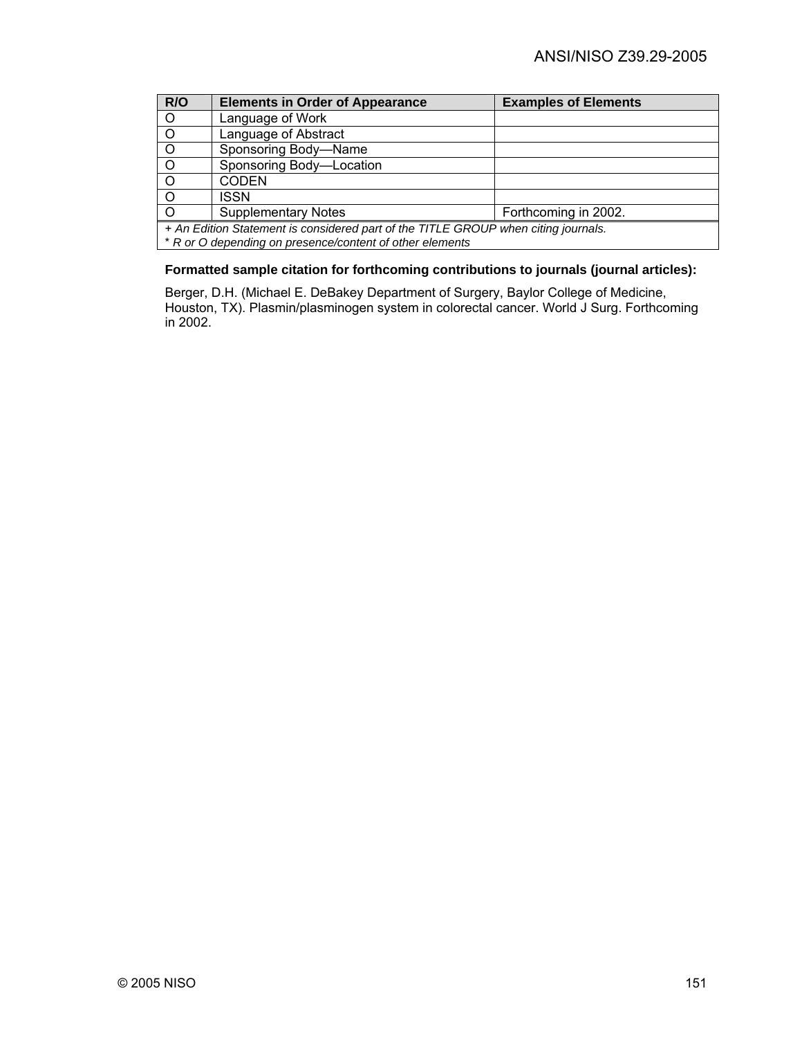| R/O | Elements in Order of Appearance | Examples of Elements |
|---|---|---|
| O | Language of Work | |
| O | Language of Abstract | |
| O | Sponsoring Body—Name | |
| O | Sponsoring Body—Location | |
| O | CODEN | |
| O | ISSN | |
| O | Supplementary Notes | Forthcoming in 2002. |

*+ An Edition Statement is considered part of the TITLE GROUP when citing journals.*
*\* R or O depending on presence/content of other elements*

**Formatted sample citation for forthcoming contributions to journals (journal articles):**

Berger, D.H. (Michael E. DeBakey Department of Surgery, Baylor College of Medicine, Houston, TX). Plasmin/plasminogen system in colorectal cancer. World J Surg. Forthcoming in 2002.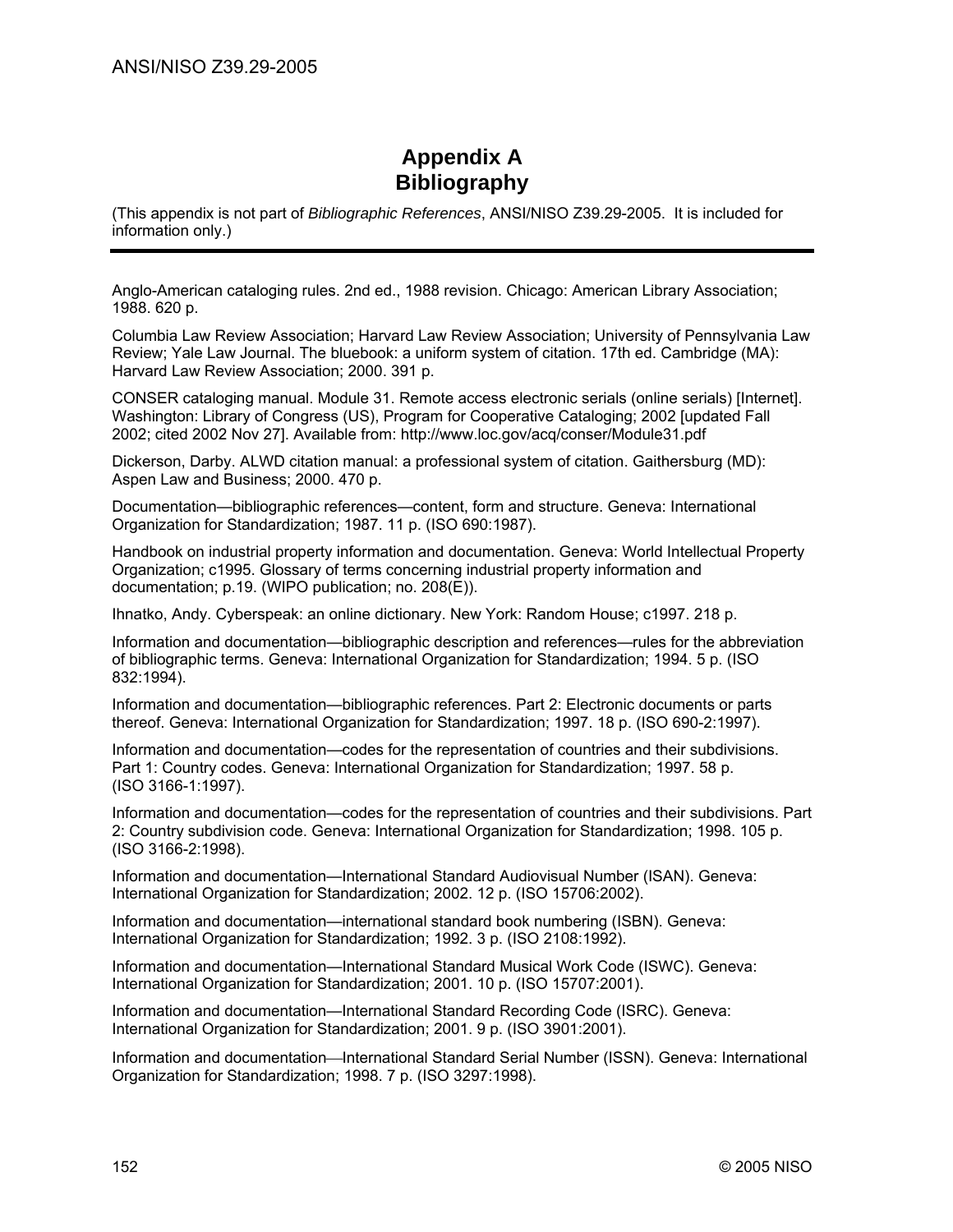# Appendix A
# Bibliography

(This appendix is not part of *Bibliographic References*, ANSI/NISO Z39.29-2005. It is included for information only.)

---

Anglo-American cataloging rules. 2nd ed., 1988 revision. Chicago: American Library Association; 1988. 620 p.

Columbia Law Review Association; Harvard Law Review Association; University of Pennsylvania Law Review; Yale Law Journal. The bluebook: a uniform system of citation. 17th ed. Cambridge (MA): Harvard Law Review Association; 2000. 391 p.

CONSER cataloging manual. Module 31. Remote access electronic serials (online serials) [Internet]. Washington: Library of Congress (US), Program for Cooperative Cataloging; 2002 [updated Fall 2002; cited 2002 Nov 27]. Available from: http://www.loc.gov/acq/conser/Module31.pdf

Dickerson, Darby. ALWD citation manual: a professional system of citation. Gaithersburg (MD): Aspen Law and Business; 2000. 470 p.

Documentation—bibliographic references—content, form and structure. Geneva: International Organization for Standardization; 1987. 11 p. (ISO 690:1987).

Handbook on industrial property information and documentation. Geneva: World Intellectual Property Organization; c1995. Glossary of terms concerning industrial property information and documentation; p.19. (WIPO publication; no. 208(E)).

Ihnatko, Andy. Cyberspeak: an online dictionary. New York: Random House; c1997. 218 p.

Information and documentation—bibliographic description and references—rules for the abbreviation of bibliographic terms. Geneva: International Organization for Standardization; 1994. 5 p. (ISO 832:1994).

Information and documentation—bibliographic references. Part 2: Electronic documents or parts thereof. Geneva: International Organization for Standardization; 1997. 18 p. (ISO 690-2:1997).

Information and documentation—codes for the representation of countries and their subdivisions. Part 1: Country codes. Geneva: International Organization for Standardization; 1997. 58 p. (ISO 3166-1:1997).

Information and documentation—codes for the representation of countries and their subdivisions. Part 2: Country subdivision code. Geneva: International Organization for Standardization; 1998. 105 p. (ISO 3166-2:1998).

Information and documentation—International Standard Audiovisual Number (ISAN). Geneva: International Organization for Standardization; 2002. 12 p. (ISO 15706:2002).

Information and documentation—international standard book numbering (ISBN). Geneva: International Organization for Standardization; 1992. 3 p. (ISO 2108:1992).

Information and documentation—International Standard Musical Work Code (ISWC). Geneva: International Organization for Standardization; 2001. 10 p. (ISO 15707:2001).

Information and documentation—International Standard Recording Code (ISRC). Geneva: International Organization for Standardization; 2001. 9 p. (ISO 3901:2001).

Information and documentation—International Standard Serial Number (ISSN). Geneva: International Organization for Standardization; 1998. 7 p. (ISO 3297:1998).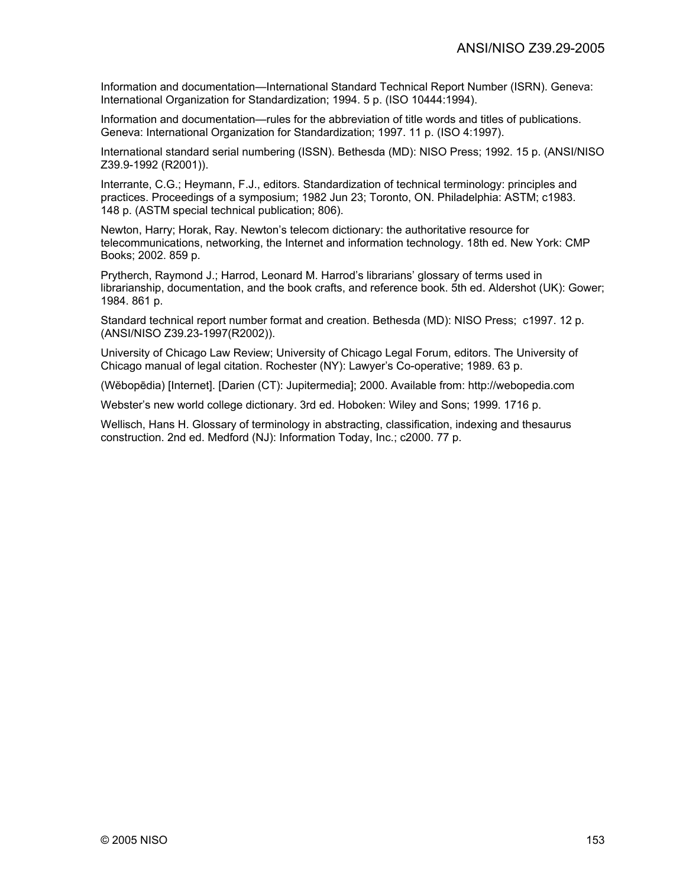Information and documentation—International Standard Technical Report Number (ISRN). Geneva: International Organization for Standardization; 1994. 5 p. (ISO 10444:1994).

Information and documentation—rules for the abbreviation of title words and titles of publications. Geneva: International Organization for Standardization; 1997. 11 p. (ISO 4:1997).

International standard serial numbering (ISSN). Bethesda (MD): NISO Press; 1992. 15 p. (ANSI/NISO Z39.9-1992 (R2001)).

Interrante, C.G.; Heymann, F.J., editors. Standardization of technical terminology: principles and practices. Proceedings of a symposium; 1982 Jun 23; Toronto, ON. Philadelphia: ASTM; c1983. 148 p. (ASTM special technical publication; 806).

Newton, Harry; Horak, Ray. Newton's telecom dictionary: the authoritative resource for telecommunications, networking, the Internet and information technology. 18th ed. New York: CMP Books; 2002. 859 p.

Prytherch, Raymond J.; Harrod, Leonard M. Harrod's librarians' glossary of terms used in librarianship, documentation, and the book crafts, and reference book. 5th ed. Aldershot (UK): Gower; 1984. 861 p.

Standard technical report number format and creation. Bethesda (MD): NISO Press; c1997. 12 p. (ANSI/NISO Z39.23-1997(R2002)).

University of Chicago Law Review; University of Chicago Legal Forum, editors. The University of Chicago manual of legal citation. Rochester (NY): Lawyer's Co-operative; 1989. 63 p.

(Wĕbopēdia) [Internet]. [Darien (CT): Jupitermedia]; 2000. Available from: http://webopedia.com

Webster's new world college dictionary. 3rd ed. Hoboken: Wiley and Sons; 1999. 1716 p.

Wellisch, Hans H. Glossary of terminology in abstracting, classification, indexing and thesaurus construction. 2nd ed. Medford (NJ): Information Today, Inc.; c2000. 77 p.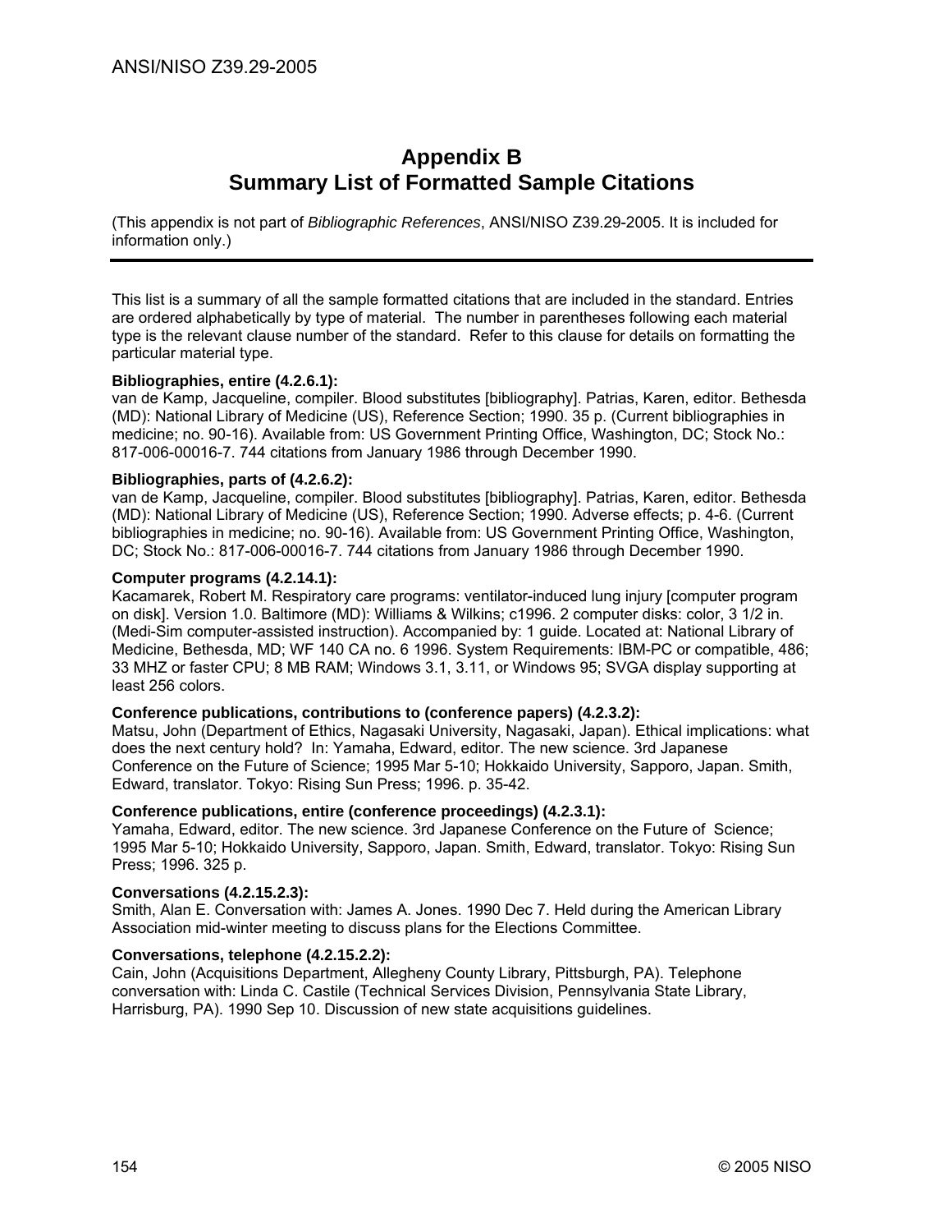# Appendix B
# Summary List of Formatted Sample Citations

(This appendix is not part of *Bibliographic References*, ANSI/NISO Z39.29-2005. It is included for information only.)

---

This list is a summary of all the sample formatted citations that are included in the standard. Entries are ordered alphabetically by type of material. The number in parentheses following each material type is the relevant clause number of the standard. Refer to this clause for details on formatting the particular material type.

**Bibliographies, entire (4.2.6.1):**
van de Kamp, Jacqueline, compiler. Blood substitutes [bibliography]. Patrias, Karen, editor. Bethesda (MD): National Library of Medicine (US), Reference Section; 1990. 35 p. (Current bibliographies in medicine; no. 90-16). Available from: US Government Printing Office, Washington, DC; Stock No.: 817-006-00016-7. 744 citations from January 1986 through December 1990.

**Bibliographies, parts of (4.2.6.2):**
van de Kamp, Jacqueline, compiler. Blood substitutes [bibliography]. Patrias, Karen, editor. Bethesda (MD): National Library of Medicine (US), Reference Section; 1990. Adverse effects; p. 4-6. (Current bibliographies in medicine; no. 90-16). Available from: US Government Printing Office, Washington, DC; Stock No.: 817-006-00016-7. 744 citations from January 1986 through December 1990.

**Computer programs (4.2.14.1):**
Kacamarek, Robert M. Respiratory care programs: ventilator-induced lung injury [computer program on disk]. Version 1.0. Baltimore (MD): Williams & Wilkins; c1996. 2 computer disks: color, 3 1/2 in. (Medi-Sim computer-assisted instruction). Accompanied by: 1 guide. Located at: National Library of Medicine, Bethesda, MD; WF 140 CA no. 6 1996. System Requirements: IBM-PC or compatible, 486; 33 MHZ or faster CPU; 8 MB RAM; Windows 3.1, 3.11, or Windows 95; SVGA display supporting at least 256 colors.

**Conference publications, contributions to (conference papers) (4.2.3.2):**
Matsu, John (Department of Ethics, Nagasaki University, Nagasaki, Japan). Ethical implications: what does the next century hold? In: Yamaha, Edward, editor. The new science. 3rd Japanese Conference on the Future of Science; 1995 Mar 5-10; Hokkaido University, Sapporo, Japan. Smith, Edward, translator. Tokyo: Rising Sun Press; 1996. p. 35-42.

**Conference publications, entire (conference proceedings) (4.2.3.1):**
Yamaha, Edward, editor. The new science. 3rd Japanese Conference on the Future of Science; 1995 Mar 5-10; Hokkaido University, Sapporo, Japan. Smith, Edward, translator. Tokyo: Rising Sun Press; 1996. 325 p.

**Conversations (4.2.15.2.3):**
Smith, Alan E. Conversation with: James A. Jones. 1990 Dec 7. Held during the American Library Association mid-winter meeting to discuss plans for the Elections Committee.

**Conversations, telephone (4.2.15.2.2):**
Cain, John (Acquisitions Department, Allegheny County Library, Pittsburgh, PA). Telephone conversation with: Linda C. Castile (Technical Services Division, Pennsylvania State Library, Harrisburg, PA). 1990 Sep 10. Discussion of new state acquisitions guidelines.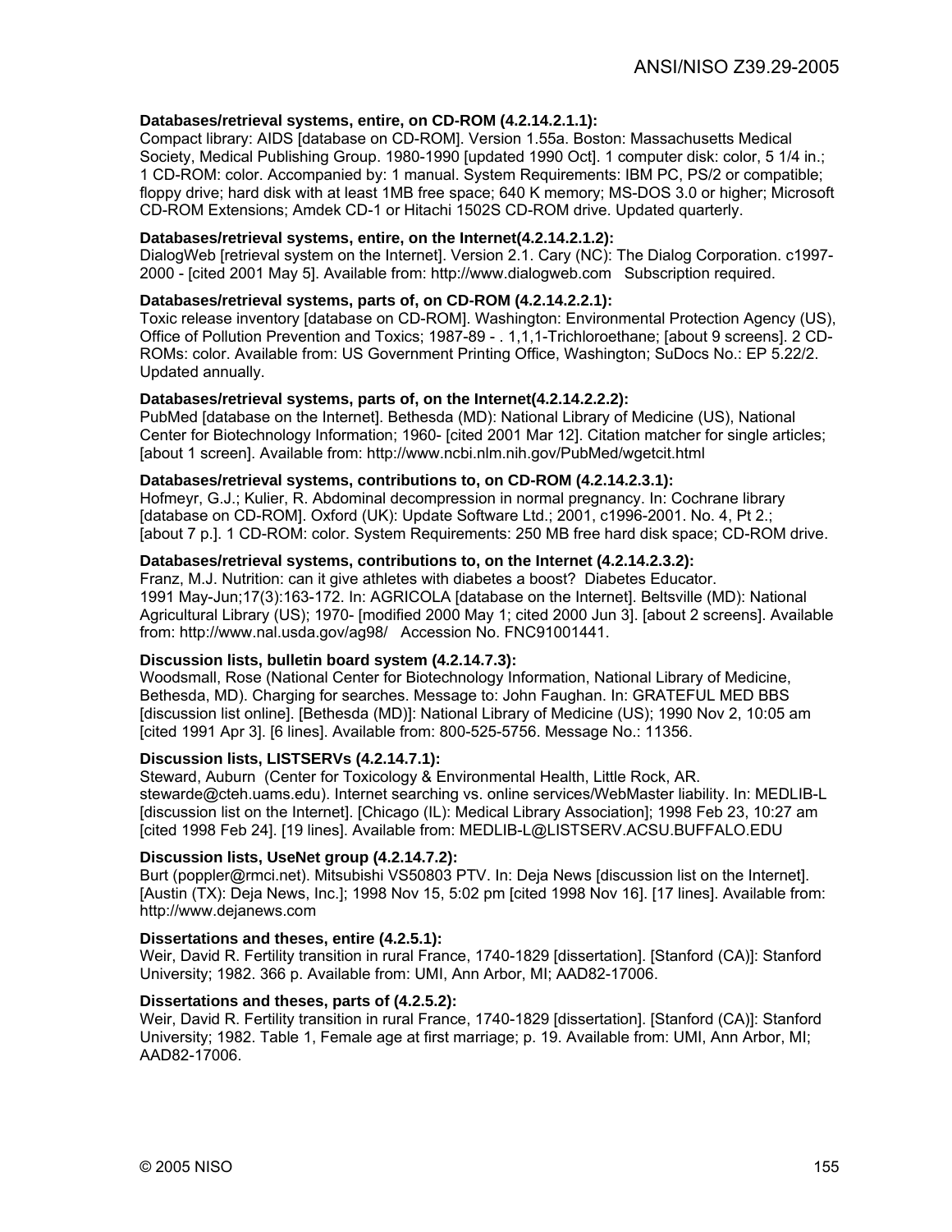**Databases/retrieval systems, entire, on CD-ROM (4.2.14.2.1.1):**
Compact library: AIDS [database on CD-ROM]. Version 1.55a. Boston: Massachusetts Medical Society, Medical Publishing Group. 1980-1990 [updated 1990 Oct]. 1 computer disk: color, 5 1/4 in.; 1 CD-ROM: color. Accompanied by: 1 manual. System Requirements: IBM PC, PS/2 or compatible; floppy drive; hard disk with at least 1MB free space; 640 K memory; MS-DOS 3.0 or higher; Microsoft CD-ROM Extensions; Amdek CD-1 or Hitachi 1502S CD-ROM drive. Updated quarterly.

**Databases/retrieval systems, entire, on the Internet(4.2.14.2.1.2):**
DialogWeb [retrieval system on the Internet]. Version 2.1. Cary (NC): The Dialog Corporation. c1997-2000 - [cited 2001 May 5]. Available from: http://www.dialogweb.com Subscription required.

**Databases/retrieval systems, parts of, on CD-ROM (4.2.14.2.2.1):**
Toxic release inventory [database on CD-ROM]. Washington: Environmental Protection Agency (US), Office of Pollution Prevention and Toxics; 1987-89 - . 1,1,1-Trichloroethane; [about 9 screens]. 2 CD-ROMs: color. Available from: US Government Printing Office, Washington; SuDocs No.: EP 5.22/2. Updated annually.

**Databases/retrieval systems, parts of, on the Internet(4.2.14.2.2.2):**
PubMed [database on the Internet]. Bethesda (MD): National Library of Medicine (US), National Center for Biotechnology Information; 1960- [cited 2001 Mar 12]. Citation matcher for single articles; [about 1 screen]. Available from: http://www.ncbi.nlm.nih.gov/PubMed/wgetcit.html

**Databases/retrieval systems, contributions to, on CD-ROM (4.2.14.2.3.1):**
Hofmeyr, G.J.; Kulier, R. Abdominal decompression in normal pregnancy. In: Cochrane library [database on CD-ROM]. Oxford (UK): Update Software Ltd.; 2001, c1996-2001. No. 4, Pt 2.; [about 7 p.]. 1 CD-ROM: color. System Requirements: 250 MB free hard disk space; CD-ROM drive.

**Databases/retrieval systems, contributions to, on the Internet (4.2.14.2.3.2):**
Franz, M.J. Nutrition: can it give athletes with diabetes a boost? Diabetes Educator. 1991 May-Jun;17(3):163-172. In: AGRICOLA [database on the Internet]. Beltsville (MD): National Agricultural Library (US); 1970- [modified 2000 May 1; cited 2000 Jun 3]. [about 2 screens]. Available from: http://www.nal.usda.gov/ag98/ Accession No. FNC91001441.

**Discussion lists, bulletin board system (4.2.14.7.3):**
Woodsmall, Rose (National Center for Biotechnology Information, National Library of Medicine, Bethesda, MD). Charging for searches. Message to: John Faughan. In: GRATEFUL MED BBS [discussion list online]. [Bethesda (MD)]: National Library of Medicine (US); 1990 Nov 2, 10:05 am [cited 1991 Apr 3]. [6 lines]. Available from: 800-525-5756. Message No.: 11356.

**Discussion lists, LISTSERVs (4.2.14.7.1):**
Steward, Auburn (Center for Toxicology & Environmental Health, Little Rock, AR. stewarde@cteh.uams.edu). Internet searching vs. online services/WebMaster liability. In: MEDLIB-L [discussion list on the Internet]. [Chicago (IL): Medical Library Association]; 1998 Feb 23, 10:27 am [cited 1998 Feb 24]. [19 lines]. Available from: MEDLIB-L@LISTSERV.ACSU.BUFFALO.EDU

**Discussion lists, UseNet group (4.2.14.7.2):**
Burt (poppler@rmci.net). Mitsubishi VS50803 PTV. In: Deja News [discussion list on the Internet]. [Austin (TX): Deja News, Inc.]; 1998 Nov 15, 5:02 pm [cited 1998 Nov 16]. [17 lines]. Available from: http://www.dejanews.com

**Dissertations and theses, entire (4.2.5.1):**
Weir, David R. Fertility transition in rural France, 1740-1829 [dissertation]. [Stanford (CA)]: Stanford University; 1982. 366 p. Available from: UMI, Ann Arbor, MI; AAD82-17006.

**Dissertations and theses, parts of (4.2.5.2):**
Weir, David R. Fertility transition in rural France, 1740-1829 [dissertation]. [Stanford (CA)]: Stanford University; 1982. Table 1, Female age at first marriage; p. 19. Available from: UMI, Ann Arbor, MI; AAD82-17006.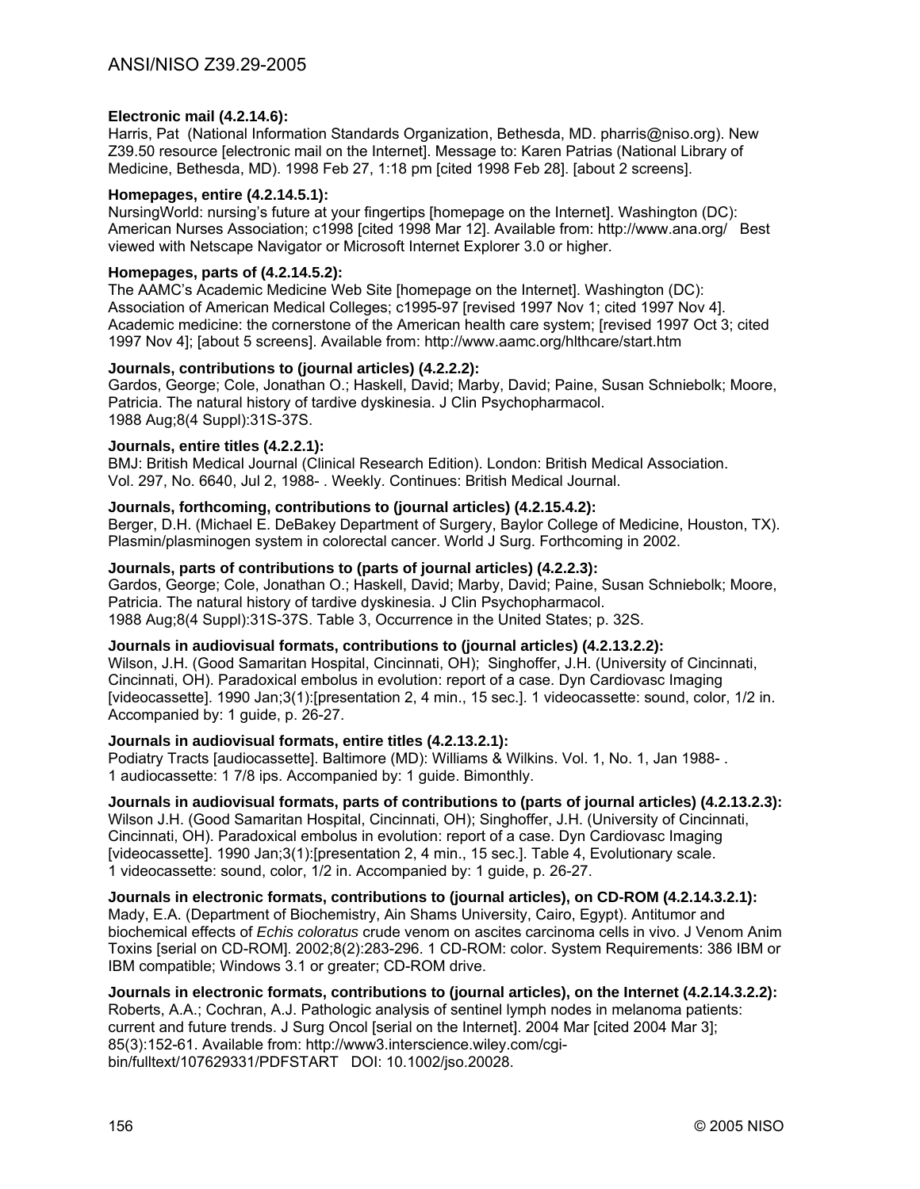**Electronic mail (4.2.14.6):**
Harris, Pat (National Information Standards Organization, Bethesda, MD. pharris@niso.org). New Z39.50 resource [electronic mail on the Internet]. Message to: Karen Patrias (National Library of Medicine, Bethesda, MD). 1998 Feb 27, 1:18 pm [cited 1998 Feb 28]. [about 2 screens].

**Homepages, entire (4.2.14.5.1):**
NursingWorld: nursing's future at your fingertips [homepage on the Internet]. Washington (DC): American Nurses Association; c1998 [cited 1998 Mar 12]. Available from: http://www.ana.org/ Best viewed with Netscape Navigator or Microsoft Internet Explorer 3.0 or higher.

**Homepages, parts of (4.2.14.5.2):**
The AAMC's Academic Medicine Web Site [homepage on the Internet]. Washington (DC): Association of American Medical Colleges; c1995-97 [revised 1997 Nov 1; cited 1997 Nov 4]. Academic medicine: the cornerstone of the American health care system; [revised 1997 Oct 3; cited 1997 Nov 4]; [about 5 screens]. Available from: http://www.aamc.org/hlthcare/start.htm

**Journals, contributions to (journal articles) (4.2.2.2):**
Gardos, George; Cole, Jonathan O.; Haskell, David; Marby, David; Paine, Susan Schniebolk; Moore, Patricia. The natural history of tardive dyskinesia. J Clin Psychopharmacol. 1988 Aug;8(4 Suppl):31S-37S.

**Journals, entire titles (4.2.2.1):**
BMJ: British Medical Journal (Clinical Research Edition). London: British Medical Association. Vol. 297, No. 6640, Jul 2, 1988- . Weekly. Continues: British Medical Journal.

**Journals, forthcoming, contributions to (journal articles) (4.2.15.4.2):**
Berger, D.H. (Michael E. DeBakey Department of Surgery, Baylor College of Medicine, Houston, TX). Plasmin/plasminogen system in colorectal cancer. World J Surg. Forthcoming in 2002.

**Journals, parts of contributions to (parts of journal articles) (4.2.2.3):**
Gardos, George; Cole, Jonathan O.; Haskell, David; Marby, David; Paine, Susan Schniebolk; Moore, Patricia. The natural history of tardive dyskinesia. J Clin Psychopharmacol. 1988 Aug;8(4 Suppl):31S-37S. Table 3, Occurrence in the United States; p. 32S.

**Journals in audiovisual formats, contributions to (journal articles) (4.2.13.2.2):**
Wilson, J.H. (Good Samaritan Hospital, Cincinnati, OH); Singhoffer, J.H. (University of Cincinnati, Cincinnati, OH). Paradoxical embolus in evolution: report of a case. Dyn Cardiovasc Imaging [videocassette]. 1990 Jan;3(1):[presentation 2, 4 min., 15 sec.]. 1 videocassette: sound, color, 1/2 in. Accompanied by: 1 guide, p. 26-27.

**Journals in audiovisual formats, entire titles (4.2.13.2.1):**
Podiatry Tracts [audiocassette]. Baltimore (MD): Williams & Wilkins. Vol. 1, No. 1, Jan 1988- . 1 audiocassette: 1 7/8 ips. Accompanied by: 1 guide. Bimonthly.

**Journals in audiovisual formats, parts of contributions to (parts of journal articles) (4.2.13.2.3):**
Wilson J.H. (Good Samaritan Hospital, Cincinnati, OH); Singhoffer, J.H. (University of Cincinnati, Cincinnati, OH). Paradoxical embolus in evolution: report of a case. Dyn Cardiovasc Imaging [videocassette]. 1990 Jan;3(1):[presentation 2, 4 min., 15 sec.]. Table 4, Evolutionary scale. 1 videocassette: sound, color, 1/2 in. Accompanied by: 1 guide, p. 26-27.

**Journals in electronic formats, contributions to (journal articles), on CD-ROM (4.2.14.3.2.1):**
Mady, E.A. (Department of Biochemistry, Ain Shams University, Cairo, Egypt). Antitumor and biochemical effects of *Echis coloratus* crude venom on ascites carcinoma cells in vivo. J Venom Anim Toxins [serial on CD-ROM]. 2002;8(2):283-296. 1 CD-ROM: color. System Requirements: 386 IBM or IBM compatible; Windows 3.1 or greater; CD-ROM drive.

**Journals in electronic formats, contributions to (journal articles), on the Internet (4.2.14.3.2.2):**
Roberts, A.A.; Cochran, A.J. Pathologic analysis of sentinel lymph nodes in melanoma patients: current and future trends. J Surg Oncol [serial on the Internet]. 2004 Mar [cited 2004 Mar 3]; 85(3):152-61. Available from: http://www3.interscience.wiley.com/cgi-bin/fulltext/107629331/PDFSTART DOI: 10.1002/jso.20028.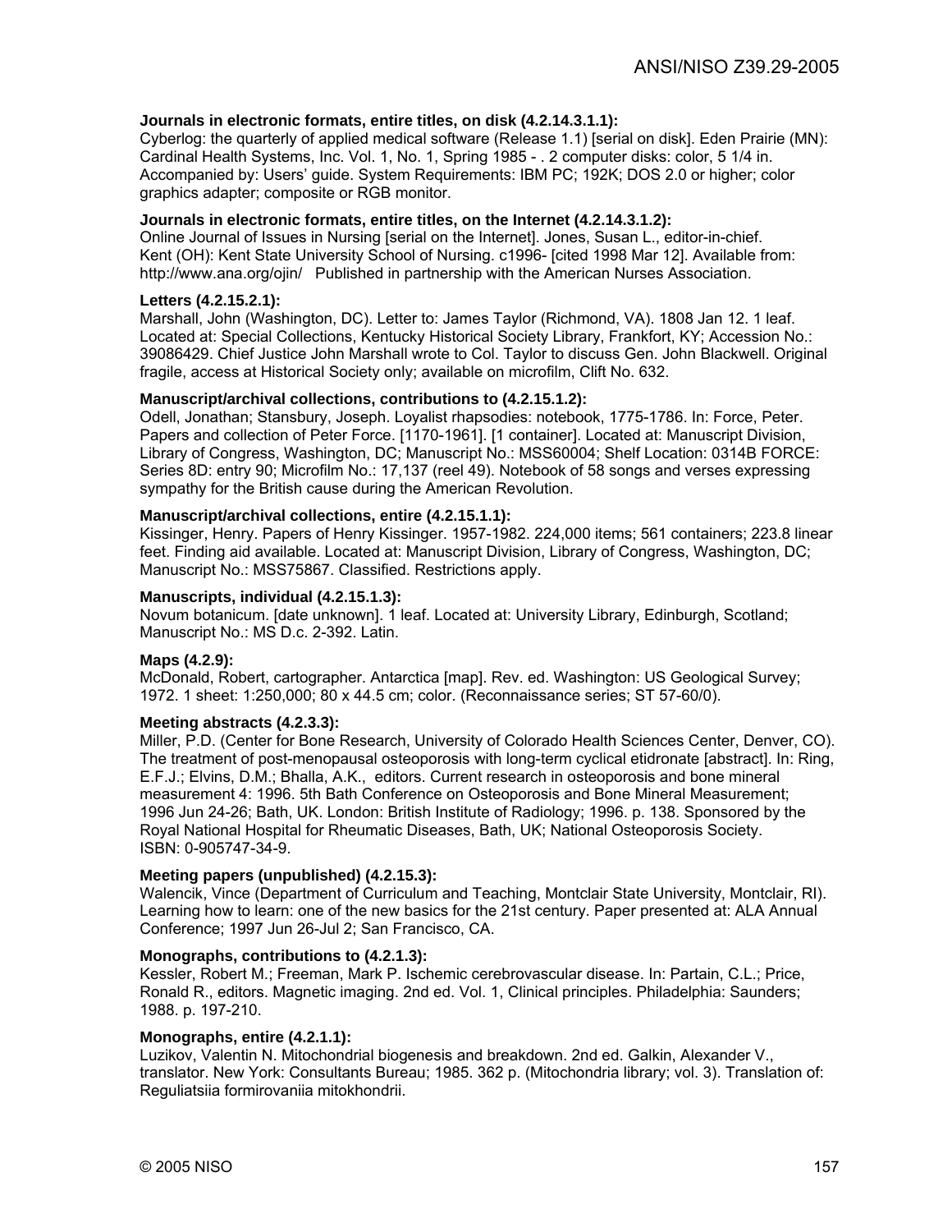**Journals in electronic formats, entire titles, on disk (4.2.14.3.1.1):**
Cyberlog: the quarterly of applied medical software (Release 1.1) [serial on disk]. Eden Prairie (MN): Cardinal Health Systems, Inc. Vol. 1, No. 1, Spring 1985 - . 2 computer disks: color, 5 1/4 in. Accompanied by: Users' guide. System Requirements: IBM PC; 192K; DOS 2.0 or higher; color graphics adapter; composite or RGB monitor.

**Journals in electronic formats, entire titles, on the Internet (4.2.14.3.1.2):**
Online Journal of Issues in Nursing [serial on the Internet]. Jones, Susan L., editor-in-chief. Kent (OH): Kent State University School of Nursing. c1996- [cited 1998 Mar 12]. Available from: http://www.ana.org/ojin/ Published in partnership with the American Nurses Association.

**Letters (4.2.15.2.1):**
Marshall, John (Washington, DC). Letter to: James Taylor (Richmond, VA). 1808 Jan 12. 1 leaf. Located at: Special Collections, Kentucky Historical Society Library, Frankfort, KY; Accession No.: 39086429. Chief Justice John Marshall wrote to Col. Taylor to discuss Gen. John Blackwell. Original fragile, access at Historical Society only; available on microfilm, Clift No. 632.

**Manuscript/archival collections, contributions to (4.2.15.1.2):**
Odell, Jonathan; Stansbury, Joseph. Loyalist rhapsodies: notebook, 1775-1786. In: Force, Peter. Papers and collection of Peter Force. [1170-1961]. [1 container]. Located at: Manuscript Division, Library of Congress, Washington, DC; Manuscript No.: MSS60004; Shelf Location: 0314B FORCE: Series 8D: entry 90; Microfilm No.: 17,137 (reel 49). Notebook of 58 songs and verses expressing sympathy for the British cause during the American Revolution.

**Manuscript/archival collections, entire (4.2.15.1.1):**
Kissinger, Henry. Papers of Henry Kissinger. 1957-1982. 224,000 items; 561 containers; 223.8 linear feet. Finding aid available. Located at: Manuscript Division, Library of Congress, Washington, DC; Manuscript No.: MSS75867. Classified. Restrictions apply.

**Manuscripts, individual (4.2.15.1.3):**
Novum botanicum. [date unknown]. 1 leaf. Located at: University Library, Edinburgh, Scotland; Manuscript No.: MS D.c. 2-392. Latin.

**Maps (4.2.9):**
McDonald, Robert, cartographer. Antarctica [map]. Rev. ed. Washington: US Geological Survey; 1972. 1 sheet: 1:250,000; 80 x 44.5 cm; color. (Reconnaissance series; ST 57-60/0).

**Meeting abstracts (4.2.3.3):**
Miller, P.D. (Center for Bone Research, University of Colorado Health Sciences Center, Denver, CO). The treatment of post-menopausal osteoporosis with long-term cyclical etidronate [abstract]. In: Ring, E.F.J.; Elvins, D.M.; Bhalla, A.K., editors. Current research in osteoporosis and bone mineral measurement 4: 1996. 5th Bath Conference on Osteoporosis and Bone Mineral Measurement; 1996 Jun 24-26; Bath, UK. London: British Institute of Radiology; 1996. p. 138. Sponsored by the Royal National Hospital for Rheumatic Diseases, Bath, UK; National Osteoporosis Society. ISBN: 0-905747-34-9.

**Meeting papers (unpublished) (4.2.15.3):**
Walencik, Vince (Department of Curriculum and Teaching, Montclair State University, Montclair, RI). Learning how to learn: one of the new basics for the 21st century. Paper presented at: ALA Annual Conference; 1997 Jun 26-Jul 2; San Francisco, CA.

**Monographs, contributions to (4.2.1.3):**
Kessler, Robert M.; Freeman, Mark P. Ischemic cerebrovascular disease. In: Partain, C.L.; Price, Ronald R., editors. Magnetic imaging. 2nd ed. Vol. 1, Clinical principles. Philadelphia: Saunders; 1988. p. 197-210.

**Monographs, entire (4.2.1.1):**
Luzikov, Valentin N. Mitochondrial biogenesis and breakdown. 2nd ed. Galkin, Alexander V., translator. New York: Consultants Bureau; 1985. 362 p. (Mitochondria library; vol. 3). Translation of: Reguliatsiia formirovaniia mitokhondrii.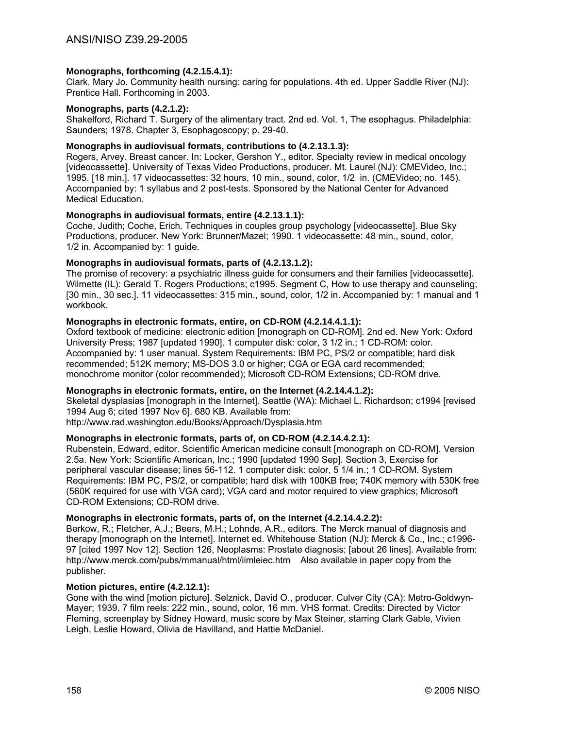**Monographs, forthcoming (4.2.15.4.1):**
Clark, Mary Jo. Community health nursing: caring for populations. 4th ed. Upper Saddle River (NJ): Prentice Hall. Forthcoming in 2003.

**Monographs, parts (4.2.1.2):**
Shakelford, Richard T. Surgery of the alimentary tract. 2nd ed. Vol. 1, The esophagus. Philadelphia: Saunders; 1978. Chapter 3, Esophagoscopy; p. 29-40.

**Monographs in audiovisual formats, contributions to (4.2.13.1.3):**
Rogers, Arvey. Breast cancer. In: Locker, Gershon Y., editor. Specialty review in medical oncology [videocassette]. University of Texas Video Productions, producer. Mt. Laurel (NJ): CMEVideo, Inc.; 1995. [18 min.]. 17 videocassettes: 32 hours, 10 min., sound, color, 1/2 in. (CMEVideo; no. 145). Accompanied by: 1 syllabus and 2 post-tests. Sponsored by the National Center for Advanced Medical Education.

**Monographs in audiovisual formats, entire (4.2.13.1.1):**
Coche, Judith; Coche, Erich. Techniques in couples group psychology [videocassette]. Blue Sky Productions, producer. New York: Brunner/Mazel; 1990. 1 videocassette: 48 min., sound, color, 1/2 in. Accompanied by: 1 guide.

**Monographs in audiovisual formats, parts of (4.2.13.1.2):**
The promise of recovery: a psychiatric illness guide for consumers and their families [videocassette]. Wilmette (IL): Gerald T. Rogers Productions; c1995. Segment C, How to use therapy and counseling; [30 min., 30 sec.]. 11 videocassettes: 315 min., sound, color, 1/2 in. Accompanied by: 1 manual and 1 workbook.

**Monographs in electronic formats, entire, on CD-ROM (4.2.14.4.1.1):**
Oxford textbook of medicine: electronic edition [monograph on CD-ROM]. 2nd ed. New York: Oxford University Press; 1987 [updated 1990]. 1 computer disk: color, 3 1/2 in.; 1 CD-ROM: color. Accompanied by: 1 user manual. System Requirements: IBM PC, PS/2 or compatible; hard disk recommended; 512K memory; MS-DOS 3.0 or higher; CGA or EGA card recommended; monochrome monitor (color recommended); Microsoft CD-ROM Extensions; CD-ROM drive.

**Monographs in electronic formats, entire, on the Internet (4.2.14.4.1.2):**
Skeletal dysplasias [monograph in the Internet]. Seattle (WA): Michael L. Richardson; c1994 [revised 1994 Aug 6; cited 1997 Nov 6]. 680 KB. Available from: http://www.rad.washington.edu/Books/Approach/Dysplasia.htm

**Monographs in electronic formats, parts of, on CD-ROM (4.2.14.4.2.1):**
Rubenstein, Edward, editor. Scientific American medicine consult [monograph on CD-ROM]. Version 2.5a. New York: Scientific American, Inc.; 1990 [updated 1990 Sep]. Section 3, Exercise for peripheral vascular disease; lines 56-112. 1 computer disk: color, 5 1/4 in.; 1 CD-ROM. System Requirements: IBM PC, PS/2, or compatible; hard disk with 100KB free; 740K memory with 530K free (560K required for use with VGA card); VGA card and motor required to view graphics; Microsoft CD-ROM Extensions; CD-ROM drive.

**Monographs in electronic formats, parts of, on the Internet (4.2.14.4.2.2):**
Berkow, R.; Fletcher, A.J.; Beers, M.H.; Lohnde, A.R., editors. The Merck manual of diagnosis and therapy [monograph on the Internet]. Internet ed. Whitehouse Station (NJ): Merck & Co., Inc.; c1996-97 [cited 1997 Nov 12]. Section 126, Neoplasms: Prostate diagnosis; [about 26 lines]. Available from: http://www.merck.com/pubs/mmanual/html/iimleiec.htm Also available in paper copy from the publisher.

**Motion pictures, entire (4.2.12.1):**
Gone with the wind [motion picture]. Selznick, David O., producer. Culver City (CA): Metro-Goldwyn-Mayer; 1939. 7 film reels: 222 min., sound, color, 16 mm. VHS format. Credits: Directed by Victor Fleming, screenplay by Sidney Howard, music score by Max Steiner, starring Clark Gable, Vivien Leigh, Leslie Howard, Olivia de Havilland, and Hattie McDaniel.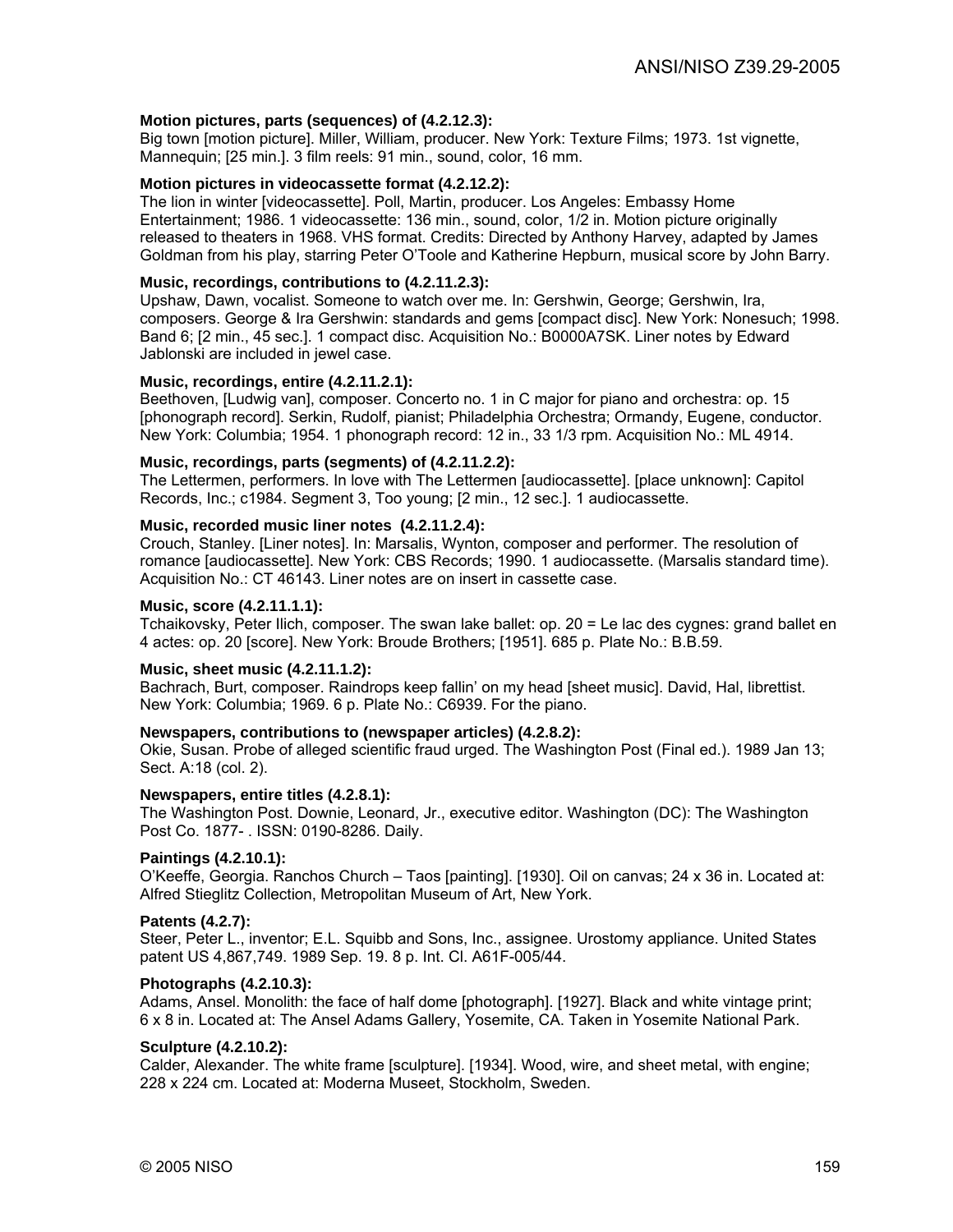**Motion pictures, parts (sequences) of (4.2.12.3):**
Big town [motion picture]. Miller, William, producer. New York: Texture Films; 1973. 1st vignette, Mannequin; [25 min.]. 3 film reels: 91 min., sound, color, 16 mm.

**Motion pictures in videocassette format (4.2.12.2):**
The lion in winter [videocassette]. Poll, Martin, producer. Los Angeles: Embassy Home Entertainment; 1986. 1 videocassette: 136 min., sound, color, 1/2 in. Motion picture originally released to theaters in 1968. VHS format. Credits: Directed by Anthony Harvey, adapted by James Goldman from his play, starring Peter O'Toole and Katherine Hepburn, musical score by John Barry.

**Music, recordings, contributions to (4.2.11.2.3):**
Upshaw, Dawn, vocalist. Someone to watch over me. In: Gershwin, George; Gershwin, Ira, composers. George & Ira Gershwin: standards and gems [compact disc]. New York: Nonesuch; 1998. Band 6; [2 min., 45 sec.]. 1 compact disc. Acquisition No.: B0000A7SK. Liner notes by Edward Jablonski are included in jewel case.

**Music, recordings, entire (4.2.11.2.1):**
Beethoven, [Ludwig van], composer. Concerto no. 1 in C major for piano and orchestra: op. 15 [phonograph record]. Serkin, Rudolf, pianist; Philadelphia Orchestra; Ormandy, Eugene, conductor. New York: Columbia; 1954. 1 phonograph record: 12 in., 33 1/3 rpm. Acquisition No.: ML 4914.

**Music, recordings, parts (segments) of (4.2.11.2.2):**
The Lettermen, performers. In love with The Lettermen [audiocassette]. [place unknown]: Capitol Records, Inc.; c1984. Segment 3, Too young; [2 min., 12 sec.]. 1 audiocassette.

**Music, recorded music liner notes (4.2.11.2.4):**
Crouch, Stanley. [Liner notes]. In: Marsalis, Wynton, composer and performer. The resolution of romance [audiocassette]. New York: CBS Records; 1990. 1 audiocassette. (Marsalis standard time). Acquisition No.: CT 46143. Liner notes are on insert in cassette case.

**Music, score (4.2.11.1.1):**
Tchaikovsky, Peter Ilich, composer. The swan lake ballet: op. 20 = Le lac des cygnes: grand ballet en 4 actes: op. 20 [score]. New York: Broude Brothers; [1951]. 685 p. Plate No.: B.B.59.

**Music, sheet music (4.2.11.1.2):**
Bachrach, Burt, composer. Raindrops keep fallin' on my head [sheet music]. David, Hal, librettist. New York: Columbia; 1969. 6 p. Plate No.: C6939. For the piano.

**Newspapers, contributions to (newspaper articles) (4.2.8.2):**
Okie, Susan. Probe of alleged scientific fraud urged. The Washington Post (Final ed.). 1989 Jan 13; Sect. A:18 (col. 2).

**Newspapers, entire titles (4.2.8.1):**
The Washington Post. Downie, Leonard, Jr., executive editor. Washington (DC): The Washington Post Co. 1877- . ISSN: 0190-8286. Daily.

**Paintings (4.2.10.1):**
O'Keeffe, Georgia. Ranchos Church – Taos [painting]. [1930]. Oil on canvas; 24 x 36 in. Located at: Alfred Stieglitz Collection, Metropolitan Museum of Art, New York.

**Patents (4.2.7):**
Steer, Peter L., inventor; E.L. Squibb and Sons, Inc., assignee. Urostomy appliance. United States patent US 4,867,749. 1989 Sep. 19. 8 p. Int. Cl. A61F-005/44.

**Photographs (4.2.10.3):**
Adams, Ansel. Monolith: the face of half dome [photograph]. [1927]. Black and white vintage print; 6 x 8 in. Located at: The Ansel Adams Gallery, Yosemite, CA. Taken in Yosemite National Park.

**Sculpture (4.2.10.2):**
Calder, Alexander. The white frame [sculpture]. [1934]. Wood, wire, and sheet metal, with engine; 228 x 224 cm. Located at: Moderna Museet, Stockholm, Sweden.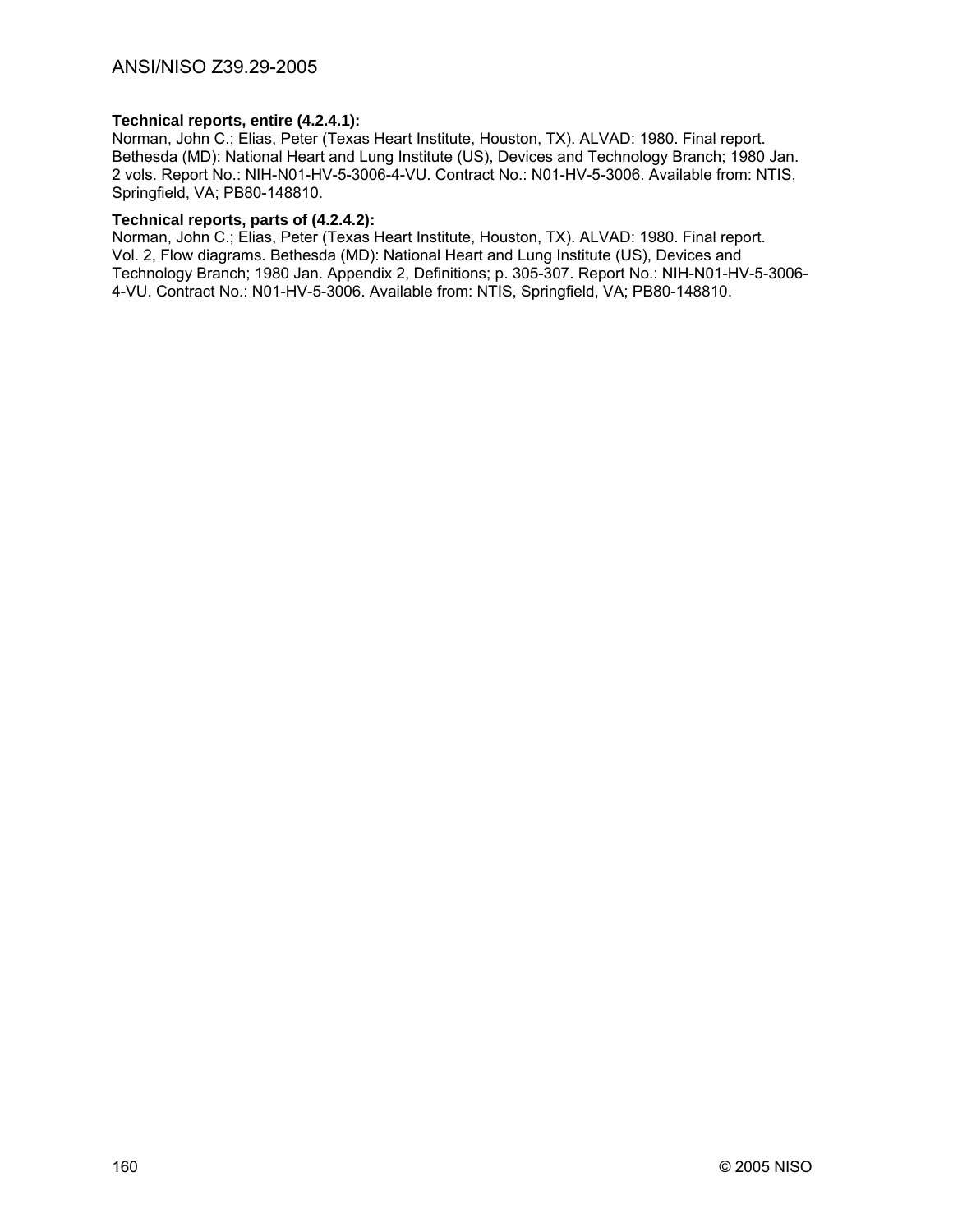**Technical reports, entire (4.2.4.1):**
Norman, John C.; Elias, Peter (Texas Heart Institute, Houston, TX). ALVAD: 1980. Final report. Bethesda (MD): National Heart and Lung Institute (US), Devices and Technology Branch; 1980 Jan. 2 vols. Report No.: NIH-N01-HV-5-3006-4-VU. Contract No.: N01-HV-5-3006. Available from: NTIS, Springfield, VA; PB80-148810.

**Technical reports, parts of (4.2.4.2):**
Norman, John C.; Elias, Peter (Texas Heart Institute, Houston, TX). ALVAD: 1980. Final report. Vol. 2, Flow diagrams. Bethesda (MD): National Heart and Lung Institute (US), Devices and Technology Branch; 1980 Jan. Appendix 2, Definitions; p. 305-307. Report No.: NIH-N01-HV-5-3006-4-VU. Contract No.: N01-HV-5-3006. Available from: NTIS, Springfield, VA; PB80-148810.